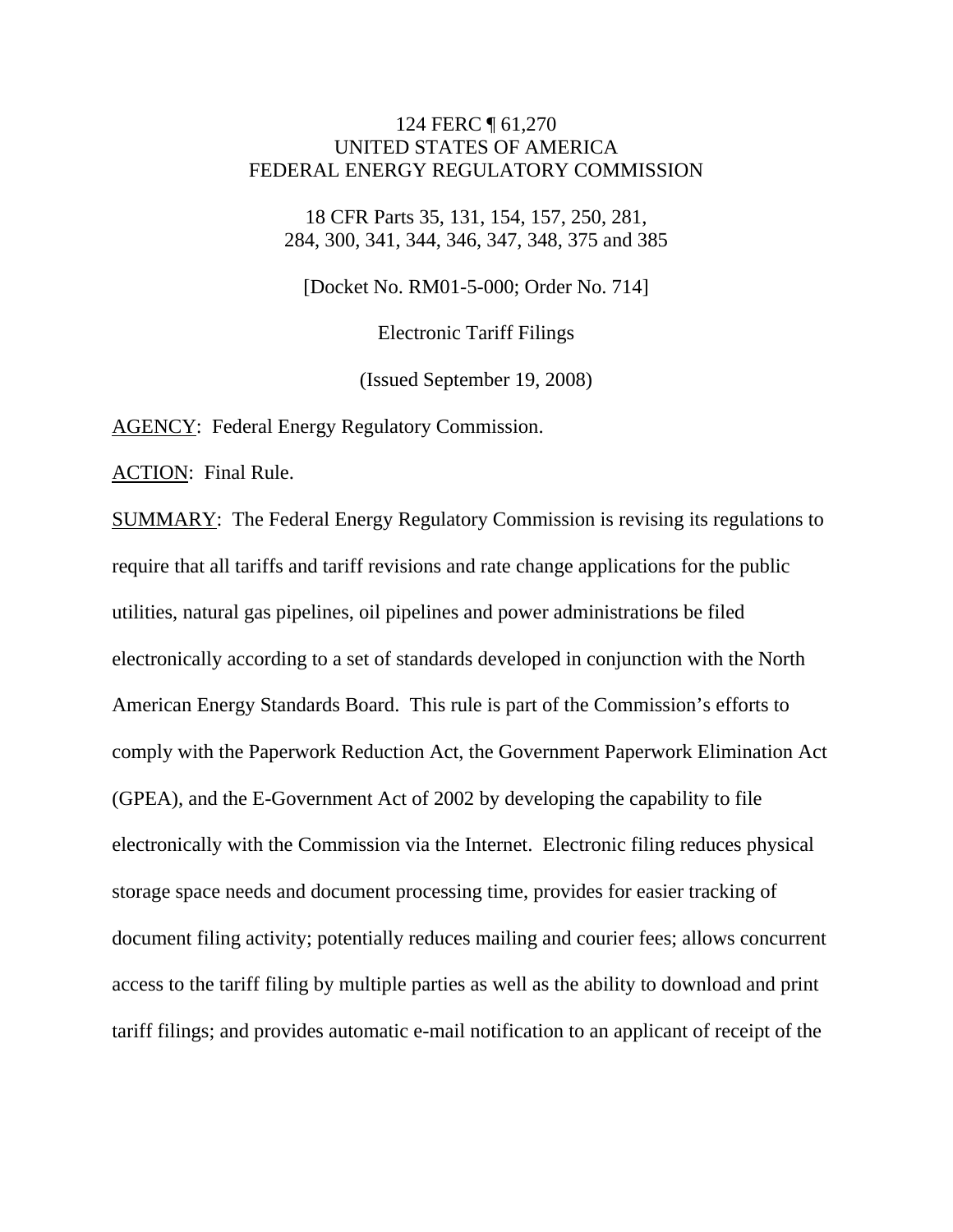124 FERC ¶ 61,270
UNITED STATES OF AMERICA
FEDERAL ENERGY REGULATORY COMMISSION

18 CFR Parts 35, 131, 154, 157, 250, 281, 284, 300, 341, 344, 346, 347, 348, 375 and 385

[Docket No. RM01-5-000; Order No. 714]

Electronic Tariff Filings

(Issued September 19, 2008)

AGENCY: Federal Energy Regulatory Commission.

ACTION: Final Rule.

SUMMARY: The Federal Energy Regulatory Commission is revising its regulations to require that all tariffs and tariff revisions and rate change applications for the public utilities, natural gas pipelines, oil pipelines and power administrations be filed electronically according to a set of standards developed in conjunction with the North American Energy Standards Board. This rule is part of the Commission's efforts to comply with the Paperwork Reduction Act, the Government Paperwork Elimination Act (GPEA), and the E-Government Act of 2002 by developing the capability to file electronically with the Commission via the Internet. Electronic filing reduces physical storage space needs and document processing time, provides for easier tracking of document filing activity; potentially reduces mailing and courier fees; allows concurrent access to the tariff filing by multiple parties as well as the ability to download and print tariff filings; and provides automatic e-mail notification to an applicant of receipt of the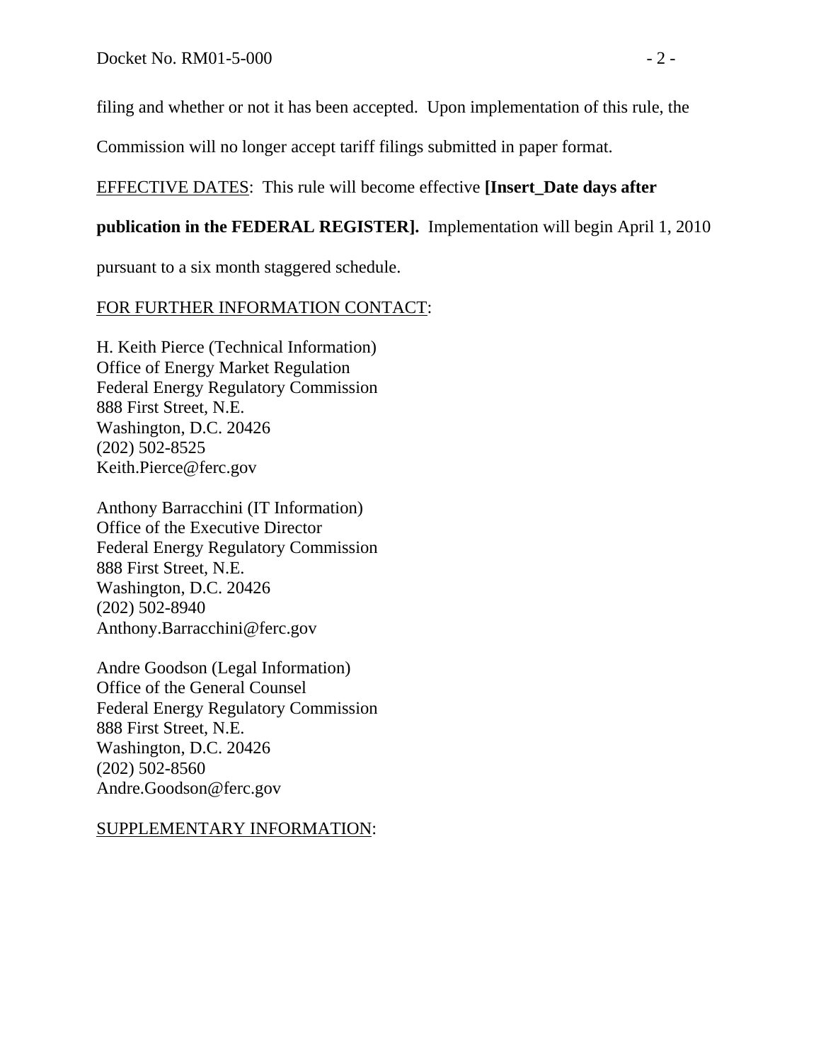filing and whether or not it has been accepted. Upon implementation of this rule, the Commission will no longer accept tariff filings submitted in paper format.

EFFECTIVE DATES: This rule will become effective **[Insert_Date days after publication in the FEDERAL REGISTER].** Implementation will begin April 1, 2010 pursuant to a six month staggered schedule.

FOR FURTHER INFORMATION CONTACT:

H. Keith Pierce (Technical Information)
Office of Energy Market Regulation
Federal Energy Regulatory Commission
888 First Street, N.E.
Washington, D.C. 20426
(202) 502-8525
Keith.Pierce@ferc.gov

Anthony Barracchini (IT Information)
Office of the Executive Director
Federal Energy Regulatory Commission
888 First Street, N.E.
Washington, D.C. 20426
(202) 502-8940
Anthony.Barracchini@ferc.gov

Andre Goodson (Legal Information)
Office of the General Counsel
Federal Energy Regulatory Commission
888 First Street, N.E.
Washington, D.C. 20426
(202) 502-8560
Andre.Goodson@ferc.gov

SUPPLEMENTARY INFORMATION: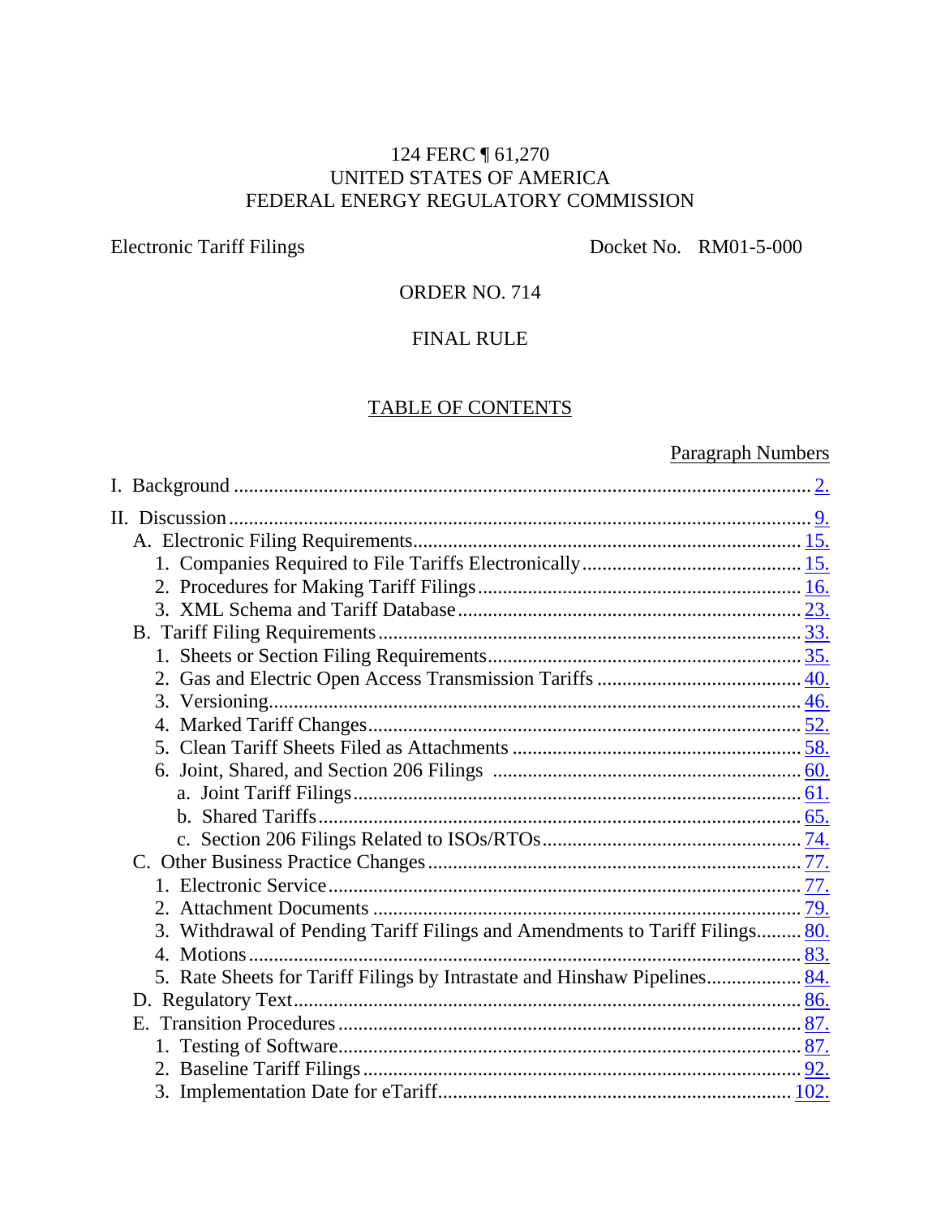124 FERC ¶ 61,270
UNITED STATES OF AMERICA
FEDERAL ENERGY REGULATORY COMMISSION

Electronic Tariff Filings Docket No. RM01-5-000

ORDER NO. 714

FINAL RULE

TABLE OF CONTENTS

| | Paragraph Numbers |
|---|---|
| I. Background | 2. |
| II. Discussion | 9. |
| A. Electronic Filing Requirements | 15. |
| 1. Companies Required to File Tariffs Electronically | 15. |
| 2. Procedures for Making Tariff Filings | 16. |
| 3. XML Schema and Tariff Database | 23. |
| B. Tariff Filing Requirements | 33. |
| 1. Sheets or Section Filing Requirements | 35. |
| 2. Gas and Electric Open Access Transmission Tariffs | 40. |
| 3. Versioning | 46. |
| 4. Marked Tariff Changes | 52. |
| 5. Clean Tariff Sheets Filed as Attachments | 58. |
| 6. Joint, Shared, and Section 206 Filings | 60. |
| a. Joint Tariff Filings | 61. |
| b. Shared Tariffs | 65. |
| c. Section 206 Filings Related to ISOs/RTOs | 74. |
| C. Other Business Practice Changes | 77. |
| 1. Electronic Service | 77. |
| 2. Attachment Documents | 79. |
| 3. Withdrawal of Pending Tariff Filings and Amendments to Tariff Filings | 80. |
| 4. Motions | 83. |
| 5. Rate Sheets for Tariff Filings by Intrastate and Hinshaw Pipelines | 84. |
| D. Regulatory Text | 86. |
| E. Transition Procedures | 87. |
| 1. Testing of Software | 87. |
| 2. Baseline Tariff Filings | 92. |
| 3. Implementation Date for eTariff | 102. |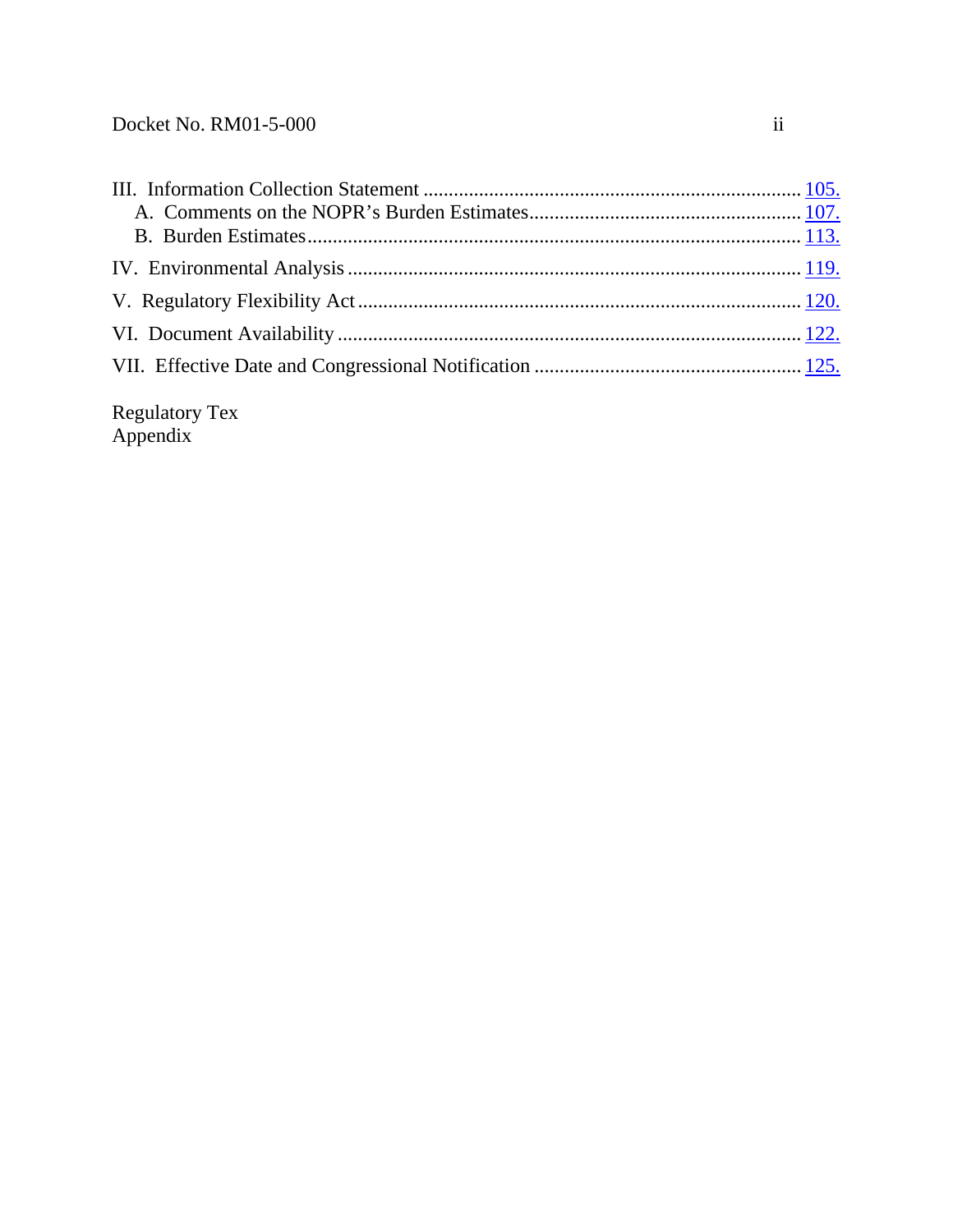III. Information Collection Statement ........................................................................ 105.
  A. Comments on the NOPR's Burden Estimates ..................................................... 107.
  B. Burden Estimates ................................................................................................ 113.

IV. Environmental Analysis ......................................................................................... 119.

V. Regulatory Flexibility Act ....................................................................................... 120.

VI. Document Availability ........................................................................................... 122.

VII. Effective Date and Congressional Notification ..................................................... 125.

Regulatory Tex
Appendix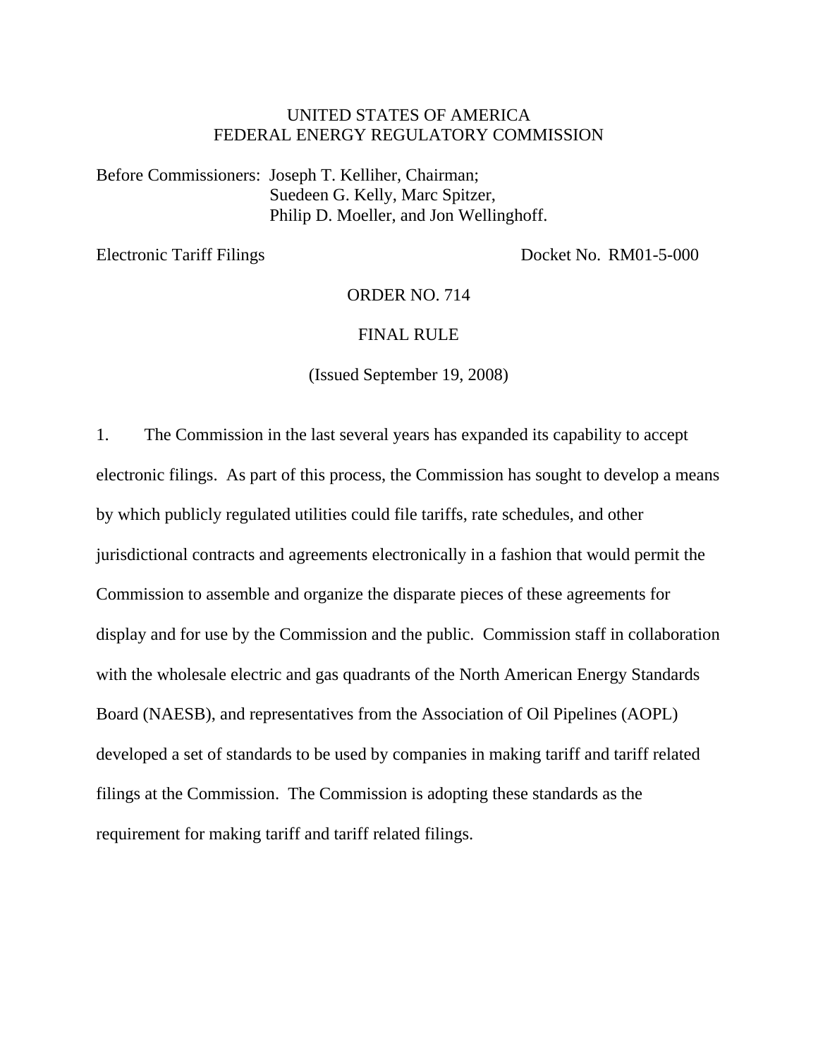UNITED STATES OF AMERICA
FEDERAL ENERGY REGULATORY COMMISSION

Before Commissioners: Joseph T. Kelliher, Chairman;
Suedeen G. Kelly, Marc Spitzer,
Philip D. Moeller, and Jon Wellinghoff.

Electronic Tariff Filings Docket No. RM01-5-000

ORDER NO. 714

FINAL RULE

(Issued September 19, 2008)

1. The Commission in the last several years has expanded its capability to accept electronic filings. As part of this process, the Commission has sought to develop a means by which publicly regulated utilities could file tariffs, rate schedules, and other jurisdictional contracts and agreements electronically in a fashion that would permit the Commission to assemble and organize the disparate pieces of these agreements for display and for use by the Commission and the public. Commission staff in collaboration with the wholesale electric and gas quadrants of the North American Energy Standards Board (NAESB), and representatives from the Association of Oil Pipelines (AOPL) developed a set of standards to be used by companies in making tariff and tariff related filings at the Commission. The Commission is adopting these standards as the requirement for making tariff and tariff related filings.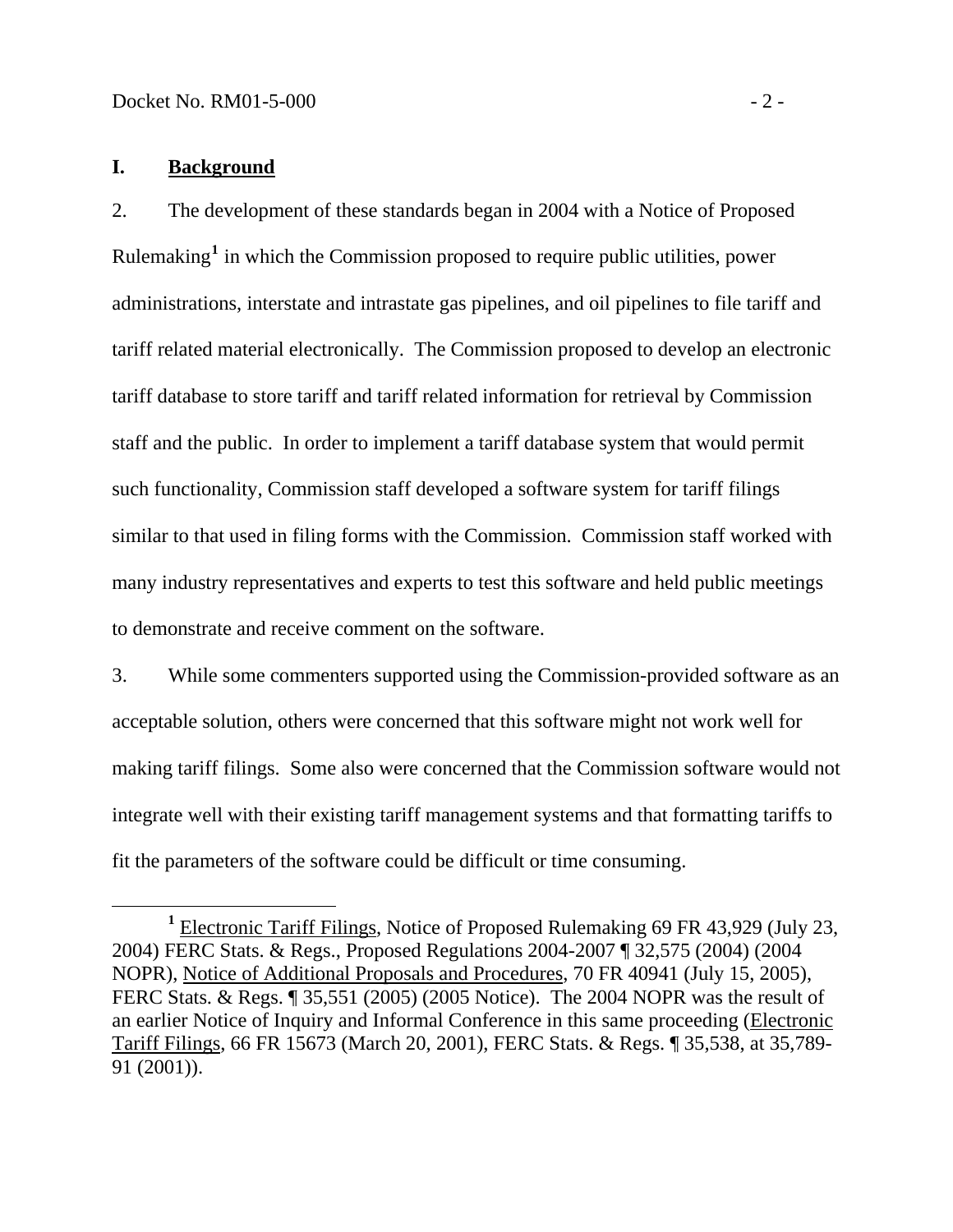## I. Background

2. The development of these standards began in 2004 with a Notice of Proposed Rulemaking[1] in which the Commission proposed to require public utilities, power administrations, interstate and intrastate gas pipelines, and oil pipelines to file tariff and tariff related material electronically. The Commission proposed to develop an electronic tariff database to store tariff and tariff related information for retrieval by Commission staff and the public. In order to implement a tariff database system that would permit such functionality, Commission staff developed a software system for tariff filings similar to that used in filing forms with the Commission. Commission staff worked with many industry representatives and experts to test this software and held public meetings to demonstrate and receive comment on the software.

3. While some commenters supported using the Commission-provided software as an acceptable solution, others were concerned that this software might not work well for making tariff filings. Some also were concerned that the Commission software would not integrate well with their existing tariff management systems and that formatting tariffs to fit the parameters of the software could be difficult or time consuming.

---

[1] Electronic Tariff Filings, Notice of Proposed Rulemaking 69 FR 43,929 (July 23, 2004) FERC Stats. & Regs., Proposed Regulations 2004-2007 ¶ 32,575 (2004) (2004 NOPR), Notice of Additional Proposals and Procedures, 70 FR 40941 (July 15, 2005), FERC Stats. & Regs. ¶ 35,551 (2005) (2005 Notice). The 2004 NOPR was the result of an earlier Notice of Inquiry and Informal Conference in this same proceeding (Electronic Tariff Filings, 66 FR 15673 (March 20, 2001), FERC Stats. & Regs. ¶ 35,538, at 35,789-91 (2001)).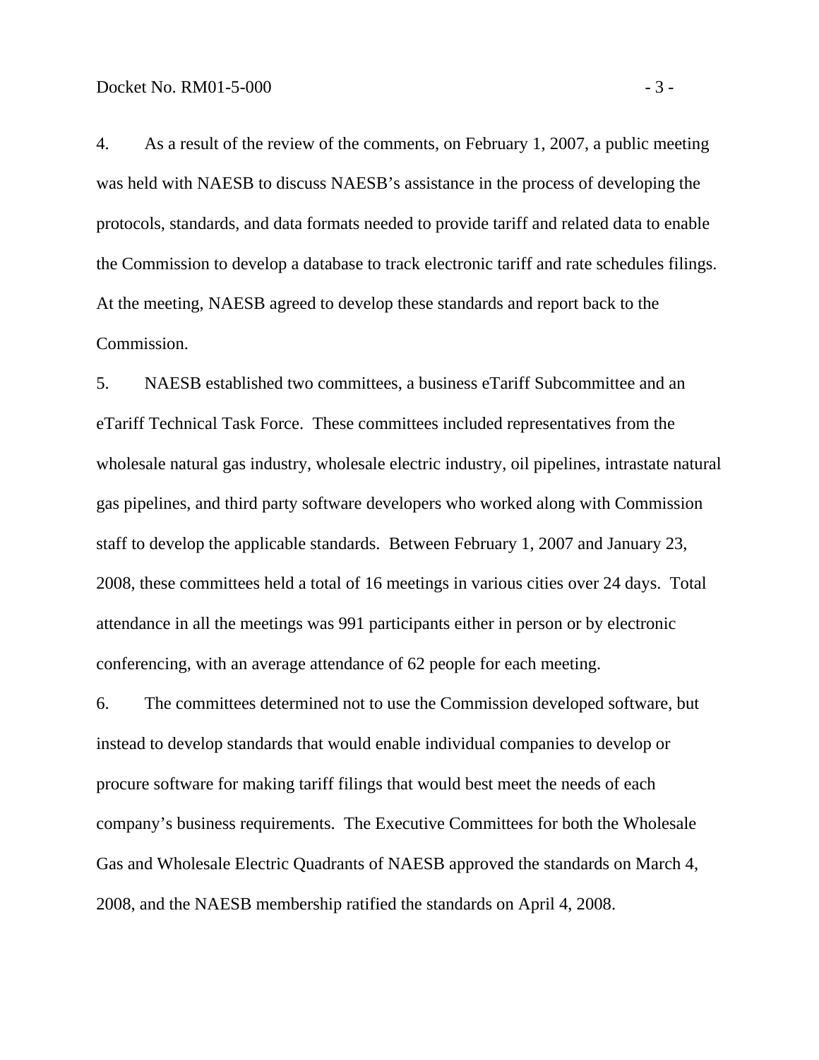4. As a result of the review of the comments, on February 1, 2007, a public meeting was held with NAESB to discuss NAESB's assistance in the process of developing the protocols, standards, and data formats needed to provide tariff and related data to enable the Commission to develop a database to track electronic tariff and rate schedules filings. At the meeting, NAESB agreed to develop these standards and report back to the Commission.

5. NAESB established two committees, a business eTariff Subcommittee and an eTariff Technical Task Force. These committees included representatives from the wholesale natural gas industry, wholesale electric industry, oil pipelines, intrastate natural gas pipelines, and third party software developers who worked along with Commission staff to develop the applicable standards. Between February 1, 2007 and January 23, 2008, these committees held a total of 16 meetings in various cities over 24 days. Total attendance in all the meetings was 991 participants either in person or by electronic conferencing, with an average attendance of 62 people for each meeting.

6. The committees determined not to use the Commission developed software, but instead to develop standards that would enable individual companies to develop or procure software for making tariff filings that would best meet the needs of each company's business requirements. The Executive Committees for both the Wholesale Gas and Wholesale Electric Quadrants of NAESB approved the standards on March 4, 2008, and the NAESB membership ratified the standards on April 4, 2008.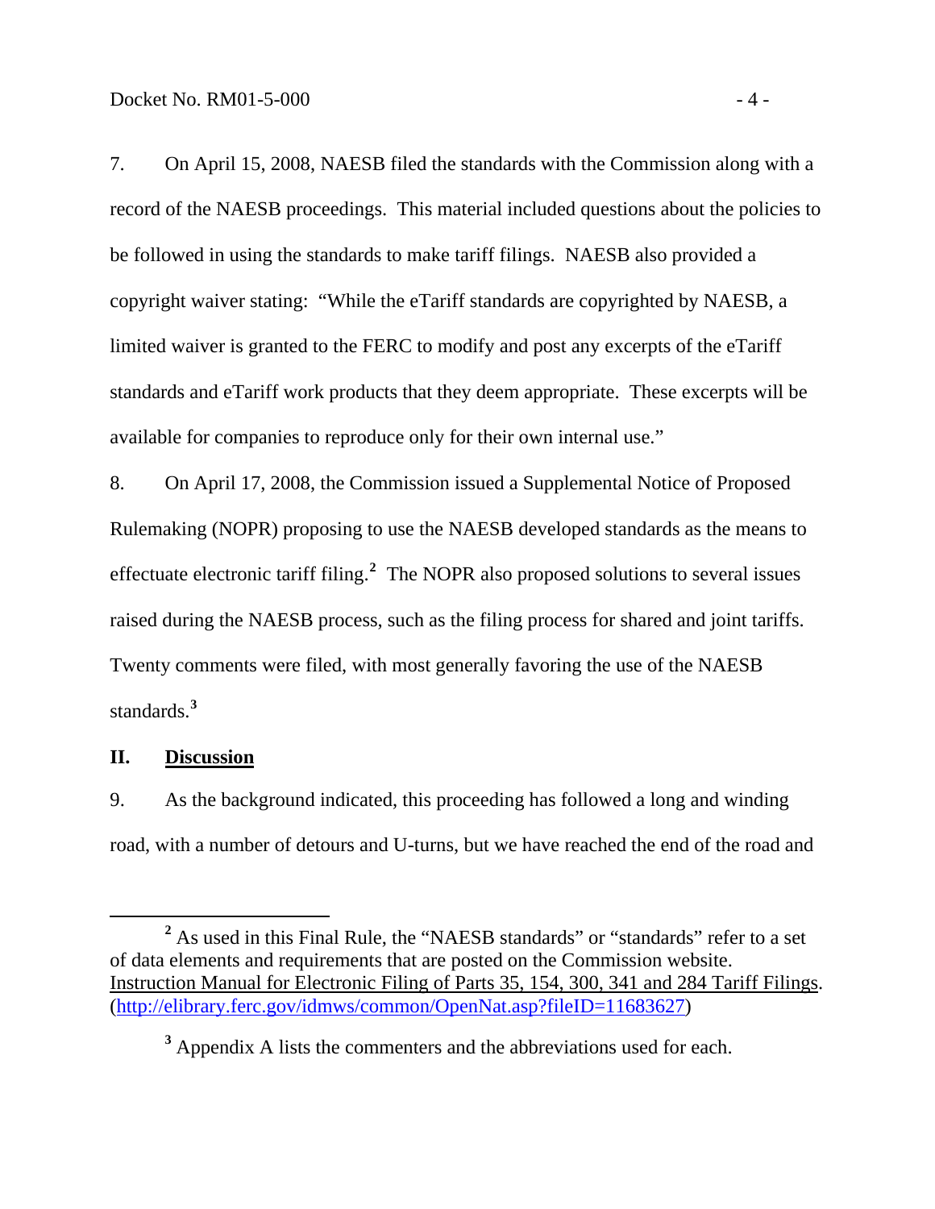7. On April 15, 2008, NAESB filed the standards with the Commission along with a record of the NAESB proceedings. This material included questions about the policies to be followed in using the standards to make tariff filings. NAESB also provided a copyright waiver stating: "While the eTariff standards are copyrighted by NAESB, a limited waiver is granted to the FERC to modify and post any excerpts of the eTariff standards and eTariff work products that they deem appropriate. These excerpts will be available for companies to reproduce only for their own internal use."

8. On April 17, 2008, the Commission issued a Supplemental Notice of Proposed Rulemaking (NOPR) proposing to use the NAESB developed standards as the means to effectuate electronic tariff filing.[2] The NOPR also proposed solutions to several issues raised during the NAESB process, such as the filing process for shared and joint tariffs. Twenty comments were filed, with most generally favoring the use of the NAESB standards.[3]

## II. Discussion

9. As the background indicated, this proceeding has followed a long and winding road, with a number of detours and U-turns, but we have reached the end of the road and

---

[2] As used in this Final Rule, the "NAESB standards" or "standards" refer to a set of data elements and requirements that are posted on the Commission website. Instruction Manual for Electronic Filing of Parts 35, 154, 300, 341 and 284 Tariff Filings. (http://elibrary.ferc.gov/idmws/common/OpenNat.asp?fileID=11683627)

[3] Appendix A lists the commenters and the abbreviations used for each.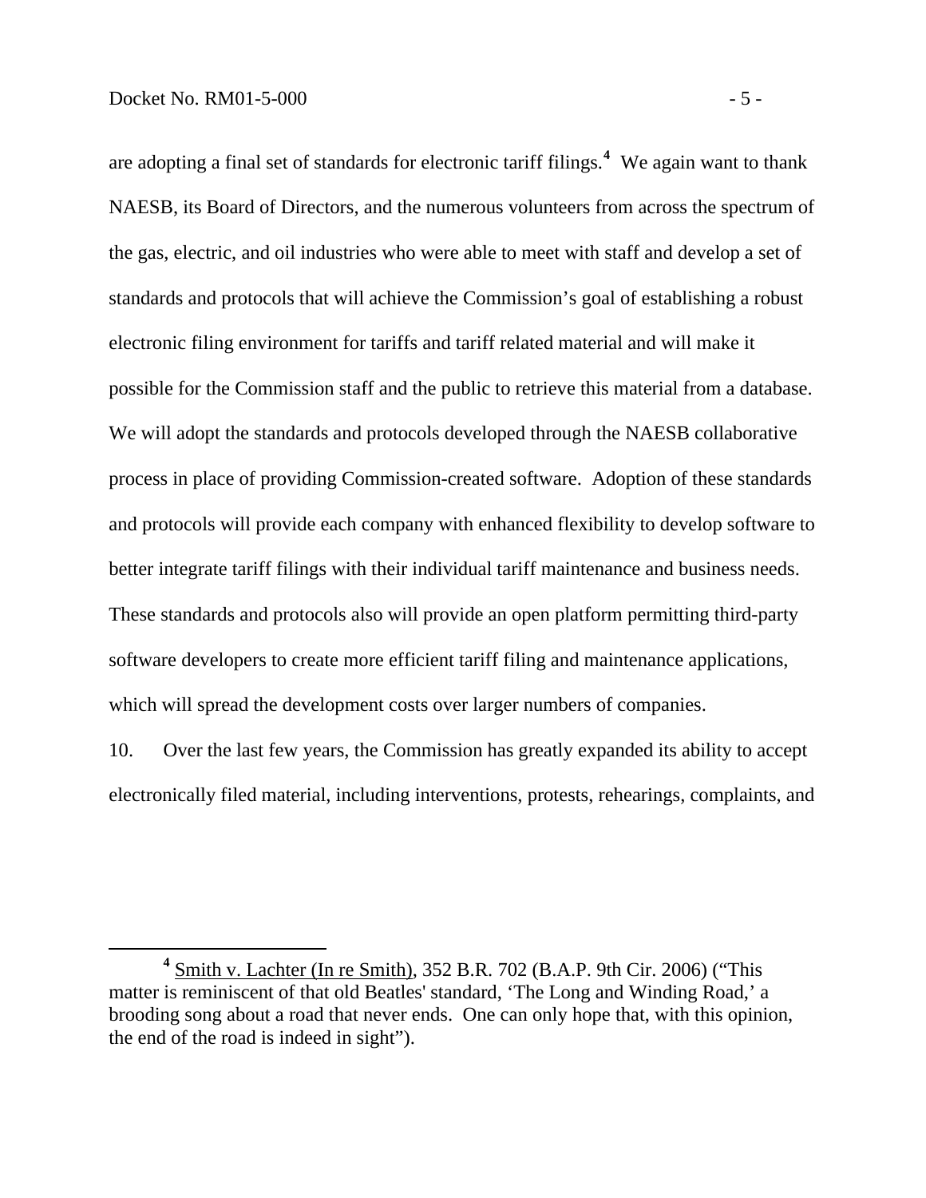are adopting a final set of standards for electronic tariff filings.[4] We again want to thank NAESB, its Board of Directors, and the numerous volunteers from across the spectrum of the gas, electric, and oil industries who were able to meet with staff and develop a set of standards and protocols that will achieve the Commission's goal of establishing a robust electronic filing environment for tariffs and tariff related material and will make it possible for the Commission staff and the public to retrieve this material from a database. We will adopt the standards and protocols developed through the NAESB collaborative process in place of providing Commission-created software. Adoption of these standards and protocols will provide each company with enhanced flexibility to develop software to better integrate tariff filings with their individual tariff maintenance and business needs. These standards and protocols also will provide an open platform permitting third-party software developers to create more efficient tariff filing and maintenance applications, which will spread the development costs over larger numbers of companies.

10. Over the last few years, the Commission has greatly expanded its ability to accept electronically filed material, including interventions, protests, rehearings, complaints, and

---

[4] Smith v. Lachter (In re Smith), 352 B.R. 702 (B.A.P. 9th Cir. 2006) ("This matter is reminiscent of that old Beatles' standard, 'The Long and Winding Road,' a brooding song about a road that never ends. One can only hope that, with this opinion, the end of the road is indeed in sight").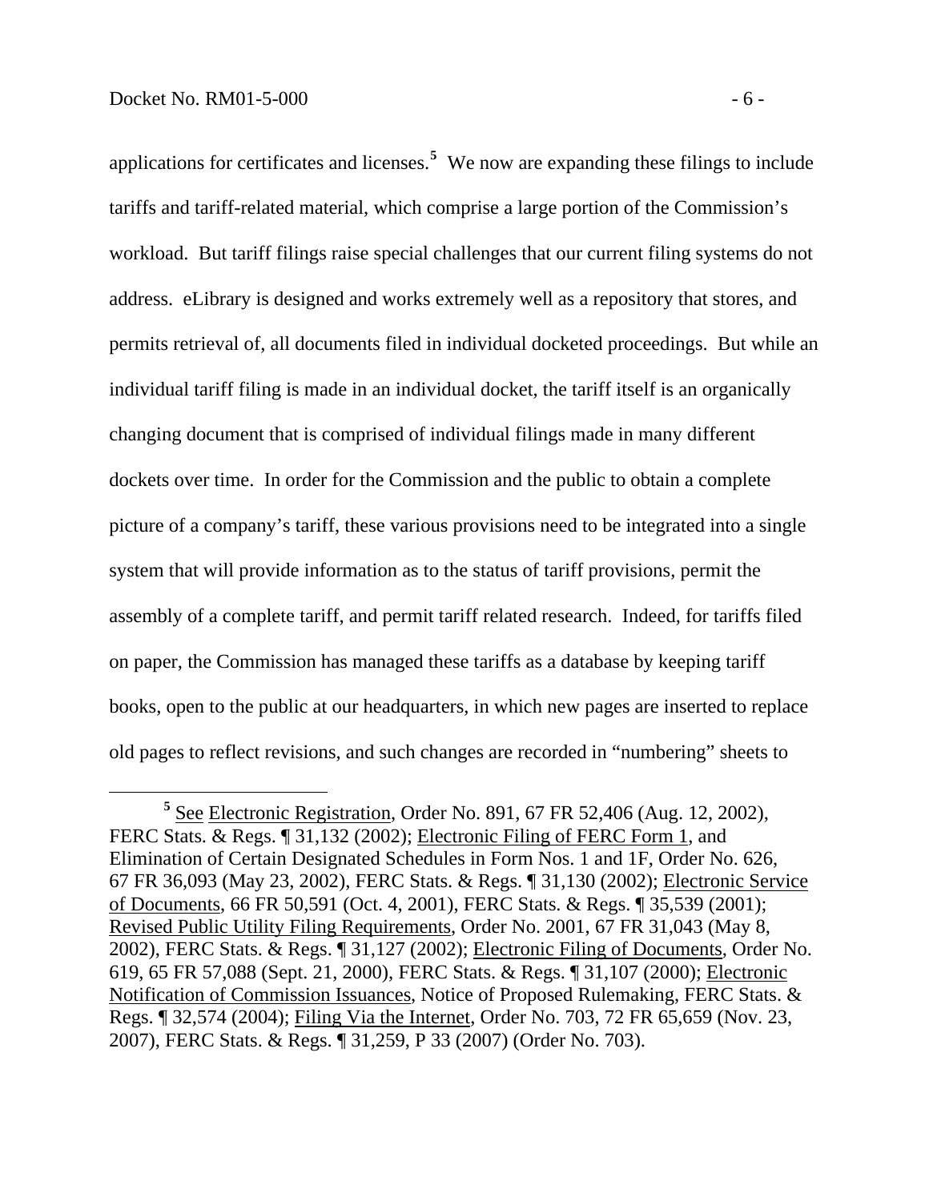applications for certificates and licenses.[5] We now are expanding these filings to include tariffs and tariff-related material, which comprise a large portion of the Commission's workload. But tariff filings raise special challenges that our current filing systems do not address. eLibrary is designed and works extremely well as a repository that stores, and permits retrieval of, all documents filed in individual docketed proceedings. But while an individual tariff filing is made in an individual docket, the tariff itself is an organically changing document that is comprised of individual filings made in many different dockets over time. In order for the Commission and the public to obtain a complete picture of a company's tariff, these various provisions need to be integrated into a single system that will provide information as to the status of tariff provisions, permit the assembly of a complete tariff, and permit tariff related research. Indeed, for tariffs filed on paper, the Commission has managed these tariffs as a database by keeping tariff books, open to the public at our headquarters, in which new pages are inserted to replace old pages to reflect revisions, and such changes are recorded in "numbering" sheets to

---

[5] See Electronic Registration, Order No. 891, 67 FR 52,406 (Aug. 12, 2002), FERC Stats. & Regs. ¶ 31,132 (2002); Electronic Filing of FERC Form 1, and Elimination of Certain Designated Schedules in Form Nos. 1 and 1F, Order No. 626, 67 FR 36,093 (May 23, 2002), FERC Stats. & Regs. ¶ 31,130 (2002); Electronic Service of Documents, 66 FR 50,591 (Oct. 4, 2001), FERC Stats. & Regs. ¶ 35,539 (2001); Revised Public Utility Filing Requirements, Order No. 2001, 67 FR 31,043 (May 8, 2002), FERC Stats. & Regs. ¶ 31,127 (2002); Electronic Filing of Documents, Order No. 619, 65 FR 57,088 (Sept. 21, 2000), FERC Stats. & Regs. ¶ 31,107 (2000); Electronic Notification of Commission Issuances, Notice of Proposed Rulemaking, FERC Stats. & Regs. ¶ 32,574 (2004); Filing Via the Internet, Order No. 703, 72 FR 65,659 (Nov. 23, 2007), FERC Stats. & Regs. ¶ 31,259, P 33 (2007) (Order No. 703).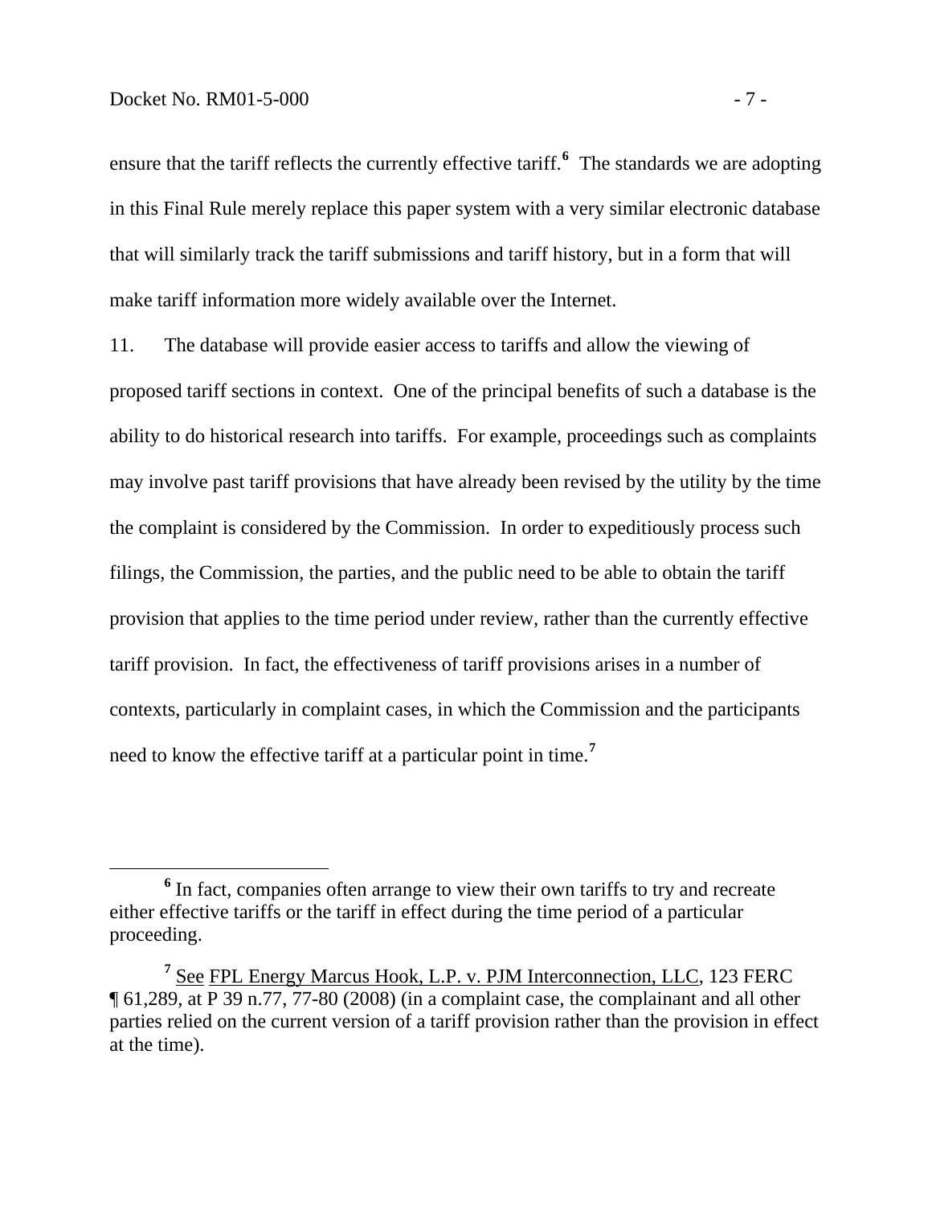ensure that the tariff reflects the currently effective tariff.[6] The standards we are adopting in this Final Rule merely replace this paper system with a very similar electronic database that will similarly track the tariff submissions and tariff history, but in a form that will make tariff information more widely available over the Internet.

11. The database will provide easier access to tariffs and allow the viewing of proposed tariff sections in context. One of the principal benefits of such a database is the ability to do historical research into tariffs. For example, proceedings such as complaints may involve past tariff provisions that have already been revised by the utility by the time the complaint is considered by the Commission. In order to expeditiously process such filings, the Commission, the parties, and the public need to be able to obtain the tariff provision that applies to the time period under review, rather than the currently effective tariff provision. In fact, the effectiveness of tariff provisions arises in a number of contexts, particularly in complaint cases, in which the Commission and the participants need to know the effective tariff at a particular point in time.[7]

---

[6] In fact, companies often arrange to view their own tariffs to try and recreate either effective tariffs or the tariff in effect during the time period of a particular proceeding.

[7] See FPL Energy Marcus Hook, L.P. v. PJM Interconnection, LLC, 123 FERC ¶ 61,289, at P 39 n.77, 77-80 (2008) (in a complaint case, the complainant and all other parties relied on the current version of a tariff provision rather than the provision in effect at the time).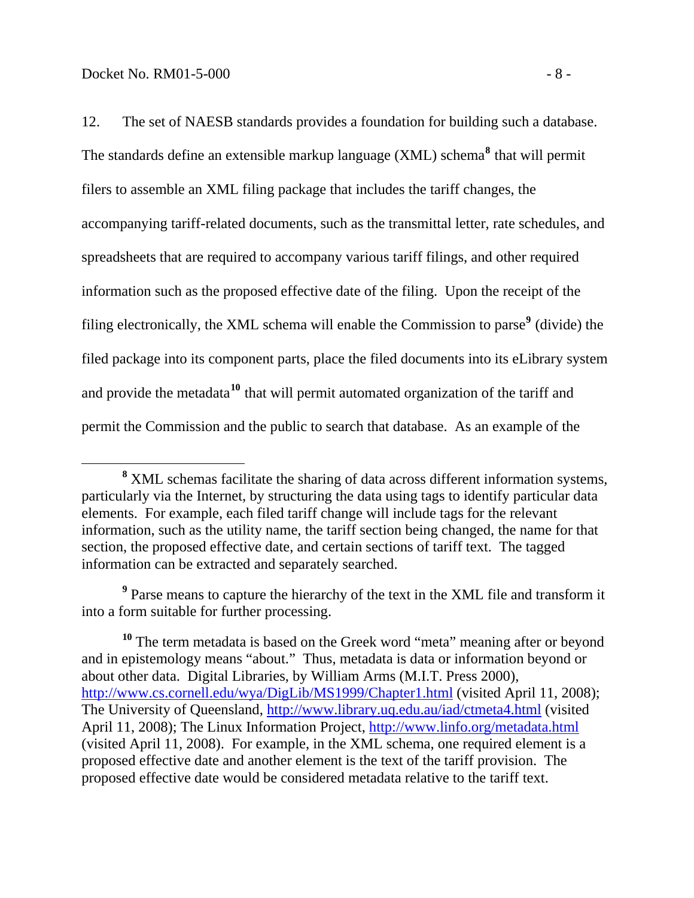12. The set of NAESB standards provides a foundation for building such a database. The standards define an extensible markup language (XML) schema[8] that will permit filers to assemble an XML filing package that includes the tariff changes, the accompanying tariff-related documents, such as the transmittal letter, rate schedules, and spreadsheets that are required to accompany various tariff filings, and other required information such as the proposed effective date of the filing. Upon the receipt of the filing electronically, the XML schema will enable the Commission to parse[9] (divide) the filed package into its component parts, place the filed documents into its eLibrary system and provide the metadata[10] that will permit automated organization of the tariff and permit the Commission and the public to search that database. As an example of the

---

[8] XML schemas facilitate the sharing of data across different information systems, particularly via the Internet, by structuring the data using tags to identify particular data elements. For example, each filed tariff change will include tags for the relevant information, such as the utility name, the tariff section being changed, the name for that section, the proposed effective date, and certain sections of tariff text. The tagged information can be extracted and separately searched.

[9] Parse means to capture the hierarchy of the text in the XML file and transform it into a form suitable for further processing.

[10] The term metadata is based on the Greek word "meta" meaning after or beyond and in epistemology means "about." Thus, metadata is data or information beyond or about other data. Digital Libraries, by William Arms (M.I.T. Press 2000), http://www.cs.cornell.edu/wya/DigLib/MS1999/Chapter1.html (visited April 11, 2008); The University of Queensland, http://www.library.uq.edu.au/iad/ctmeta4.html (visited April 11, 2008); The Linux Information Project, http://www.linfo.org/metadata.html (visited April 11, 2008). For example, in the XML schema, one required element is a proposed effective date and another element is the text of the tariff provision. The proposed effective date would be considered metadata relative to the tariff text.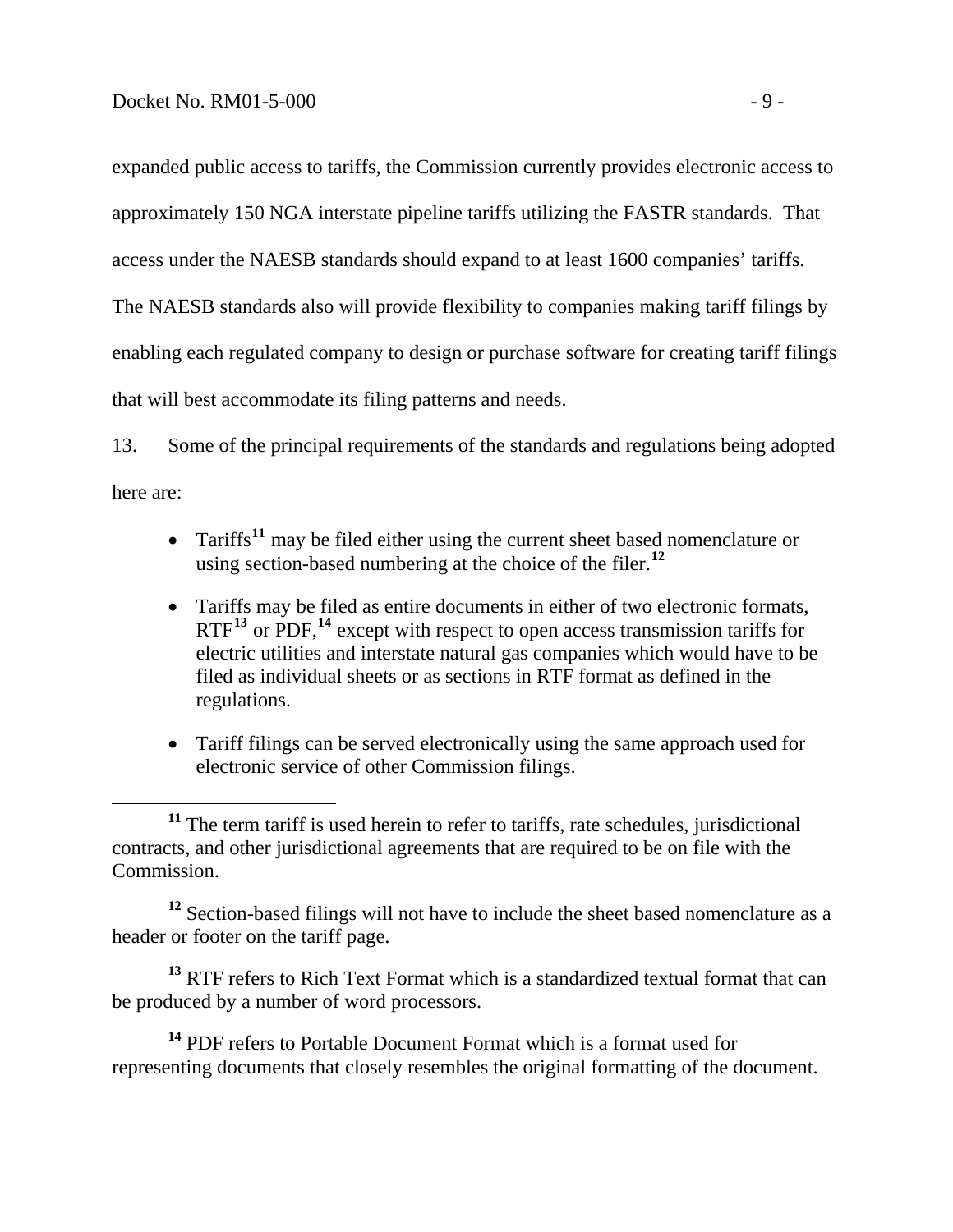expanded public access to tariffs, the Commission currently provides electronic access to approximately 150 NGA interstate pipeline tariffs utilizing the FASTR standards. That access under the NAESB standards should expand to at least 1600 companies' tariffs. The NAESB standards also will provide flexibility to companies making tariff filings by enabling each regulated company to design or purchase software for creating tariff filings that will best accommodate its filing patterns and needs.

13. Some of the principal requirements of the standards and regulations being adopted here are:

- Tariffs[11] may be filed either using the current sheet based nomenclature or using section-based numbering at the choice of the filer.[12]
- Tariffs may be filed as entire documents in either of two electronic formats, RTF[13] or PDF,[14] except with respect to open access transmission tariffs for electric utilities and interstate natural gas companies which would have to be filed as individual sheets or as sections in RTF format as defined in the regulations.
- Tariff filings can be served electronically using the same approach used for electronic service of other Commission filings.

---

[11] The term tariff is used herein to refer to tariffs, rate schedules, jurisdictional contracts, and other jurisdictional agreements that are required to be on file with the Commission.

[12] Section-based filings will not have to include the sheet based nomenclature as a header or footer on the tariff page.

[13] RTF refers to Rich Text Format which is a standardized textual format that can be produced by a number of word processors.

[14] PDF refers to Portable Document Format which is a format used for representing documents that closely resembles the original formatting of the document.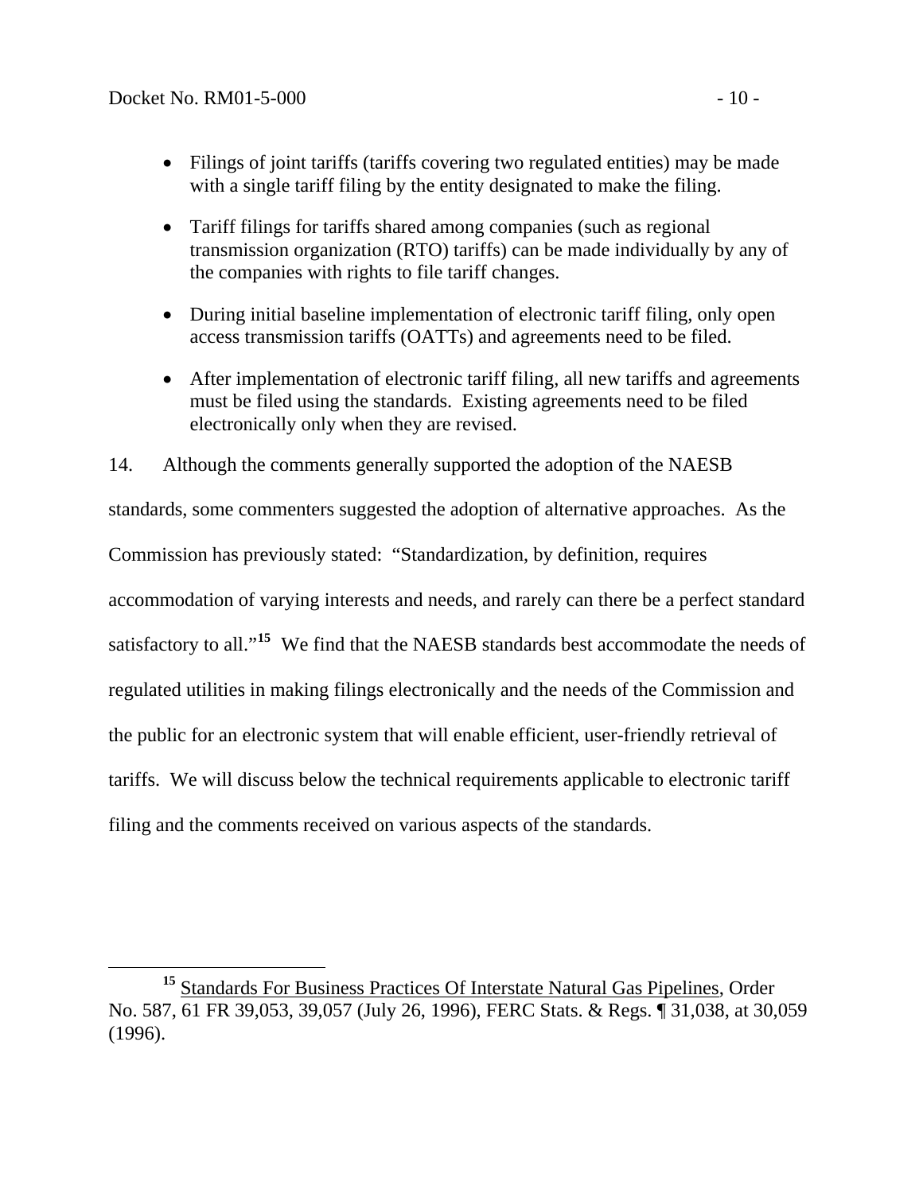- Filings of joint tariffs (tariffs covering two regulated entities) may be made with a single tariff filing by the entity designated to make the filing.

- Tariff filings for tariffs shared among companies (such as regional transmission organization (RTO) tariffs) can be made individually by any of the companies with rights to file tariff changes.

- During initial baseline implementation of electronic tariff filing, only open access transmission tariffs (OATTs) and agreements need to be filed.

- After implementation of electronic tariff filing, all new tariffs and agreements must be filed using the standards. Existing agreements need to be filed electronically only when they are revised.

14. Although the comments generally supported the adoption of the NAESB standards, some commenters suggested the adoption of alternative approaches. As the Commission has previously stated: "Standardization, by definition, requires accommodation of varying interests and needs, and rarely can there be a perfect standard satisfactory to all."[15] We find that the NAESB standards best accommodate the needs of regulated utilities in making filings electronically and the needs of the Commission and the public for an electronic system that will enable efficient, user-friendly retrieval of tariffs. We will discuss below the technical requirements applicable to electronic tariff filing and the comments received on various aspects of the standards.

---

[15] Standards For Business Practices Of Interstate Natural Gas Pipelines, Order No. 587, 61 FR 39,053, 39,057 (July 26, 1996), FERC Stats. & Regs. ¶ 31,038, at 30,059 (1996).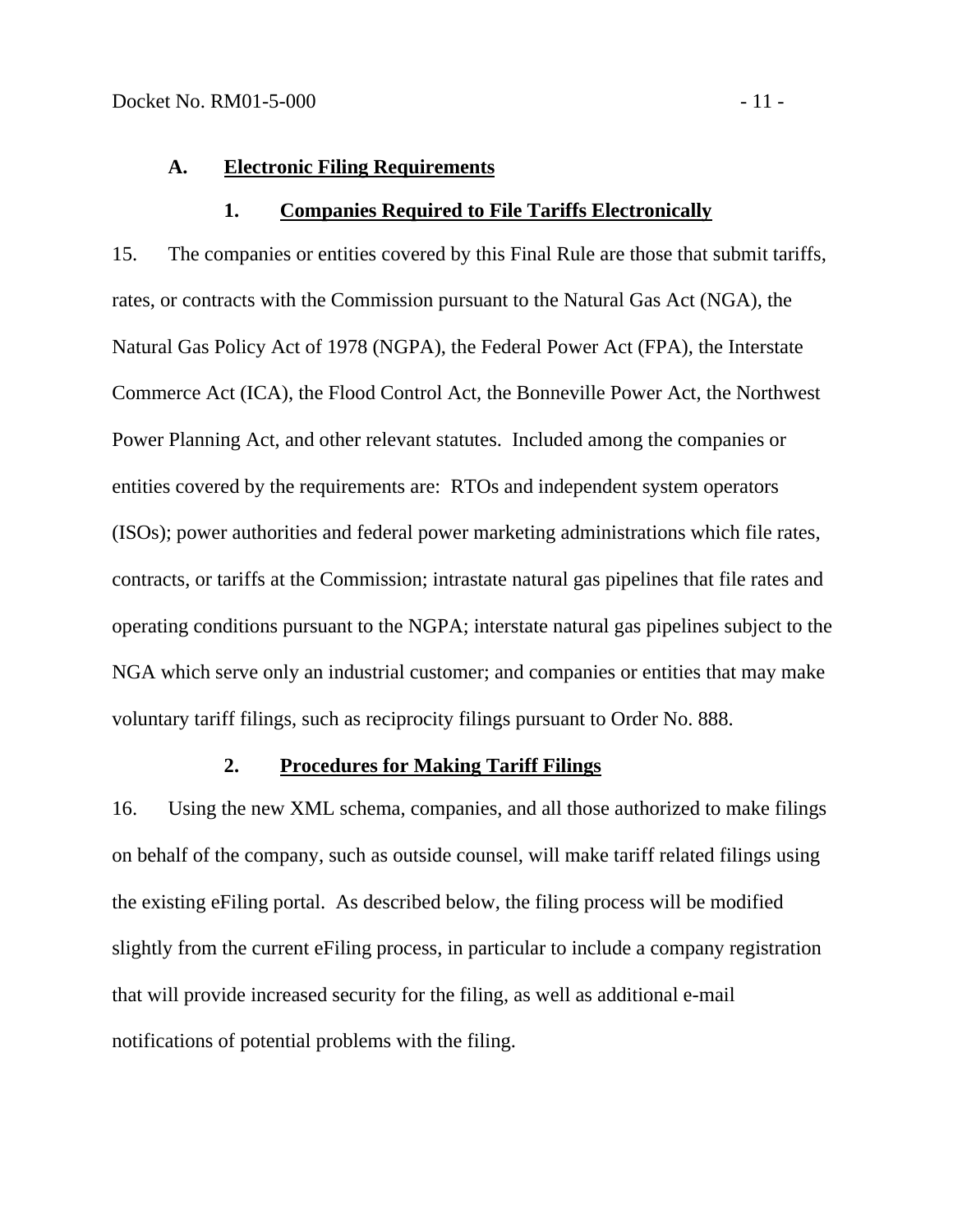### A. Electronic Filing Requirements

#### 1. Companies Required to File Tariffs Electronically

15. The companies or entities covered by this Final Rule are those that submit tariffs, rates, or contracts with the Commission pursuant to the Natural Gas Act (NGA), the Natural Gas Policy Act of 1978 (NGPA), the Federal Power Act (FPA), the Interstate Commerce Act (ICA), the Flood Control Act, the Bonneville Power Act, the Northwest Power Planning Act, and other relevant statutes. Included among the companies or entities covered by the requirements are: RTOs and independent system operators (ISOs); power authorities and federal power marketing administrations which file rates, contracts, or tariffs at the Commission; intrastate natural gas pipelines that file rates and operating conditions pursuant to the NGPA; interstate natural gas pipelines subject to the NGA which serve only an industrial customer; and companies or entities that may make voluntary tariff filings, such as reciprocity filings pursuant to Order No. 888.

#### 2. Procedures for Making Tariff Filings

16. Using the new XML schema, companies, and all those authorized to make filings on behalf of the company, such as outside counsel, will make tariff related filings using the existing eFiling portal. As described below, the filing process will be modified slightly from the current eFiling process, in particular to include a company registration that will provide increased security for the filing, as well as additional e-mail notifications of potential problems with the filing.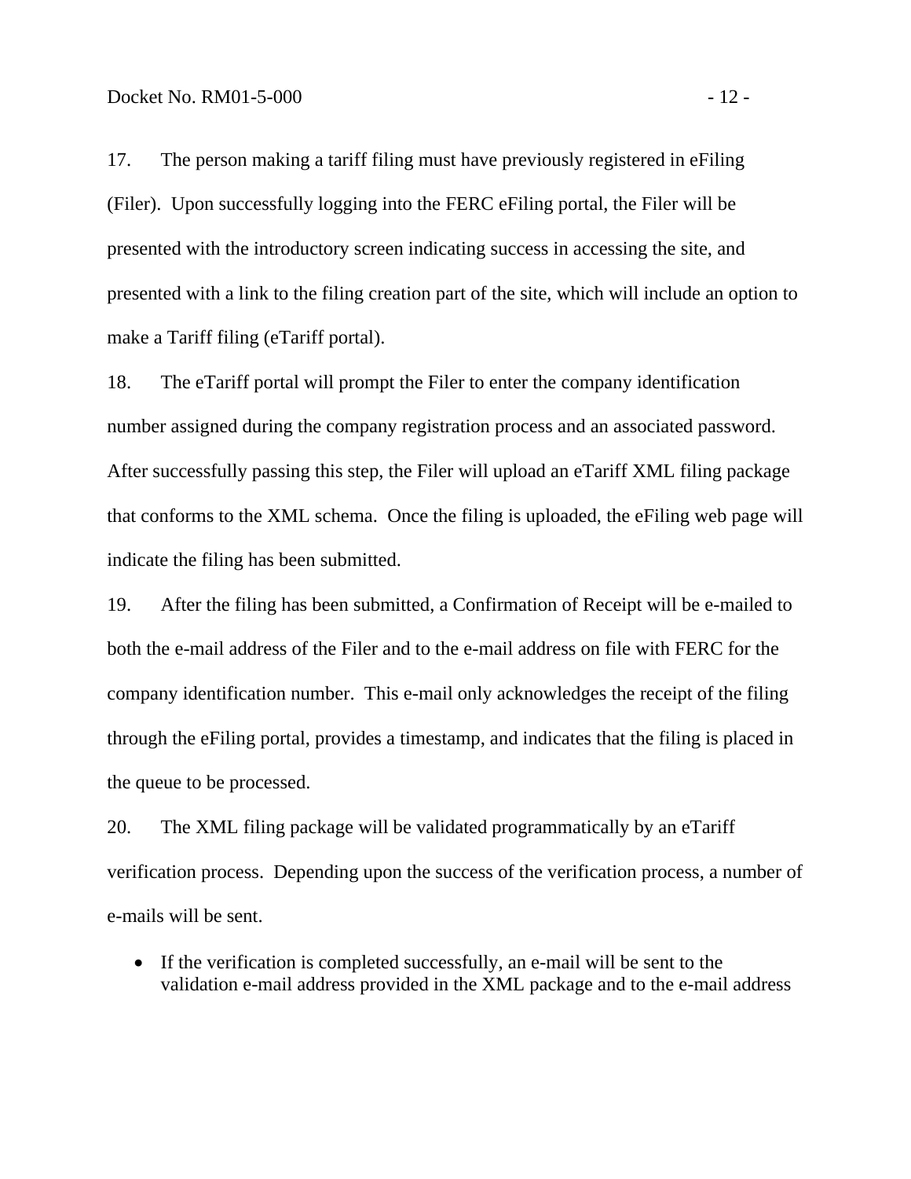17. The person making a tariff filing must have previously registered in eFiling (Filer). Upon successfully logging into the FERC eFiling portal, the Filer will be presented with the introductory screen indicating success in accessing the site, and presented with a link to the filing creation part of the site, which will include an option to make a Tariff filing (eTariff portal).

18. The eTariff portal will prompt the Filer to enter the company identification number assigned during the company registration process and an associated password. After successfully passing this step, the Filer will upload an eTariff XML filing package that conforms to the XML schema. Once the filing is uploaded, the eFiling web page will indicate the filing has been submitted.

19. After the filing has been submitted, a Confirmation of Receipt will be e-mailed to both the e-mail address of the Filer and to the e-mail address on file with FERC for the company identification number. This e-mail only acknowledges the receipt of the filing through the eFiling portal, provides a timestamp, and indicates that the filing is placed in the queue to be processed.

20. The XML filing package will be validated programmatically by an eTariff verification process. Depending upon the success of the verification process, a number of e-mails will be sent.

- If the verification is completed successfully, an e-mail will be sent to the validation e-mail address provided in the XML package and to the e-mail address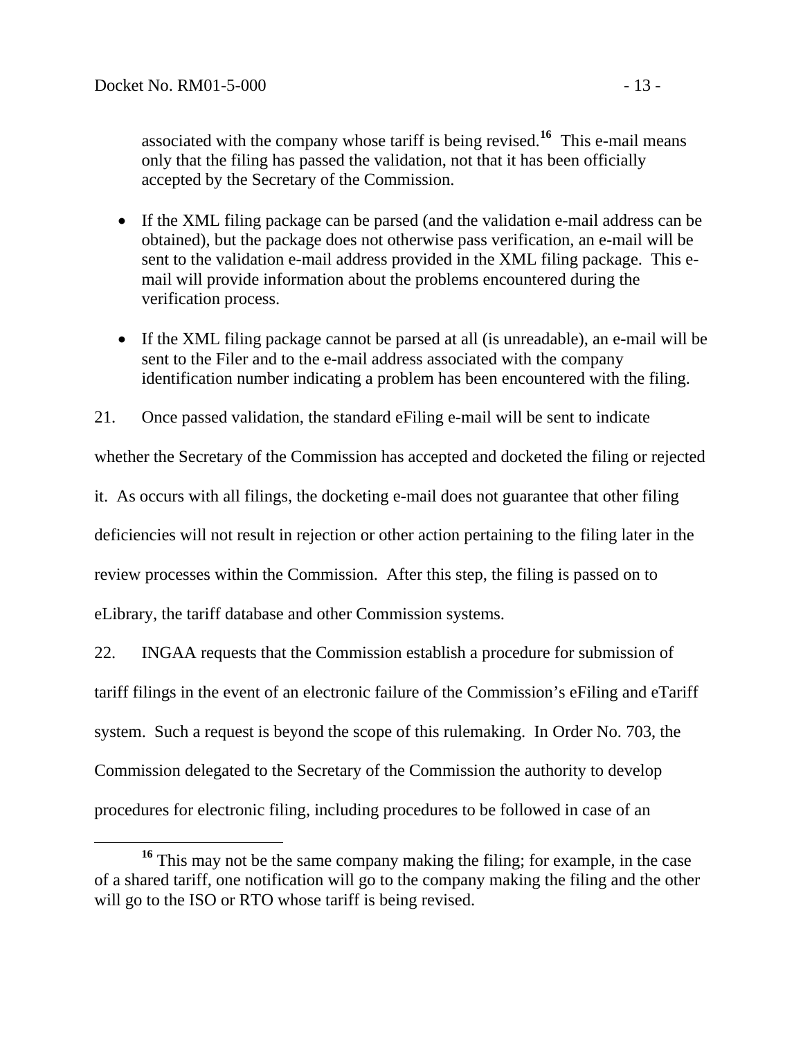associated with the company whose tariff is being revised.[16] This e-mail means only that the filing has passed the validation, not that it has been officially accepted by the Secretary of the Commission.

- If the XML filing package can be parsed (and the validation e-mail address can be obtained), but the package does not otherwise pass verification, an e-mail will be sent to the validation e-mail address provided in the XML filing package. This e-mail will provide information about the problems encountered during the verification process.

- If the XML filing package cannot be parsed at all (is unreadable), an e-mail will be sent to the Filer and to the e-mail address associated with the company identification number indicating a problem has been encountered with the filing.

21. Once passed validation, the standard eFiling e-mail will be sent to indicate whether the Secretary of the Commission has accepted and docketed the filing or rejected it. As occurs with all filings, the docketing e-mail does not guarantee that other filing deficiencies will not result in rejection or other action pertaining to the filing later in the review processes within the Commission. After this step, the filing is passed on to eLibrary, the tariff database and other Commission systems.

22. INGAA requests that the Commission establish a procedure for submission of tariff filings in the event of an electronic failure of the Commission's eFiling and eTariff system. Such a request is beyond the scope of this rulemaking. In Order No. 703, the Commission delegated to the Secretary of the Commission the authority to develop procedures for electronic filing, including procedures to be followed in case of an

[16] This may not be the same company making the filing; for example, in the case of a shared tariff, one notification will go to the company making the filing and the other will go to the ISO or RTO whose tariff is being revised.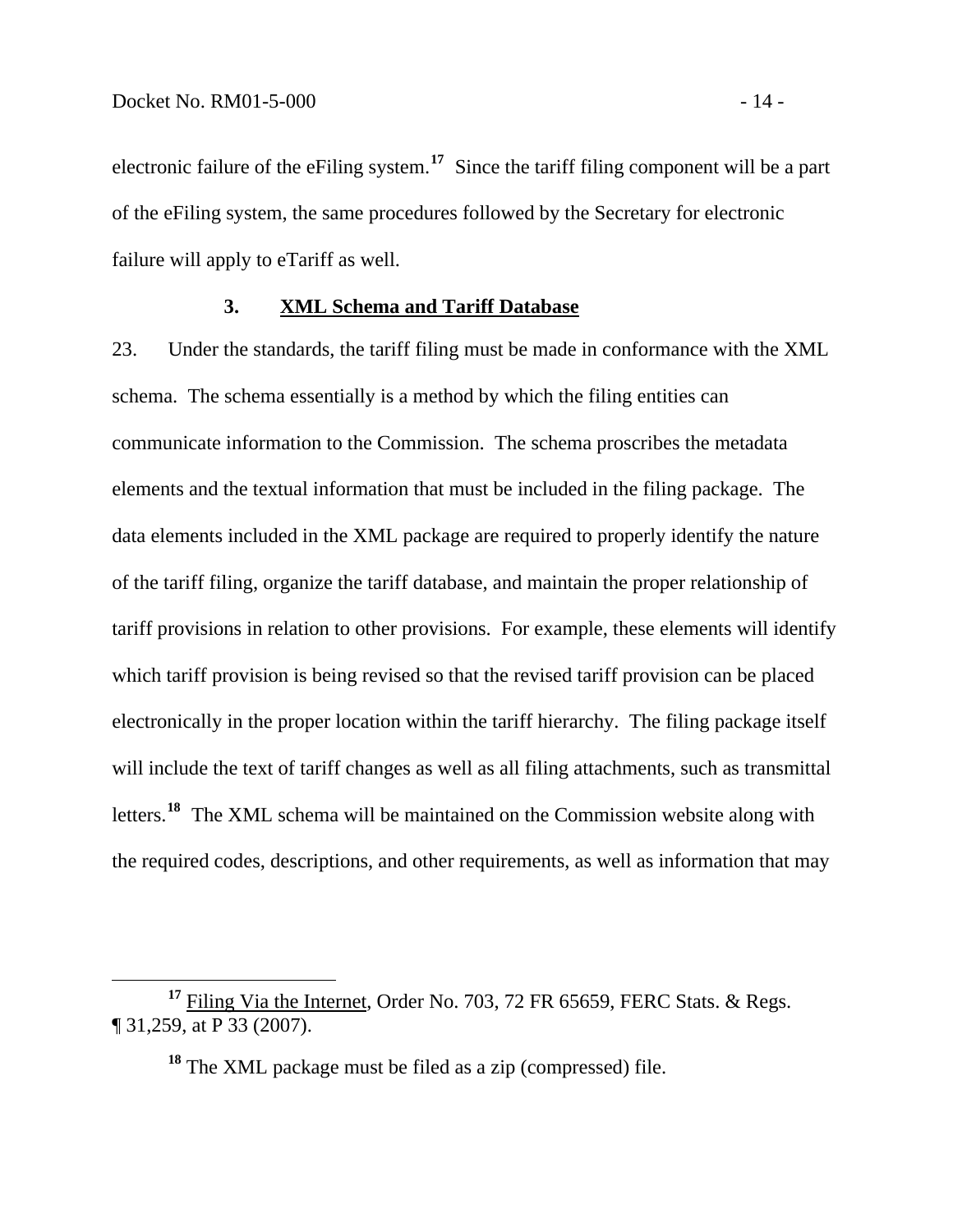electronic failure of the eFiling system.[17] Since the tariff filing component will be a part of the eFiling system, the same procedures followed by the Secretary for electronic failure will apply to eTariff as well.

### 3. XML Schema and Tariff Database

23. Under the standards, the tariff filing must be made in conformance with the XML schema. The schema essentially is a method by which the filing entities can communicate information to the Commission. The schema proscribes the metadata elements and the textual information that must be included in the filing package. The data elements included in the XML package are required to properly identify the nature of the tariff filing, organize the tariff database, and maintain the proper relationship of tariff provisions in relation to other provisions. For example, these elements will identify which tariff provision is being revised so that the revised tariff provision can be placed electronically in the proper location within the tariff hierarchy. The filing package itself will include the text of tariff changes as well as all filing attachments, such as transmittal letters.[18] The XML schema will be maintained on the Commission website along with the required codes, descriptions, and other requirements, as well as information that may

---

[17] Filing Via the Internet, Order No. 703, 72 FR 65659, FERC Stats. & Regs. ¶ 31,259, at P 33 (2007).

[18] The XML package must be filed as a zip (compressed) file.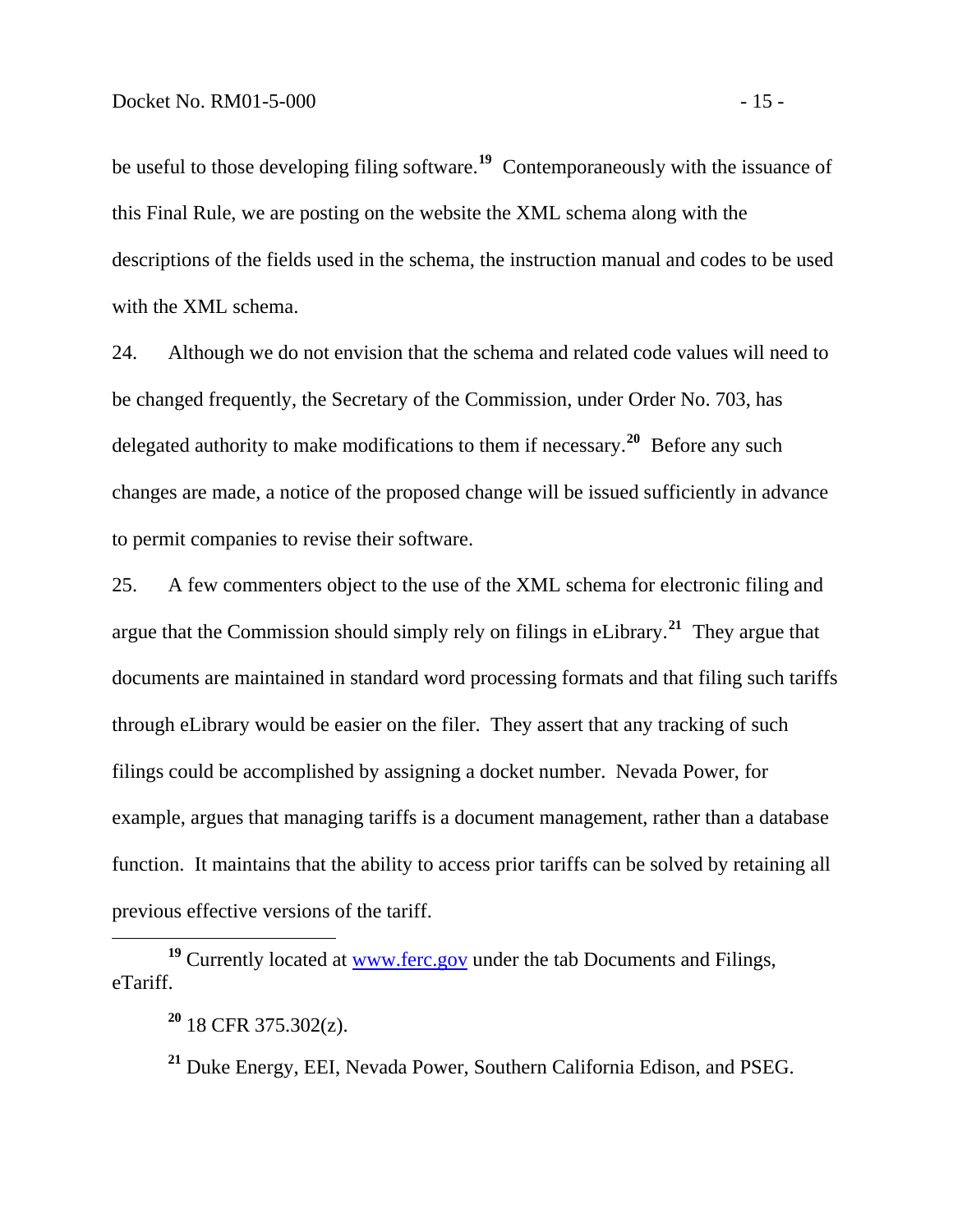be useful to those developing filing software.[19] Contemporaneously with the issuance of this Final Rule, we are posting on the website the XML schema along with the descriptions of the fields used in the schema, the instruction manual and codes to be used with the XML schema.

24. Although we do not envision that the schema and related code values will need to be changed frequently, the Secretary of the Commission, under Order No. 703, has delegated authority to make modifications to them if necessary.[20] Before any such changes are made, a notice of the proposed change will be issued sufficiently in advance to permit companies to revise their software.

25. A few commenters object to the use of the XML schema for electronic filing and argue that the Commission should simply rely on filings in eLibrary.[21] They argue that documents are maintained in standard word processing formats and that filing such tariffs through eLibrary would be easier on the filer. They assert that any tracking of such filings could be accomplished by assigning a docket number. Nevada Power, for example, argues that managing tariffs is a document management, rather than a database function. It maintains that the ability to access prior tariffs can be solved by retaining all previous effective versions of the tariff.

---

[19] Currently located at www.ferc.gov under the tab Documents and Filings, eTariff.

[20] 18 CFR 375.302(z).

[21] Duke Energy, EEI, Nevada Power, Southern California Edison, and PSEG.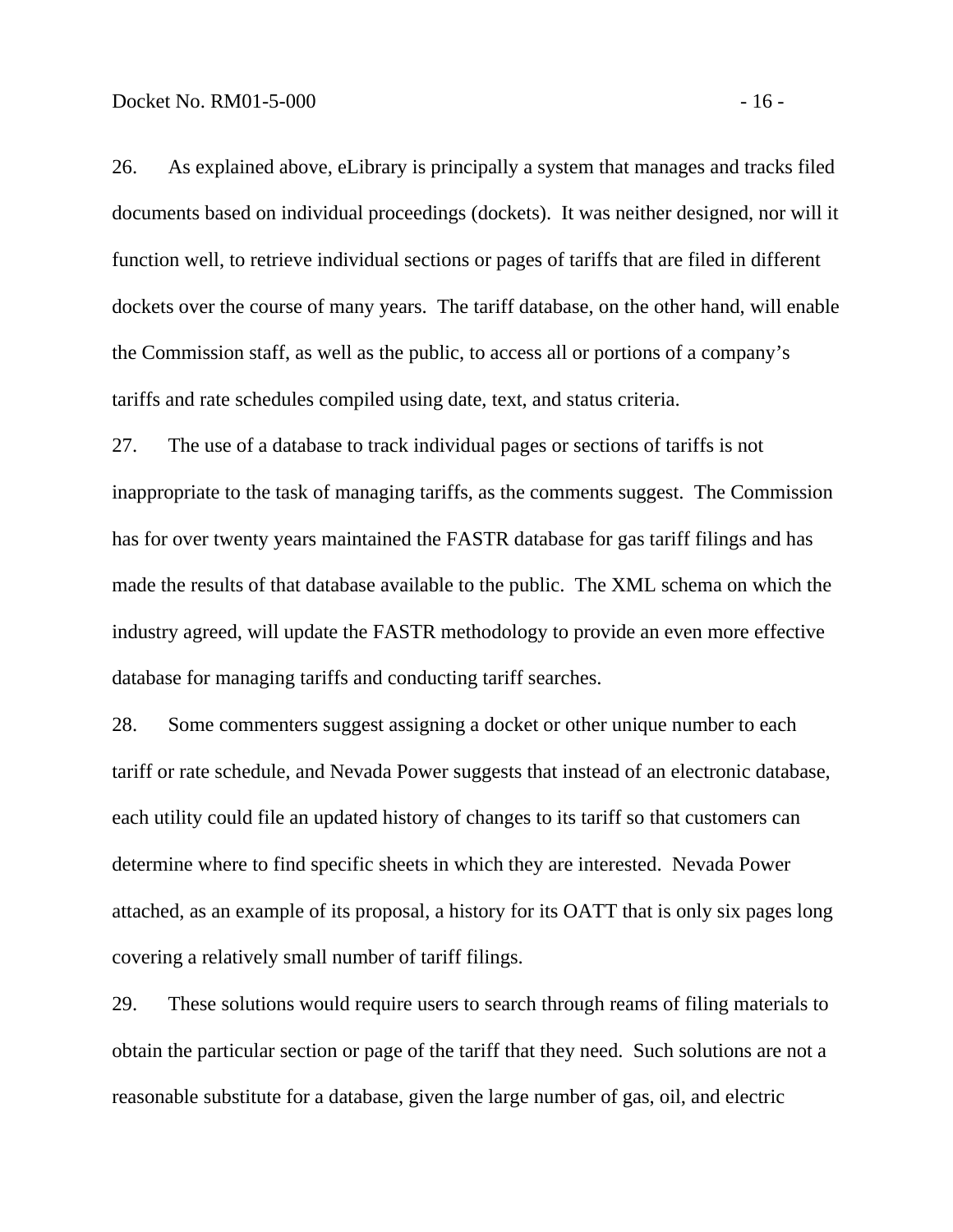26. As explained above, eLibrary is principally a system that manages and tracks filed documents based on individual proceedings (dockets). It was neither designed, nor will it function well, to retrieve individual sections or pages of tariffs that are filed in different dockets over the course of many years. The tariff database, on the other hand, will enable the Commission staff, as well as the public, to access all or portions of a company's tariffs and rate schedules compiled using date, text, and status criteria.

27. The use of a database to track individual pages or sections of tariffs is not inappropriate to the task of managing tariffs, as the comments suggest. The Commission has for over twenty years maintained the FASTR database for gas tariff filings and has made the results of that database available to the public. The XML schema on which the industry agreed, will update the FASTR methodology to provide an even more effective database for managing tariffs and conducting tariff searches.

28. Some commenters suggest assigning a docket or other unique number to each tariff or rate schedule, and Nevada Power suggests that instead of an electronic database, each utility could file an updated history of changes to its tariff so that customers can determine where to find specific sheets in which they are interested. Nevada Power attached, as an example of its proposal, a history for its OATT that is only six pages long covering a relatively small number of tariff filings.

29. These solutions would require users to search through reams of filing materials to obtain the particular section or page of the tariff that they need. Such solutions are not a reasonable substitute for a database, given the large number of gas, oil, and electric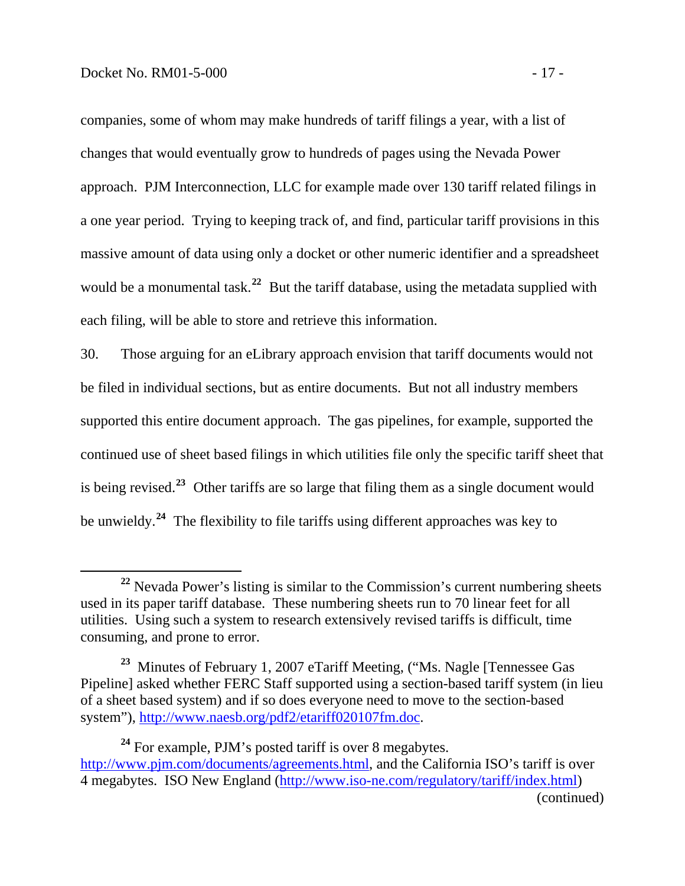companies, some of whom may make hundreds of tariff filings a year, with a list of changes that would eventually grow to hundreds of pages using the Nevada Power approach. PJM Interconnection, LLC for example made over 130 tariff related filings in a one year period. Trying to keeping track of, and find, particular tariff provisions in this massive amount of data using only a docket or other numeric identifier and a spreadsheet would be a monumental task.[22] But the tariff database, using the metadata supplied with each filing, will be able to store and retrieve this information.

30. Those arguing for an eLibrary approach envision that tariff documents would not be filed in individual sections, but as entire documents. But not all industry members supported this entire document approach. The gas pipelines, for example, supported the continued use of sheet based filings in which utilities file only the specific tariff sheet that is being revised.[23] Other tariffs are so large that filing them as a single document would be unwieldy.[24] The flexibility to file tariffs using different approaches was key to

---

[22] Nevada Power's listing is similar to the Commission's current numbering sheets used in its paper tariff database. These numbering sheets run to 70 linear feet for all utilities. Using such a system to research extensively revised tariffs is difficult, time consuming, and prone to error.

[23] Minutes of February 1, 2007 eTariff Meeting, ("Ms. Nagle [Tennessee Gas Pipeline] asked whether FERC Staff supported using a section-based tariff system (in lieu of a sheet based system) and if so does everyone need to move to the section-based system"), http://www.naesb.org/pdf2/etariff020107fm.doc.

[24] For example, PJM's posted tariff is over 8 megabytes. http://www.pjm.com/documents/agreements.html, and the California ISO's tariff is over 4 megabytes. ISO New England (http://www.iso-ne.com/regulatory/tariff/index.html)

(continued)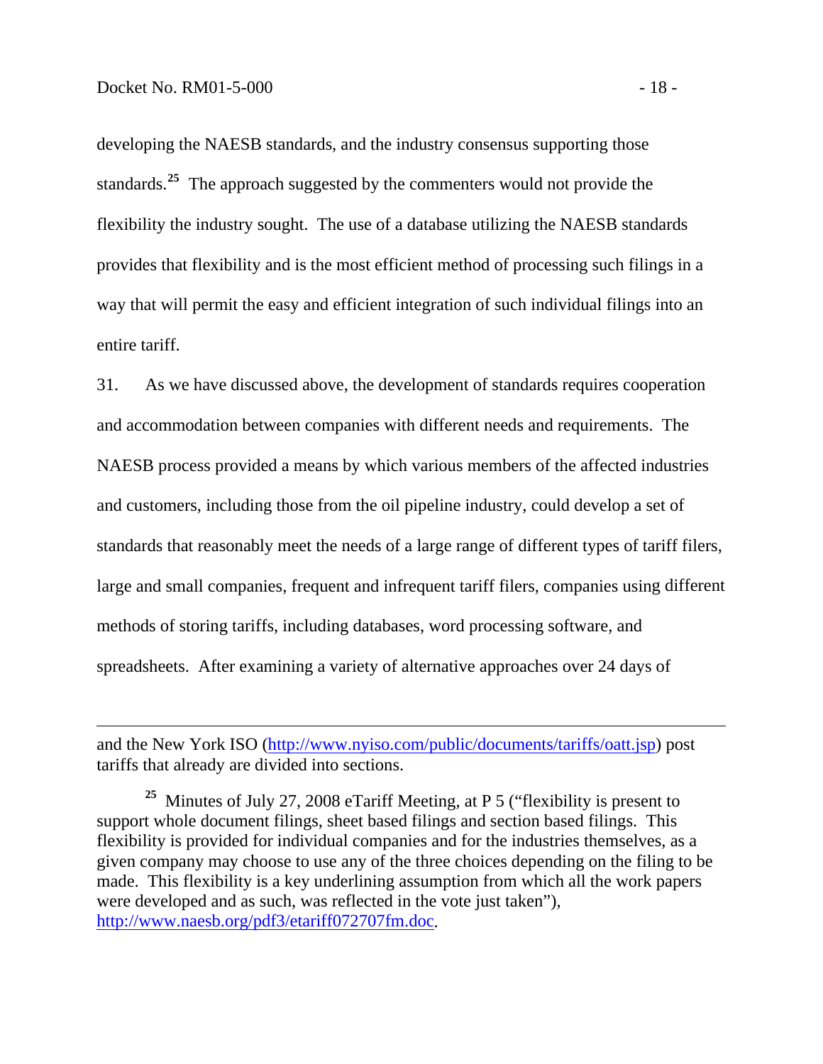developing the NAESB standards, and the industry consensus supporting those standards.[25] The approach suggested by the commenters would not provide the flexibility the industry sought. The use of a database utilizing the NAESB standards provides that flexibility and is the most efficient method of processing such filings in a way that will permit the easy and efficient integration of such individual filings into an entire tariff.

31. As we have discussed above, the development of standards requires cooperation and accommodation between companies with different needs and requirements. The NAESB process provided a means by which various members of the affected industries and customers, including those from the oil pipeline industry, could develop a set of standards that reasonably meet the needs of a large range of different types of tariff filers, large and small companies, frequent and infrequent tariff filers, companies using different methods of storing tariffs, including databases, word processing software, and spreadsheets. After examining a variety of alternative approaches over 24 days of

---

and the New York ISO (http://www.nyiso.com/public/documents/tariffs/oatt.jsp) post tariffs that already are divided into sections.

[25] Minutes of July 27, 2008 eTariff Meeting, at P 5 ("flexibility is present to support whole document filings, sheet based filings and section based filings. This flexibility is provided for individual companies and for the industries themselves, as a given company may choose to use any of the three choices depending on the filing to be made. This flexibility is a key underlining assumption from which all the work papers were developed and as such, was reflected in the vote just taken"), http://www.naesb.org/pdf3/etariff072707fm.doc.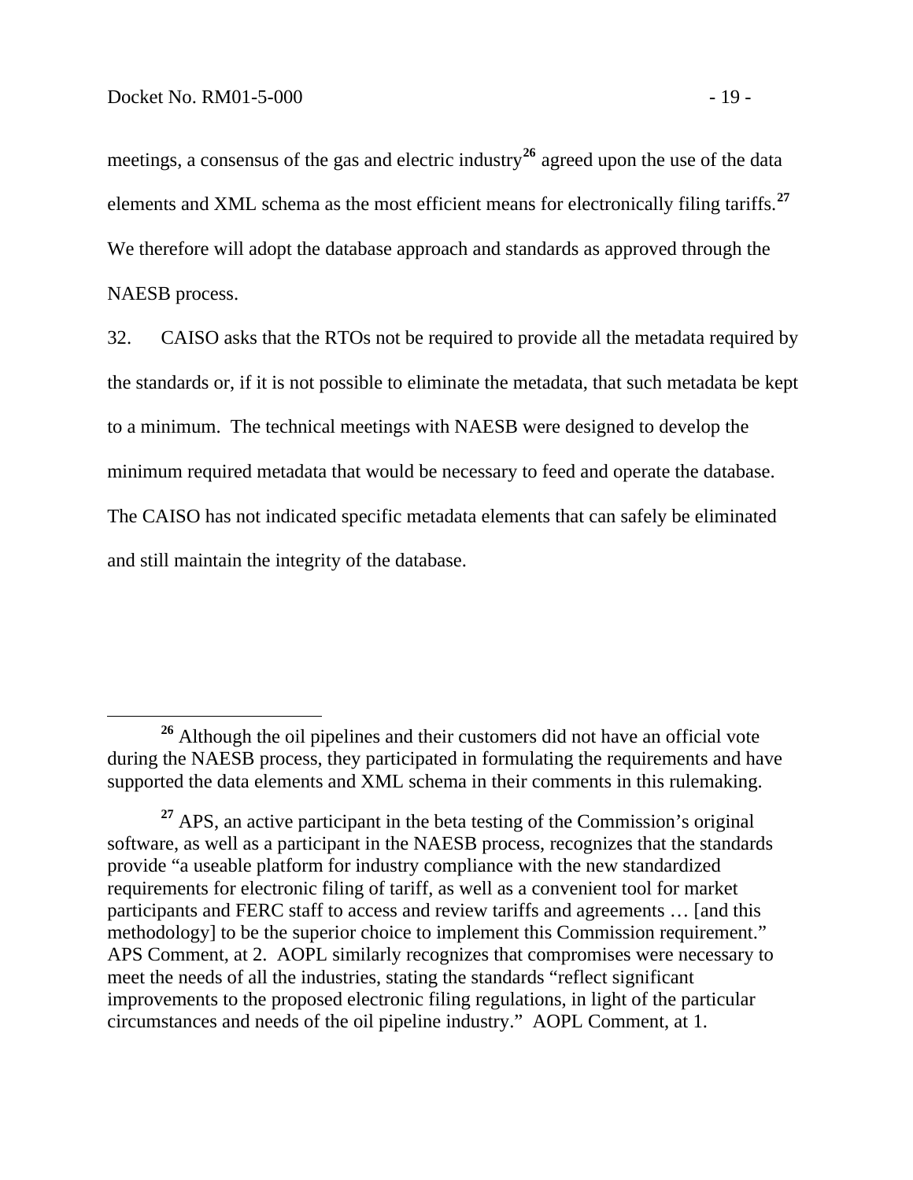meetings, a consensus of the gas and electric industry[26] agreed upon the use of the data elements and XML schema as the most efficient means for electronically filing tariffs.[27] We therefore will adopt the database approach and standards as approved through the NAESB process.

32. CAISO asks that the RTOs not be required to provide all the metadata required by the standards or, if it is not possible to eliminate the metadata, that such metadata be kept to a minimum. The technical meetings with NAESB were designed to develop the minimum required metadata that would be necessary to feed and operate the database. The CAISO has not indicated specific metadata elements that can safely be eliminated and still maintain the integrity of the database.

---

[26] Although the oil pipelines and their customers did not have an official vote during the NAESB process, they participated in formulating the requirements and have supported the data elements and XML schema in their comments in this rulemaking.

[27] APS, an active participant in the beta testing of the Commission's original software, as well as a participant in the NAESB process, recognizes that the standards provide "a useable platform for industry compliance with the new standardized requirements for electronic filing of tariff, as well as a convenient tool for market participants and FERC staff to access and review tariffs and agreements … [and this methodology] to be the superior choice to implement this Commission requirement." APS Comment, at 2. AOPL similarly recognizes that compromises were necessary to meet the needs of all the industries, stating the standards "reflect significant improvements to the proposed electronic filing regulations, in light of the particular circumstances and needs of the oil pipeline industry." AOPL Comment, at 1.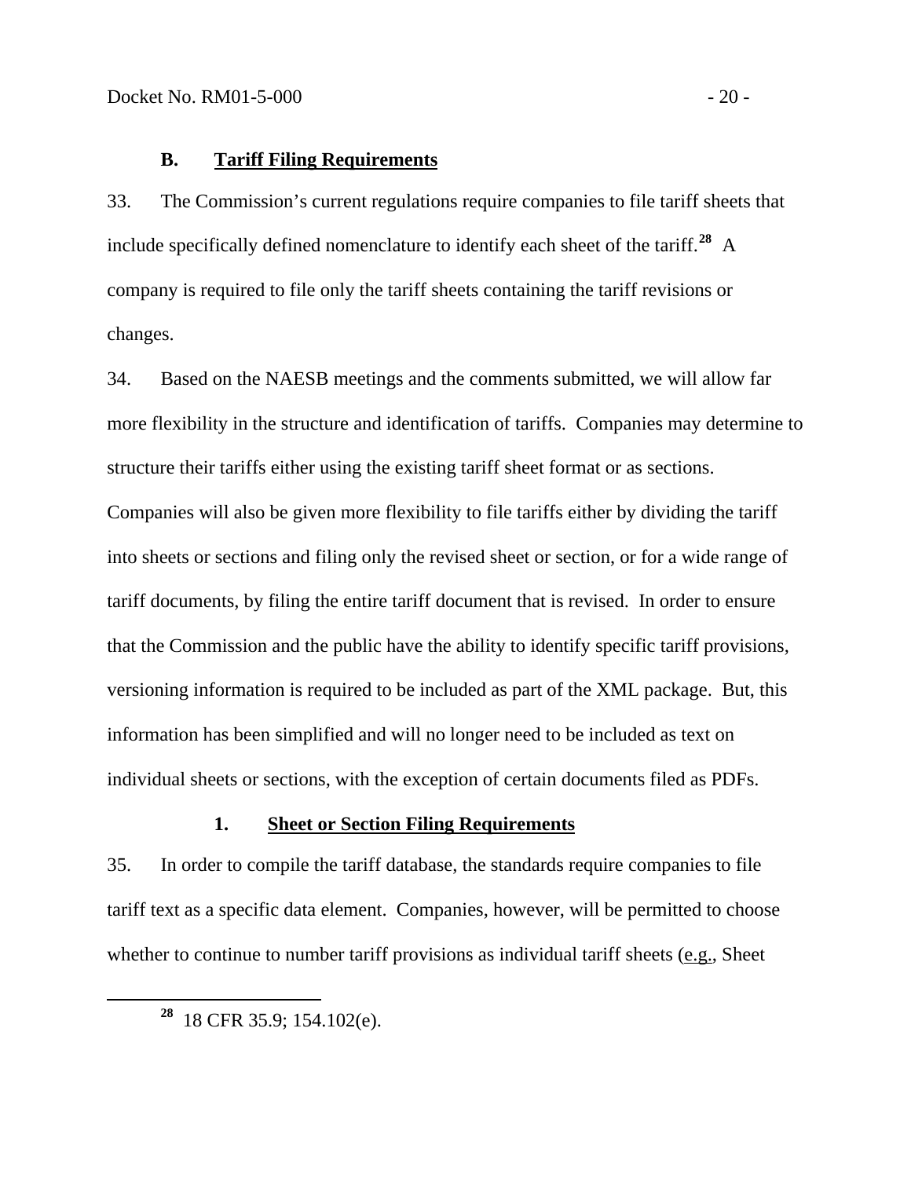## B. Tariff Filing Requirements

33. The Commission's current regulations require companies to file tariff sheets that include specifically defined nomenclature to identify each sheet of the tariff.[28] A company is required to file only the tariff sheets containing the tariff revisions or changes.

34. Based on the NAESB meetings and the comments submitted, we will allow far more flexibility in the structure and identification of tariffs. Companies may determine to structure their tariffs either using the existing tariff sheet format or as sections. Companies will also be given more flexibility to file tariffs either by dividing the tariff into sheets or sections and filing only the revised sheet or section, or for a wide range of tariff documents, by filing the entire tariff document that is revised. In order to ensure that the Commission and the public have the ability to identify specific tariff provisions, versioning information is required to be included as part of the XML package. But, this information has been simplified and will no longer need to be included as text on individual sheets or sections, with the exception of certain documents filed as PDFs.

### 1. Sheet or Section Filing Requirements

35. In order to compile the tariff database, the standards require companies to file tariff text as a specific data element. Companies, however, will be permitted to choose whether to continue to number tariff provisions as individual tariff sheets (e.g., Sheet

---

[28] 18 CFR 35.9; 154.102(e).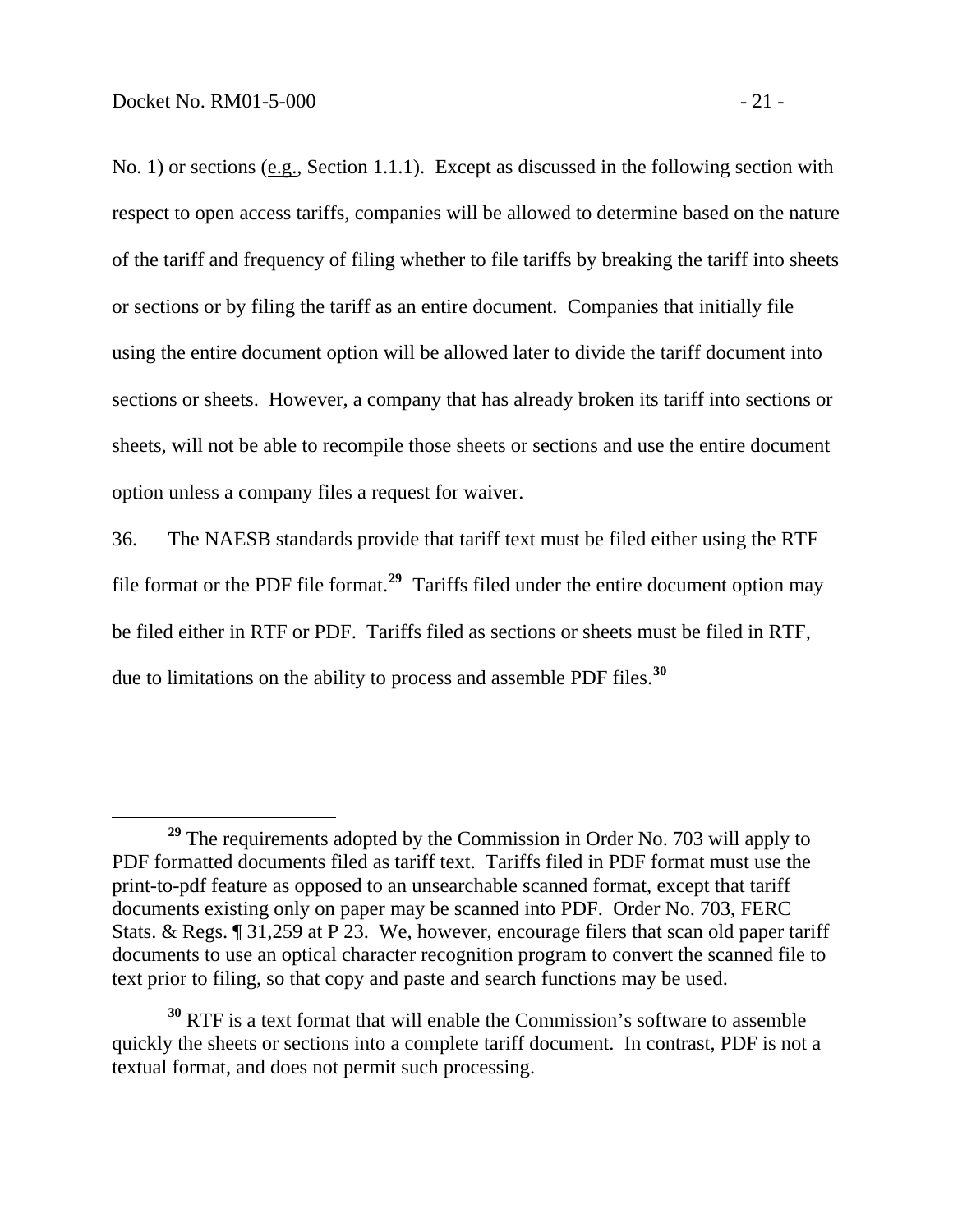No. 1) or sections (e.g., Section 1.1.1). Except as discussed in the following section with respect to open access tariffs, companies will be allowed to determine based on the nature of the tariff and frequency of filing whether to file tariffs by breaking the tariff into sheets or sections or by filing the tariff as an entire document. Companies that initially file using the entire document option will be allowed later to divide the tariff document into sections or sheets. However, a company that has already broken its tariff into sections or sheets, will not be able to recompile those sheets or sections and use the entire document option unless a company files a request for waiver.

36. The NAESB standards provide that tariff text must be filed either using the RTF file format or the PDF file format.[29] Tariffs filed under the entire document option may be filed either in RTF or PDF. Tariffs filed as sections or sheets must be filed in RTF, due to limitations on the ability to process and assemble PDF files.[30]

---

[29] The requirements adopted by the Commission in Order No. 703 will apply to PDF formatted documents filed as tariff text. Tariffs filed in PDF format must use the print-to-pdf feature as opposed to an unsearchable scanned format, except that tariff documents existing only on paper may be scanned into PDF. Order No. 703, FERC Stats. & Regs. ¶ 31,259 at P 23. We, however, encourage filers that scan old paper tariff documents to use an optical character recognition program to convert the scanned file to text prior to filing, so that copy and paste and search functions may be used.

[30] RTF is a text format that will enable the Commission's software to assemble quickly the sheets or sections into a complete tariff document. In contrast, PDF is not a textual format, and does not permit such processing.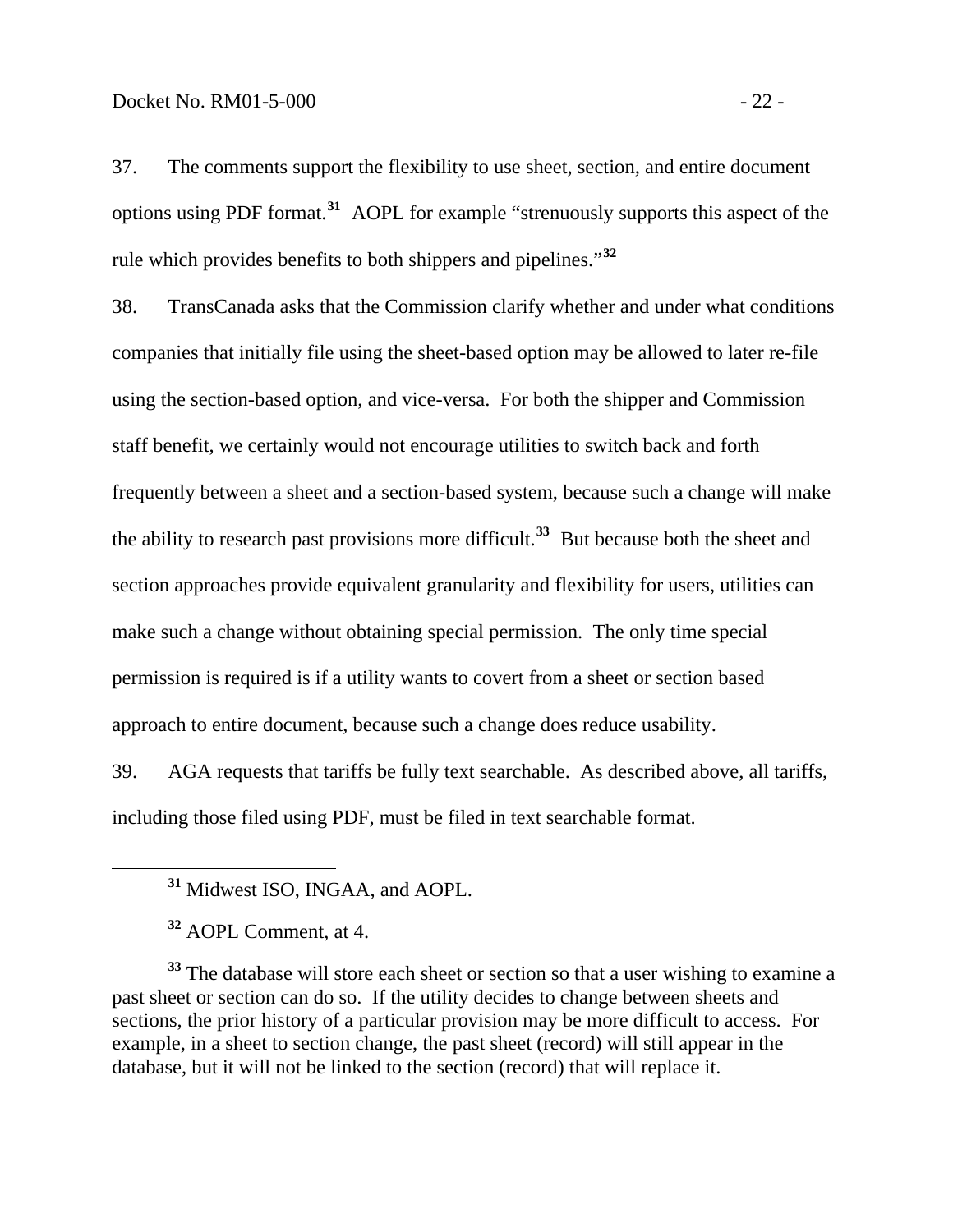37. The comments support the flexibility to use sheet, section, and entire document options using PDF format.[31] AOPL for example "strenuously supports this aspect of the rule which provides benefits to both shippers and pipelines."[32]

38. TransCanada asks that the Commission clarify whether and under what conditions companies that initially file using the sheet-based option may be allowed to later re-file using the section-based option, and vice-versa. For both the shipper and Commission staff benefit, we certainly would not encourage utilities to switch back and forth frequently between a sheet and a section-based system, because such a change will make the ability to research past provisions more difficult.[33] But because both the sheet and section approaches provide equivalent granularity and flexibility for users, utilities can make such a change without obtaining special permission. The only time special permission is required is if a utility wants to covert from a sheet or section based approach to entire document, because such a change does reduce usability.

39. AGA requests that tariffs be fully text searchable. As described above, all tariffs, including those filed using PDF, must be filed in text searchable format.

---

[31] Midwest ISO, INGAA, and AOPL.

[32] AOPL Comment, at 4.

[33] The database will store each sheet or section so that a user wishing to examine a past sheet or section can do so. If the utility decides to change between sheets and sections, the prior history of a particular provision may be more difficult to access. For example, in a sheet to section change, the past sheet (record) will still appear in the database, but it will not be linked to the section (record) that will replace it.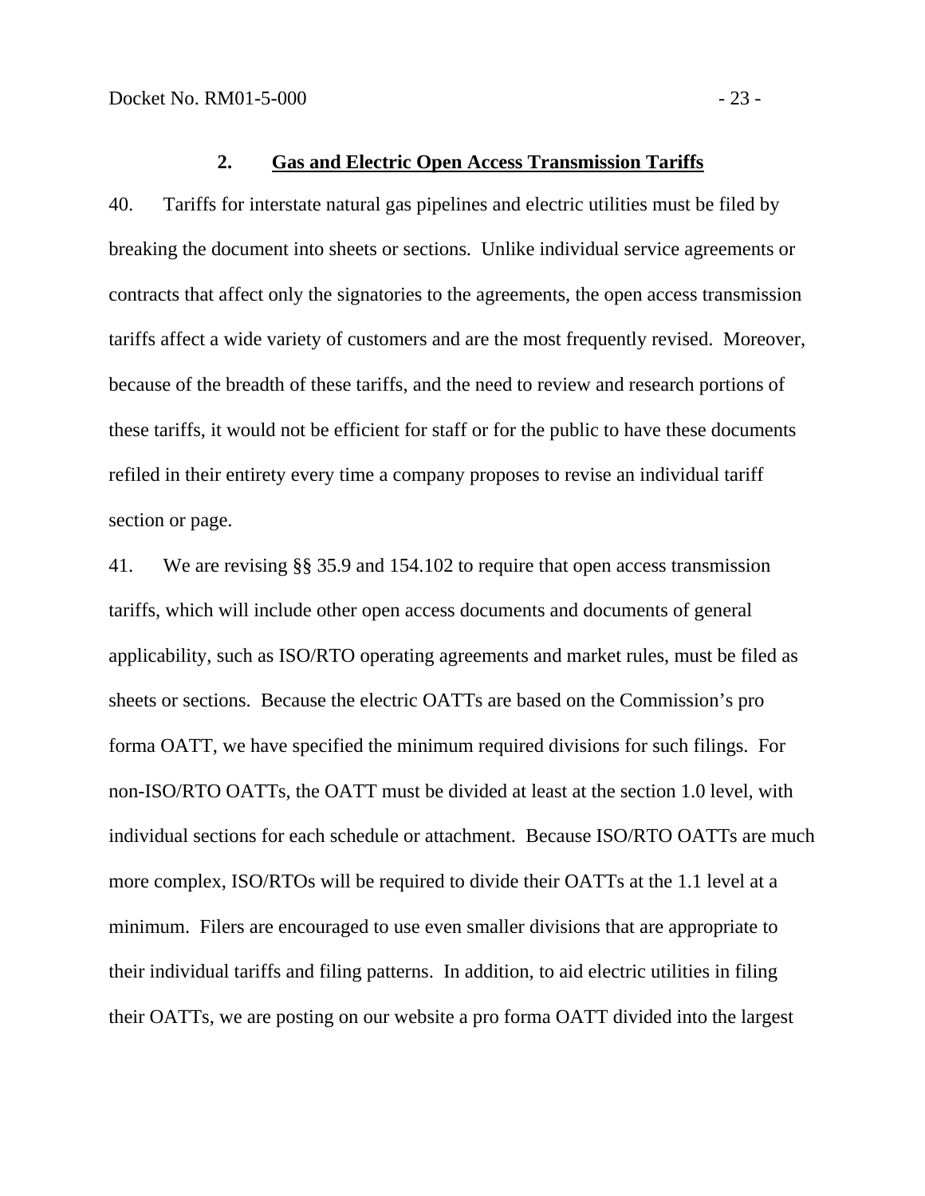### 2. Gas and Electric Open Access Transmission Tariffs

40. Tariffs for interstate natural gas pipelines and electric utilities must be filed by breaking the document into sheets or sections. Unlike individual service agreements or contracts that affect only the signatories to the agreements, the open access transmission tariffs affect a wide variety of customers and are the most frequently revised. Moreover, because of the breadth of these tariffs, and the need to review and research portions of these tariffs, it would not be efficient for staff or for the public to have these documents refiled in their entirety every time a company proposes to revise an individual tariff section or page.

41. We are revising §§ 35.9 and 154.102 to require that open access transmission tariffs, which will include other open access documents and documents of general applicability, such as ISO/RTO operating agreements and market rules, must be filed as sheets or sections. Because the electric OATTs are based on the Commission's pro forma OATT, we have specified the minimum required divisions for such filings. For non-ISO/RTO OATTs, the OATT must be divided at least at the section 1.0 level, with individual sections for each schedule or attachment. Because ISO/RTO OATTs are much more complex, ISO/RTOs will be required to divide their OATTs at the 1.1 level at a minimum. Filers are encouraged to use even smaller divisions that are appropriate to their individual tariffs and filing patterns. In addition, to aid electric utilities in filing their OATTs, we are posting on our website a pro forma OATT divided into the largest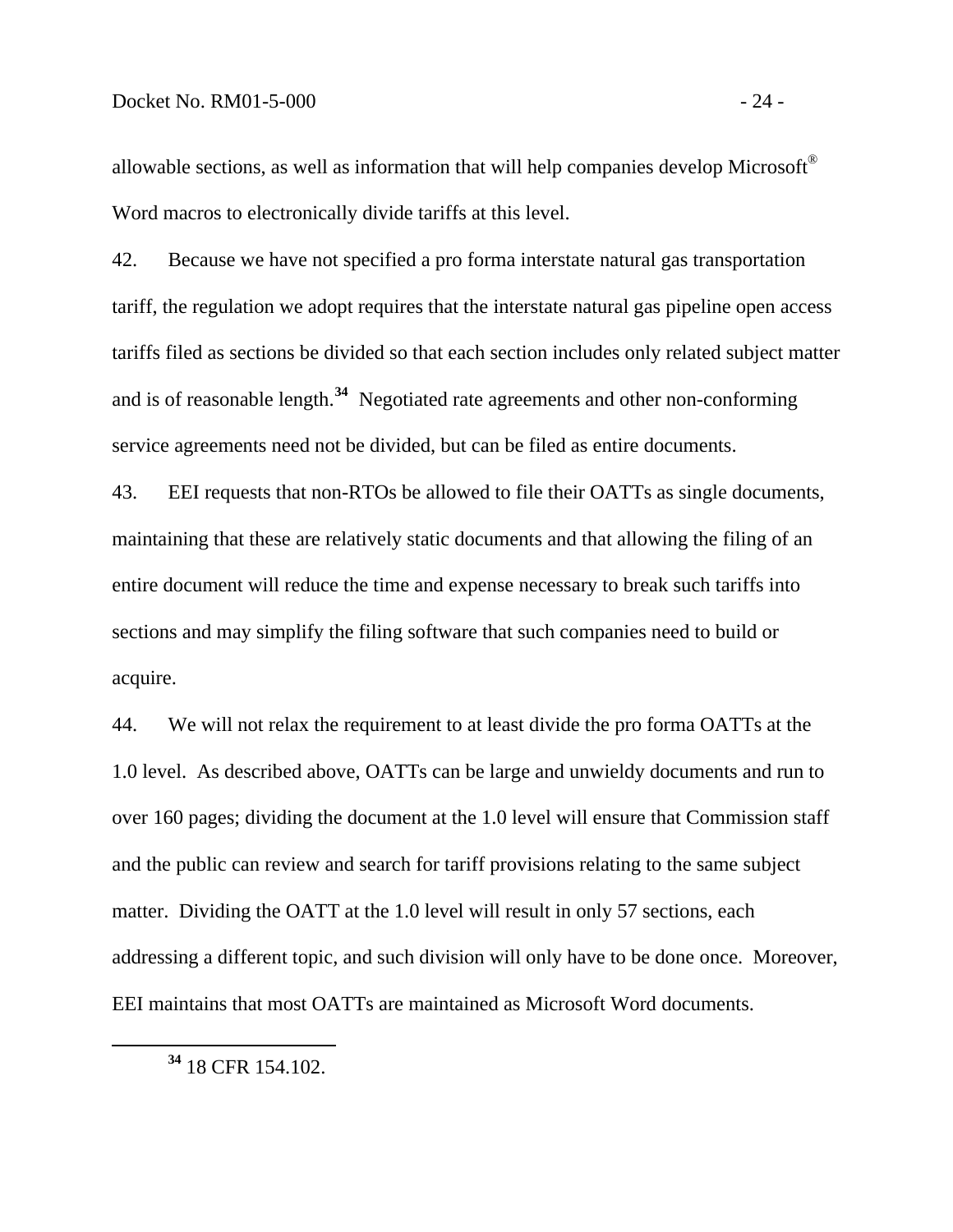allowable sections, as well as information that will help companies develop Microsoft® Word macros to electronically divide tariffs at this level.

42. Because we have not specified a pro forma interstate natural gas transportation tariff, the regulation we adopt requires that the interstate natural gas pipeline open access tariffs filed as sections be divided so that each section includes only related subject matter and is of reasonable length.[34] Negotiated rate agreements and other non-conforming service agreements need not be divided, but can be filed as entire documents.

43. EEI requests that non-RTOs be allowed to file their OATTs as single documents, maintaining that these are relatively static documents and that allowing the filing of an entire document will reduce the time and expense necessary to break such tariffs into sections and may simplify the filing software that such companies need to build or acquire.

44. We will not relax the requirement to at least divide the pro forma OATTs at the 1.0 level. As described above, OATTs can be large and unwieldy documents and run to over 160 pages; dividing the document at the 1.0 level will ensure that Commission staff and the public can review and search for tariff provisions relating to the same subject matter. Dividing the OATT at the 1.0 level will result in only 57 sections, each addressing a different topic, and such division will only have to be done once. Moreover, EEI maintains that most OATTs are maintained as Microsoft Word documents.

---

[34] 18 CFR 154.102.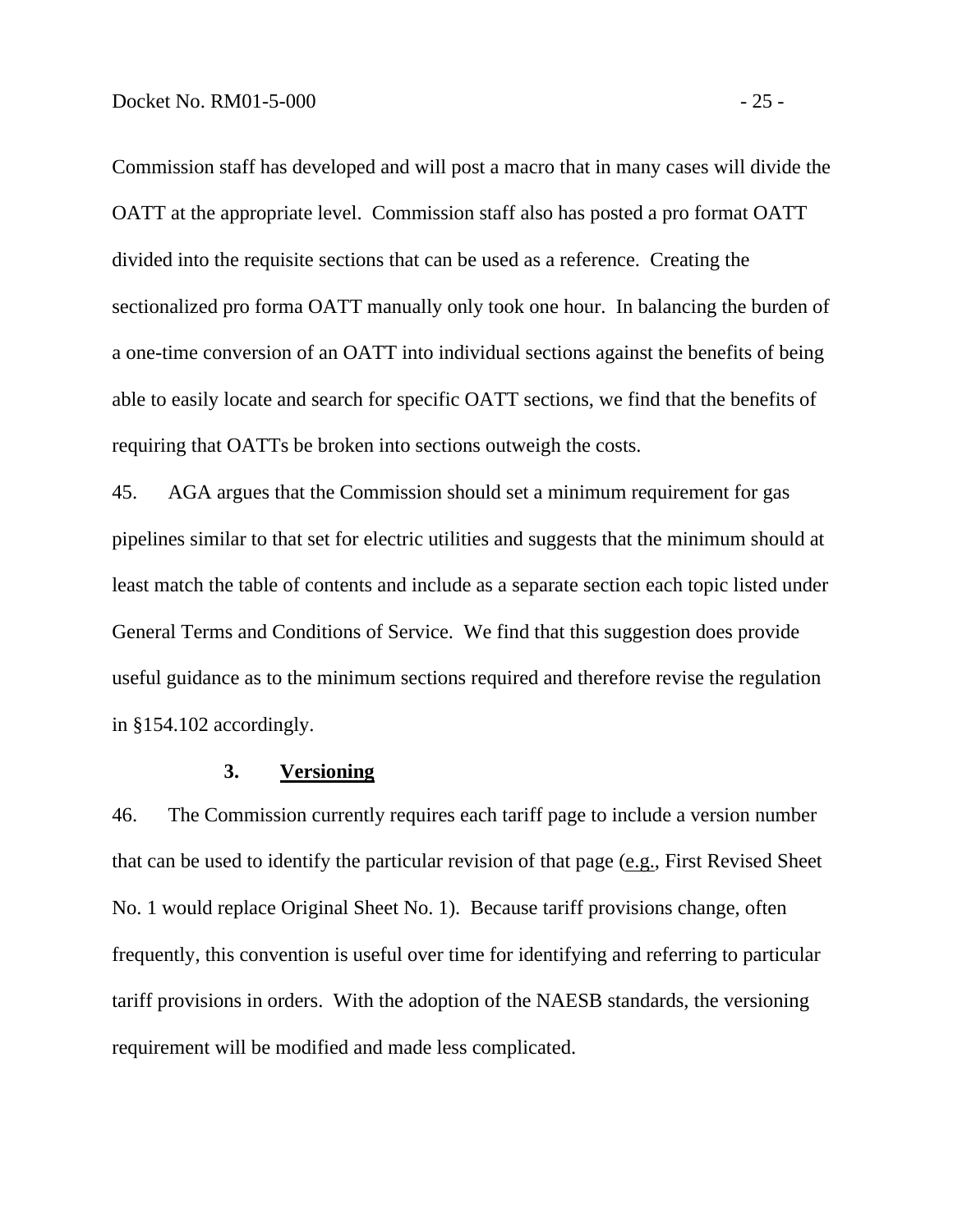Commission staff has developed and will post a macro that in many cases will divide the OATT at the appropriate level. Commission staff also has posted a pro format OATT divided into the requisite sections that can be used as a reference. Creating the sectionalized pro forma OATT manually only took one hour. In balancing the burden of a one-time conversion of an OATT into individual sections against the benefits of being able to easily locate and search for specific OATT sections, we find that the benefits of requiring that OATTs be broken into sections outweigh the costs.

45. AGA argues that the Commission should set a minimum requirement for gas pipelines similar to that set for electric utilities and suggests that the minimum should at least match the table of contents and include as a separate section each topic listed under General Terms and Conditions of Service. We find that this suggestion does provide useful guidance as to the minimum sections required and therefore revise the regulation in §154.102 accordingly.

### 3. Versioning

46. The Commission currently requires each tariff page to include a version number that can be used to identify the particular revision of that page (e.g., First Revised Sheet No. 1 would replace Original Sheet No. 1). Because tariff provisions change, often frequently, this convention is useful over time for identifying and referring to particular tariff provisions in orders. With the adoption of the NAESB standards, the versioning requirement will be modified and made less complicated.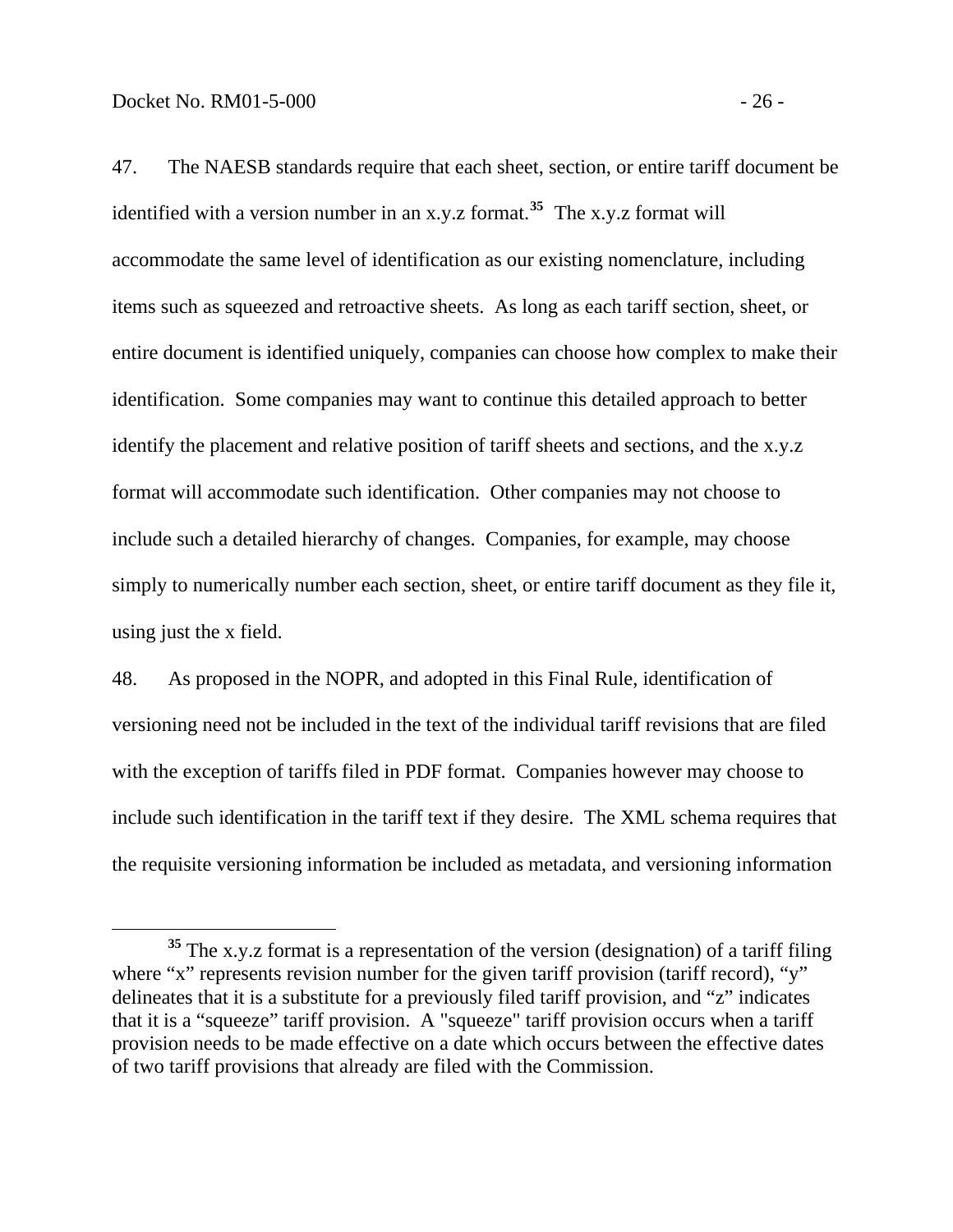47. The NAESB standards require that each sheet, section, or entire tariff document be identified with a version number in an x.y.z format.[35] The x.y.z format will accommodate the same level of identification as our existing nomenclature, including items such as squeezed and retroactive sheets. As long as each tariff section, sheet, or entire document is identified uniquely, companies can choose how complex to make their identification. Some companies may want to continue this detailed approach to better identify the placement and relative position of tariff sheets and sections, and the x.y.z format will accommodate such identification. Other companies may not choose to include such a detailed hierarchy of changes. Companies, for example, may choose simply to numerically number each section, sheet, or entire tariff document as they file it, using just the x field.

48. As proposed in the NOPR, and adopted in this Final Rule, identification of versioning need not be included in the text of the individual tariff revisions that are filed with the exception of tariffs filed in PDF format. Companies however may choose to include such identification in the tariff text if they desire. The XML schema requires that the requisite versioning information be included as metadata, and versioning information

---

[35] The x.y.z format is a representation of the version (designation) of a tariff filing where "x" represents revision number for the given tariff provision (tariff record), "y" delineates that it is a substitute for a previously filed tariff provision, and "z" indicates that it is a "squeeze" tariff provision. A "squeeze" tariff provision occurs when a tariff provision needs to be made effective on a date which occurs between the effective dates of two tariff provisions that already are filed with the Commission.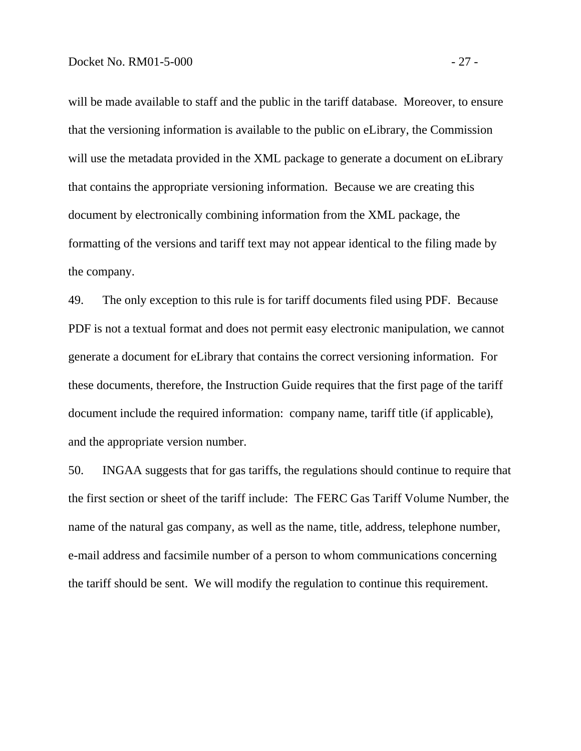will be made available to staff and the public in the tariff database. Moreover, to ensure that the versioning information is available to the public on eLibrary, the Commission will use the metadata provided in the XML package to generate a document on eLibrary that contains the appropriate versioning information. Because we are creating this document by electronically combining information from the XML package, the formatting of the versions and tariff text may not appear identical to the filing made by the company.

49. The only exception to this rule is for tariff documents filed using PDF. Because PDF is not a textual format and does not permit easy electronic manipulation, we cannot generate a document for eLibrary that contains the correct versioning information. For these documents, therefore, the Instruction Guide requires that the first page of the tariff document include the required information: company name, tariff title (if applicable), and the appropriate version number.

50. INGAA suggests that for gas tariffs, the regulations should continue to require that the first section or sheet of the tariff include: The FERC Gas Tariff Volume Number, the name of the natural gas company, as well as the name, title, address, telephone number, e-mail address and facsimile number of a person to whom communications concerning the tariff should be sent. We will modify the regulation to continue this requirement.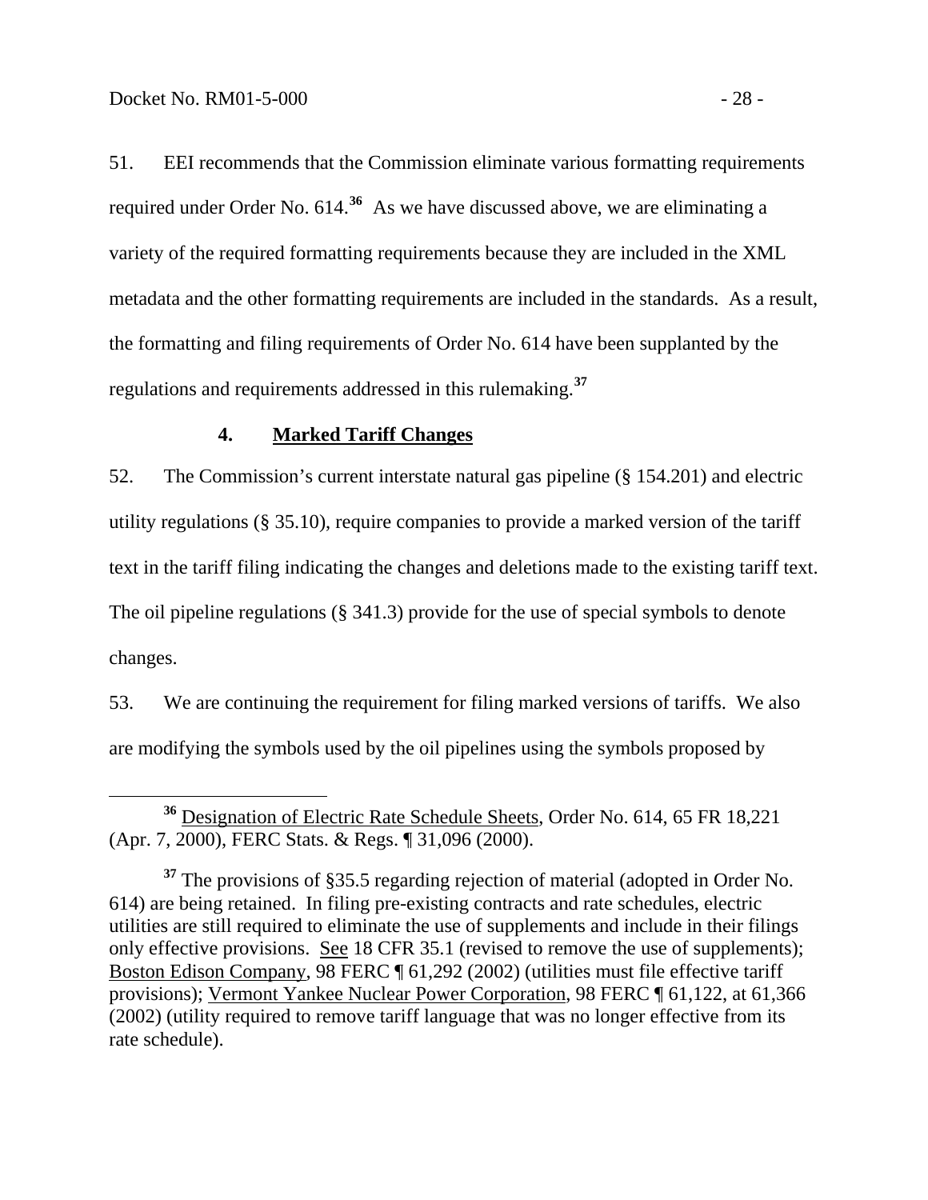51. EEI recommends that the Commission eliminate various formatting requirements required under Order No. 614.[36] As we have discussed above, we are eliminating a variety of the required formatting requirements because they are included in the XML metadata and the other formatting requirements are included in the standards. As a result, the formatting and filing requirements of Order No. 614 have been supplanted by the regulations and requirements addressed in this rulemaking.[37]

### 4. Marked Tariff Changes

52. The Commission's current interstate natural gas pipeline (§ 154.201) and electric utility regulations (§ 35.10), require companies to provide a marked version of the tariff text in the tariff filing indicating the changes and deletions made to the existing tariff text. The oil pipeline regulations (§ 341.3) provide for the use of special symbols to denote changes.

53. We are continuing the requirement for filing marked versions of tariffs. We also are modifying the symbols used by the oil pipelines using the symbols proposed by

---

[36] Designation of Electric Rate Schedule Sheets, Order No. 614, 65 FR 18,221 (Apr. 7, 2000), FERC Stats. & Regs. ¶ 31,096 (2000).

[37] The provisions of §35.5 regarding rejection of material (adopted in Order No. 614) are being retained. In filing pre-existing contracts and rate schedules, electric utilities are still required to eliminate the use of supplements and include in their filings only effective provisions. See 18 CFR 35.1 (revised to remove the use of supplements); Boston Edison Company, 98 FERC ¶ 61,292 (2002) (utilities must file effective tariff provisions); Vermont Yankee Nuclear Power Corporation, 98 FERC ¶ 61,122, at 61,366 (2002) (utility required to remove tariff language that was no longer effective from its rate schedule).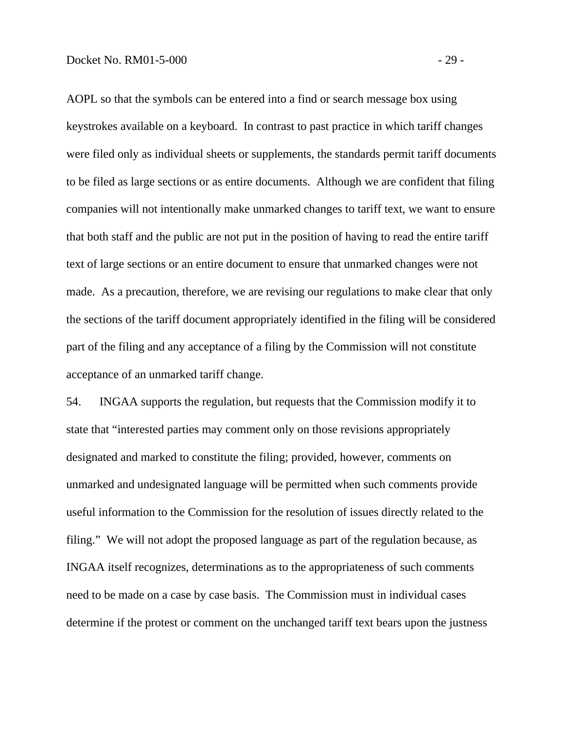AOPL so that the symbols can be entered into a find or search message box using keystrokes available on a keyboard. In contrast to past practice in which tariff changes were filed only as individual sheets or supplements, the standards permit tariff documents to be filed as large sections or as entire documents. Although we are confident that filing companies will not intentionally make unmarked changes to tariff text, we want to ensure that both staff and the public are not put in the position of having to read the entire tariff text of large sections or an entire document to ensure that unmarked changes were not made. As a precaution, therefore, we are revising our regulations to make clear that only the sections of the tariff document appropriately identified in the filing will be considered part of the filing and any acceptance of a filing by the Commission will not constitute acceptance of an unmarked tariff change.

54. INGAA supports the regulation, but requests that the Commission modify it to state that "interested parties may comment only on those revisions appropriately designated and marked to constitute the filing; provided, however, comments on unmarked and undesignated language will be permitted when such comments provide useful information to the Commission for the resolution of issues directly related to the filing." We will not adopt the proposed language as part of the regulation because, as INGAA itself recognizes, determinations as to the appropriateness of such comments need to be made on a case by case basis. The Commission must in individual cases determine if the protest or comment on the unchanged tariff text bears upon the justness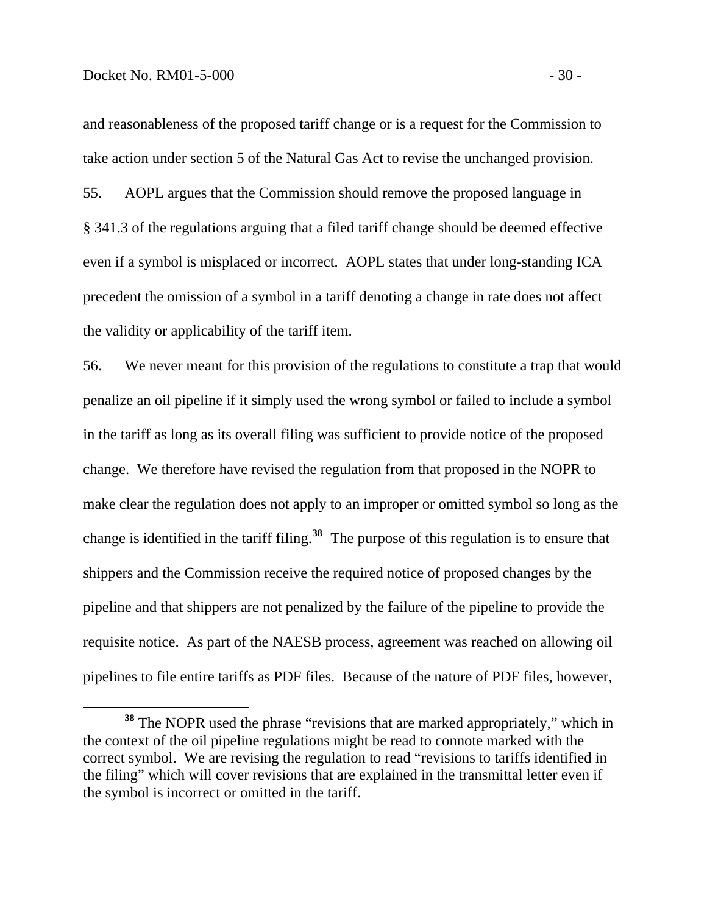and reasonableness of the proposed tariff change or is a request for the Commission to take action under section 5 of the Natural Gas Act to revise the unchanged provision.

55. AOPL argues that the Commission should remove the proposed language in § 341.3 of the regulations arguing that a filed tariff change should be deemed effective even if a symbol is misplaced or incorrect. AOPL states that under long-standing ICA precedent the omission of a symbol in a tariff denoting a change in rate does not affect the validity or applicability of the tariff item.

56. We never meant for this provision of the regulations to constitute a trap that would penalize an oil pipeline if it simply used the wrong symbol or failed to include a symbol in the tariff as long as its overall filing was sufficient to provide notice of the proposed change. We therefore have revised the regulation from that proposed in the NOPR to make clear the regulation does not apply to an improper or omitted symbol so long as the change is identified in the tariff filing.[38] The purpose of this regulation is to ensure that shippers and the Commission receive the required notice of proposed changes by the pipeline and that shippers are not penalized by the failure of the pipeline to provide the requisite notice. As part of the NAESB process, agreement was reached on allowing oil pipelines to file entire tariffs as PDF files. Because of the nature of PDF files, however,

[38] The NOPR used the phrase "revisions that are marked appropriately," which in the context of the oil pipeline regulations might be read to connote marked with the correct symbol. We are revising the regulation to read "revisions to tariffs identified in the filing" which will cover revisions that are explained in the transmittal letter even if the symbol is incorrect or omitted in the tariff.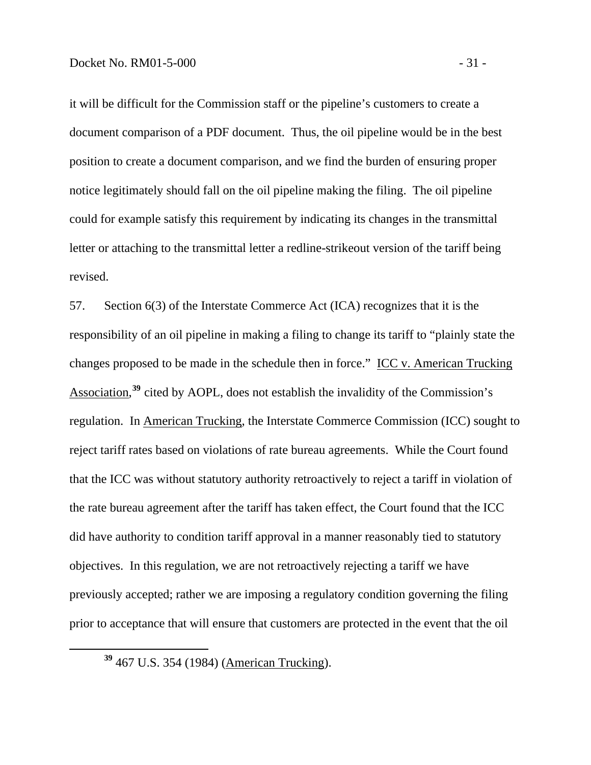it will be difficult for the Commission staff or the pipeline's customers to create a document comparison of a PDF document. Thus, the oil pipeline would be in the best position to create a document comparison, and we find the burden of ensuring proper notice legitimately should fall on the oil pipeline making the filing. The oil pipeline could for example satisfy this requirement by indicating its changes in the transmittal letter or attaching to the transmittal letter a redline-strikeout version of the tariff being revised.

57. Section 6(3) of the Interstate Commerce Act (ICA) recognizes that it is the responsibility of an oil pipeline in making a filing to change its tariff to "plainly state the changes proposed to be made in the schedule then in force." ICC v. American Trucking Association,[39] cited by AOPL, does not establish the invalidity of the Commission's regulation. In American Trucking, the Interstate Commerce Commission (ICC) sought to reject tariff rates based on violations of rate bureau agreements. While the Court found that the ICC was without statutory authority retroactively to reject a tariff in violation of the rate bureau agreement after the tariff has taken effect, the Court found that the ICC did have authority to condition tariff approval in a manner reasonably tied to statutory objectives. In this regulation, we are not retroactively rejecting a tariff we have previously accepted; rather we are imposing a regulatory condition governing the filing prior to acceptance that will ensure that customers are protected in the event that the oil

[39] 467 U.S. 354 (1984) (American Trucking).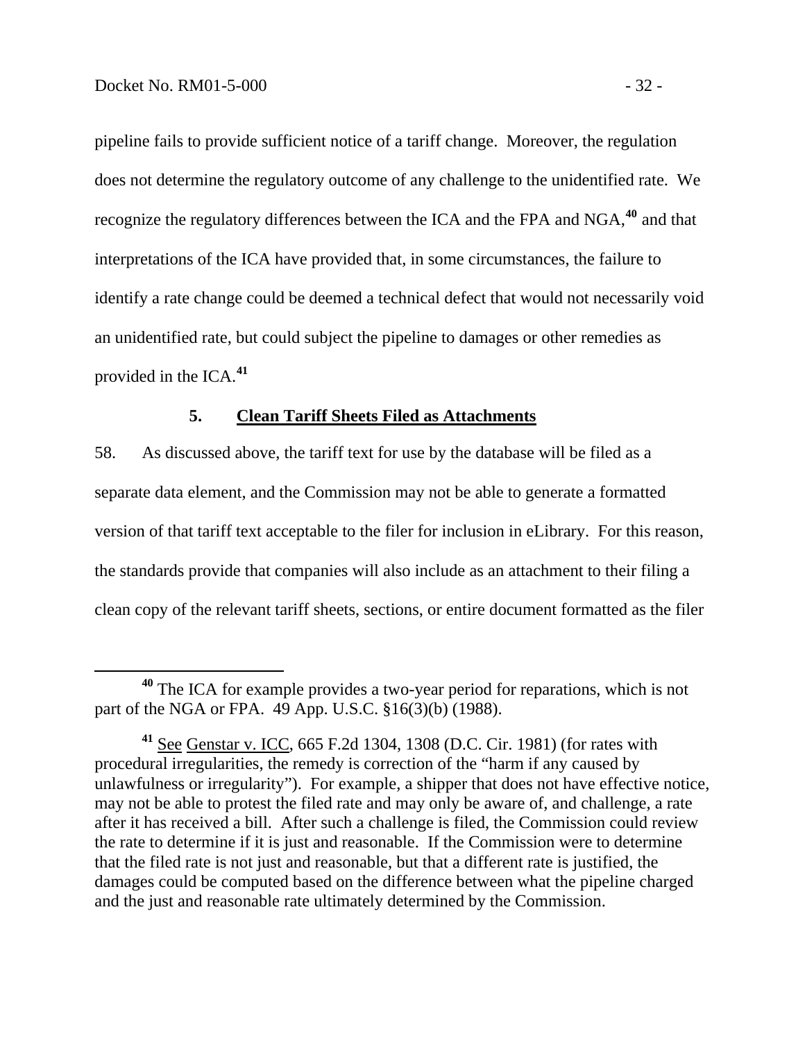pipeline fails to provide sufficient notice of a tariff change. Moreover, the regulation does not determine the regulatory outcome of any challenge to the unidentified rate. We recognize the regulatory differences between the ICA and the FPA and NGA,[40] and that interpretations of the ICA have provided that, in some circumstances, the failure to identify a rate change could be deemed a technical defect that would not necessarily void an unidentified rate, but could subject the pipeline to damages or other remedies as provided in the ICA.[41]

### 5. <u>Clean Tariff Sheets Filed as Attachments</u>

58. As discussed above, the tariff text for use by the database will be filed as a separate data element, and the Commission may not be able to generate a formatted version of that tariff text acceptable to the filer for inclusion in eLibrary. For this reason, the standards provide that companies will also include as an attachment to their filing a clean copy of the relevant tariff sheets, sections, or entire document formatted as the filer

---

[40] The ICA for example provides a two-year period for reparations, which is not part of the NGA or FPA. 49 App. U.S.C. §16(3)(b) (1988).

[41] <u>See</u> <u>Genstar v. ICC</u>, 665 F.2d 1304, 1308 (D.C. Cir. 1981) (for rates with procedural irregularities, the remedy is correction of the "harm if any caused by unlawfulness or irregularity"). For example, a shipper that does not have effective notice, may not be able to protest the filed rate and may only be aware of, and challenge, a rate after it has received a bill. After such a challenge is filed, the Commission could review the rate to determine if it is just and reasonable. If the Commission were to determine that the filed rate is not just and reasonable, but that a different rate is justified, the damages could be computed based on the difference between what the pipeline charged and the just and reasonable rate ultimately determined by the Commission.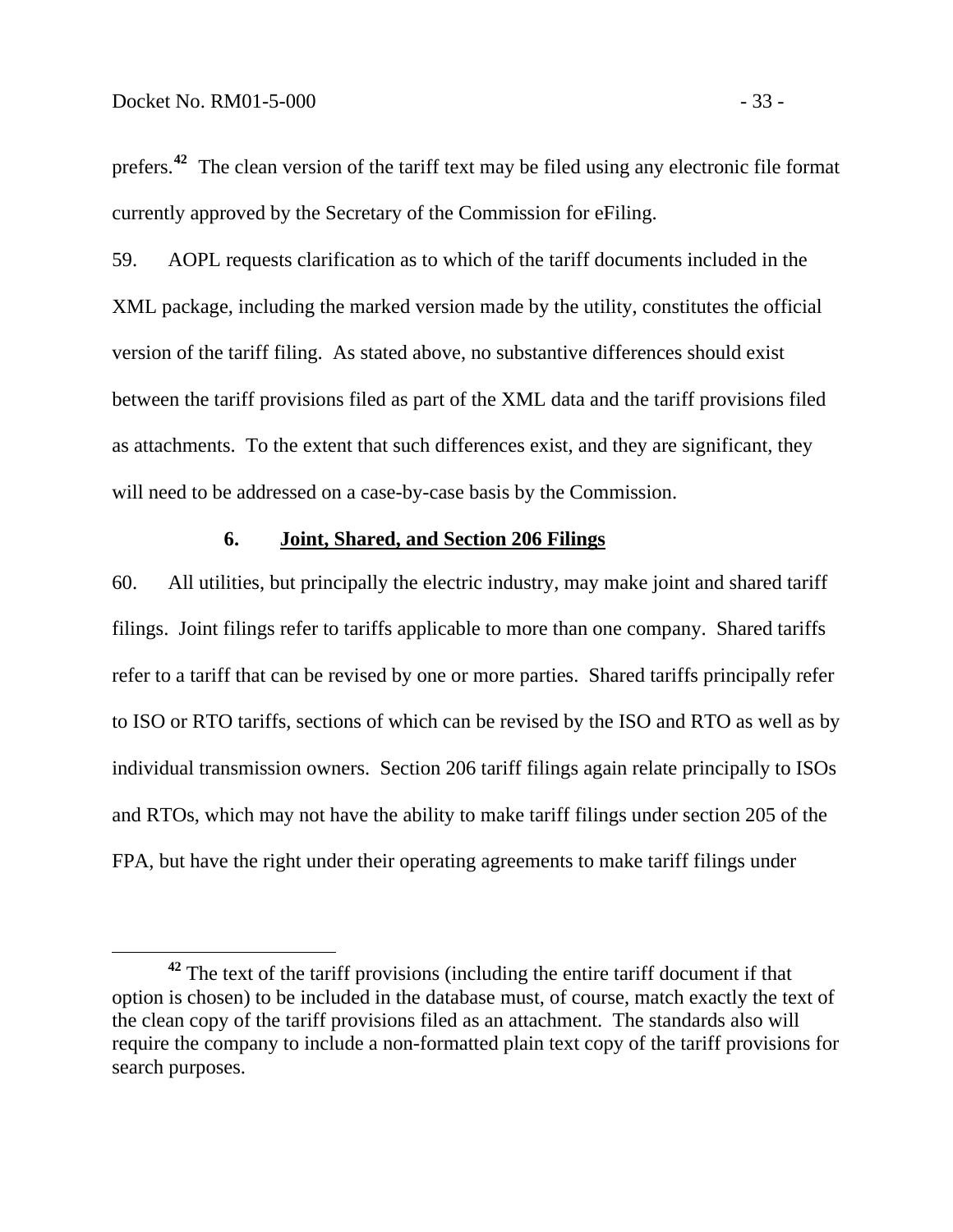prefers.[42] The clean version of the tariff text may be filed using any electronic file format currently approved by the Secretary of the Commission for eFiling.

59. AOPL requests clarification as to which of the tariff documents included in the XML package, including the marked version made by the utility, constitutes the official version of the tariff filing. As stated above, no substantive differences should exist between the tariff provisions filed as part of the XML data and the tariff provisions filed as attachments. To the extent that such differences exist, and they are significant, they will need to be addressed on a case-by-case basis by the Commission.

### 6. Joint, Shared, and Section 206 Filings

60. All utilities, but principally the electric industry, may make joint and shared tariff filings. Joint filings refer to tariffs applicable to more than one company. Shared tariffs refer to a tariff that can be revised by one or more parties. Shared tariffs principally refer to ISO or RTO tariffs, sections of which can be revised by the ISO and RTO as well as by individual transmission owners. Section 206 tariff filings again relate principally to ISOs and RTOs, which may not have the ability to make tariff filings under section 205 of the FPA, but have the right under their operating agreements to make tariff filings under

[42] The text of the tariff provisions (including the entire tariff document if that option is chosen) to be included in the database must, of course, match exactly the text of the clean copy of the tariff provisions filed as an attachment. The standards also will require the company to include a non-formatted plain text copy of the tariff provisions for search purposes.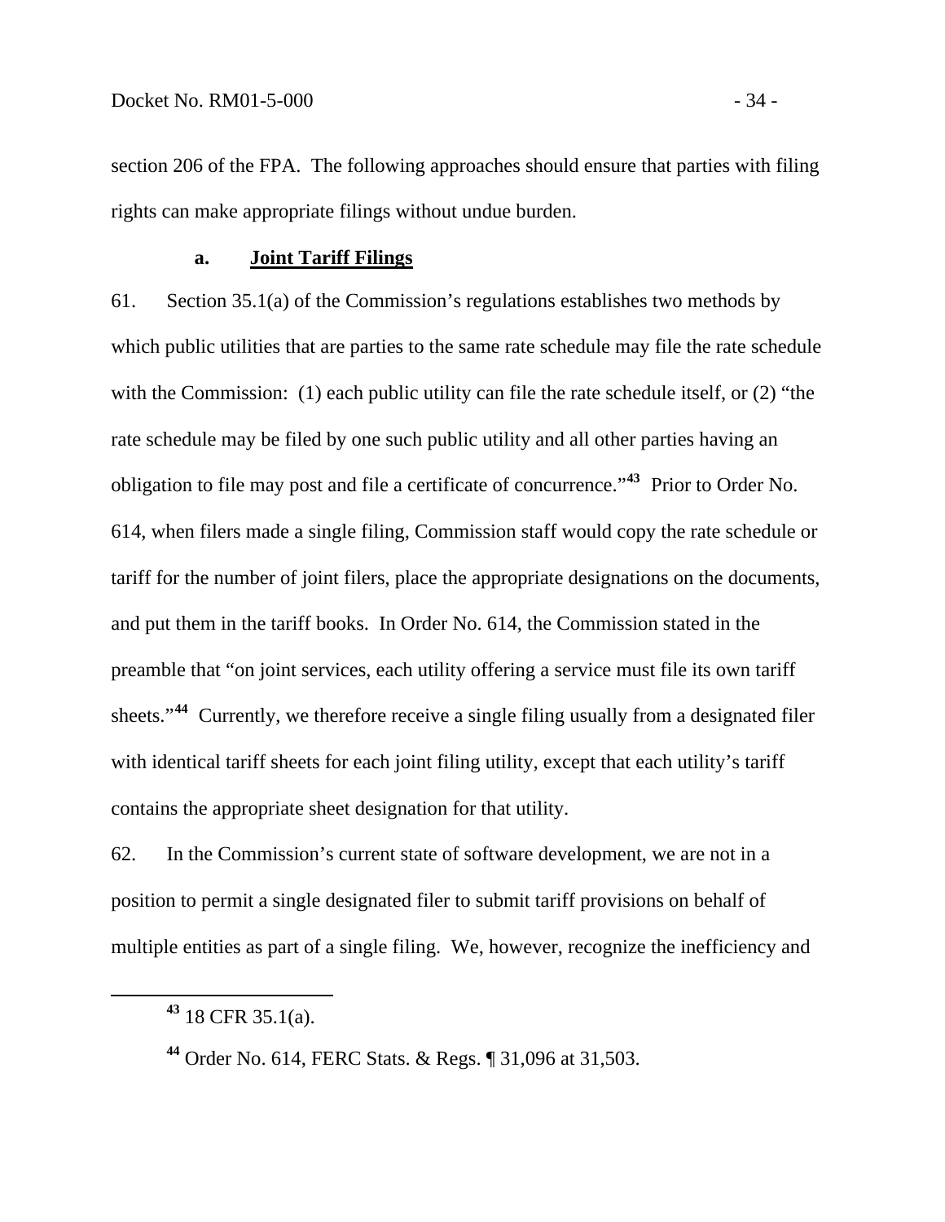section 206 of the FPA. The following approaches should ensure that parties with filing rights can make appropriate filings without undue burden.

### a. Joint Tariff Filings

61. Section 35.1(a) of the Commission's regulations establishes two methods by which public utilities that are parties to the same rate schedule may file the rate schedule with the Commission: (1) each public utility can file the rate schedule itself, or (2) "the rate schedule may be filed by one such public utility and all other parties having an obligation to file may post and file a certificate of concurrence."[43] Prior to Order No. 614, when filers made a single filing, Commission staff would copy the rate schedule or tariff for the number of joint filers, place the appropriate designations on the documents, and put them in the tariff books. In Order No. 614, the Commission stated in the preamble that "on joint services, each utility offering a service must file its own tariff sheets."[44] Currently, we therefore receive a single filing usually from a designated filer with identical tariff sheets for each joint filing utility, except that each utility's tariff contains the appropriate sheet designation for that utility.

62. In the Commission's current state of software development, we are not in a position to permit a single designated filer to submit tariff provisions on behalf of multiple entities as part of a single filing. We, however, recognize the inefficiency and

[43] 18 CFR 35.1(a).

[44] Order No. 614, FERC Stats. & Regs. ¶ 31,096 at 31,503.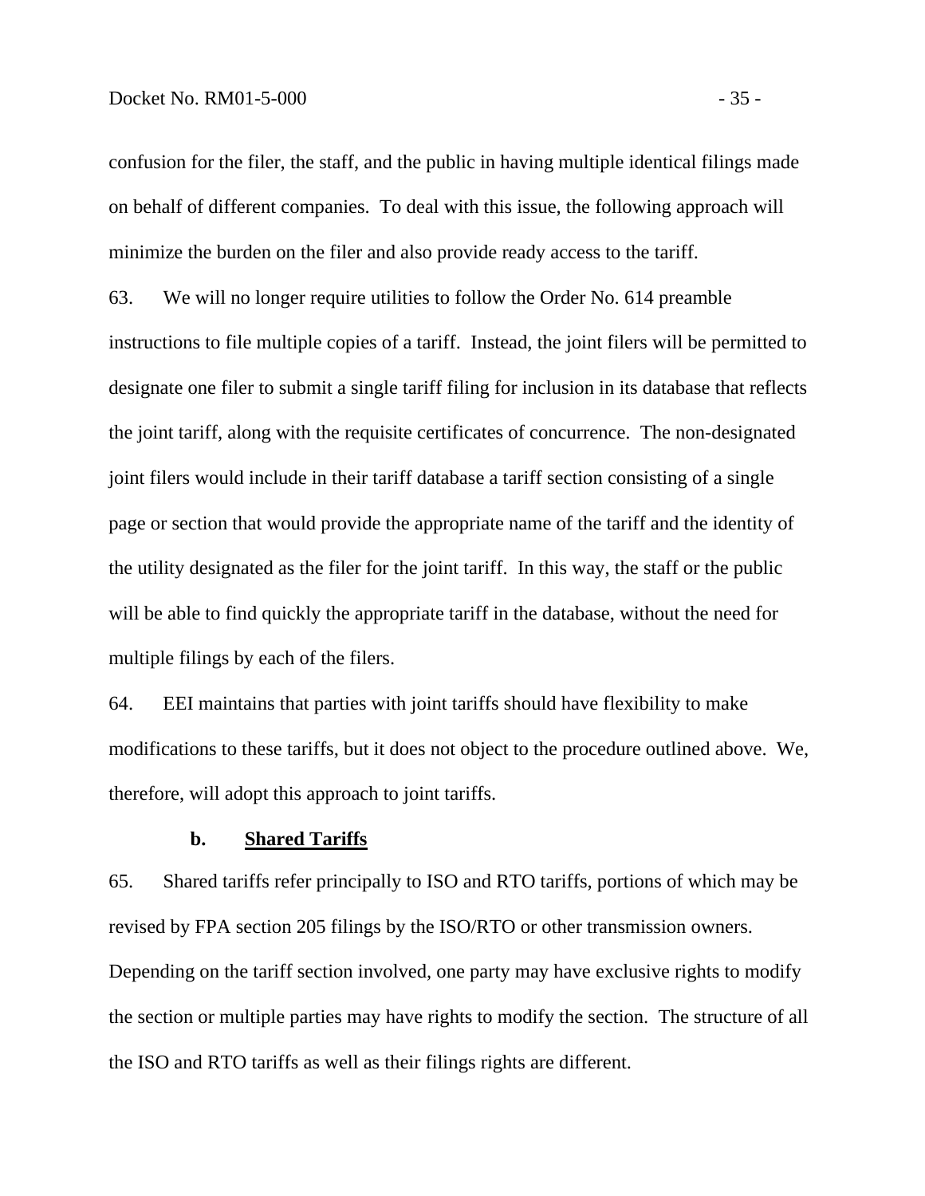confusion for the filer, the staff, and the public in having multiple identical filings made on behalf of different companies. To deal with this issue, the following approach will minimize the burden on the filer and also provide ready access to the tariff.

63. We will no longer require utilities to follow the Order No. 614 preamble instructions to file multiple copies of a tariff. Instead, the joint filers will be permitted to designate one filer to submit a single tariff filing for inclusion in its database that reflects the joint tariff, along with the requisite certificates of concurrence. The non-designated joint filers would include in their tariff database a tariff section consisting of a single page or section that would provide the appropriate name of the tariff and the identity of the utility designated as the filer for the joint tariff. In this way, the staff or the public will be able to find quickly the appropriate tariff in the database, without the need for multiple filings by each of the filers.

64. EEI maintains that parties with joint tariffs should have flexibility to make modifications to these tariffs, but it does not object to the procedure outlined above. We, therefore, will adopt this approach to joint tariffs.

#### b. Shared Tariffs

65. Shared tariffs refer principally to ISO and RTO tariffs, portions of which may be revised by FPA section 205 filings by the ISO/RTO or other transmission owners. Depending on the tariff section involved, one party may have exclusive rights to modify the section or multiple parties may have rights to modify the section. The structure of all the ISO and RTO tariffs as well as their filings rights are different.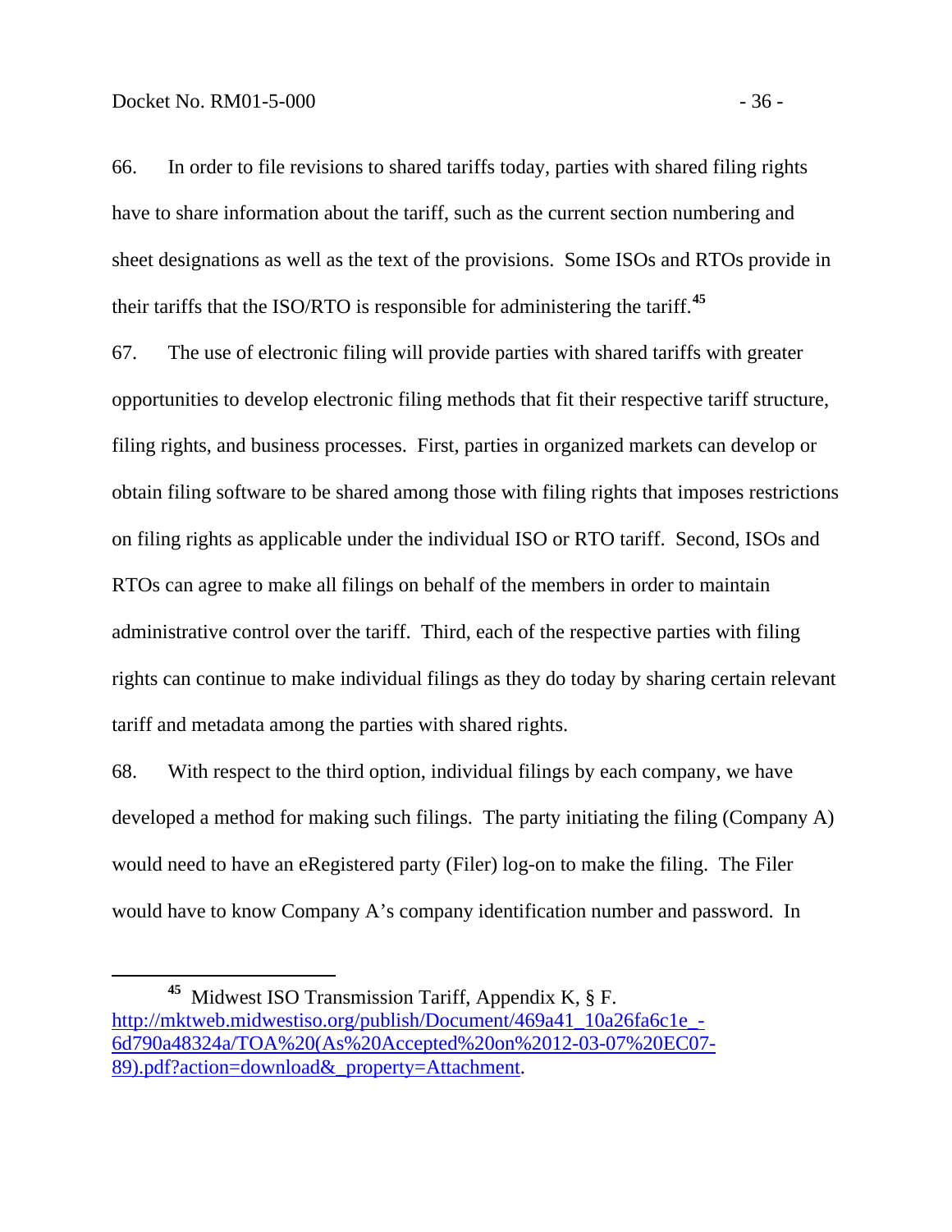66. In order to file revisions to shared tariffs today, parties with shared filing rights have to share information about the tariff, such as the current section numbering and sheet designations as well as the text of the provisions. Some ISOs and RTOs provide in their tariffs that the ISO/RTO is responsible for administering the tariff.[45]

67. The use of electronic filing will provide parties with shared tariffs with greater opportunities to develop electronic filing methods that fit their respective tariff structure, filing rights, and business processes. First, parties in organized markets can develop or obtain filing software to be shared among those with filing rights that imposes restrictions on filing rights as applicable under the individual ISO or RTO tariff. Second, ISOs and RTOs can agree to make all filings on behalf of the members in order to maintain administrative control over the tariff. Third, each of the respective parties with filing rights can continue to make individual filings as they do today by sharing certain relevant tariff and metadata among the parties with shared rights.

68. With respect to the third option, individual filings by each company, we have developed a method for making such filings. The party initiating the filing (Company A) would need to have an eRegistered party (Filer) log-on to make the filing. The Filer would have to know Company A's company identification number and password. In

---

[45] Midwest ISO Transmission Tariff, Appendix K, § F. http://mktweb.midwestiso.org/publish/Document/469a41_10a26fa6c1e_-6d790a48324a/TOA%20(As%20Accepted%20on%2012-03-07%20EC07-89).pdf?action=download&_property=Attachment.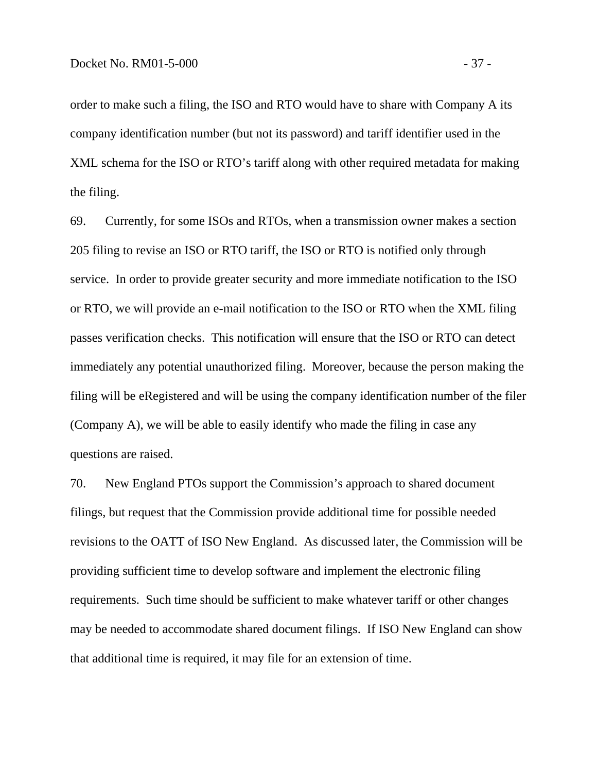order to make such a filing, the ISO and RTO would have to share with Company A its company identification number (but not its password) and tariff identifier used in the XML schema for the ISO or RTO's tariff along with other required metadata for making the filing.

69. Currently, for some ISOs and RTOs, when a transmission owner makes a section 205 filing to revise an ISO or RTO tariff, the ISO or RTO is notified only through service. In order to provide greater security and more immediate notification to the ISO or RTO, we will provide an e-mail notification to the ISO or RTO when the XML filing passes verification checks. This notification will ensure that the ISO or RTO can detect immediately any potential unauthorized filing. Moreover, because the person making the filing will be eRegistered and will be using the company identification number of the filer (Company A), we will be able to easily identify who made the filing in case any questions are raised.

70. New England PTOs support the Commission's approach to shared document filings, but request that the Commission provide additional time for possible needed revisions to the OATT of ISO New England. As discussed later, the Commission will be providing sufficient time to develop software and implement the electronic filing requirements. Such time should be sufficient to make whatever tariff or other changes may be needed to accommodate shared document filings. If ISO New England can show that additional time is required, it may file for an extension of time.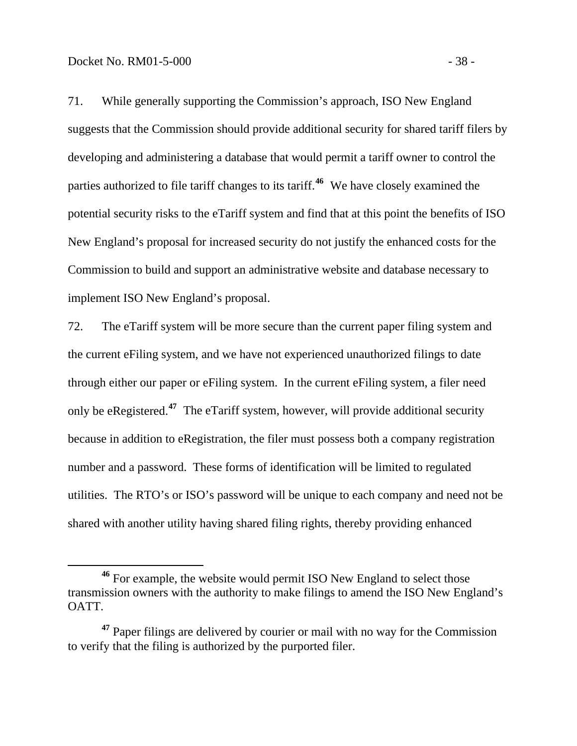71. While generally supporting the Commission's approach, ISO New England suggests that the Commission should provide additional security for shared tariff filers by developing and administering a database that would permit a tariff owner to control the parties authorized to file tariff changes to its tariff.[46] We have closely examined the potential security risks to the eTariff system and find that at this point the benefits of ISO New England's proposal for increased security do not justify the enhanced costs for the Commission to build and support an administrative website and database necessary to implement ISO New England's proposal.

72. The eTariff system will be more secure than the current paper filing system and the current eFiling system, and we have not experienced unauthorized filings to date through either our paper or eFiling system. In the current eFiling system, a filer need only be eRegistered.[47] The eTariff system, however, will provide additional security because in addition to eRegistration, the filer must possess both a company registration number and a password. These forms of identification will be limited to regulated utilities. The RTO's or ISO's password will be unique to each company and need not be shared with another utility having shared filing rights, thereby providing enhanced

---

[46] For example, the website would permit ISO New England to select those transmission owners with the authority to make filings to amend the ISO New England's OATT.

[47] Paper filings are delivered by courier or mail with no way for the Commission to verify that the filing is authorized by the purported filer.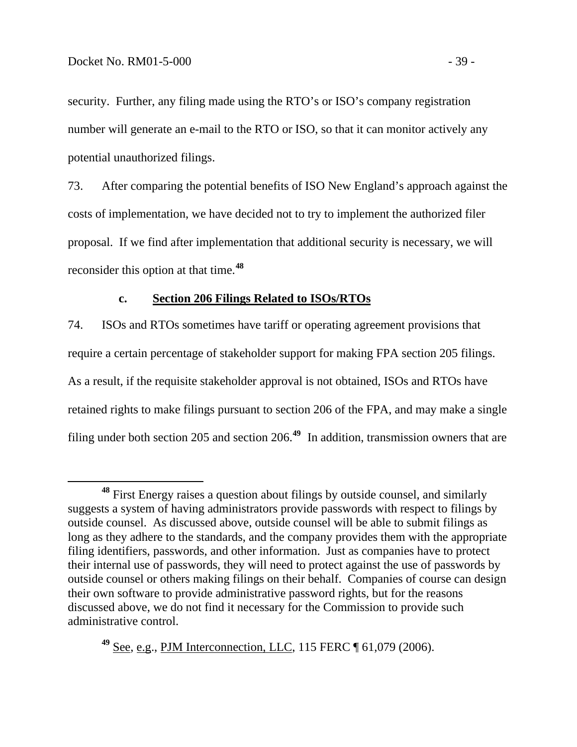security. Further, any filing made using the RTO's or ISO's company registration number will generate an e-mail to the RTO or ISO, so that it can monitor actively any potential unauthorized filings.

73. After comparing the potential benefits of ISO New England's approach against the costs of implementation, we have decided not to try to implement the authorized filer proposal. If we find after implementation that additional security is necessary, we will reconsider this option at that time.[48]

### c. Section 206 Filings Related to ISOs/RTOs

74. ISOs and RTOs sometimes have tariff or operating agreement provisions that require a certain percentage of stakeholder support for making FPA section 205 filings. As a result, if the requisite stakeholder approval is not obtained, ISOs and RTOs have retained rights to make filings pursuant to section 206 of the FPA, and may make a single filing under both section 205 and section 206.[49] In addition, transmission owners that are

---

[48] First Energy raises a question about filings by outside counsel, and similarly suggests a system of having administrators provide passwords with respect to filings by outside counsel. As discussed above, outside counsel will be able to submit filings as long as they adhere to the standards, and the company provides them with the appropriate filing identifiers, passwords, and other information. Just as companies have to protect their internal use of passwords, they will need to protect against the use of passwords by outside counsel or others making filings on their behalf. Companies of course can design their own software to provide administrative password rights, but for the reasons discussed above, we do not find it necessary for the Commission to provide such administrative control.

[49] See, e.g., PJM Interconnection, LLC, 115 FERC ¶ 61,079 (2006).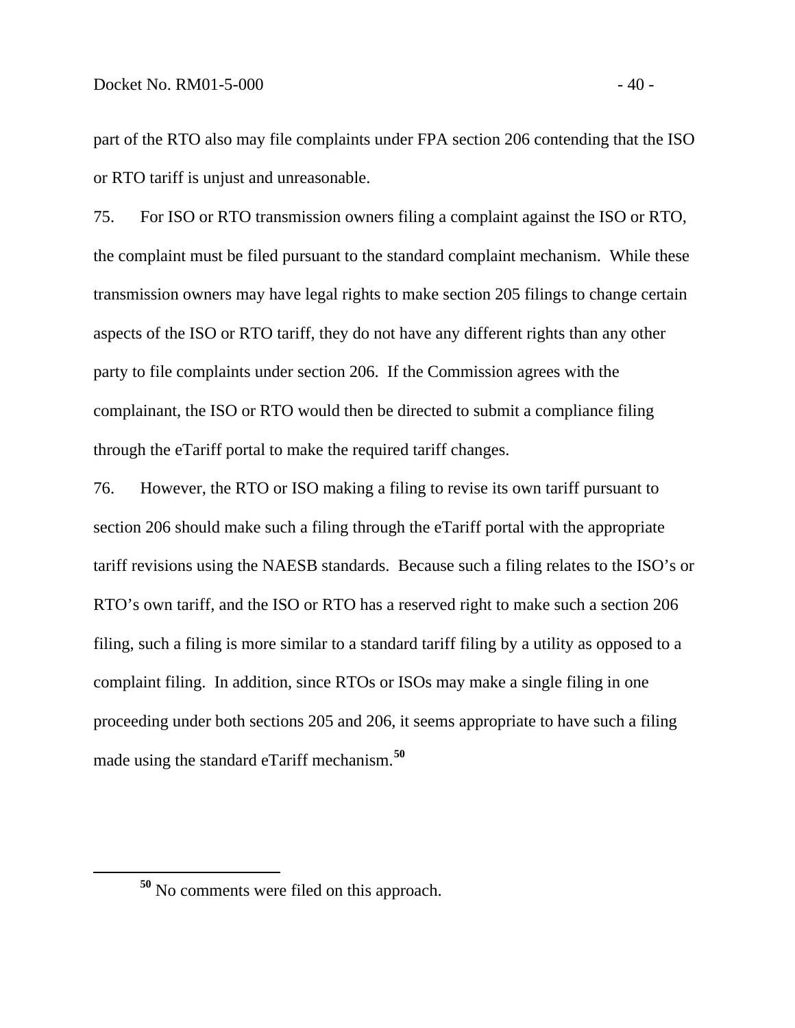part of the RTO also may file complaints under FPA section 206 contending that the ISO or RTO tariff is unjust and unreasonable.

75. For ISO or RTO transmission owners filing a complaint against the ISO or RTO, the complaint must be filed pursuant to the standard complaint mechanism. While these transmission owners may have legal rights to make section 205 filings to change certain aspects of the ISO or RTO tariff, they do not have any different rights than any other party to file complaints under section 206. If the Commission agrees with the complainant, the ISO or RTO would then be directed to submit a compliance filing through the eTariff portal to make the required tariff changes.

76. However, the RTO or ISO making a filing to revise its own tariff pursuant to section 206 should make such a filing through the eTariff portal with the appropriate tariff revisions using the NAESB standards. Because such a filing relates to the ISO's or RTO's own tariff, and the ISO or RTO has a reserved right to make such a section 206 filing, such a filing is more similar to a standard tariff filing by a utility as opposed to a complaint filing. In addition, since RTOs or ISOs may make a single filing in one proceeding under both sections 205 and 206, it seems appropriate to have such a filing made using the standard eTariff mechanism.[50]

---

[50] No comments were filed on this approach.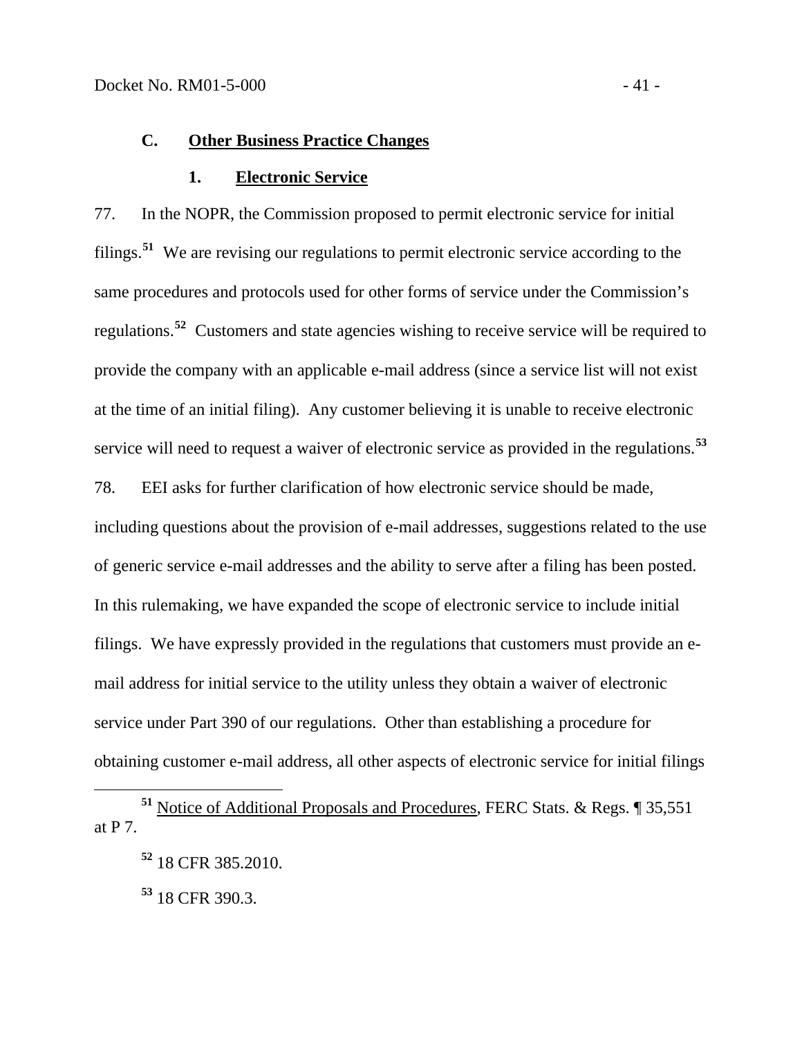### C. Other Business Practice Changes

#### 1. Electronic Service

77. In the NOPR, the Commission proposed to permit electronic service for initial filings.[51] We are revising our regulations to permit electronic service according to the same procedures and protocols used for other forms of service under the Commission's regulations.[52] Customers and state agencies wishing to receive service will be required to provide the company with an applicable e-mail address (since a service list will not exist at the time of an initial filing). Any customer believing it is unable to receive electronic service will need to request a waiver of electronic service as provided in the regulations.[53]

78. EEI asks for further clarification of how electronic service should be made, including questions about the provision of e-mail addresses, suggestions related to the use of generic service e-mail addresses and the ability to serve after a filing has been posted. In this rulemaking, we have expanded the scope of electronic service to include initial filings. We have expressly provided in the regulations that customers must provide an e-mail address for initial service to the utility unless they obtain a waiver of electronic service under Part 390 of our regulations. Other than establishing a procedure for obtaining customer e-mail address, all other aspects of electronic service for initial filings

---

[51] Notice of Additional Proposals and Procedures, FERC Stats. & Regs. ¶ 35,551 at P 7.

[52] 18 CFR 385.2010.

[53] 18 CFR 390.3.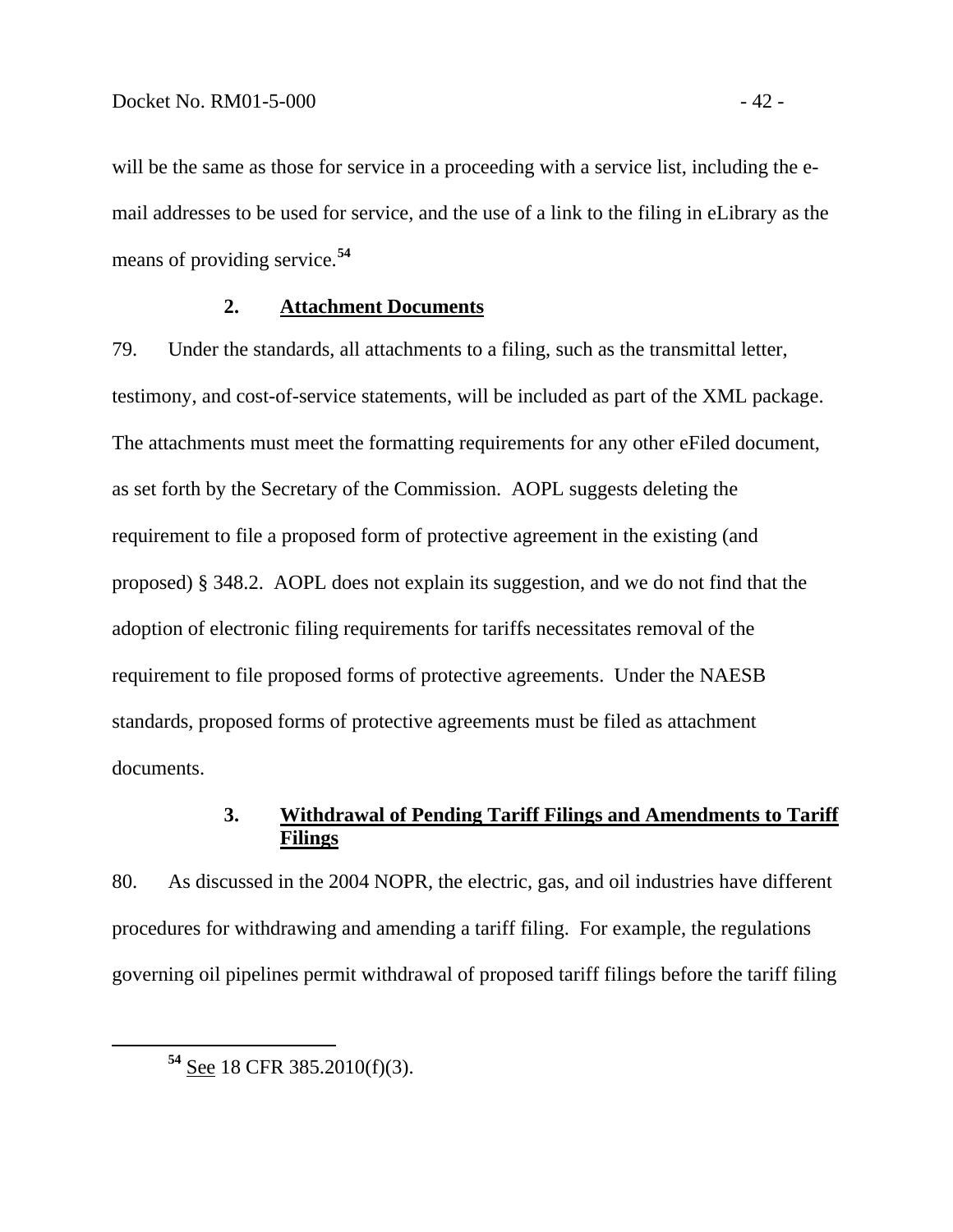will be the same as those for service in a proceeding with a service list, including the e-mail addresses to be used for service, and the use of a link to the filing in eLibrary as the means of providing service.[54]

### 2. Attachment Documents

79. Under the standards, all attachments to a filing, such as the transmittal letter, testimony, and cost-of-service statements, will be included as part of the XML package. The attachments must meet the formatting requirements for any other eFiled document, as set forth by the Secretary of the Commission. AOPL suggests deleting the requirement to file a proposed form of protective agreement in the existing (and proposed) § 348.2. AOPL does not explain its suggestion, and we do not find that the adoption of electronic filing requirements for tariffs necessitates removal of the requirement to file proposed forms of protective agreements. Under the NAESB standards, proposed forms of protective agreements must be filed as attachment documents.

### 3. Withdrawal of Pending Tariff Filings and Amendments to Tariff Filings

80. As discussed in the 2004 NOPR, the electric, gas, and oil industries have different procedures for withdrawing and amending a tariff filing. For example, the regulations governing oil pipelines permit withdrawal of proposed tariff filings before the tariff filing

[54] See 18 CFR 385.2010(f)(3).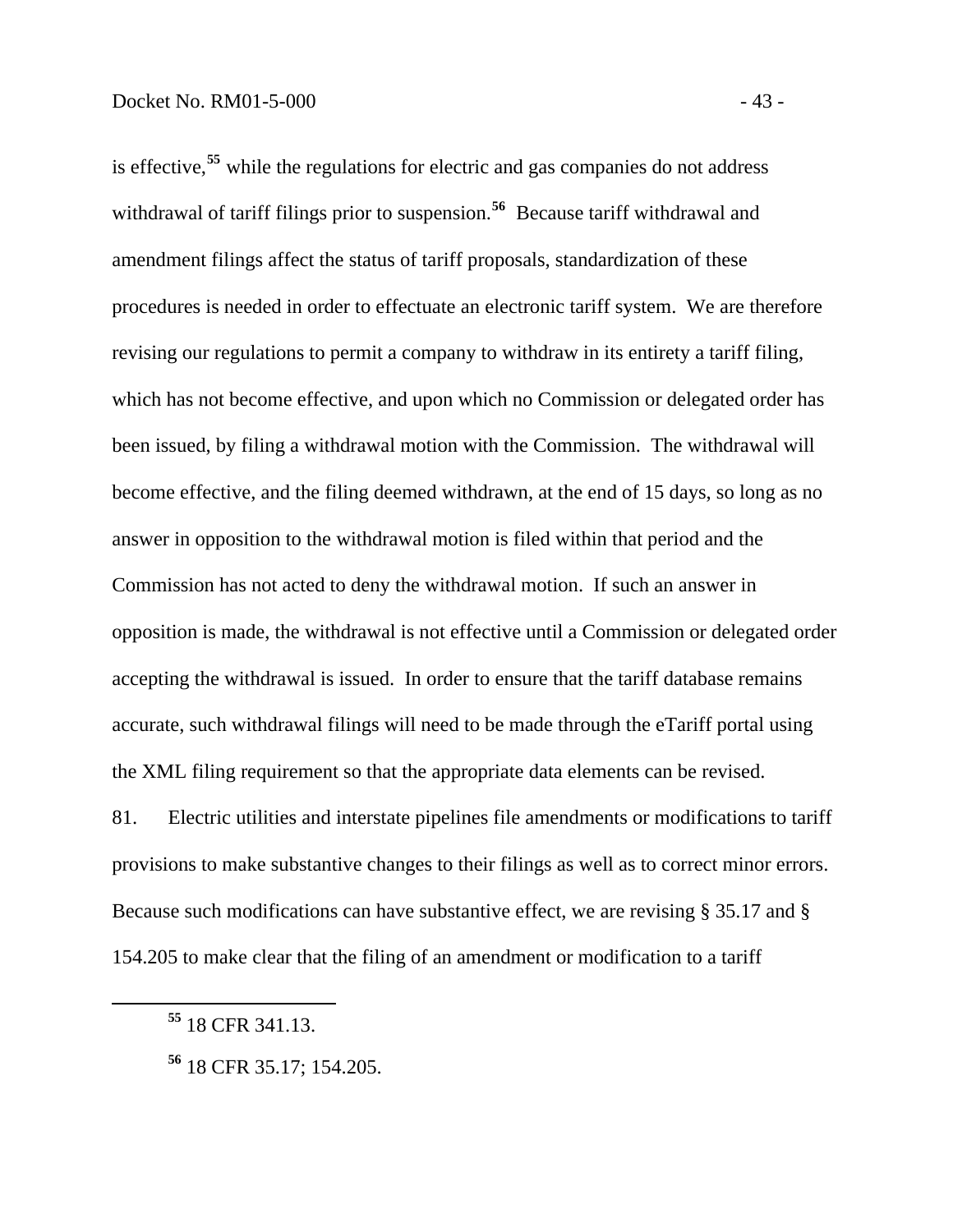is effective,[55] while the regulations for electric and gas companies do not address withdrawal of tariff filings prior to suspension.[56] Because tariff withdrawal and amendment filings affect the status of tariff proposals, standardization of these procedures is needed in order to effectuate an electronic tariff system. We are therefore revising our regulations to permit a company to withdraw in its entirety a tariff filing, which has not become effective, and upon which no Commission or delegated order has been issued, by filing a withdrawal motion with the Commission. The withdrawal will become effective, and the filing deemed withdrawn, at the end of 15 days, so long as no answer in opposition to the withdrawal motion is filed within that period and the Commission has not acted to deny the withdrawal motion. If such an answer in opposition is made, the withdrawal is not effective until a Commission or delegated order accepting the withdrawal is issued. In order to ensure that the tariff database remains accurate, such withdrawal filings will need to be made through the eTariff portal using the XML filing requirement so that the appropriate data elements can be revised.

81. Electric utilities and interstate pipelines file amendments or modifications to tariff provisions to make substantive changes to their filings as well as to correct minor errors. Because such modifications can have substantive effect, we are revising § 35.17 and § 154.205 to make clear that the filing of an amendment or modification to a tariff

---

[55] 18 CFR 341.13.

[56] 18 CFR 35.17; 154.205.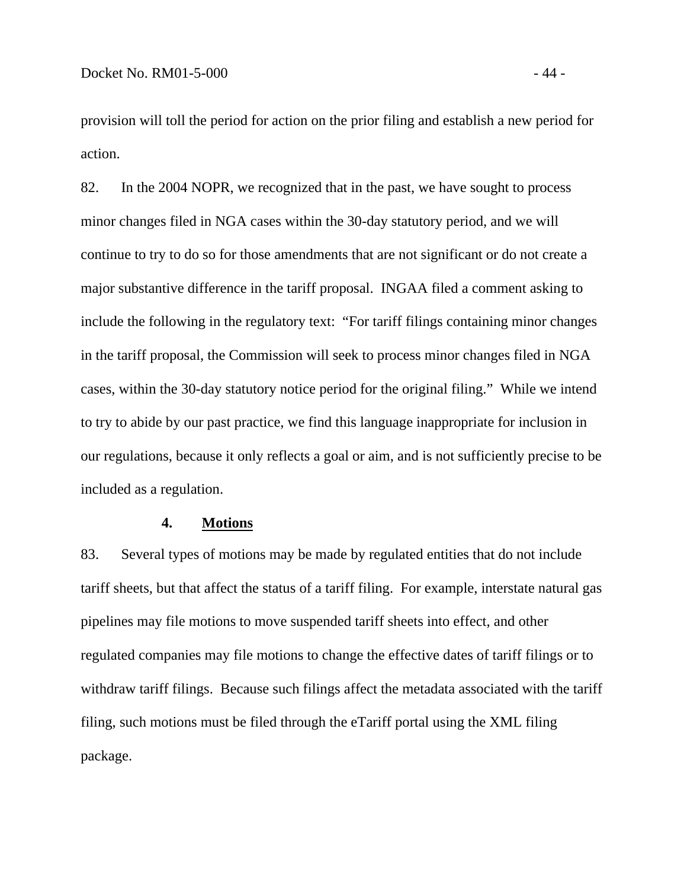provision will toll the period for action on the prior filing and establish a new period for action.

82. In the 2004 NOPR, we recognized that in the past, we have sought to process minor changes filed in NGA cases within the 30-day statutory period, and we will continue to try to do so for those amendments that are not significant or do not create a major substantive difference in the tariff proposal. INGAA filed a comment asking to include the following in the regulatory text: "For tariff filings containing minor changes in the tariff proposal, the Commission will seek to process minor changes filed in NGA cases, within the 30-day statutory notice period for the original filing." While we intend to try to abide by our past practice, we find this language inappropriate for inclusion in our regulations, because it only reflects a goal or aim, and is not sufficiently precise to be included as a regulation.

### 4. Motions

83. Several types of motions may be made by regulated entities that do not include tariff sheets, but that affect the status of a tariff filing. For example, interstate natural gas pipelines may file motions to move suspended tariff sheets into effect, and other regulated companies may file motions to change the effective dates of tariff filings or to withdraw tariff filings. Because such filings affect the metadata associated with the tariff filing, such motions must be filed through the eTariff portal using the XML filing package.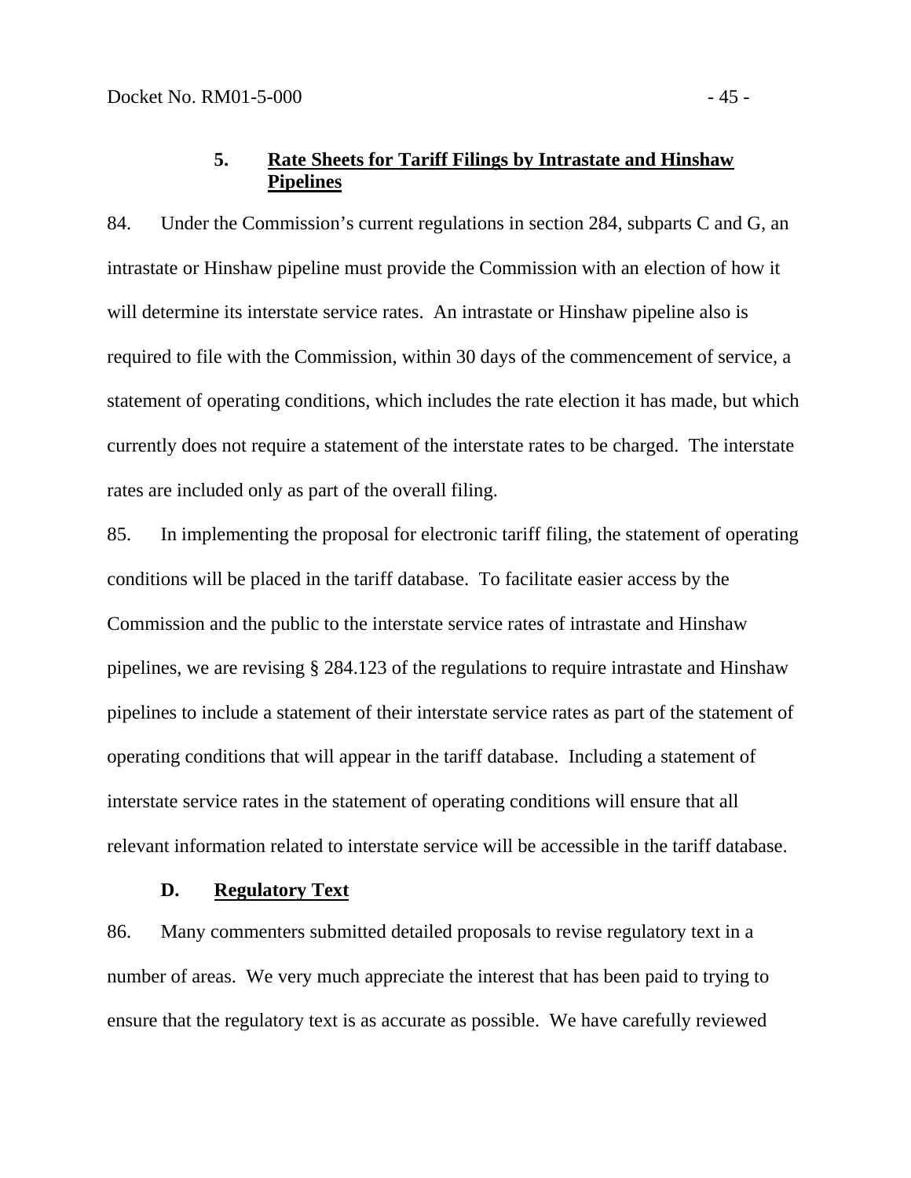### 5. Rate Sheets for Tariff Filings by Intrastate and Hinshaw Pipelines

84. Under the Commission's current regulations in section 284, subparts C and G, an intrastate or Hinshaw pipeline must provide the Commission with an election of how it will determine its interstate service rates. An intrastate or Hinshaw pipeline also is required to file with the Commission, within 30 days of the commencement of service, a statement of operating conditions, which includes the rate election it has made, but which currently does not require a statement of the interstate rates to be charged. The interstate rates are included only as part of the overall filing.

85. In implementing the proposal for electronic tariff filing, the statement of operating conditions will be placed in the tariff database. To facilitate easier access by the Commission and the public to the interstate service rates of intrastate and Hinshaw pipelines, we are revising § 284.123 of the regulations to require intrastate and Hinshaw pipelines to include a statement of their interstate service rates as part of the statement of operating conditions that will appear in the tariff database. Including a statement of interstate service rates in the statement of operating conditions will ensure that all relevant information related to interstate service will be accessible in the tariff database.

## D. Regulatory Text

86. Many commenters submitted detailed proposals to revise regulatory text in a number of areas. We very much appreciate the interest that has been paid to trying to ensure that the regulatory text is as accurate as possible. We have carefully reviewed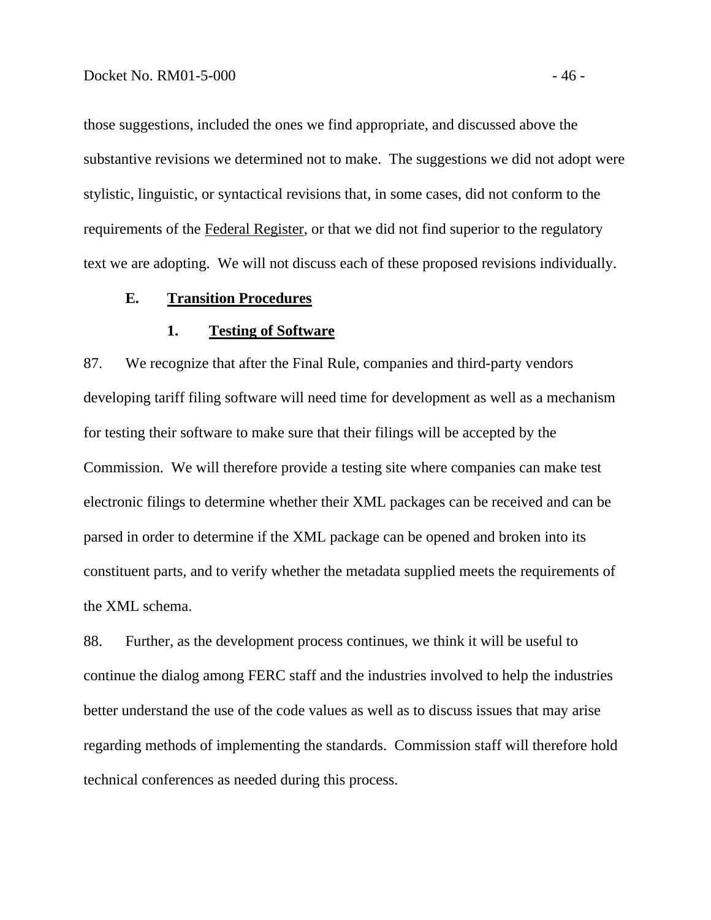those suggestions, included the ones we find appropriate, and discussed above the substantive revisions we determined not to make. The suggestions we did not adopt were stylistic, linguistic, or syntactical revisions that, in some cases, did not conform to the requirements of the Federal Register, or that we did not find superior to the regulatory text we are adopting. We will not discuss each of these proposed revisions individually.

## E. Transition Procedures

### 1. Testing of Software

87. We recognize that after the Final Rule, companies and third-party vendors developing tariff filing software will need time for development as well as a mechanism for testing their software to make sure that their filings will be accepted by the Commission. We will therefore provide a testing site where companies can make test electronic filings to determine whether their XML packages can be received and can be parsed in order to determine if the XML package can be opened and broken into its constituent parts, and to verify whether the metadata supplied meets the requirements of the XML schema.

88. Further, as the development process continues, we think it will be useful to continue the dialog among FERC staff and the industries involved to help the industries better understand the use of the code values as well as to discuss issues that may arise regarding methods of implementing the standards. Commission staff will therefore hold technical conferences as needed during this process.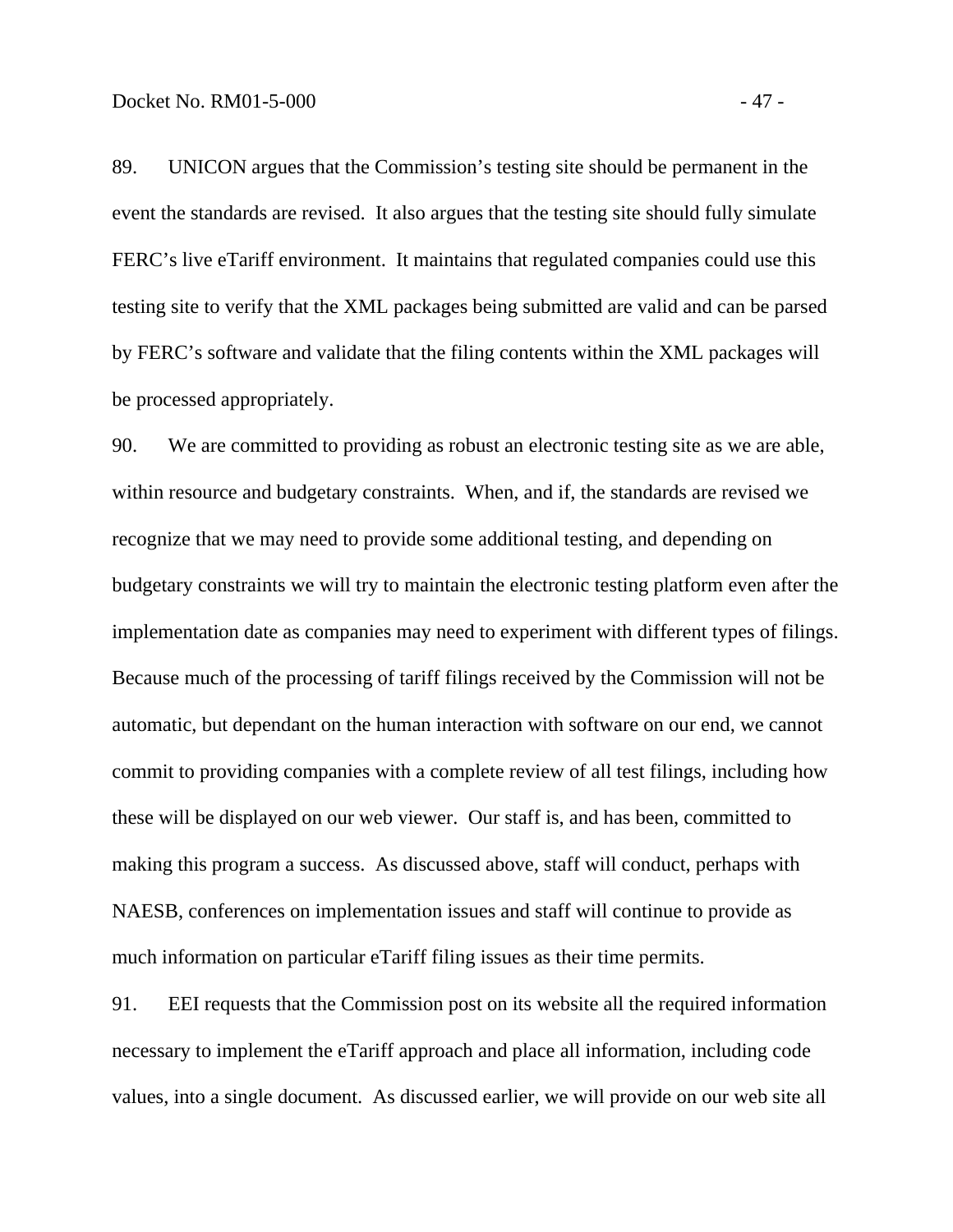89. UNICON argues that the Commission's testing site should be permanent in the event the standards are revised. It also argues that the testing site should fully simulate FERC's live eTariff environment. It maintains that regulated companies could use this testing site to verify that the XML packages being submitted are valid and can be parsed by FERC's software and validate that the filing contents within the XML packages will be processed appropriately.

90. We are committed to providing as robust an electronic testing site as we are able, within resource and budgetary constraints. When, and if, the standards are revised we recognize that we may need to provide some additional testing, and depending on budgetary constraints we will try to maintain the electronic testing platform even after the implementation date as companies may need to experiment with different types of filings. Because much of the processing of tariff filings received by the Commission will not be automatic, but dependant on the human interaction with software on our end, we cannot commit to providing companies with a complete review of all test filings, including how these will be displayed on our web viewer. Our staff is, and has been, committed to making this program a success. As discussed above, staff will conduct, perhaps with NAESB, conferences on implementation issues and staff will continue to provide as much information on particular eTariff filing issues as their time permits.

91. EEI requests that the Commission post on its website all the required information necessary to implement the eTariff approach and place all information, including code values, into a single document. As discussed earlier, we will provide on our web site all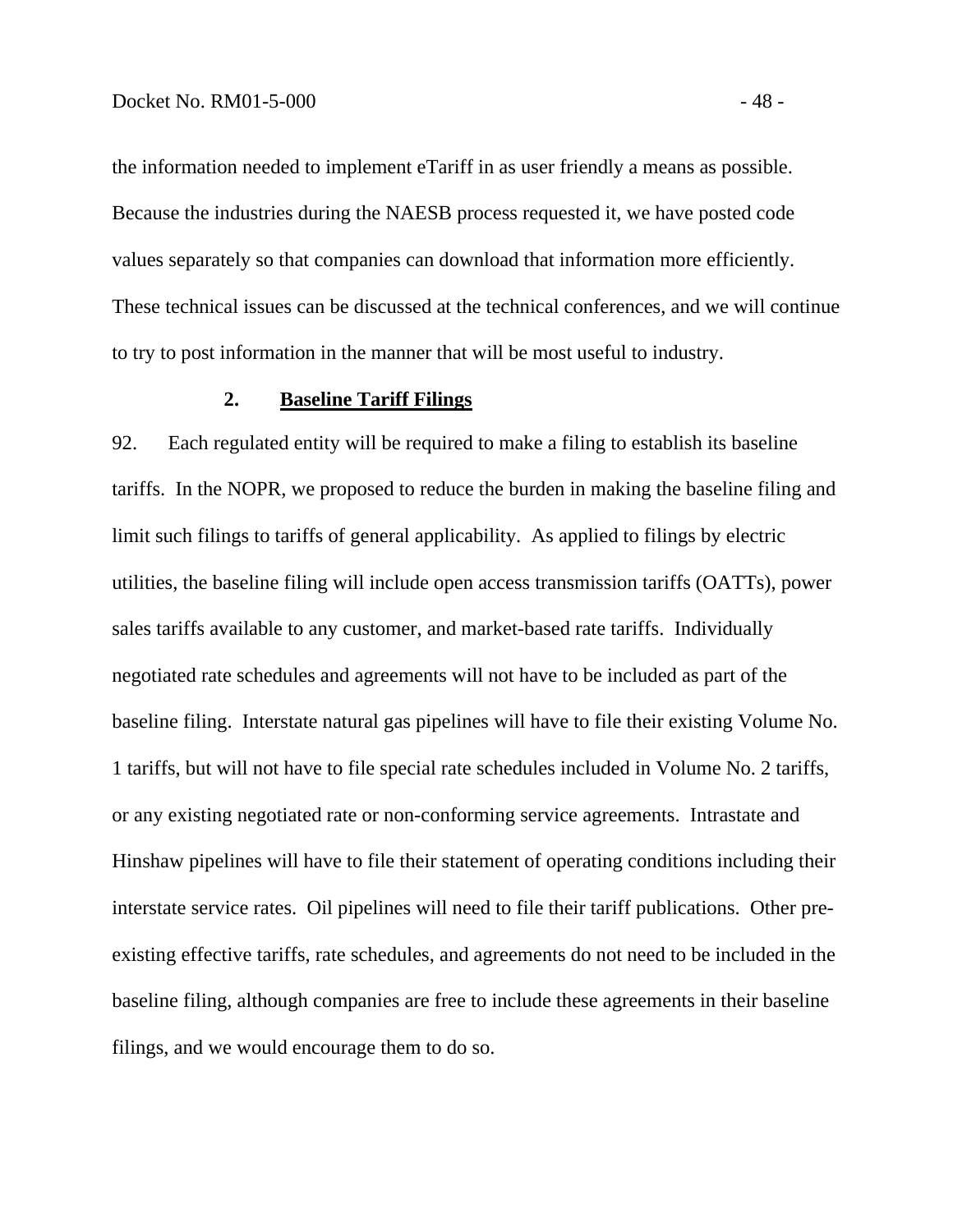the information needed to implement eTariff in as user friendly a means as possible. Because the industries during the NAESB process requested it, we have posted code values separately so that companies can download that information more efficiently. These technical issues can be discussed at the technical conferences, and we will continue to try to post information in the manner that will be most useful to industry.

### 2. Baseline Tariff Filings

92. Each regulated entity will be required to make a filing to establish its baseline tariffs. In the NOPR, we proposed to reduce the burden in making the baseline filing and limit such filings to tariffs of general applicability. As applied to filings by electric utilities, the baseline filing will include open access transmission tariffs (OATTs), power sales tariffs available to any customer, and market-based rate tariffs. Individually negotiated rate schedules and agreements will not have to be included as part of the baseline filing. Interstate natural gas pipelines will have to file their existing Volume No. 1 tariffs, but will not have to file special rate schedules included in Volume No. 2 tariffs, or any existing negotiated rate or non-conforming service agreements. Intrastate and Hinshaw pipelines will have to file their statement of operating conditions including their interstate service rates. Oil pipelines will need to file their tariff publications. Other pre-existing effective tariffs, rate schedules, and agreements do not need to be included in the baseline filing, although companies are free to include these agreements in their baseline filings, and we would encourage them to do so.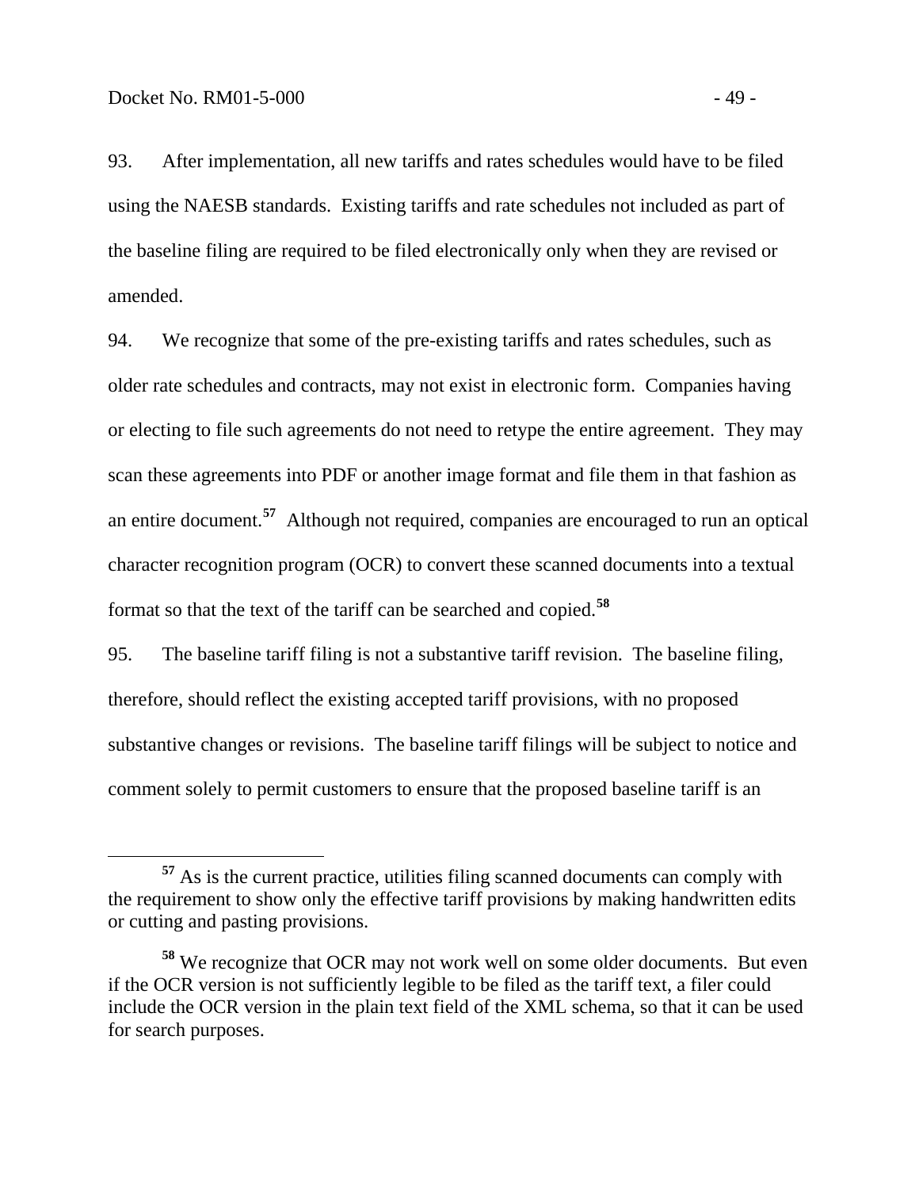93. After implementation, all new tariffs and rates schedules would have to be filed using the NAESB standards. Existing tariffs and rate schedules not included as part of the baseline filing are required to be filed electronically only when they are revised or amended.

94. We recognize that some of the pre-existing tariffs and rates schedules, such as older rate schedules and contracts, may not exist in electronic form. Companies having or electing to file such agreements do not need to retype the entire agreement. They may scan these agreements into PDF or another image format and file them in that fashion as an entire document.[57] Although not required, companies are encouraged to run an optical character recognition program (OCR) to convert these scanned documents into a textual format so that the text of the tariff can be searched and copied.[58]

95. The baseline tariff filing is not a substantive tariff revision. The baseline filing, therefore, should reflect the existing accepted tariff provisions, with no proposed substantive changes or revisions. The baseline tariff filings will be subject to notice and comment solely to permit customers to ensure that the proposed baseline tariff is an

---

[57] As is the current practice, utilities filing scanned documents can comply with the requirement to show only the effective tariff provisions by making handwritten edits or cutting and pasting provisions.

[58] We recognize that OCR may not work well on some older documents. But even if the OCR version is not sufficiently legible to be filed as the tariff text, a filer could include the OCR version in the plain text field of the XML schema, so that it can be used for search purposes.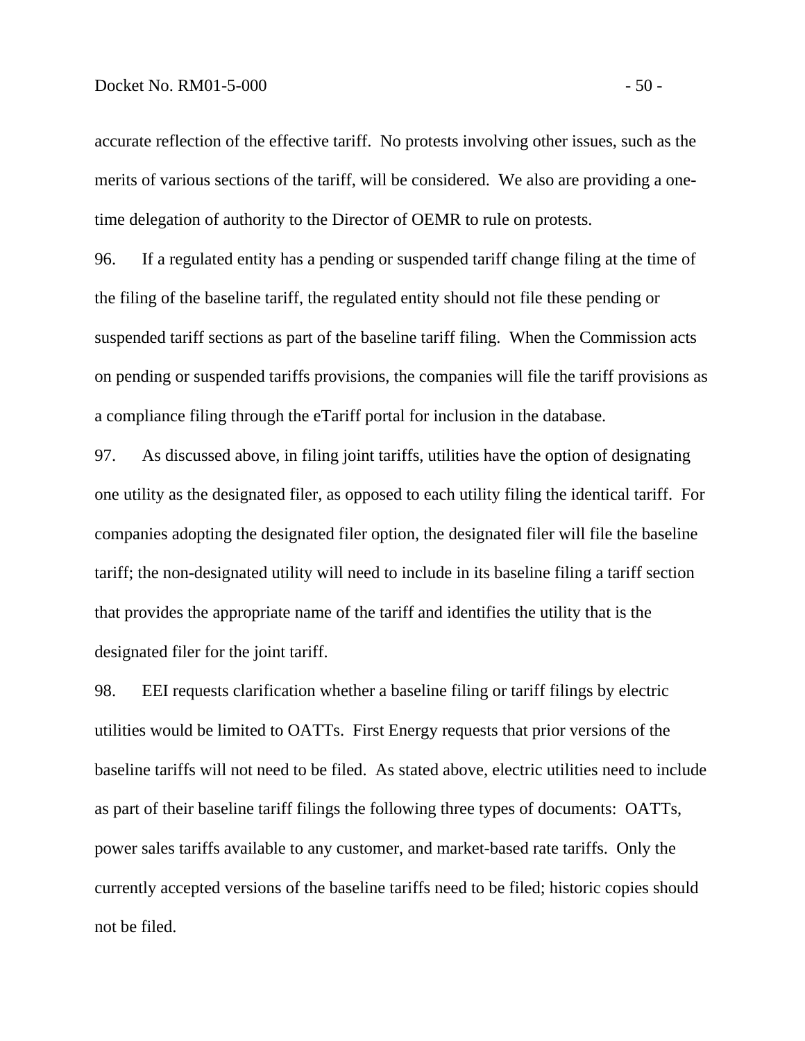accurate reflection of the effective tariff. No protests involving other issues, such as the merits of various sections of the tariff, will be considered. We also are providing a one-time delegation of authority to the Director of OEMR to rule on protests.

96. If a regulated entity has a pending or suspended tariff change filing at the time of the filing of the baseline tariff, the regulated entity should not file these pending or suspended tariff sections as part of the baseline tariff filing. When the Commission acts on pending or suspended tariffs provisions, the companies will file the tariff provisions as a compliance filing through the eTariff portal for inclusion in the database.

97. As discussed above, in filing joint tariffs, utilities have the option of designating one utility as the designated filer, as opposed to each utility filing the identical tariff. For companies adopting the designated filer option, the designated filer will file the baseline tariff; the non-designated utility will need to include in its baseline filing a tariff section that provides the appropriate name of the tariff and identifies the utility that is the designated filer for the joint tariff.

98. EEI requests clarification whether a baseline filing or tariff filings by electric utilities would be limited to OATTs. First Energy requests that prior versions of the baseline tariffs will not need to be filed. As stated above, electric utilities need to include as part of their baseline tariff filings the following three types of documents: OATTs, power sales tariffs available to any customer, and market-based rate tariffs. Only the currently accepted versions of the baseline tariffs need to be filed; historic copies should not be filed.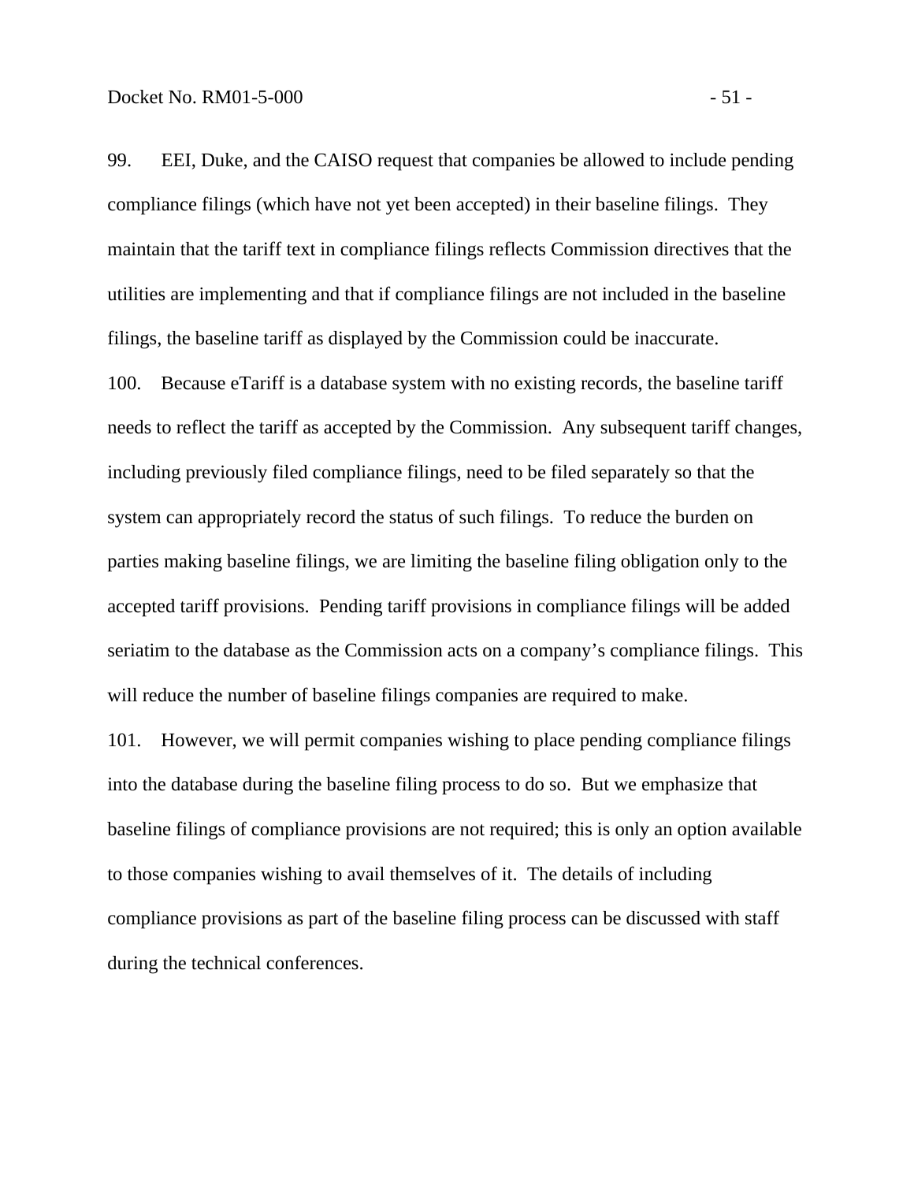99. EEI, Duke, and the CAISO request that companies be allowed to include pending compliance filings (which have not yet been accepted) in their baseline filings. They maintain that the tariff text in compliance filings reflects Commission directives that the utilities are implementing and that if compliance filings are not included in the baseline filings, the baseline tariff as displayed by the Commission could be inaccurate.

100. Because eTariff is a database system with no existing records, the baseline tariff needs to reflect the tariff as accepted by the Commission. Any subsequent tariff changes, including previously filed compliance filings, need to be filed separately so that the system can appropriately record the status of such filings. To reduce the burden on parties making baseline filings, we are limiting the baseline filing obligation only to the accepted tariff provisions. Pending tariff provisions in compliance filings will be added seriatim to the database as the Commission acts on a company's compliance filings. This will reduce the number of baseline filings companies are required to make.

101. However, we will permit companies wishing to place pending compliance filings into the database during the baseline filing process to do so. But we emphasize that baseline filings of compliance provisions are not required; this is only an option available to those companies wishing to avail themselves of it. The details of including compliance provisions as part of the baseline filing process can be discussed with staff during the technical conferences.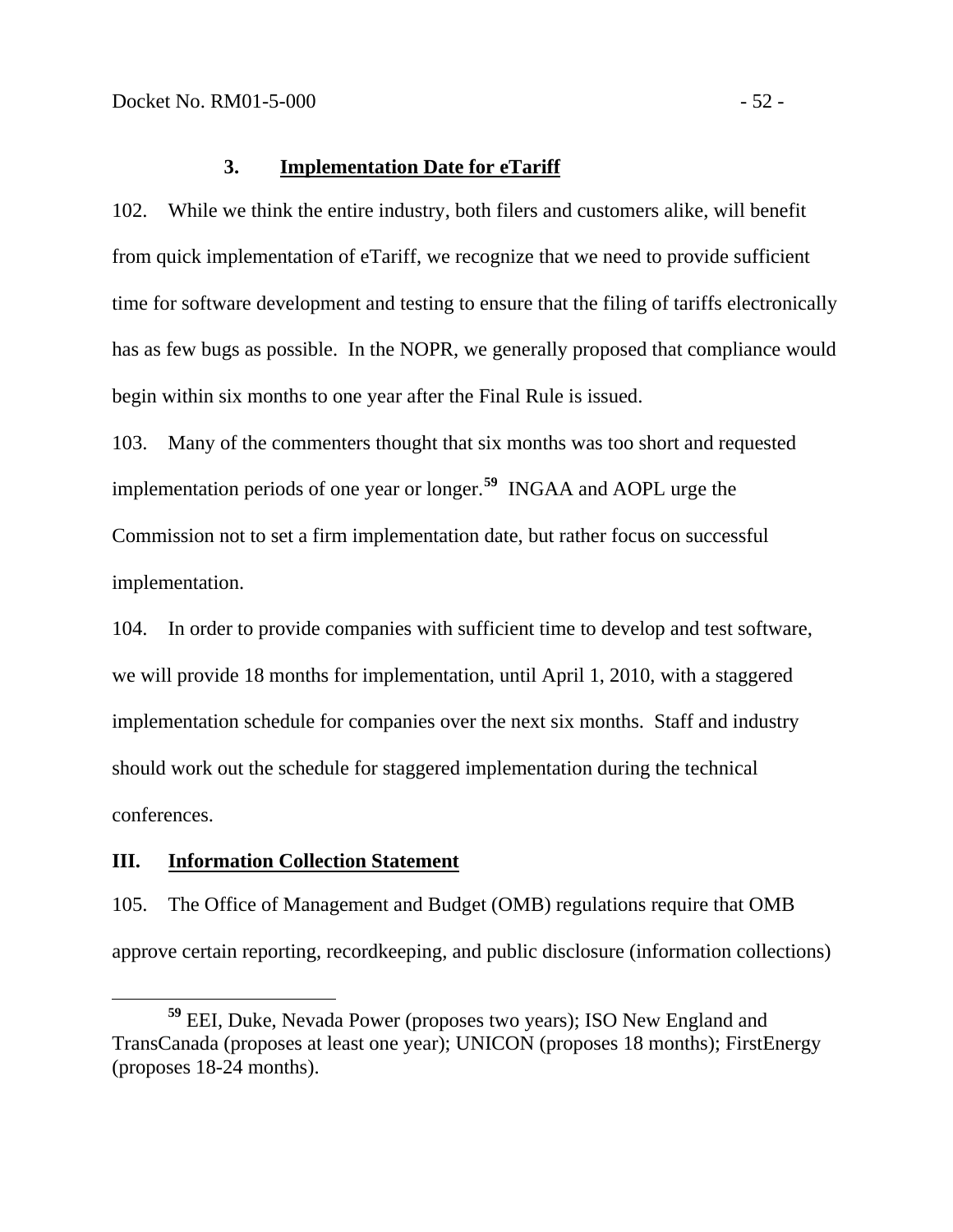### 3. Implementation Date for eTariff

102. While we think the entire industry, both filers and customers alike, will benefit from quick implementation of eTariff, we recognize that we need to provide sufficient time for software development and testing to ensure that the filing of tariffs electronically has as few bugs as possible. In the NOPR, we generally proposed that compliance would begin within six months to one year after the Final Rule is issued.

103. Many of the commenters thought that six months was too short and requested implementation periods of one year or longer.[59] INGAA and AOPL urge the Commission not to set a firm implementation date, but rather focus on successful implementation.

104. In order to provide companies with sufficient time to develop and test software, we will provide 18 months for implementation, until April 1, 2010, with a staggered implementation schedule for companies over the next six months. Staff and industry should work out the schedule for staggered implementation during the technical conferences.

## III. Information Collection Statement

105. The Office of Management and Budget (OMB) regulations require that OMB approve certain reporting, recordkeeping, and public disclosure (information collections)

[59] EEI, Duke, Nevada Power (proposes two years); ISO New England and TransCanada (proposes at least one year); UNICON (proposes 18 months); FirstEnergy (proposes 18-24 months).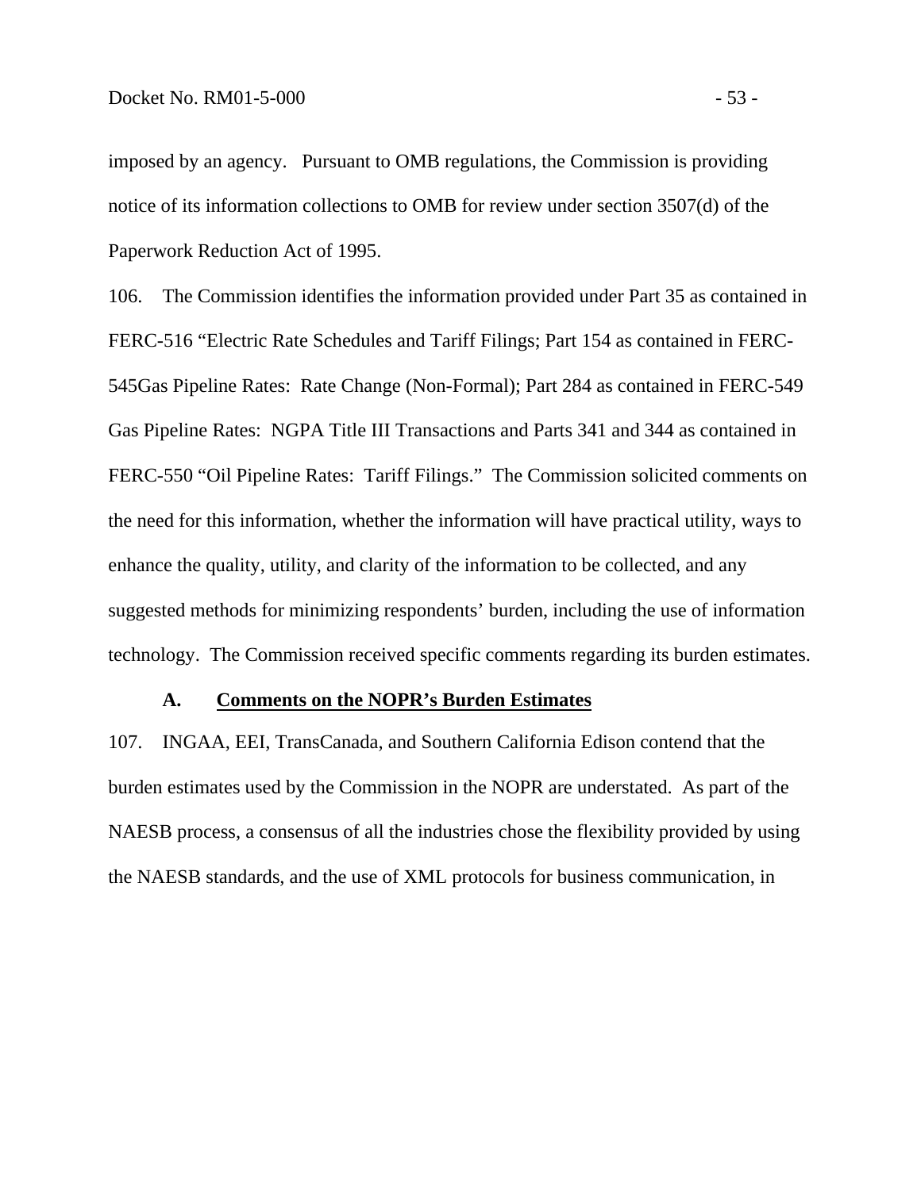imposed by an agency. Pursuant to OMB regulations, the Commission is providing notice of its information collections to OMB for review under section 3507(d) of the Paperwork Reduction Act of 1995.

106. The Commission identifies the information provided under Part 35 as contained in FERC-516 "Electric Rate Schedules and Tariff Filings; Part 154 as contained in FERC-545Gas Pipeline Rates: Rate Change (Non-Formal); Part 284 as contained in FERC-549 Gas Pipeline Rates: NGPA Title III Transactions and Parts 341 and 344 as contained in FERC-550 "Oil Pipeline Rates: Tariff Filings." The Commission solicited comments on the need for this information, whether the information will have practical utility, ways to enhance the quality, utility, and clarity of the information to be collected, and any suggested methods for minimizing respondents' burden, including the use of information technology. The Commission received specific comments regarding its burden estimates.

### A. <u>Comments on the NOPR's Burden Estimates</u>

107. INGAA, EEI, TransCanada, and Southern California Edison contend that the burden estimates used by the Commission in the NOPR are understated. As part of the NAESB process, a consensus of all the industries chose the flexibility provided by using the NAESB standards, and the use of XML protocols for business communication, in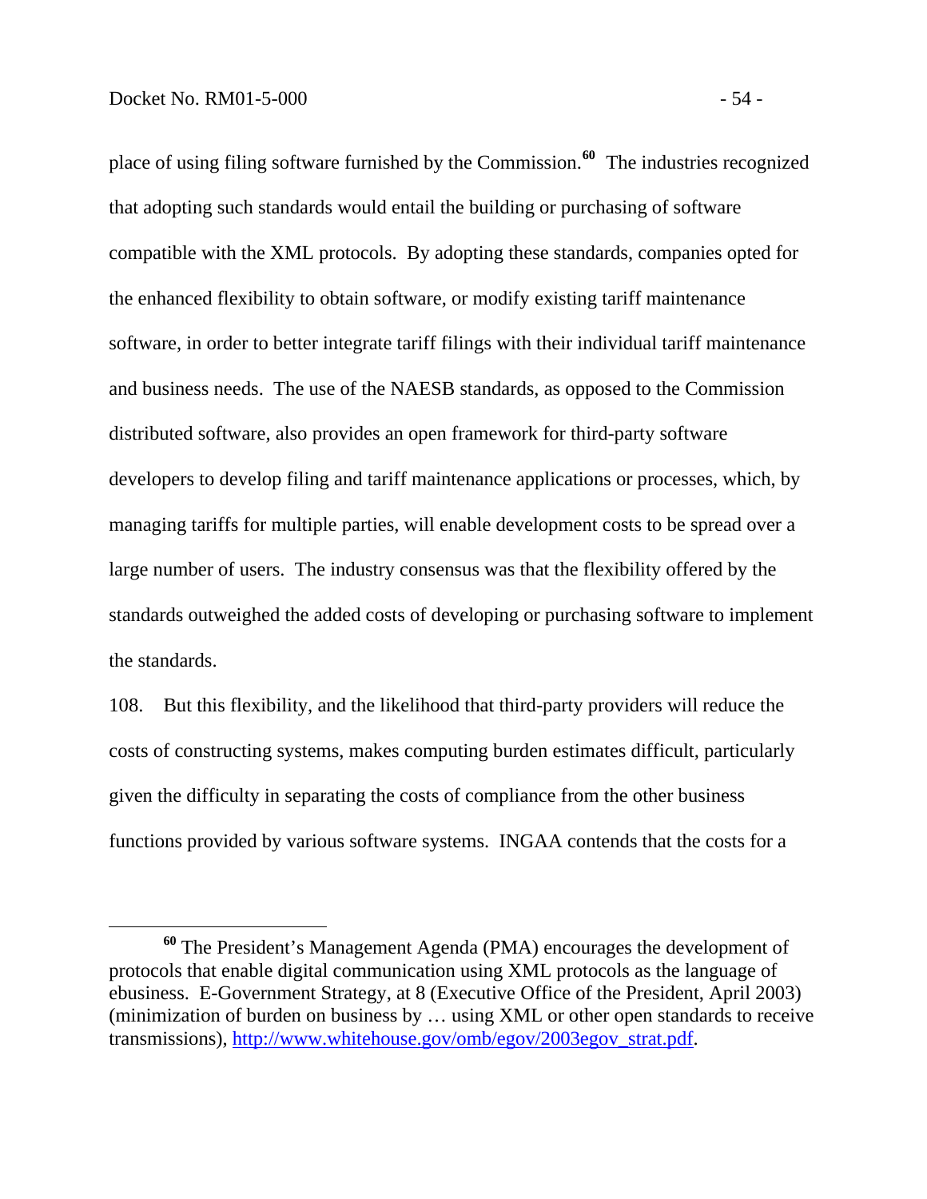place of using filing software furnished by the Commission.[60] The industries recognized that adopting such standards would entail the building or purchasing of software compatible with the XML protocols. By adopting these standards, companies opted for the enhanced flexibility to obtain software, or modify existing tariff maintenance software, in order to better integrate tariff filings with their individual tariff maintenance and business needs. The use of the NAESB standards, as opposed to the Commission distributed software, also provides an open framework for third-party software developers to develop filing and tariff maintenance applications or processes, which, by managing tariffs for multiple parties, will enable development costs to be spread over a large number of users. The industry consensus was that the flexibility offered by the standards outweighed the added costs of developing or purchasing software to implement the standards.

108. But this flexibility, and the likelihood that third-party providers will reduce the costs of constructing systems, makes computing burden estimates difficult, particularly given the difficulty in separating the costs of compliance from the other business functions provided by various software systems. INGAA contends that the costs for a

---

[60] The President's Management Agenda (PMA) encourages the development of protocols that enable digital communication using XML protocols as the language of ebusiness. E-Government Strategy, at 8 (Executive Office of the President, April 2003) (minimization of burden on business by … using XML or other open standards to receive transmissions), http://www.whitehouse.gov/omb/egov/2003egov_strat.pdf.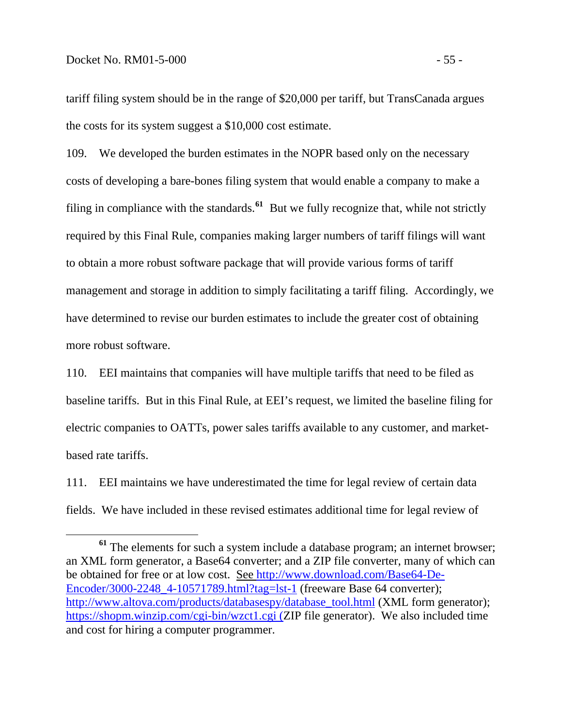tariff filing system should be in the range of $20,000 per tariff, but TransCanada argues the costs for its system suggest a $10,000 cost estimate.

109. We developed the burden estimates in the NOPR based only on the necessary costs of developing a bare-bones filing system that would enable a company to make a filing in compliance with the standards.[61] But we fully recognize that, while not strictly required by this Final Rule, companies making larger numbers of tariff filings will want to obtain a more robust software package that will provide various forms of tariff management and storage in addition to simply facilitating a tariff filing. Accordingly, we have determined to revise our burden estimates to include the greater cost of obtaining more robust software.

110. EEI maintains that companies will have multiple tariffs that need to be filed as baseline tariffs. But in this Final Rule, at EEI's request, we limited the baseline filing for electric companies to OATTs, power sales tariffs available to any customer, and market-based rate tariffs.

111. EEI maintains we have underestimated the time for legal review of certain data fields. We have included in these revised estimates additional time for legal review of

---

[61] The elements for such a system include a database program; an internet browser; an XML form generator, a Base64 converter; and a ZIP file converter, many of which can be obtained for free or at low cost. See http://www.download.com/Base64-De-Encoder/3000-2248_4-10571789.html?tag=lst-1 (freeware Base 64 converter); http://www.altova.com/products/databasespy/database_tool.html (XML form generator); https://shopm.winzip.com/cgi-bin/wzct1.cgi (ZIP file generator). We also included time and cost for hiring a computer programmer.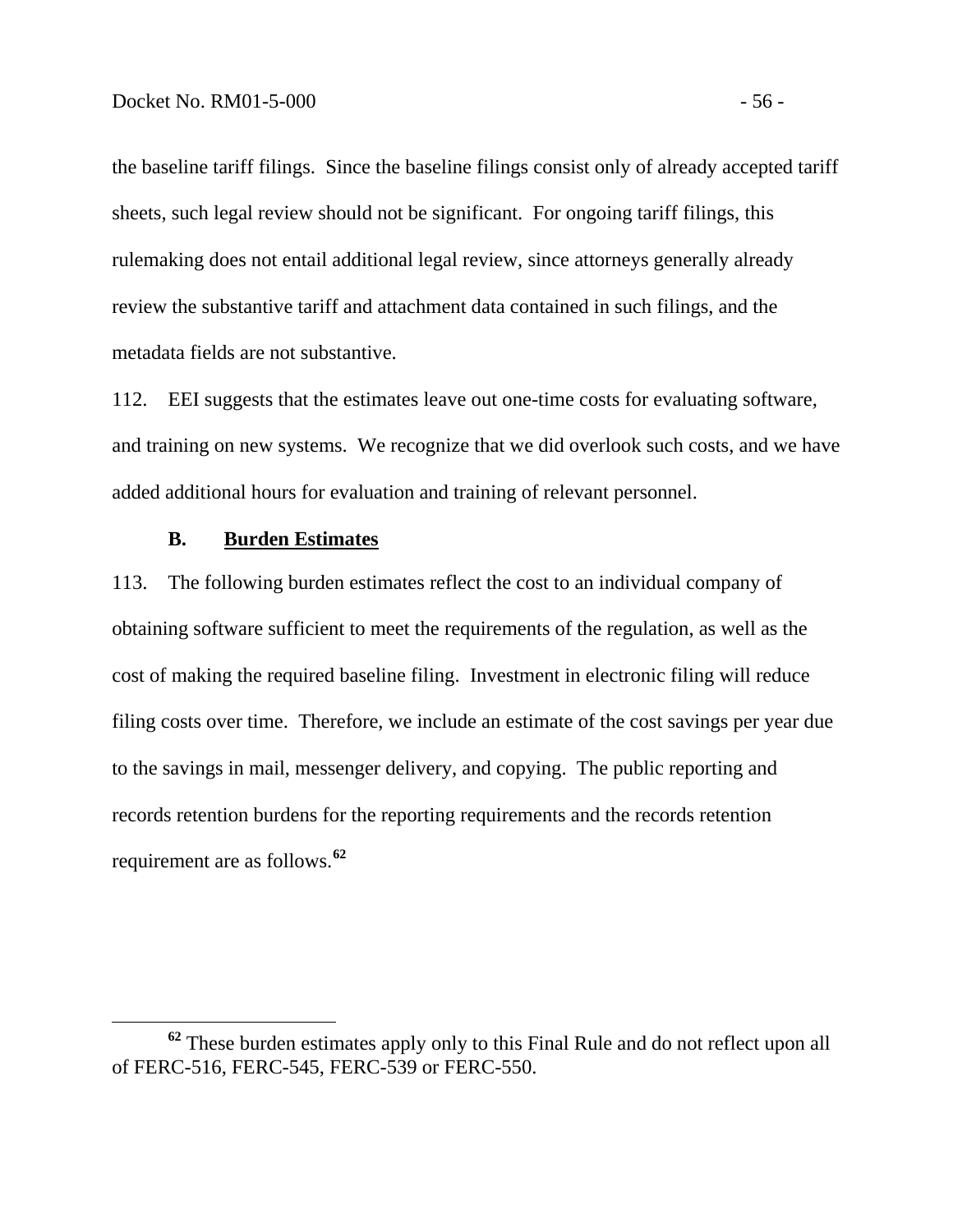the baseline tariff filings. Since the baseline filings consist only of already accepted tariff sheets, such legal review should not be significant. For ongoing tariff filings, this rulemaking does not entail additional legal review, since attorneys generally already review the substantive tariff and attachment data contained in such filings, and the metadata fields are not substantive.

112. EEI suggests that the estimates leave out one-time costs for evaluating software, and training on new systems. We recognize that we did overlook such costs, and we have added additional hours for evaluation and training of relevant personnel.

### B. Burden Estimates

113. The following burden estimates reflect the cost to an individual company of obtaining software sufficient to meet the requirements of the regulation, as well as the cost of making the required baseline filing. Investment in electronic filing will reduce filing costs over time. Therefore, we include an estimate of the cost savings per year due to the savings in mail, messenger delivery, and copying. The public reporting and records retention burdens for the reporting requirements and the records retention requirement are as follows.[62]

[62] These burden estimates apply only to this Final Rule and do not reflect upon all of FERC-516, FERC-545, FERC-539 or FERC-550.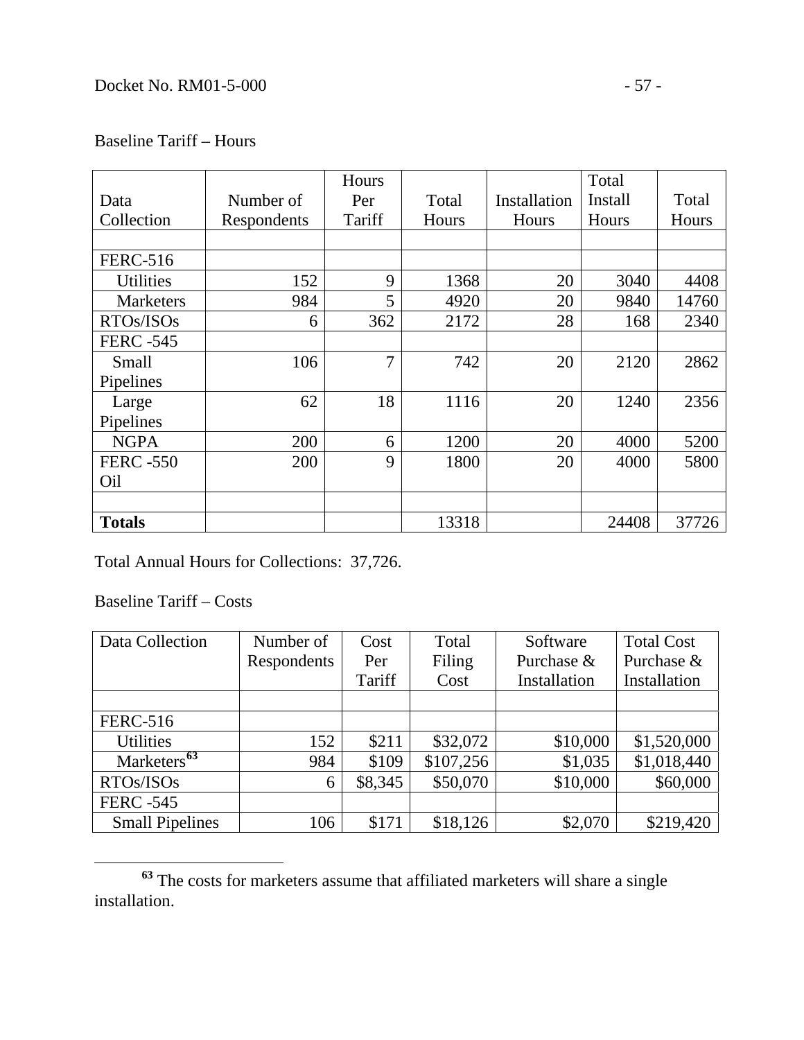Baseline Tariff – Hours

| Data Collection | Number of Respondents | Hours Per Tariff | Total Hours | Installation Hours | Total Install Hours | Total Hours |
|---|---|---|---|---|---|---|
| | | | | | | |
| FERC-516 | | | | | | |
| Utilities | 152 | 9 | 1368 | 20 | 3040 | 4408 |
| Marketers | 984 | 5 | 4920 | 20 | 9840 | 14760 |
| RTOs/ISOs | 6 | 362 | 2172 | 28 | 168 | 2340 |
| FERC -545 | | | | | | |
| Small Pipelines | 106 | 7 | 742 | 20 | 2120 | 2862 |
| Large Pipelines | 62 | 18 | 1116 | 20 | 1240 | 2356 |
| NGPA | 200 | 6 | 1200 | 20 | 4000 | 5200 |
| FERC -550 Oil | 200 | 9 | 1800 | 20 | 4000 | 5800 |
| | | | | | | |
| **Totals** | | | 13318 | | 24408 | 37726 |

Total Annual Hours for Collections: 37,726.

Baseline Tariff – Costs

| Data Collection | Number of Respondents | Cost Per Tariff | Total Filing Cost | Software Purchase & Installation | Total Cost Purchase & Installation |
|---|---|---|---|---|---|
| | | | | | |
| FERC-516 | | | | | |
| Utilities | 152 | $211 | $32,072 | $10,000 | $1,520,000 |
| Marketers[63] | 984 | $109 | $107,256 | $1,035 | $1,018,440 |
| RTOs/ISOs | 6 | $8,345 | $50,070 | $10,000 | $60,000 |
| FERC -545 | | | | | |
| Small Pipelines | 106 | $171 | $18,126 | $2,070 | $219,420 |

[63] The costs for marketers assume that affiliated marketers will share a single installation.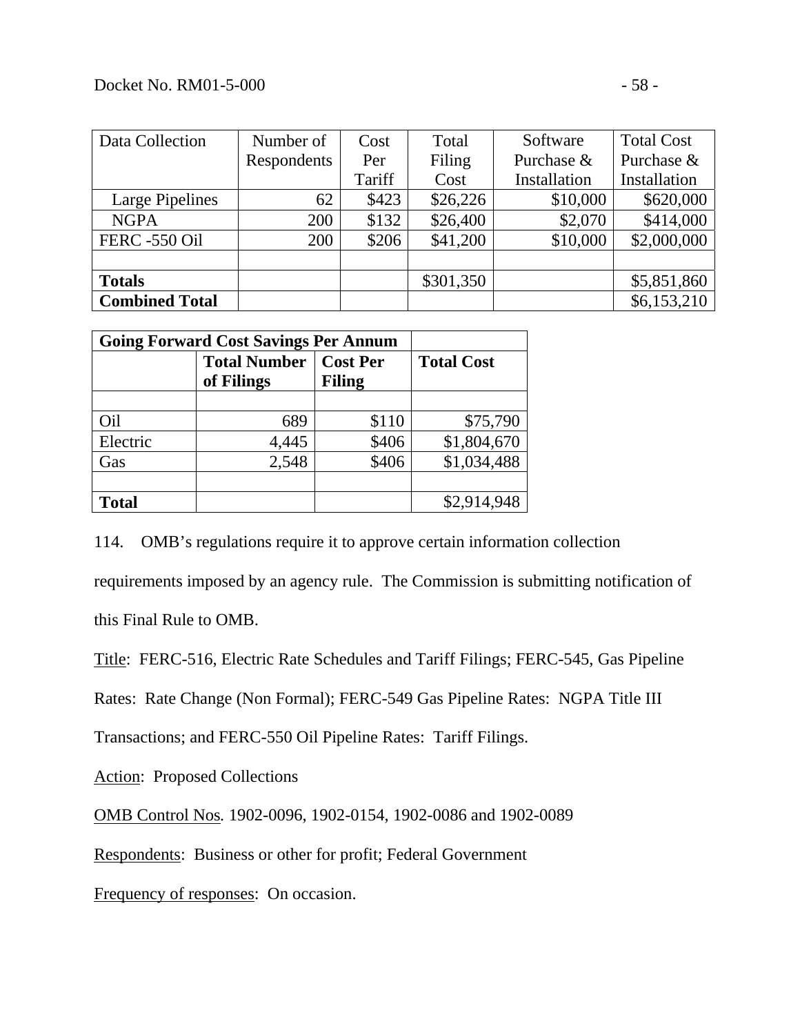| Data Collection | Number of Respondents | Cost Per Tariff | Total Filing Cost | Software Purchase & Installation | Total Cost Purchase & Installation |
|---|---|---|---|---|---|
| Large Pipelines | 62 | $423 | $26,226 | $10,000 | $620,000 |
| NGPA | 200 | $132 | $26,400 | $2,070 | $414,000 |
| FERC -550 Oil | 200 | $206 | $41,200 | $10,000 | $2,000,000 |
| | | | | | |
| **Totals** | | | $301,350 | | $5,851,860 |
| **Combined Total** | | | | | $6,153,210 |

| **Going Forward Cost Savings Per Annum** | | | |
|---|---|---|---|
| | **Total Number of Filings** | **Cost Per Filing** | **Total Cost** |
| | | | |
| Oil | 689 | $110 | $75,790 |
| Electric | 4,445 | $406 | $1,804,670 |
| Gas | 2,548 | $406 | $1,034,488 |
| | | | |
| **Total** | | | $2,914,948 |

114. OMB's regulations require it to approve certain information collection requirements imposed by an agency rule. The Commission is submitting notification of this Final Rule to OMB.

Title: FERC-516, Electric Rate Schedules and Tariff Filings; FERC-545, Gas Pipeline Rates: Rate Change (Non Formal); FERC-549 Gas Pipeline Rates: NGPA Title III Transactions; and FERC-550 Oil Pipeline Rates: Tariff Filings.

Action: Proposed Collections

OMB Control Nos. 1902-0096, 1902-0154, 1902-0086 and 1902-0089

Respondents: Business or other for profit; Federal Government

Frequency of responses: On occasion.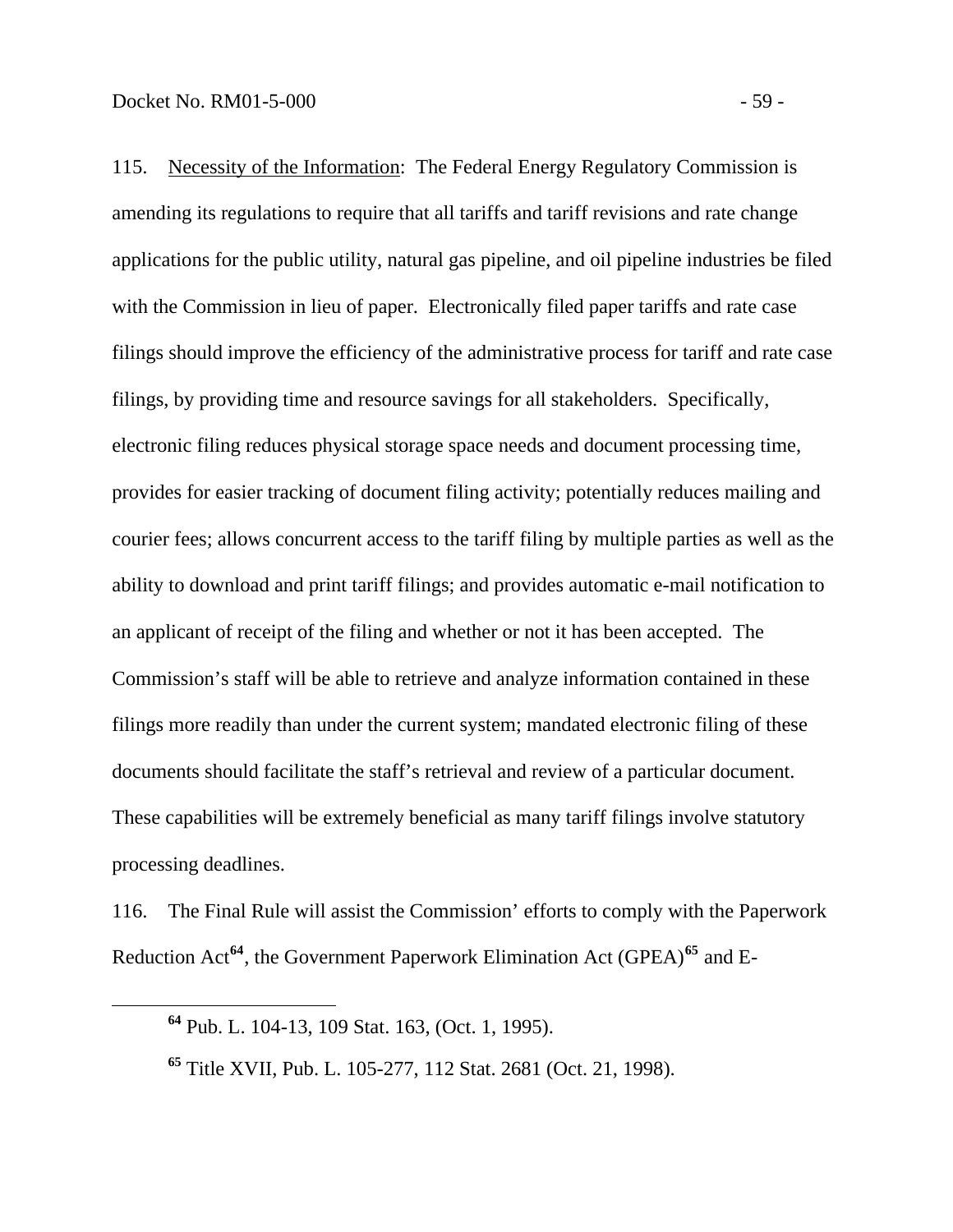115. Necessity of the Information: The Federal Energy Regulatory Commission is amending its regulations to require that all tariffs and tariff revisions and rate change applications for the public utility, natural gas pipeline, and oil pipeline industries be filed with the Commission in lieu of paper. Electronically filed paper tariffs and rate case filings should improve the efficiency of the administrative process for tariff and rate case filings, by providing time and resource savings for all stakeholders. Specifically, electronic filing reduces physical storage space needs and document processing time, provides for easier tracking of document filing activity; potentially reduces mailing and courier fees; allows concurrent access to the tariff filing by multiple parties as well as the ability to download and print tariff filings; and provides automatic e-mail notification to an applicant of receipt of the filing and whether or not it has been accepted. The Commission's staff will be able to retrieve and analyze information contained in these filings more readily than under the current system; mandated electronic filing of these documents should facilitate the staff's retrieval and review of a particular document. These capabilities will be extremely beneficial as many tariff filings involve statutory processing deadlines.

116. The Final Rule will assist the Commission' efforts to comply with the Paperwork Reduction Act[64], the Government Paperwork Elimination Act (GPEA)[65] and E-

[64] Pub. L. 104-13, 109 Stat. 163, (Oct. 1, 1995).

[65] Title XVII, Pub. L. 105-277, 112 Stat. 2681 (Oct. 21, 1998).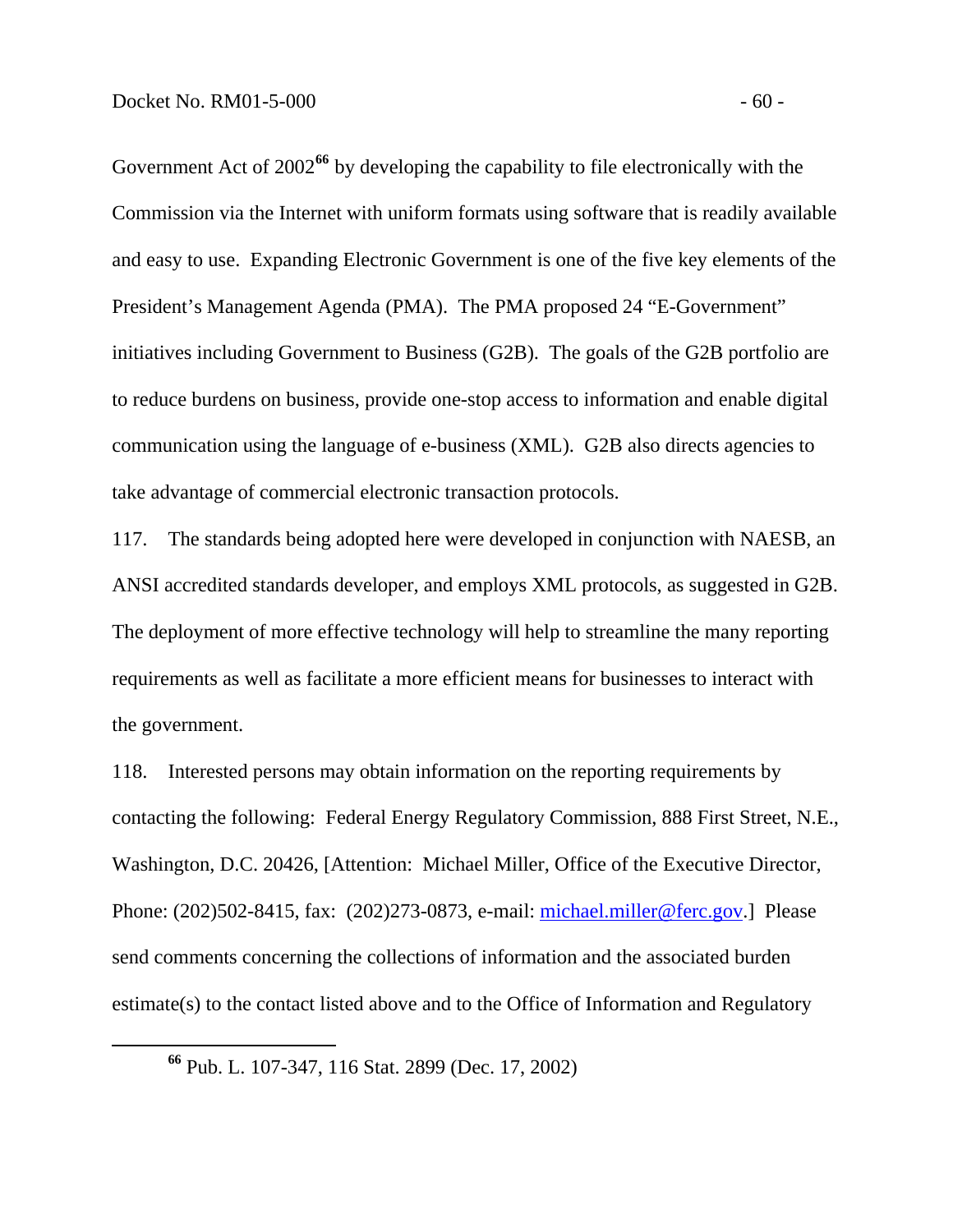Government Act of 2002[66] by developing the capability to file electronically with the Commission via the Internet with uniform formats using software that is readily available and easy to use. Expanding Electronic Government is one of the five key elements of the President's Management Agenda (PMA). The PMA proposed 24 "E-Government" initiatives including Government to Business (G2B). The goals of the G2B portfolio are to reduce burdens on business, provide one-stop access to information and enable digital communication using the language of e-business (XML). G2B also directs agencies to take advantage of commercial electronic transaction protocols.

117. The standards being adopted here were developed in conjunction with NAESB, an ANSI accredited standards developer, and employs XML protocols, as suggested in G2B. The deployment of more effective technology will help to streamline the many reporting requirements as well as facilitate a more efficient means for businesses to interact with the government.

118. Interested persons may obtain information on the reporting requirements by contacting the following: Federal Energy Regulatory Commission, 888 First Street, N.E., Washington, D.C. 20426, [Attention: Michael Miller, Office of the Executive Director, Phone: (202)502-8415, fax: (202)273-0873, e-mail: michael.miller@ferc.gov.] Please send comments concerning the collections of information and the associated burden estimate(s) to the contact listed above and to the Office of Information and Regulatory

---

[66] Pub. L. 107-347, 116 Stat. 2899 (Dec. 17, 2002)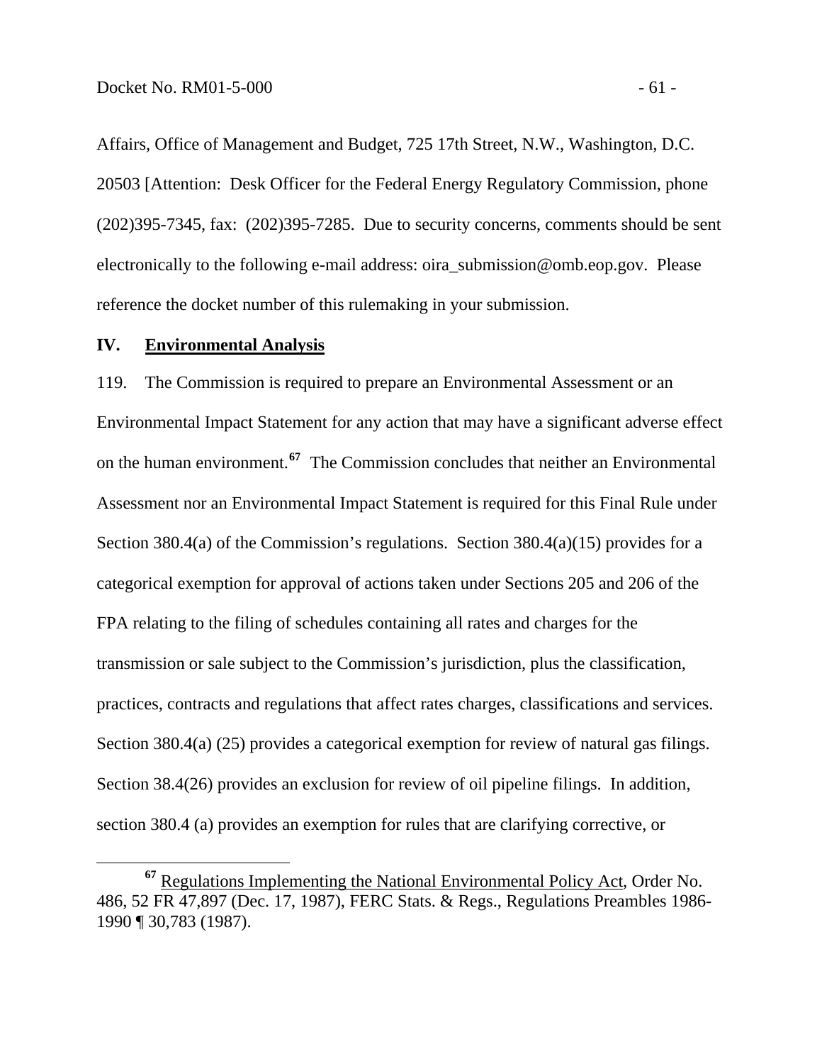Affairs, Office of Management and Budget, 725 17th Street, N.W., Washington, D.C. 20503 [Attention: Desk Officer for the Federal Energy Regulatory Commission, phone (202)395-7345, fax: (202)395-7285. Due to security concerns, comments should be sent electronically to the following e-mail address: oira_submission@omb.eop.gov. Please reference the docket number of this rulemaking in your submission.

## IV. Environmental Analysis

119. The Commission is required to prepare an Environmental Assessment or an Environmental Impact Statement for any action that may have a significant adverse effect on the human environment.[67] The Commission concludes that neither an Environmental Assessment nor an Environmental Impact Statement is required for this Final Rule under Section 380.4(a) of the Commission's regulations. Section 380.4(a)(15) provides for a categorical exemption for approval of actions taken under Sections 205 and 206 of the FPA relating to the filing of schedules containing all rates and charges for the transmission or sale subject to the Commission's jurisdiction, plus the classification, practices, contracts and regulations that affect rates charges, classifications and services. Section 380.4(a) (25) provides a categorical exemption for review of natural gas filings. Section 38.4(26) provides an exclusion for review of oil pipeline filings. In addition, section 380.4 (a) provides an exemption for rules that are clarifying corrective, or

[67] Regulations Implementing the National Environmental Policy Act, Order No. 486, 52 FR 47,897 (Dec. 17, 1987), FERC Stats. & Regs., Regulations Preambles 1986-1990 ¶ 30,783 (1987).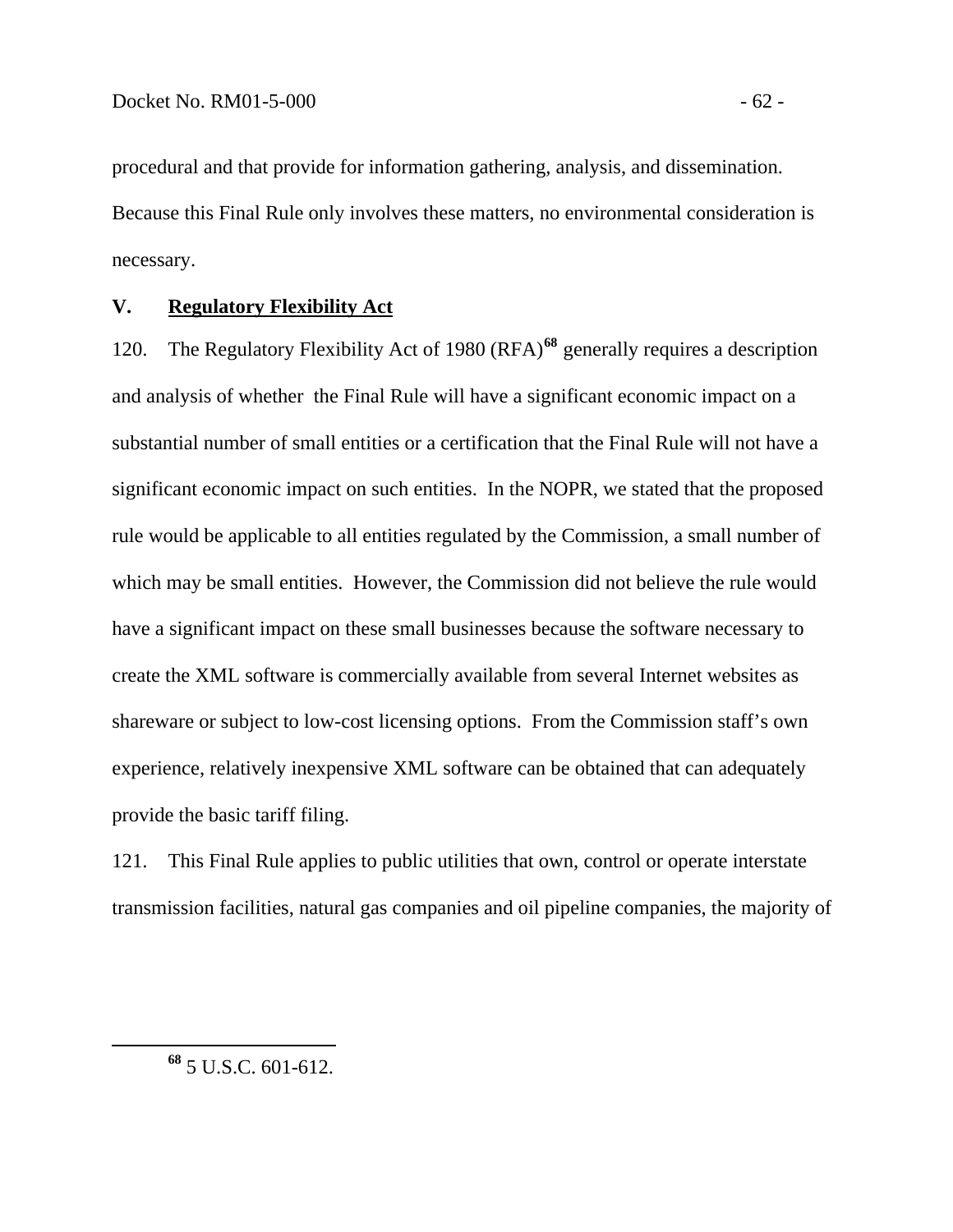procedural and that provide for information gathering, analysis, and dissemination. Because this Final Rule only involves these matters, no environmental consideration is necessary.

## V. **Regulatory Flexibility Act**

120. The Regulatory Flexibility Act of 1980 (RFA)[68] generally requires a description and analysis of whether the Final Rule will have a significant economic impact on a substantial number of small entities or a certification that the Final Rule will not have a significant economic impact on such entities. In the NOPR, we stated that the proposed rule would be applicable to all entities regulated by the Commission, a small number of which may be small entities. However, the Commission did not believe the rule would have a significant impact on these small businesses because the software necessary to create the XML software is commercially available from several Internet websites as shareware or subject to low-cost licensing options. From the Commission staff's own experience, relatively inexpensive XML software can be obtained that can adequately provide the basic tariff filing.

121. This Final Rule applies to public utilities that own, control or operate interstate transmission facilities, natural gas companies and oil pipeline companies, the majority of

[68] 5 U.S.C. 601-612.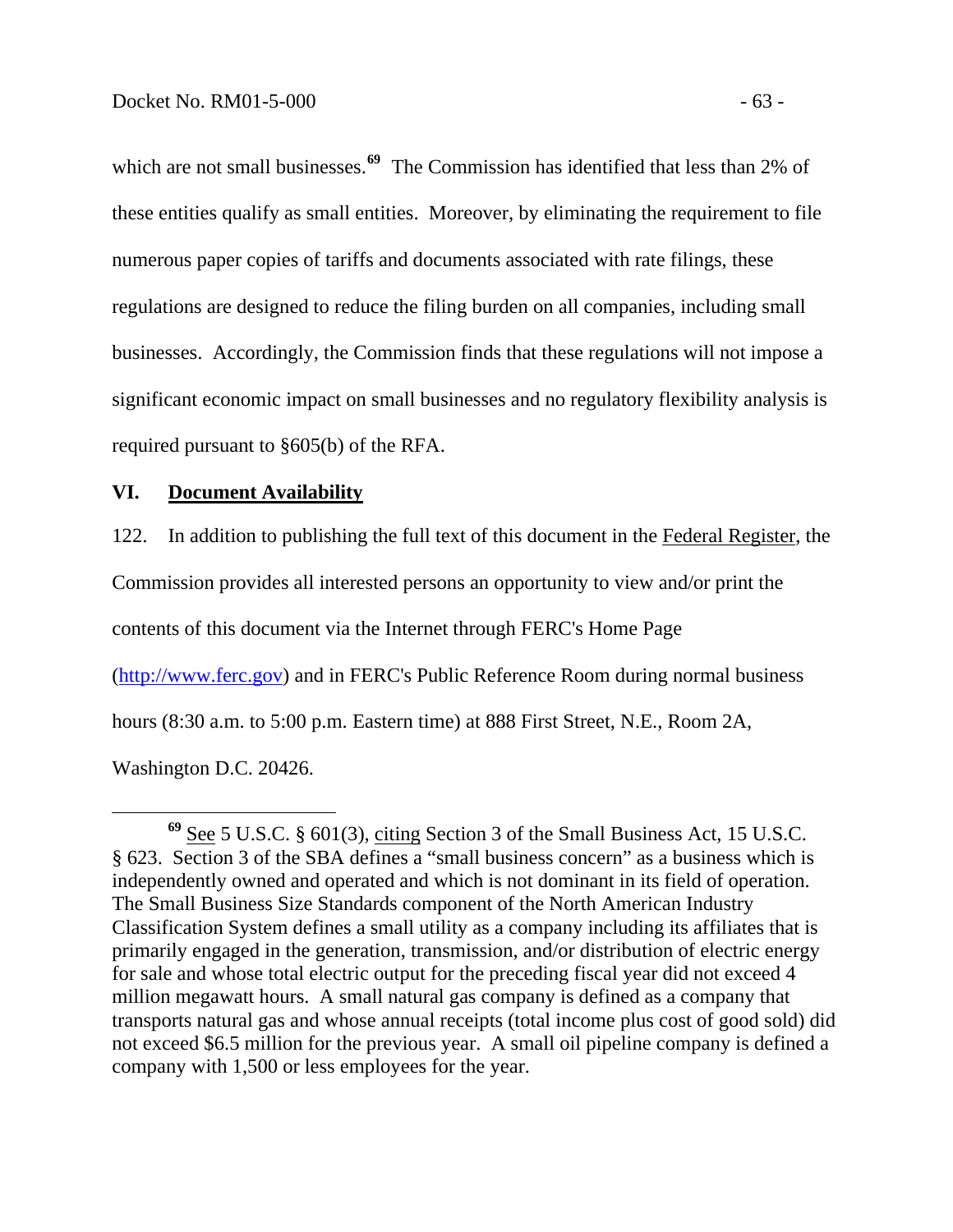which are not small businesses.[69] The Commission has identified that less than 2% of these entities qualify as small entities. Moreover, by eliminating the requirement to file numerous paper copies of tariffs and documents associated with rate filings, these regulations are designed to reduce the filing burden on all companies, including small businesses. Accordingly, the Commission finds that these regulations will not impose a significant economic impact on small businesses and no regulatory flexibility analysis is required pursuant to §605(b) of the RFA.

## VI. Document Availability

122. In addition to publishing the full text of this document in the Federal Register, the Commission provides all interested persons an opportunity to view and/or print the contents of this document via the Internet through FERC's Home Page (http://www.ferc.gov) and in FERC's Public Reference Room during normal business hours (8:30 a.m. to 5:00 p.m. Eastern time) at 888 First Street, N.E., Room 2A, Washington D.C. 20426.

---

[69] See 5 U.S.C. § 601(3), citing Section 3 of the Small Business Act, 15 U.S.C. § 623. Section 3 of the SBA defines a "small business concern" as a business which is independently owned and operated and which is not dominant in its field of operation. The Small Business Size Standards component of the North American Industry Classification System defines a small utility as a company including its affiliates that is primarily engaged in the generation, transmission, and/or distribution of electric energy for sale and whose total electric output for the preceding fiscal year did not exceed 4 million megawatt hours. A small natural gas company is defined as a company that transports natural gas and whose annual receipts (total income plus cost of good sold) did not exceed $6.5 million for the previous year. A small oil pipeline company is defined a company with 1,500 or less employees for the year.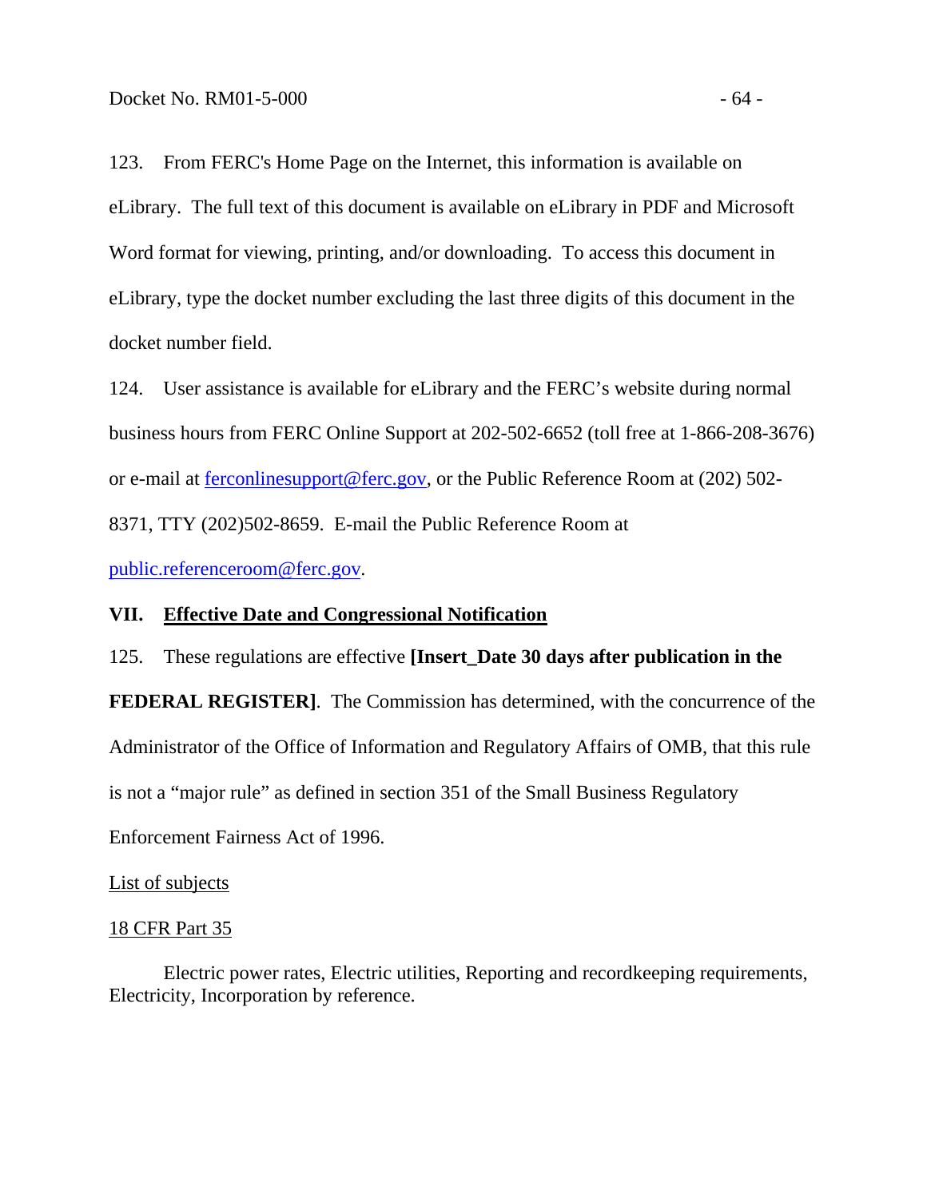123. From FERC's Home Page on the Internet, this information is available on eLibrary. The full text of this document is available on eLibrary in PDF and Microsoft Word format for viewing, printing, and/or downloading. To access this document in eLibrary, type the docket number excluding the last three digits of this document in the docket number field.

124. User assistance is available for eLibrary and the FERC's website during normal business hours from FERC Online Support at 202-502-6652 (toll free at 1-866-208-3676) or e-mail at [ferconlinesupport@ferc.gov](mailto:ferconlinesupport@ferc.gov), or the Public Reference Room at (202) 502-8371, TTY (202)502-8659. E-mail the Public Reference Room at [public.referenceroom@ferc.gov](mailto:public.referenceroom@ferc.gov).

## VII. Effective Date and Congressional Notification

125. These regulations are effective **[Insert_Date 30 days after publication in the FEDERAL REGISTER]**. The Commission has determined, with the concurrence of the Administrator of the Office of Information and Regulatory Affairs of OMB, that this rule is not a "major rule" as defined in section 351 of the Small Business Regulatory Enforcement Fairness Act of 1996.

List of subjects

18 CFR Part 35

Electric power rates, Electric utilities, Reporting and recordkeeping requirements, Electricity, Incorporation by reference.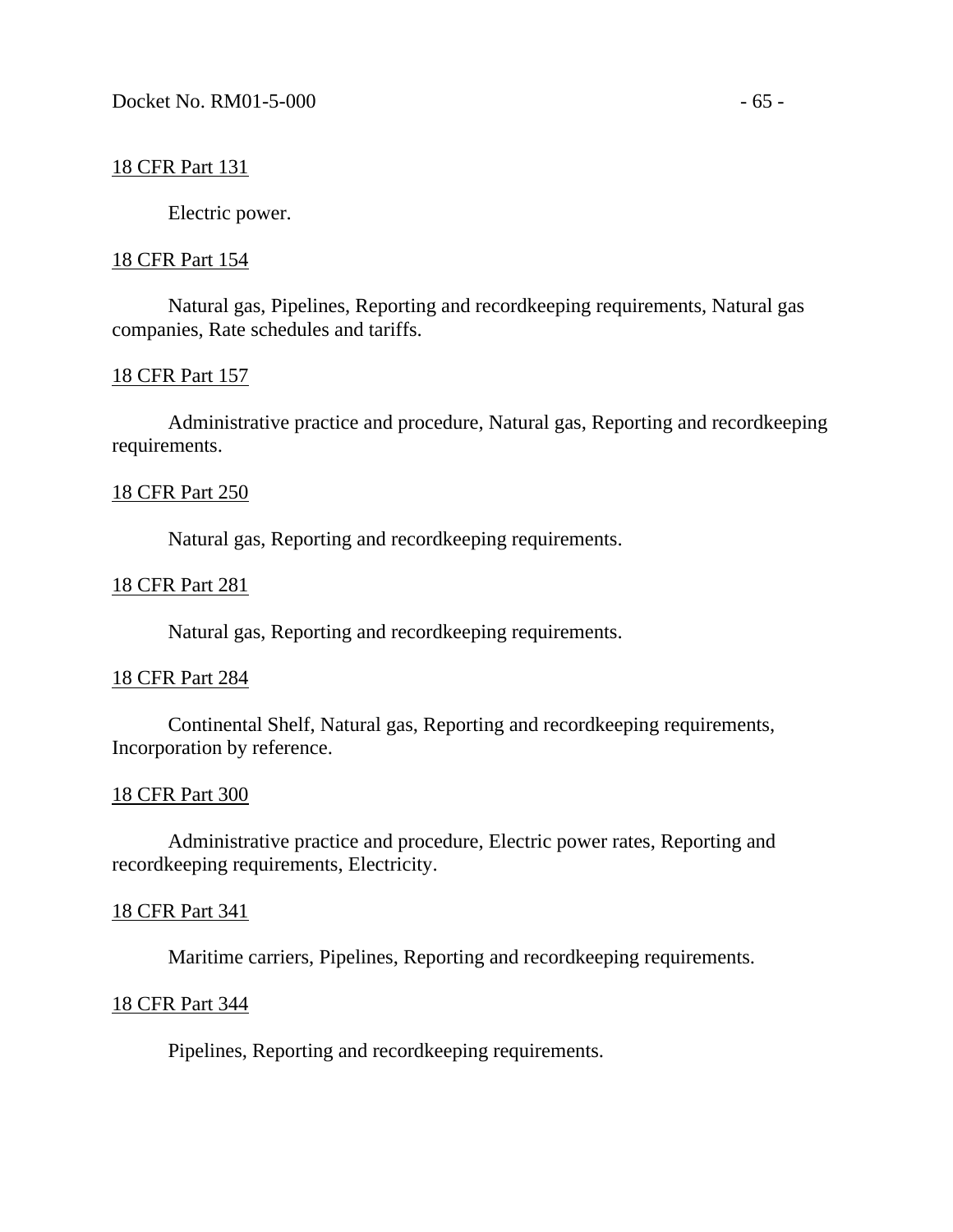<u>18 CFR Part 131</u>

Electric power.

<u>18 CFR Part 154</u>

Natural gas, Pipelines, Reporting and recordkeeping requirements, Natural gas companies, Rate schedules and tariffs.

<u>18 CFR Part 157</u>

Administrative practice and procedure, Natural gas, Reporting and recordkeeping requirements.

<u>18 CFR Part 250</u>

Natural gas, Reporting and recordkeeping requirements.

<u>18 CFR Part 281</u>

Natural gas, Reporting and recordkeeping requirements.

<u>18 CFR Part 284</u>

Continental Shelf, Natural gas, Reporting and recordkeeping requirements, Incorporation by reference.

<u>18 CFR Part 300</u>

Administrative practice and procedure, Electric power rates, Reporting and recordkeeping requirements, Electricity.

<u>18 CFR Part 341</u>

Maritime carriers, Pipelines, Reporting and recordkeeping requirements.

<u>18 CFR Part 344</u>

Pipelines, Reporting and recordkeeping requirements.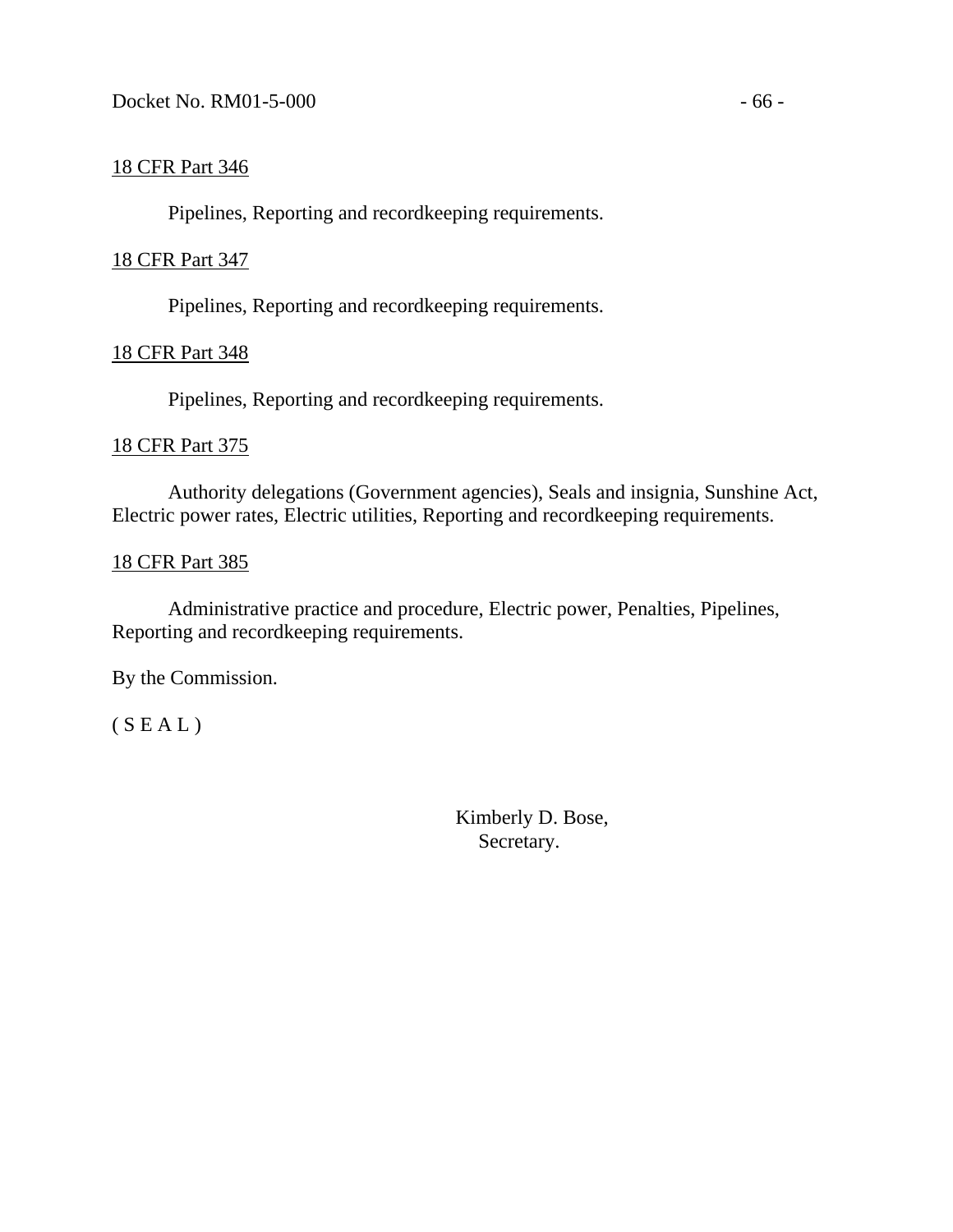18 CFR Part 346

Pipelines, Reporting and recordkeeping requirements.

18 CFR Part 347

Pipelines, Reporting and recordkeeping requirements.

18 CFR Part 348

Pipelines, Reporting and recordkeeping requirements.

18 CFR Part 375

Authority delegations (Government agencies), Seals and insignia, Sunshine Act, Electric power rates, Electric utilities, Reporting and recordkeeping requirements.

18 CFR Part 385

Administrative practice and procedure, Electric power, Penalties, Pipelines, Reporting and recordkeeping requirements.

By the Commission.

( S E A L )

Kimberly D. Bose,
Secretary.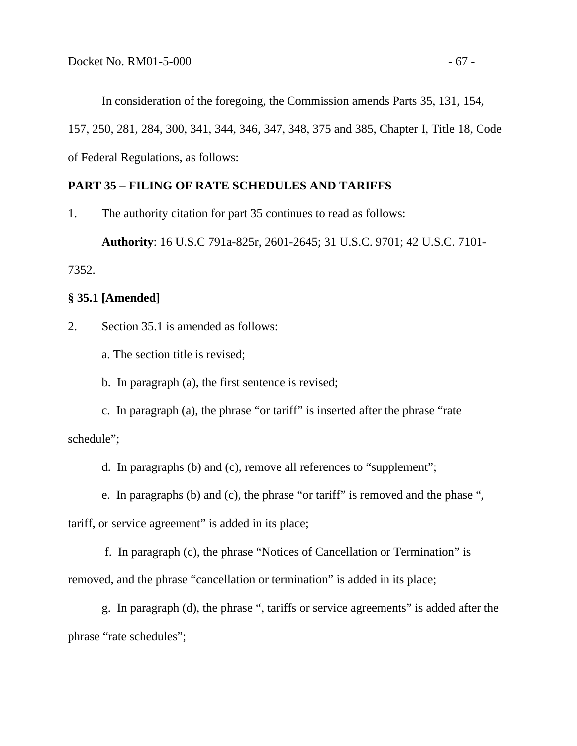In consideration of the foregoing, the Commission amends Parts 35, 131, 154, 157, 250, 281, 284, 300, 341, 344, 346, 347, 348, 375 and 385, Chapter I, Title 18, Code of Federal Regulations, as follows:

**PART 35 – FILING OF RATE SCHEDULES AND TARIFFS**

1. The authority citation for part 35 continues to read as follows:

**Authority**: 16 U.S.C 791a-825r, 2601-2645; 31 U.S.C. 9701; 42 U.S.C. 7101-7352.

**§ 35.1 [Amended]**

2. Section 35.1 is amended as follows:

a. The section title is revised;

b. In paragraph (a), the first sentence is revised;

c. In paragraph (a), the phrase "or tariff" is inserted after the phrase "rate schedule";

d. In paragraphs (b) and (c), remove all references to "supplement";

e. In paragraphs (b) and (c), the phrase "or tariff" is removed and the phase ", tariff, or service agreement" is added in its place;

f. In paragraph (c), the phrase "Notices of Cancellation or Termination" is removed, and the phrase "cancellation or termination" is added in its place;

g. In paragraph (d), the phrase ", tariffs or service agreements" is added after the phrase "rate schedules";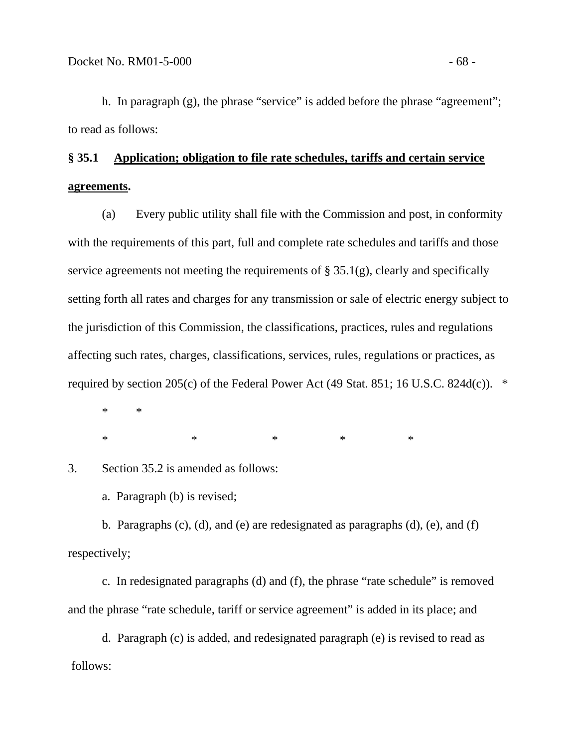h. In paragraph (g), the phrase “service” is added before the phrase “agreement”; to read as follows:

**§ 35.1 Application; obligation to file rate schedules, tariffs and certain service agreements.**

(a) Every public utility shall file with the Commission and post, in conformity with the requirements of this part, full and complete rate schedules and tariffs and those service agreements not meeting the requirements of § 35.1(g), clearly and specifically setting forth all rates and charges for any transmission or sale of electric energy subject to the jurisdiction of this Commission, the classifications, practices, rules and regulations affecting such rates, charges, classifications, services, rules, regulations or practices, as required by section 205(c) of the Federal Power Act (49 Stat. 851; 16 U.S.C. 824d(c)). * * *

\* \* \* \* \*

3. Section 35.2 is amended as follows:

a. Paragraph (b) is revised;

b. Paragraphs (c), (d), and (e) are redesignated as paragraphs (d), (e), and (f) respectively;

c. In redesignated paragraphs (d) and (f), the phrase “rate schedule” is removed and the phrase “rate schedule, tariff or service agreement” is added in its place; and

d. Paragraph (c) is added, and redesignated paragraph (e) is revised to read as follows: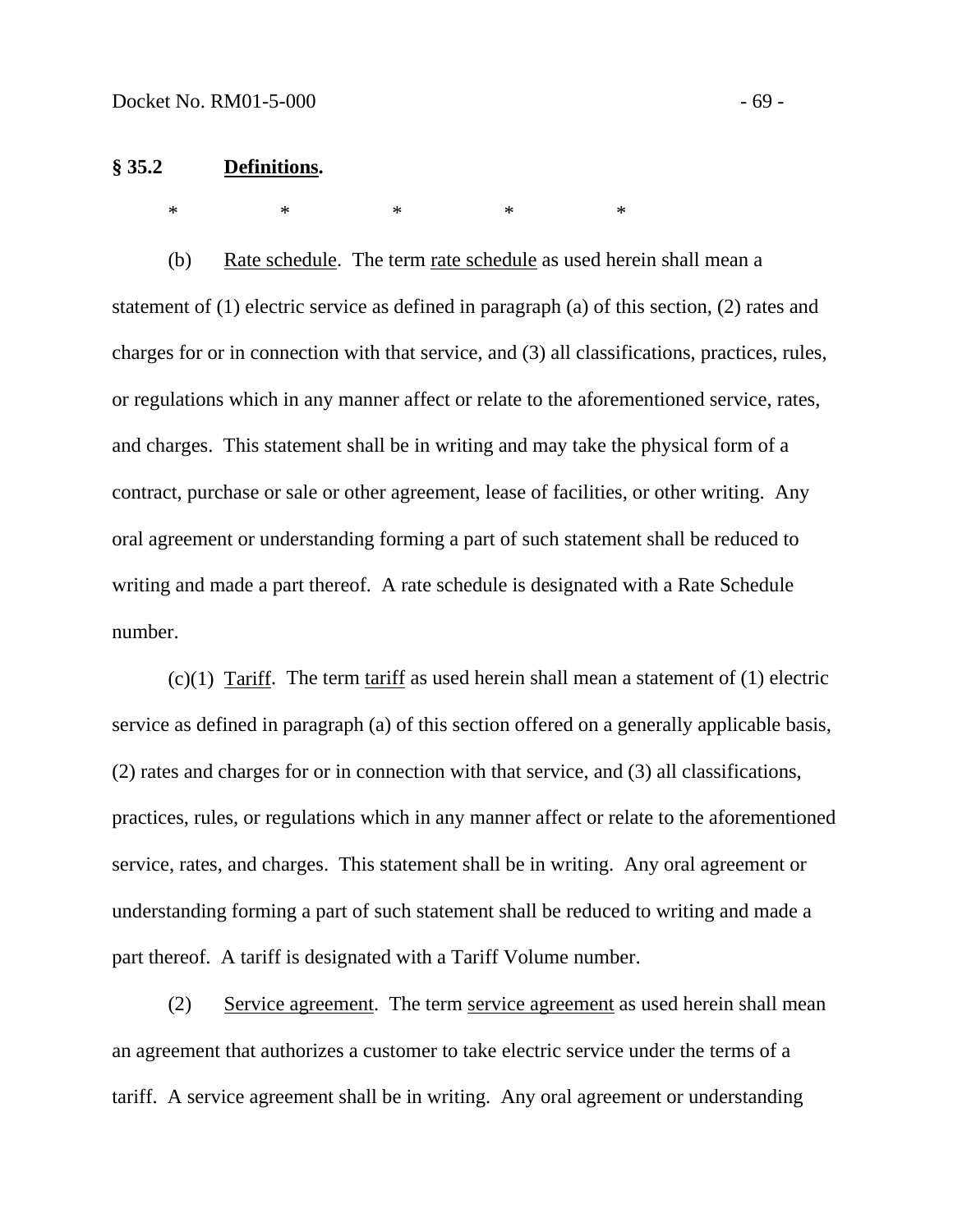**§ 35.2 Definitions.**

\*     \*     \*     \*     \*

(b) Rate schedule. The term rate schedule as used herein shall mean a statement of (1) electric service as defined in paragraph (a) of this section, (2) rates and charges for or in connection with that service, and (3) all classifications, practices, rules, or regulations which in any manner affect or relate to the aforementioned service, rates, and charges. This statement shall be in writing and may take the physical form of a contract, purchase or sale or other agreement, lease of facilities, or other writing. Any oral agreement or understanding forming a part of such statement shall be reduced to writing and made a part thereof. A rate schedule is designated with a Rate Schedule number.

(c)(1) Tariff. The term tariff as used herein shall mean a statement of (1) electric service as defined in paragraph (a) of this section offered on a generally applicable basis, (2) rates and charges for or in connection with that service, and (3) all classifications, practices, rules, or regulations which in any manner affect or relate to the aforementioned service, rates, and charges. This statement shall be in writing. Any oral agreement or understanding forming a part of such statement shall be reduced to writing and made a part thereof. A tariff is designated with a Tariff Volume number.

(2) Service agreement. The term service agreement as used herein shall mean an agreement that authorizes a customer to take electric service under the terms of a tariff. A service agreement shall be in writing. Any oral agreement or understanding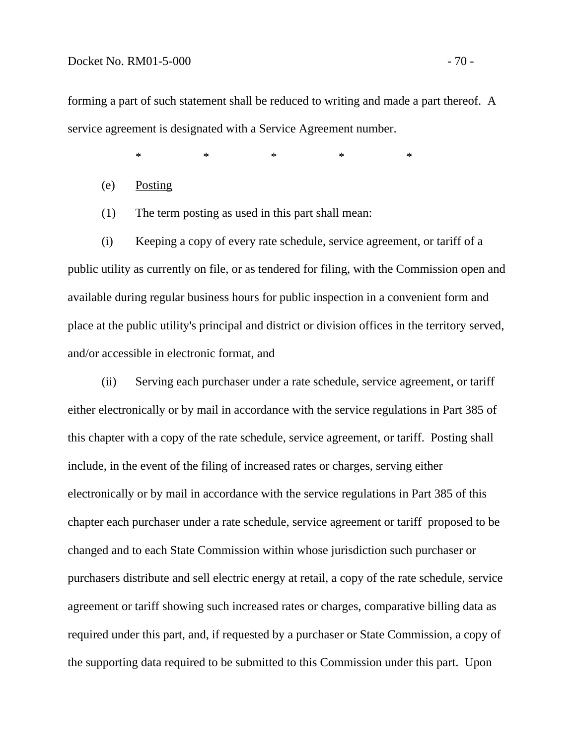forming a part of such statement shall be reduced to writing and made a part thereof. A service agreement is designated with a Service Agreement number.

\*　　　\*　　　\*　　　\*　　　\*

(e) Posting

(1) The term posting as used in this part shall mean:

(i) Keeping a copy of every rate schedule, service agreement, or tariff of a public utility as currently on file, or as tendered for filing, with the Commission open and available during regular business hours for public inspection in a convenient form and place at the public utility's principal and district or division offices in the territory served, and/or accessible in electronic format, and

(ii) Serving each purchaser under a rate schedule, service agreement, or tariff either electronically or by mail in accordance with the service regulations in Part 385 of this chapter with a copy of the rate schedule, service agreement, or tariff. Posting shall include, in the event of the filing of increased rates or charges, serving either electronically or by mail in accordance with the service regulations in Part 385 of this chapter each purchaser under a rate schedule, service agreement or tariff proposed to be changed and to each State Commission within whose jurisdiction such purchaser or purchasers distribute and sell electric energy at retail, a copy of the rate schedule, service agreement or tariff showing such increased rates or charges, comparative billing data as required under this part, and, if requested by a purchaser or State Commission, a copy of the supporting data required to be submitted to this Commission under this part. Upon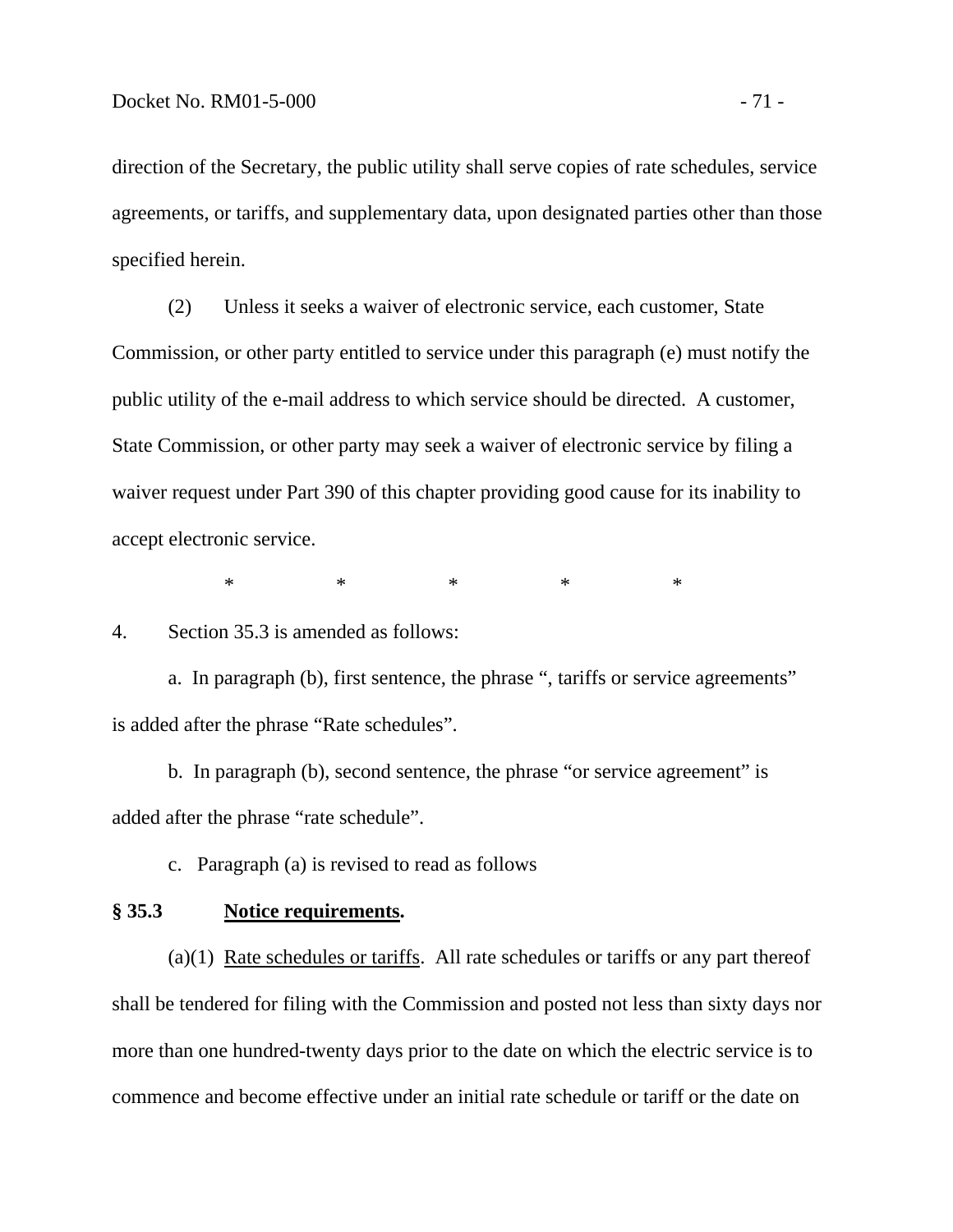direction of the Secretary, the public utility shall serve copies of rate schedules, service agreements, or tariffs, and supplementary data, upon designated parties other than those specified herein.

(2) Unless it seeks a waiver of electronic service, each customer, State Commission, or other party entitled to service under this paragraph (e) must notify the public utility of the e-mail address to which service should be directed. A customer, State Commission, or other party may seek a waiver of electronic service by filing a waiver request under Part 390 of this chapter providing good cause for its inability to accept electronic service.

\* \* \* \* \*

4. Section 35.3 is amended as follows:

a. In paragraph (b), first sentence, the phrase ", tariffs or service agreements" is added after the phrase "Rate schedules".

b. In paragraph (b), second sentence, the phrase "or service agreement" is added after the phrase "rate schedule".

c. Paragraph (a) is revised to read as follows

**§ 35.3 Notice requirements.**

(a)(1) Rate schedules or tariffs. All rate schedules or tariffs or any part thereof shall be tendered for filing with the Commission and posted not less than sixty days nor more than one hundred-twenty days prior to the date on which the electric service is to commence and become effective under an initial rate schedule or tariff or the date on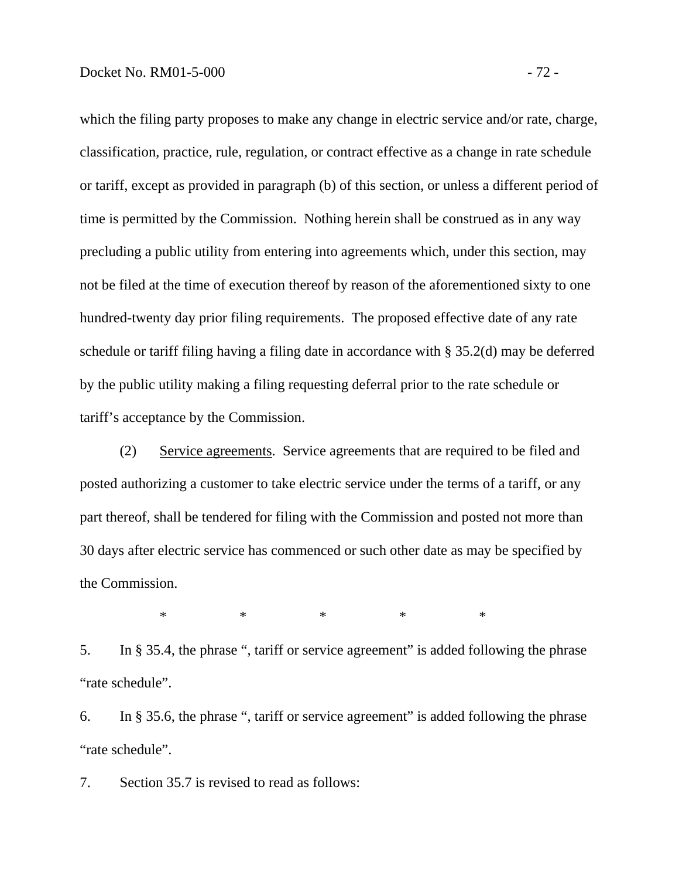which the filing party proposes to make any change in electric service and/or rate, charge, classification, practice, rule, regulation, or contract effective as a change in rate schedule or tariff, except as provided in paragraph (b) of this section, or unless a different period of time is permitted by the Commission. Nothing herein shall be construed as in any way precluding a public utility from entering into agreements which, under this section, may not be filed at the time of execution thereof by reason of the aforementioned sixty to one hundred-twenty day prior filing requirements. The proposed effective date of any rate schedule or tariff filing having a filing date in accordance with § 35.2(d) may be deferred by the public utility making a filing requesting deferral prior to the rate schedule or tariff's acceptance by the Commission.

(2) Service agreements. Service agreements that are required to be filed and posted authorizing a customer to take electric service under the terms of a tariff, or any part thereof, shall be tendered for filing with the Commission and posted not more than 30 days after electric service has commenced or such other date as may be specified by the Commission.

\* \* \* \* \*

5. In § 35.4, the phrase ", tariff or service agreement" is added following the phrase "rate schedule".

6. In § 35.6, the phrase ", tariff or service agreement" is added following the phrase "rate schedule".

7. Section 35.7 is revised to read as follows: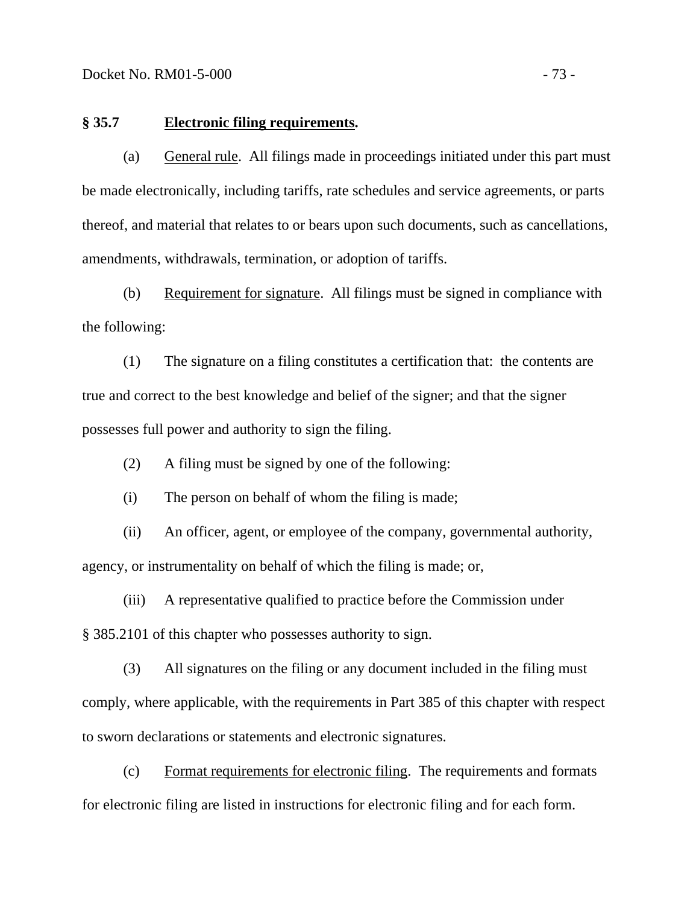**§ 35.7 Electronic filing requirements.**

(a) General rule. All filings made in proceedings initiated under this part must be made electronically, including tariffs, rate schedules and service agreements, or parts thereof, and material that relates to or bears upon such documents, such as cancellations, amendments, withdrawals, termination, or adoption of tariffs.

(b) Requirement for signature. All filings must be signed in compliance with the following:

(1) The signature on a filing constitutes a certification that: the contents are true and correct to the best knowledge and belief of the signer; and that the signer possesses full power and authority to sign the filing.

(2) A filing must be signed by one of the following:

(i) The person on behalf of whom the filing is made;

(ii) An officer, agent, or employee of the company, governmental authority, agency, or instrumentality on behalf of which the filing is made; or,

(iii) A representative qualified to practice before the Commission under § 385.2101 of this chapter who possesses authority to sign.

(3) All signatures on the filing or any document included in the filing must comply, where applicable, with the requirements in Part 385 of this chapter with respect to sworn declarations or statements and electronic signatures.

(c) Format requirements for electronic filing. The requirements and formats for electronic filing are listed in instructions for electronic filing and for each form.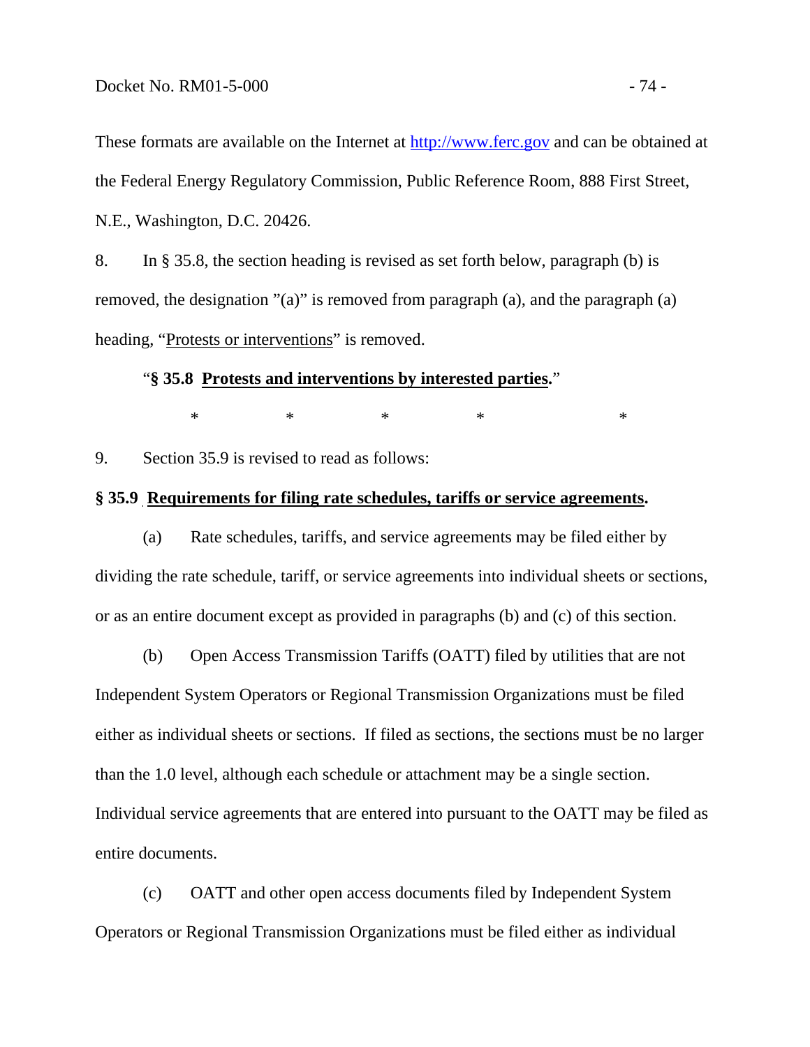These formats are available on the Internet at http://www.ferc.gov and can be obtained at the Federal Energy Regulatory Commission, Public Reference Room, 888 First Street, N.E., Washington, D.C. 20426.

8. In § 35.8, the section heading is revised as set forth below, paragraph (b) is removed, the designation "(a)" is removed from paragraph (a), and the paragraph (a) heading, "Protests or interventions" is removed.

"**§ 35.8 Protests and interventions by interested parties.**"

\* \* \* \* \*

9. Section 35.9 is revised to read as follows:

**§ 35.9 Requirements for filing rate schedules, tariffs or service agreements.**

(a) Rate schedules, tariffs, and service agreements may be filed either by dividing the rate schedule, tariff, or service agreements into individual sheets or sections, or as an entire document except as provided in paragraphs (b) and (c) of this section.

(b) Open Access Transmission Tariffs (OATT) filed by utilities that are not Independent System Operators or Regional Transmission Organizations must be filed either as individual sheets or sections. If filed as sections, the sections must be no larger than the 1.0 level, although each schedule or attachment may be a single section. Individual service agreements that are entered into pursuant to the OATT may be filed as entire documents.

(c) OATT and other open access documents filed by Independent System Operators or Regional Transmission Organizations must be filed either as individual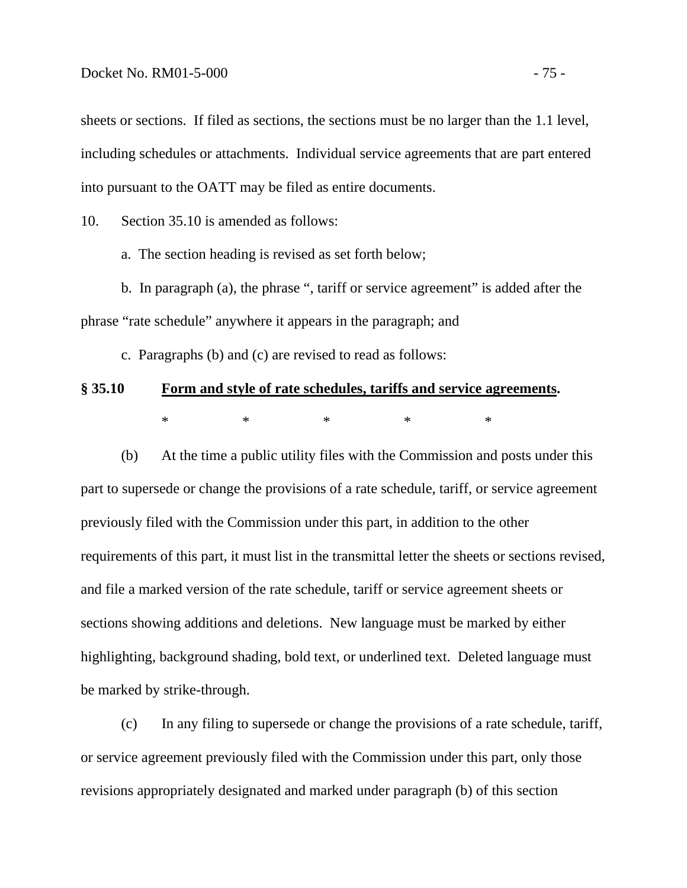sheets or sections. If filed as sections, the sections must be no larger than the 1.1 level, including schedules or attachments. Individual service agreements that are part entered into pursuant to the OATT may be filed as entire documents.

10. Section 35.10 is amended as follows:

a. The section heading is revised as set forth below;

b. In paragraph (a), the phrase ", tariff or service agreement" is added after the phrase "rate schedule" anywhere it appears in the paragraph; and

c. Paragraphs (b) and (c) are revised to read as follows:

**§ 35.10 Form and style of rate schedules, tariffs and service agreements.**

\* \* \* \* \*

(b) At the time a public utility files with the Commission and posts under this part to supersede or change the provisions of a rate schedule, tariff, or service agreement previously filed with the Commission under this part, in addition to the other requirements of this part, it must list in the transmittal letter the sheets or sections revised, and file a marked version of the rate schedule, tariff or service agreement sheets or sections showing additions and deletions. New language must be marked by either highlighting, background shading, bold text, or underlined text. Deleted language must be marked by strike-through.

(c) In any filing to supersede or change the provisions of a rate schedule, tariff, or service agreement previously filed with the Commission under this part, only those revisions appropriately designated and marked under paragraph (b) of this section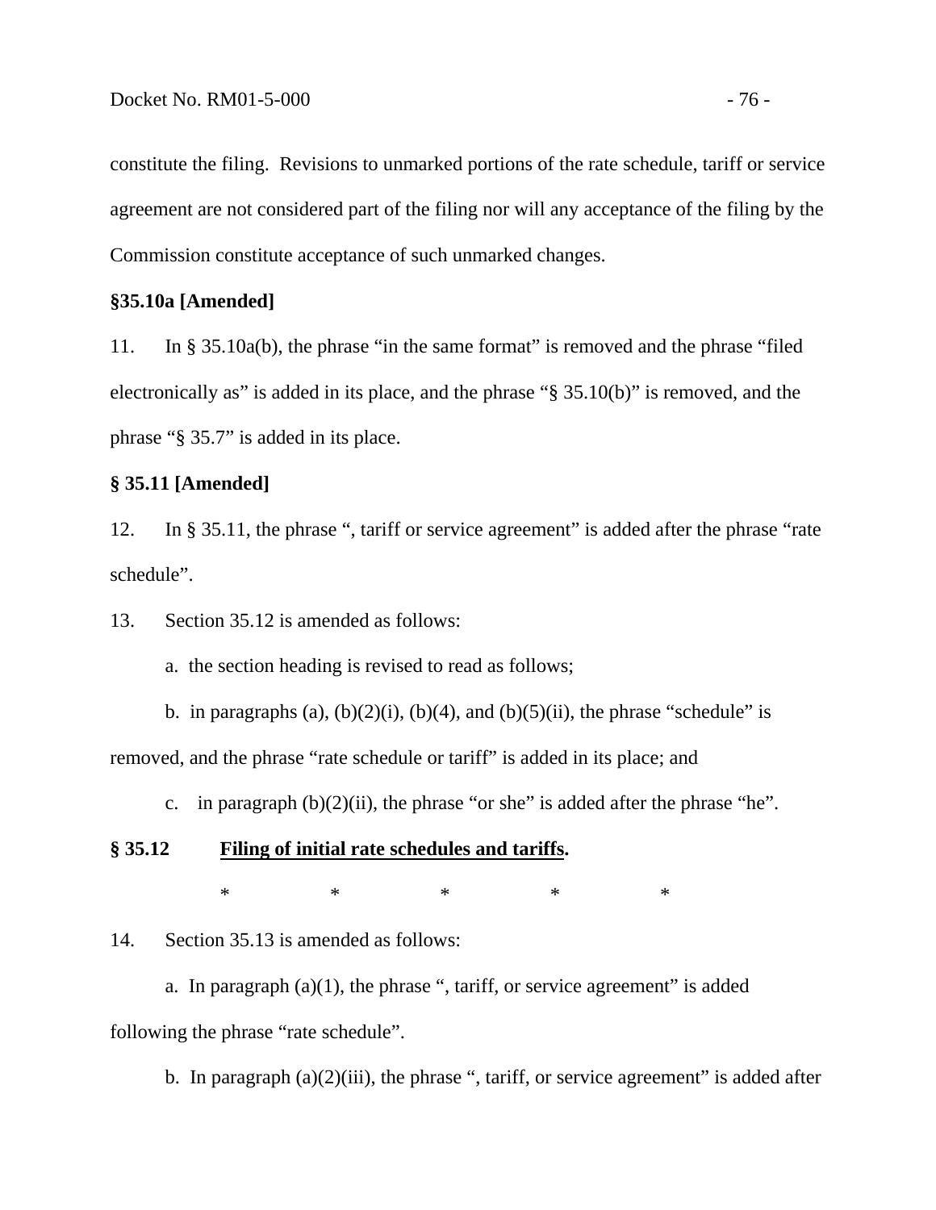constitute the filing. Revisions to unmarked portions of the rate schedule, tariff or service agreement are not considered part of the filing nor will any acceptance of the filing by the Commission constitute acceptance of such unmarked changes.

**§35.10a [Amended]**

11. In § 35.10a(b), the phrase "in the same format" is removed and the phrase "filed electronically as" is added in its place, and the phrase "§ 35.10(b)" is removed, and the phrase "§ 35.7" is added in its place.

**§ 35.11 [Amended]**

12. In § 35.11, the phrase ", tariff or service agreement" is added after the phrase "rate schedule".

13. Section 35.12 is amended as follows:

a. the section heading is revised to read as follows;

b. in paragraphs (a), (b)(2)(i), (b)(4), and (b)(5)(ii), the phrase "schedule" is removed, and the phrase "rate schedule or tariff" is added in its place; and

c. in paragraph (b)(2)(ii), the phrase "or she" is added after the phrase "he".

**§ 35.12 Filing of initial rate schedules and tariffs.**

\* \* \* \* \*

14. Section 35.13 is amended as follows:

a. In paragraph (a)(1), the phrase ", tariff, or service agreement" is added following the phrase "rate schedule".

b. In paragraph (a)(2)(iii), the phrase ", tariff, or service agreement" is added after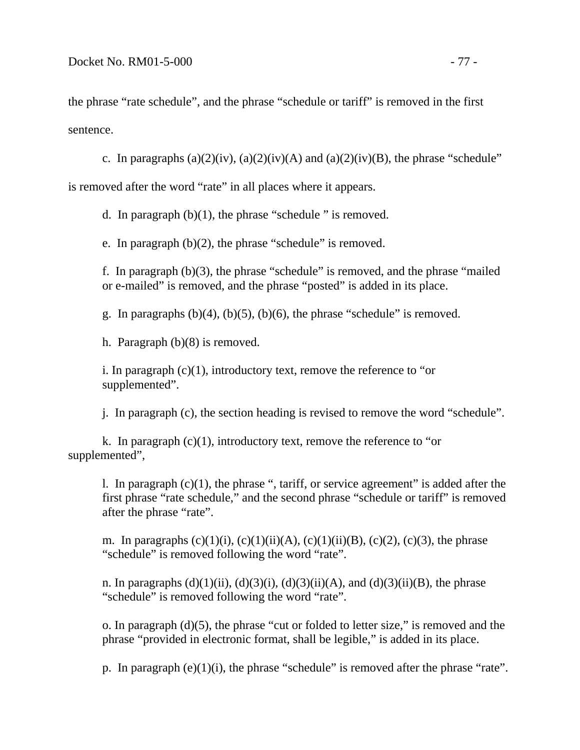the phrase “rate schedule”, and the phrase “schedule or tariff” is removed in the first sentence.

c. In paragraphs (a)(2)(iv), (a)(2)(iv)(A) and (a)(2)(iv)(B), the phrase “schedule” is removed after the word “rate” in all places where it appears.

d. In paragraph (b)(1), the phrase “schedule ” is removed.

e. In paragraph (b)(2), the phrase “schedule” is removed.

f. In paragraph (b)(3), the phrase “schedule” is removed, and the phrase “mailed or e-mailed” is removed, and the phrase “posted” is added in its place.

g. In paragraphs (b)(4), (b)(5), (b)(6), the phrase “schedule” is removed.

h. Paragraph (b)(8) is removed.

i. In paragraph (c)(1), introductory text, remove the reference to “or supplemented”.

j. In paragraph (c), the section heading is revised to remove the word “schedule”.

k. In paragraph (c)(1), introductory text, remove the reference to “or supplemented”,

l. In paragraph (c)(1), the phrase “, tariff, or service agreement” is added after the first phrase “rate schedule,” and the second phrase “schedule or tariff” is removed after the phrase “rate”.

m. In paragraphs (c)(1)(i), (c)(1)(ii)(A), (c)(1)(ii)(B), (c)(2), (c)(3), the phrase “schedule” is removed following the word “rate”.

n. In paragraphs (d)(1)(ii), (d)(3)(i), (d)(3)(ii)(A), and (d)(3)(ii)(B), the phrase “schedule” is removed following the word “rate”.

o. In paragraph (d)(5), the phrase “cut or folded to letter size,” is removed and the phrase “provided in electronic format, shall be legible,” is added in its place.

p. In paragraph (e)(1)(i), the phrase “schedule” is removed after the phrase “rate”.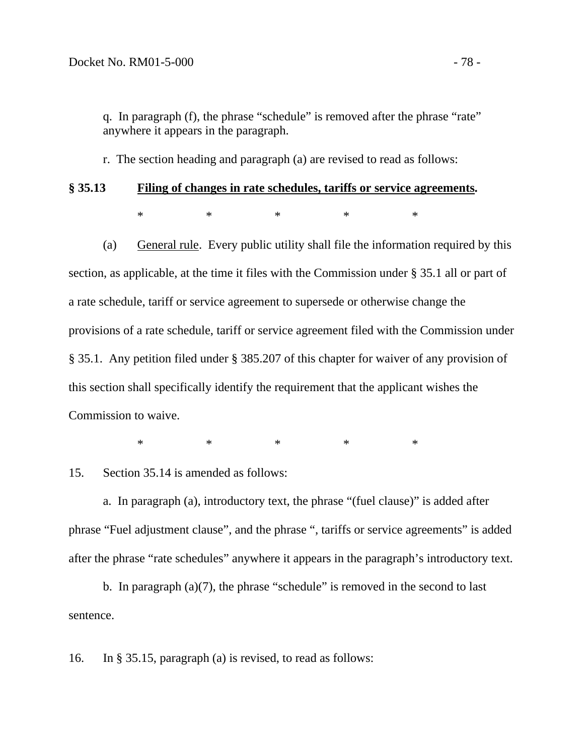q. In paragraph (f), the phrase “schedule” is removed after the phrase “rate” anywhere it appears in the paragraph.

r. The section heading and paragraph (a) are revised to read as follows:

**§ 35.13 Filing of changes in rate schedules, tariffs or service agreements.**

\* \* \* \* \*

(a) General rule. Every public utility shall file the information required by this section, as applicable, at the time it files with the Commission under § 35.1 all or part of a rate schedule, tariff or service agreement to supersede or otherwise change the provisions of a rate schedule, tariff or service agreement filed with the Commission under § 35.1. Any petition filed under § 385.207 of this chapter for waiver of any provision of this section shall specifically identify the requirement that the applicant wishes the Commission to waive.

\* \* \* \* \*

15. Section 35.14 is amended as follows:

a. In paragraph (a), introductory text, the phrase “(fuel clause)” is added after phrase “Fuel adjustment clause”, and the phrase “, tariffs or service agreements” is added after the phrase “rate schedules” anywhere it appears in the paragraph’s introductory text.

b. In paragraph (a)(7), the phrase “schedule” is removed in the second to last sentence.

16. In § 35.15, paragraph (a) is revised, to read as follows: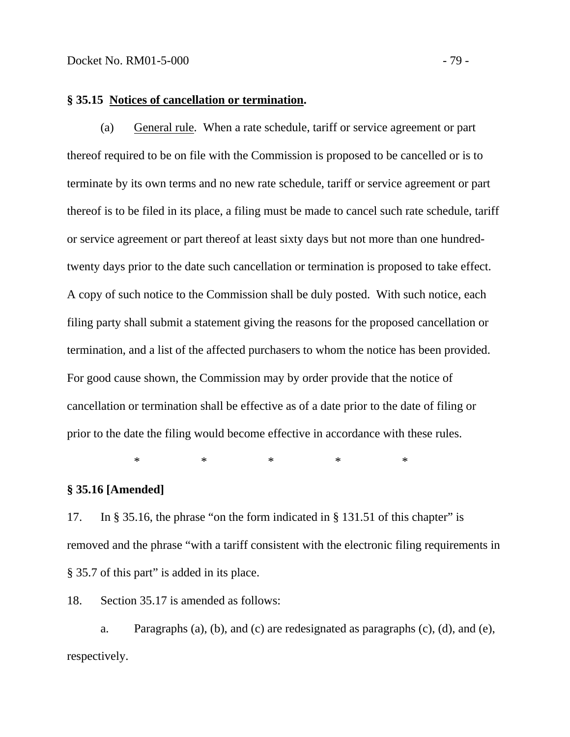**§ 35.15 Notices of cancellation or termination.**

(a) General rule. When a rate schedule, tariff or service agreement or part thereof required to be on file with the Commission is proposed to be cancelled or is to terminate by its own terms and no new rate schedule, tariff or service agreement or part thereof is to be filed in its place, a filing must be made to cancel such rate schedule, tariff or service agreement or part thereof at least sixty days but not more than one hundred-twenty days prior to the date such cancellation or termination is proposed to take effect. A copy of such notice to the Commission shall be duly posted. With such notice, each filing party shall submit a statement giving the reasons for the proposed cancellation or termination, and a list of the affected purchasers to whom the notice has been provided. For good cause shown, the Commission may by order provide that the notice of cancellation or termination shall be effective as of a date prior to the date of filing or prior to the date the filing would become effective in accordance with these rules.

\* \* \* \* \*

**§ 35.16 [Amended]**

17. In § 35.16, the phrase "on the form indicated in § 131.51 of this chapter" is removed and the phrase "with a tariff consistent with the electronic filing requirements in § 35.7 of this part" is added in its place.

18. Section 35.17 is amended as follows:

a. Paragraphs (a), (b), and (c) are redesignated as paragraphs (c), (d), and (e), respectively.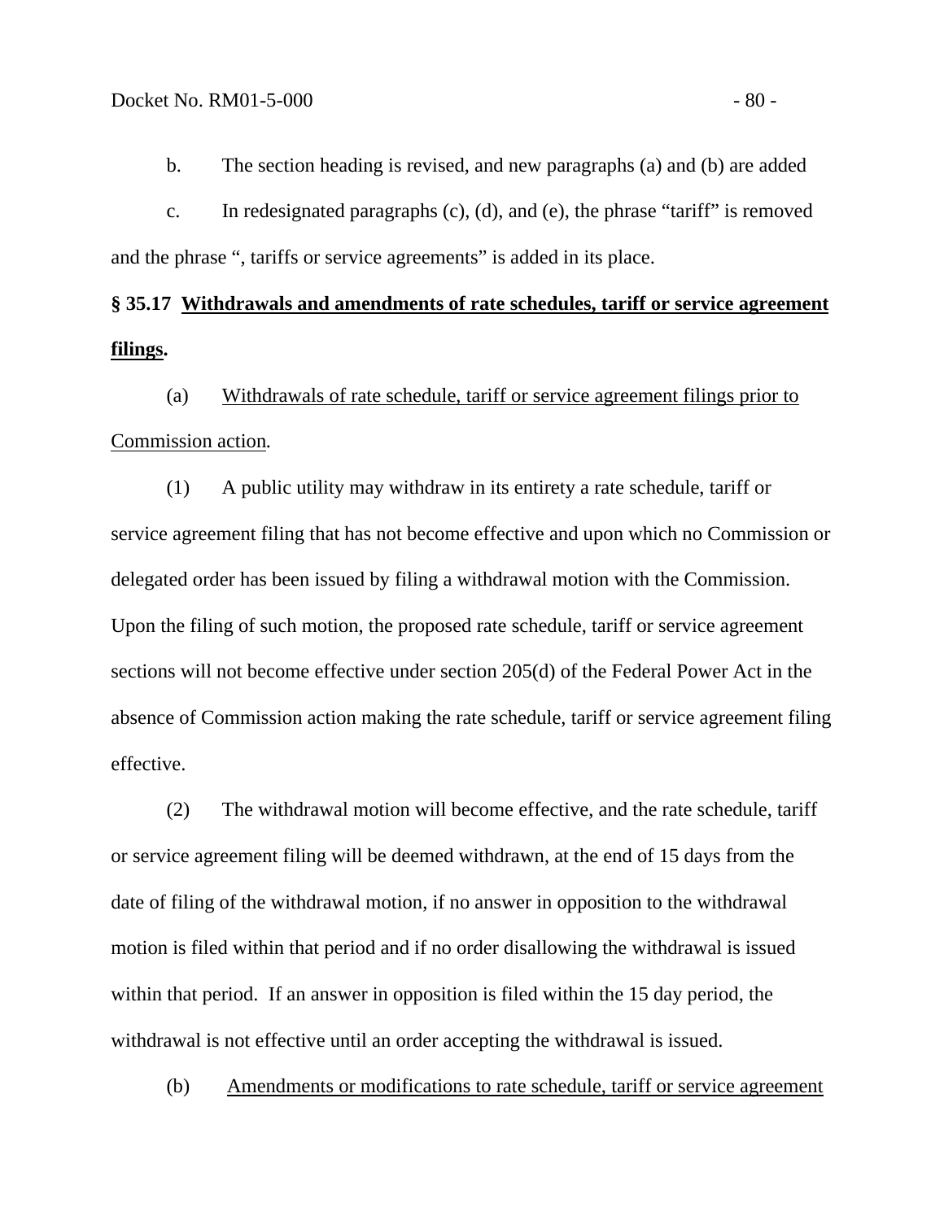b. The section heading is revised, and new paragraphs (a) and (b) are added

c. In redesignated paragraphs (c), (d), and (e), the phrase "tariff" is removed and the phrase ", tariffs or service agreements" is added in its place.

**§ 35.17 Withdrawals and amendments of rate schedules, tariff or service agreement filings.**

(a) Withdrawals of rate schedule, tariff or service agreement filings prior to Commission action.

(1) A public utility may withdraw in its entirety a rate schedule, tariff or service agreement filing that has not become effective and upon which no Commission or delegated order has been issued by filing a withdrawal motion with the Commission. Upon the filing of such motion, the proposed rate schedule, tariff or service agreement sections will not become effective under section 205(d) of the Federal Power Act in the absence of Commission action making the rate schedule, tariff or service agreement filing effective.

(2) The withdrawal motion will become effective, and the rate schedule, tariff or service agreement filing will be deemed withdrawn, at the end of 15 days from the date of filing of the withdrawal motion, if no answer in opposition to the withdrawal motion is filed within that period and if no order disallowing the withdrawal is issued within that period. If an answer in opposition is filed within the 15 day period, the withdrawal is not effective until an order accepting the withdrawal is issued.

(b) Amendments or modifications to rate schedule, tariff or service agreement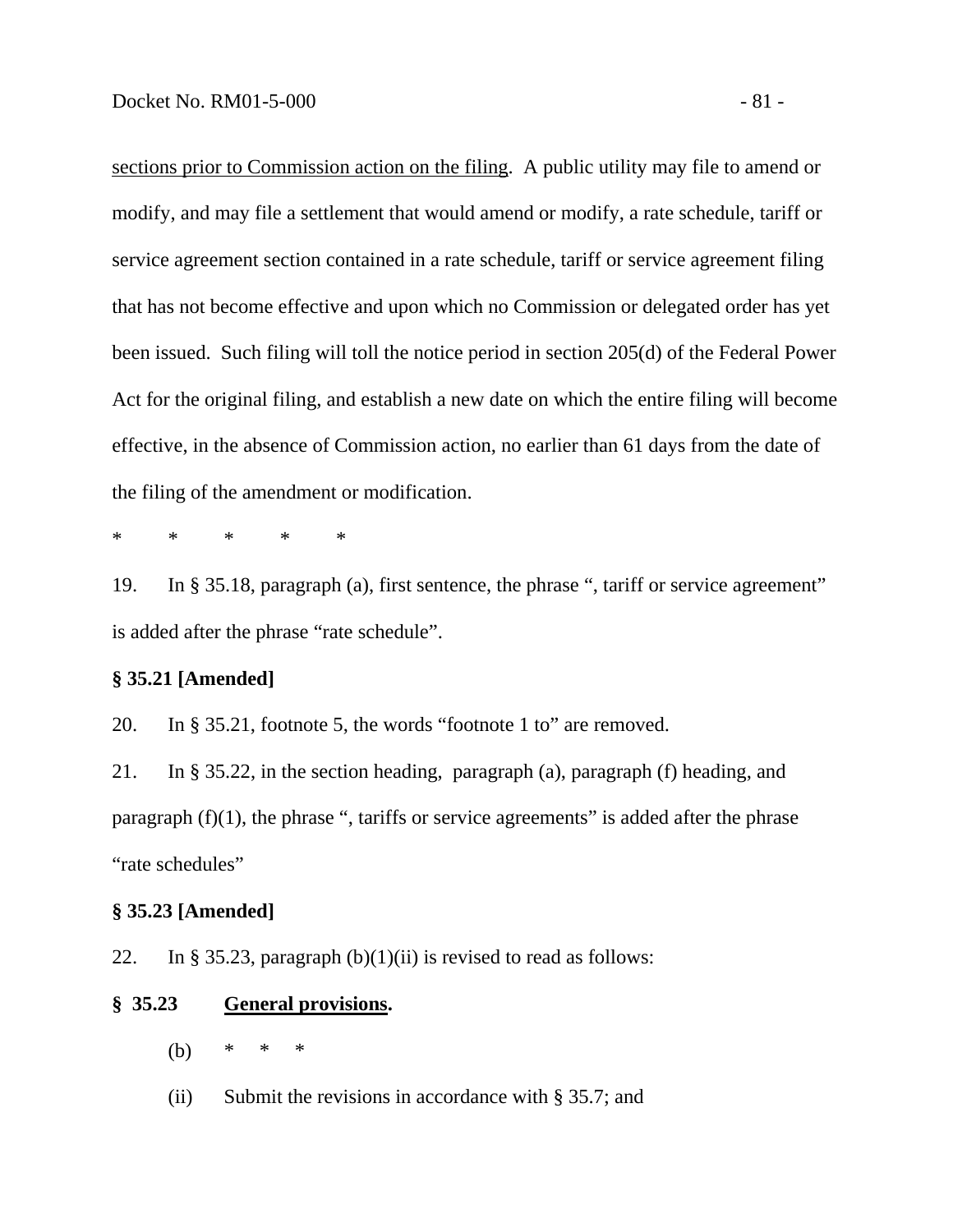sections prior to Commission action on the filing. A public utility may file to amend or modify, and may file a settlement that would amend or modify, a rate schedule, tariff or service agreement section contained in a rate schedule, tariff or service agreement filing that has not become effective and upon which no Commission or delegated order has yet been issued. Such filing will toll the notice period in section 205(d) of the Federal Power Act for the original filing, and establish a new date on which the entire filing will become effective, in the absence of Commission action, no earlier than 61 days from the date of the filing of the amendment or modification.

\* \* \* \* \*

19. In § 35.18, paragraph (a), first sentence, the phrase ", tariff or service agreement" is added after the phrase "rate schedule".

**§ 35.21 [Amended]**

20. In § 35.21, footnote 5, the words "footnote 1 to" are removed.

21. In § 35.22, in the section heading, paragraph (a), paragraph (f) heading, and paragraph (f)(1), the phrase ", tariffs or service agreements" is added after the phrase "rate schedules"

**§ 35.23 [Amended]**

22. In § 35.23, paragraph (b)(1)(ii) is revised to read as follows:

**§ 35.23 General provisions.**

(b) \* \* \*

(ii) Submit the revisions in accordance with § 35.7; and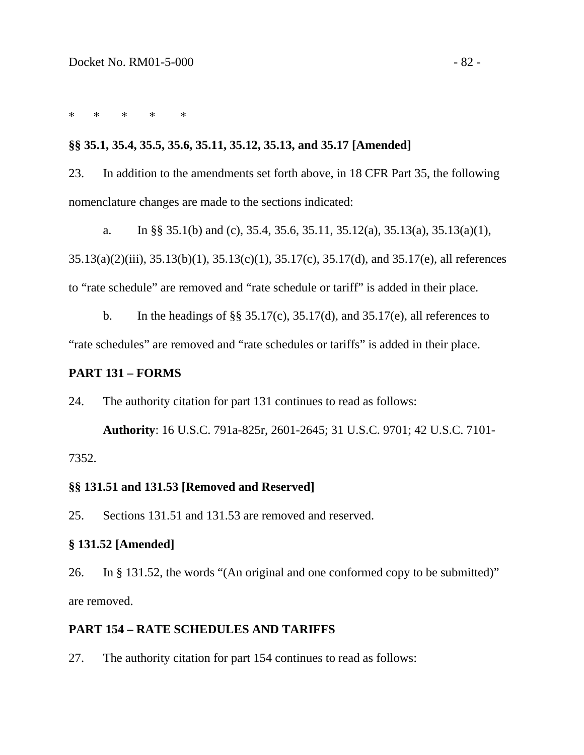\*     \*     \*     \*     \*

**§§ 35.1, 35.4, 35.5, 35.6, 35.11, 35.12, 35.13, and 35.17 [Amended]**

23. In addition to the amendments set forth above, in 18 CFR Part 35, the following nomenclature changes are made to the sections indicated:

a. In §§ 35.1(b) and (c), 35.4, 35.6, 35.11, 35.12(a), 35.13(a), 35.13(a)(1), 35.13(a)(2)(iii), 35.13(b)(1), 35.13(c)(1), 35.17(c), 35.17(d), and 35.17(e), all references to “rate schedule” are removed and “rate schedule or tariff” is added in their place.

b. In the headings of §§ 35.17(c), 35.17(d), and 35.17(e), all references to “rate schedules” are removed and “rate schedules or tariffs” is added in their place.

**PART 131 – FORMS**

24. The authority citation for part 131 continues to read as follows:

**Authority**: 16 U.S.C. 791a-825r, 2601-2645; 31 U.S.C. 9701; 42 U.S.C. 7101-7352.

**§§ 131.51 and 131.53 [Removed and Reserved]**

25. Sections 131.51 and 131.53 are removed and reserved.

**§ 131.52 [Amended]**

26. In § 131.52, the words “(An original and one conformed copy to be submitted)” are removed.

**PART 154 – RATE SCHEDULES AND TARIFFS**

27. The authority citation for part 154 continues to read as follows: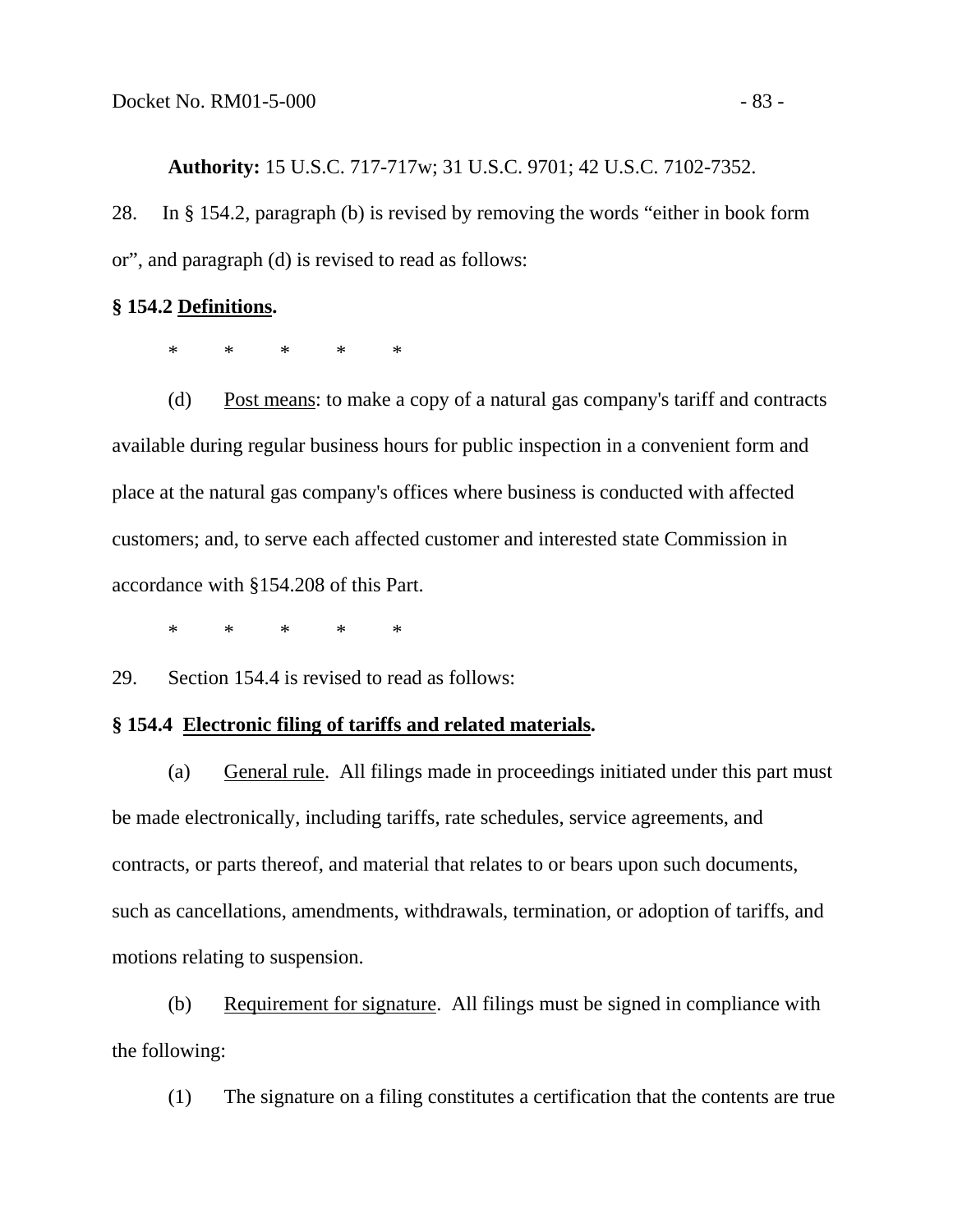**Authority:** 15 U.S.C. 717-717w; 31 U.S.C. 9701; 42 U.S.C. 7102-7352.

28. In § 154.2, paragraph (b) is revised by removing the words "either in book form or", and paragraph (d) is revised to read as follows:

**§ 154.2 Definitions.**

\* \* \* \* \*

(d) Post means: to make a copy of a natural gas company's tariff and contracts available during regular business hours for public inspection in a convenient form and place at the natural gas company's offices where business is conducted with affected customers; and, to serve each affected customer and interested state Commission in accordance with §154.208 of this Part.

\* \* \* \* \*

29. Section 154.4 is revised to read as follows:

**§ 154.4 Electronic filing of tariffs and related materials.**

(a) General rule. All filings made in proceedings initiated under this part must be made electronically, including tariffs, rate schedules, service agreements, and contracts, or parts thereof, and material that relates to or bears upon such documents, such as cancellations, amendments, withdrawals, termination, or adoption of tariffs, and motions relating to suspension.

(b) Requirement for signature. All filings must be signed in compliance with the following:

(1) The signature on a filing constitutes a certification that the contents are true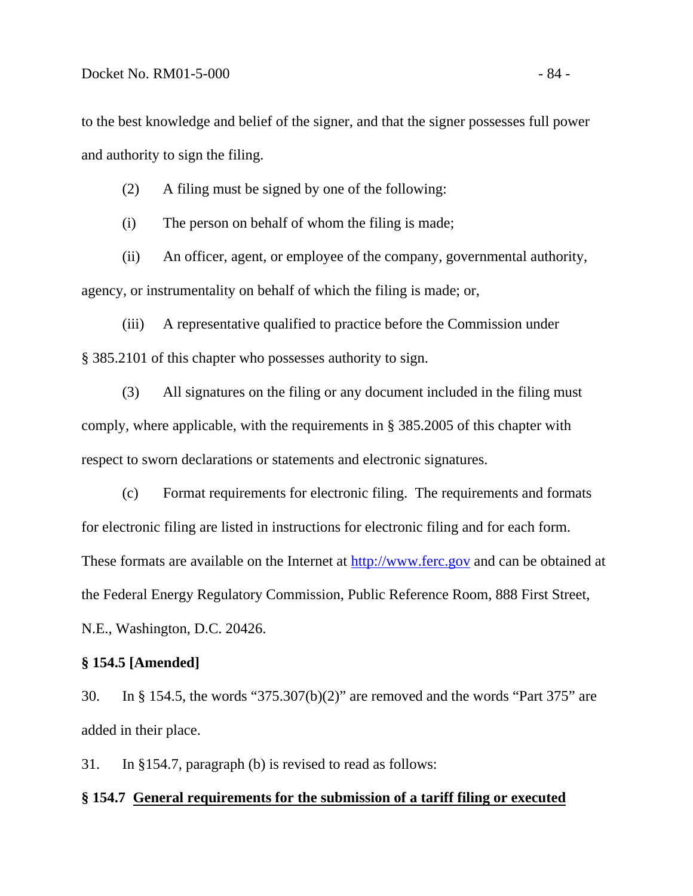to the best knowledge and belief of the signer, and that the signer possesses full power and authority to sign the filing.

(2) A filing must be signed by one of the following:

(i) The person on behalf of whom the filing is made;

(ii) An officer, agent, or employee of the company, governmental authority, agency, or instrumentality on behalf of which the filing is made; or,

(iii) A representative qualified to practice before the Commission under § 385.2101 of this chapter who possesses authority to sign.

(3) All signatures on the filing or any document included in the filing must comply, where applicable, with the requirements in § 385.2005 of this chapter with respect to sworn declarations or statements and electronic signatures.

(c) Format requirements for electronic filing. The requirements and formats for electronic filing are listed in instructions for electronic filing and for each form. These formats are available on the Internet at http://www.ferc.gov and can be obtained at the Federal Energy Regulatory Commission, Public Reference Room, 888 First Street, N.E., Washington, D.C. 20426.

**§ 154.5 [Amended]**

30. In § 154.5, the words "375.307(b)(2)" are removed and the words "Part 375" are added in their place.

31. In §154.7, paragraph (b) is revised to read as follows:

**§ 154.7 <u>General requirements for the submission of a tariff filing or executed</u>**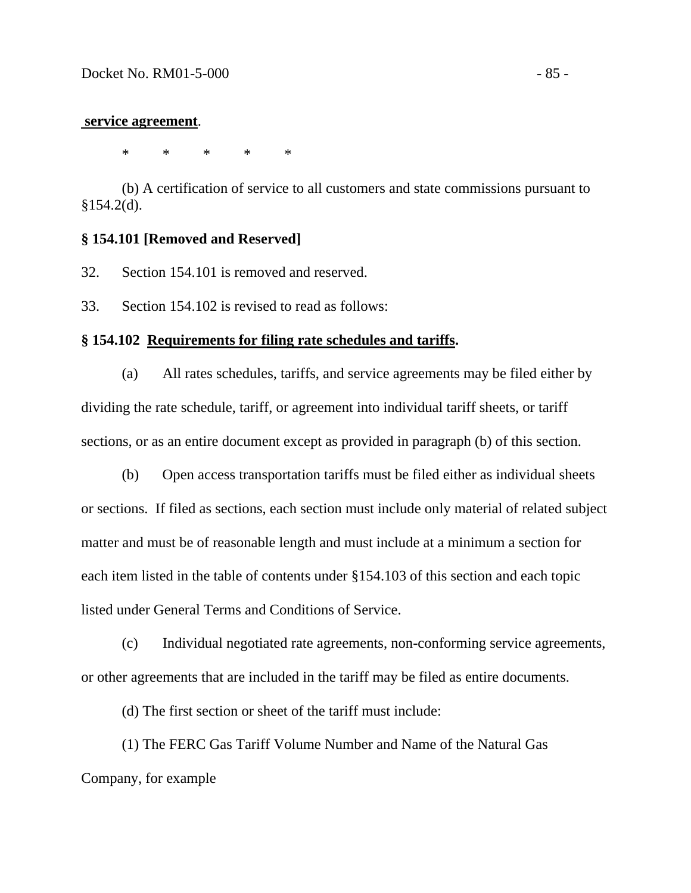**service agreement**.

\*     \*     \*     \*     \*

(b) A certification of service to all customers and state commissions pursuant to §154.2(d).

**§ 154.101 [Removed and Reserved]**

32. Section 154.101 is removed and reserved.

33. Section 154.102 is revised to read as follows:

**§ 154.102 Requirements for filing rate schedules and tariffs.**

(a) All rates schedules, tariffs, and service agreements may be filed either by dividing the rate schedule, tariff, or agreement into individual tariff sheets, or tariff sections, or as an entire document except as provided in paragraph (b) of this section.

(b) Open access transportation tariffs must be filed either as individual sheets or sections. If filed as sections, each section must include only material of related subject matter and must be of reasonable length and must include at a minimum a section for each item listed in the table of contents under §154.103 of this section and each topic listed under General Terms and Conditions of Service.

(c) Individual negotiated rate agreements, non-conforming service agreements, or other agreements that are included in the tariff may be filed as entire documents.

(d) The first section or sheet of the tariff must include:

(1) The FERC Gas Tariff Volume Number and Name of the Natural Gas Company, for example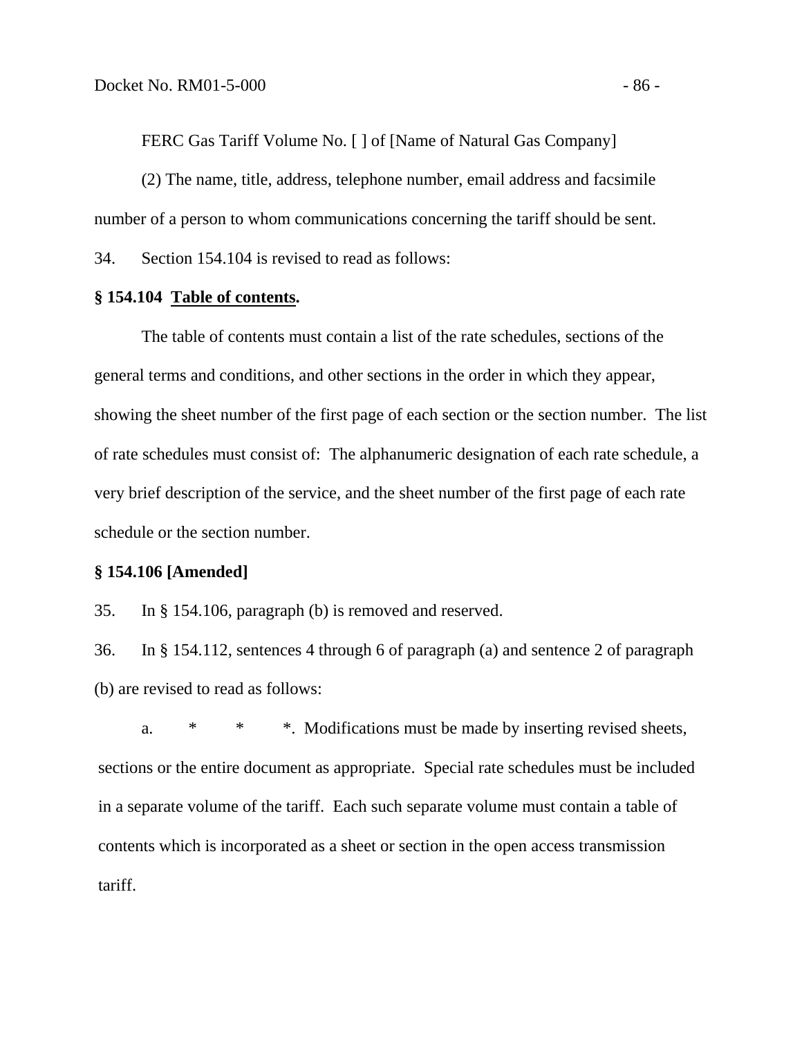FERC Gas Tariff Volume No. [ ] of [Name of Natural Gas Company]

(2) The name, title, address, telephone number, email address and facsimile number of a person to whom communications concerning the tariff should be sent.

34. Section 154.104 is revised to read as follows:

**§ 154.104 Table of contents.**

The table of contents must contain a list of the rate schedules, sections of the general terms and conditions, and other sections in the order in which they appear, showing the sheet number of the first page of each section or the section number. The list of rate schedules must consist of: The alphanumeric designation of each rate schedule, a very brief description of the service, and the sheet number of the first page of each rate schedule or the section number.

**§ 154.106 [Amended]**

35. In § 154.106, paragraph (b) is removed and reserved.

36. In § 154.112, sentences 4 through 6 of paragraph (a) and sentence 2 of paragraph (b) are revised to read as follows:

a. * * *. Modifications must be made by inserting revised sheets, sections or the entire document as appropriate. Special rate schedules must be included in a separate volume of the tariff. Each such separate volume must contain a table of contents which is incorporated as a sheet or section in the open access transmission tariff.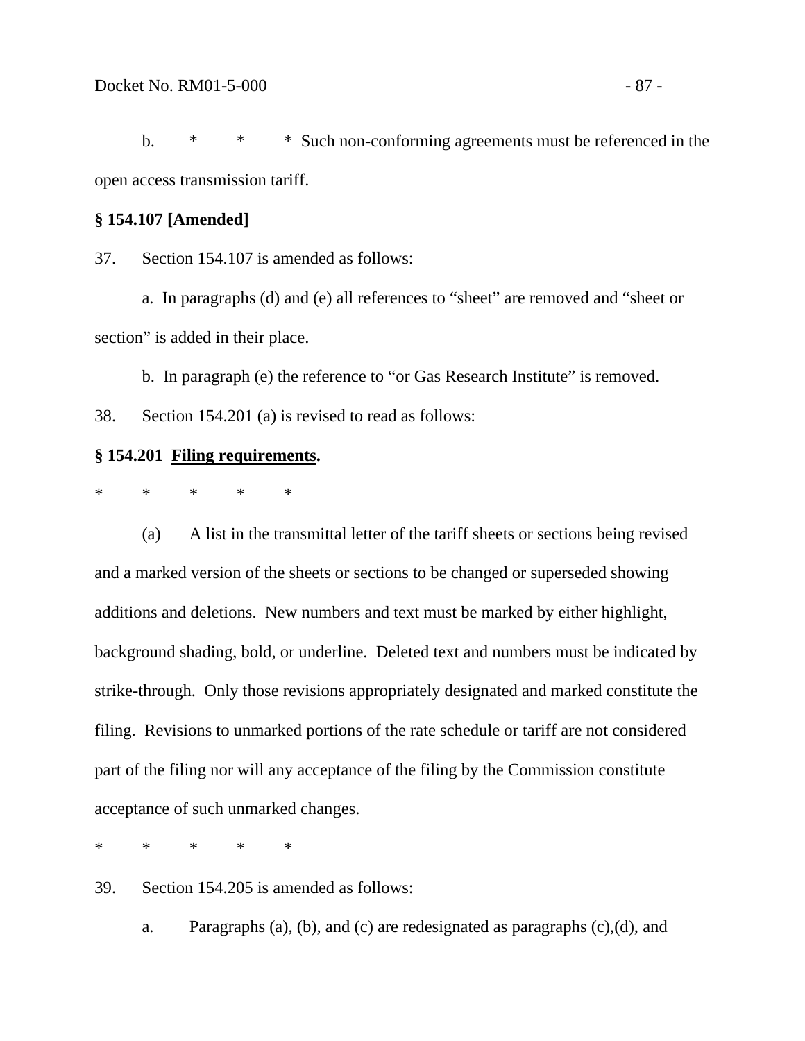b. * * * Such non-conforming agreements must be referenced in the open access transmission tariff.

**§ 154.107 [Amended]**

37. Section 154.107 is amended as follows:

a. In paragraphs (d) and (e) all references to "sheet" are removed and "sheet or section" is added in their place.

b. In paragraph (e) the reference to "or Gas Research Institute" is removed.

38. Section 154.201 (a) is revised to read as follows:

**§ 154.201 <u>Filing requirements</u>.**

\* * * * *

(a) A list in the transmittal letter of the tariff sheets or sections being revised and a marked version of the sheets or sections to be changed or superseded showing additions and deletions. New numbers and text must be marked by either highlight, background shading, bold, or underline. Deleted text and numbers must be indicated by strike-through. Only those revisions appropriately designated and marked constitute the filing. Revisions to unmarked portions of the rate schedule or tariff are not considered part of the filing nor will any acceptance of the filing by the Commission constitute acceptance of such unmarked changes.

\* * * * *

39. Section 154.205 is amended as follows:

a. Paragraphs (a), (b), and (c) are redesignated as paragraphs (c),(d), and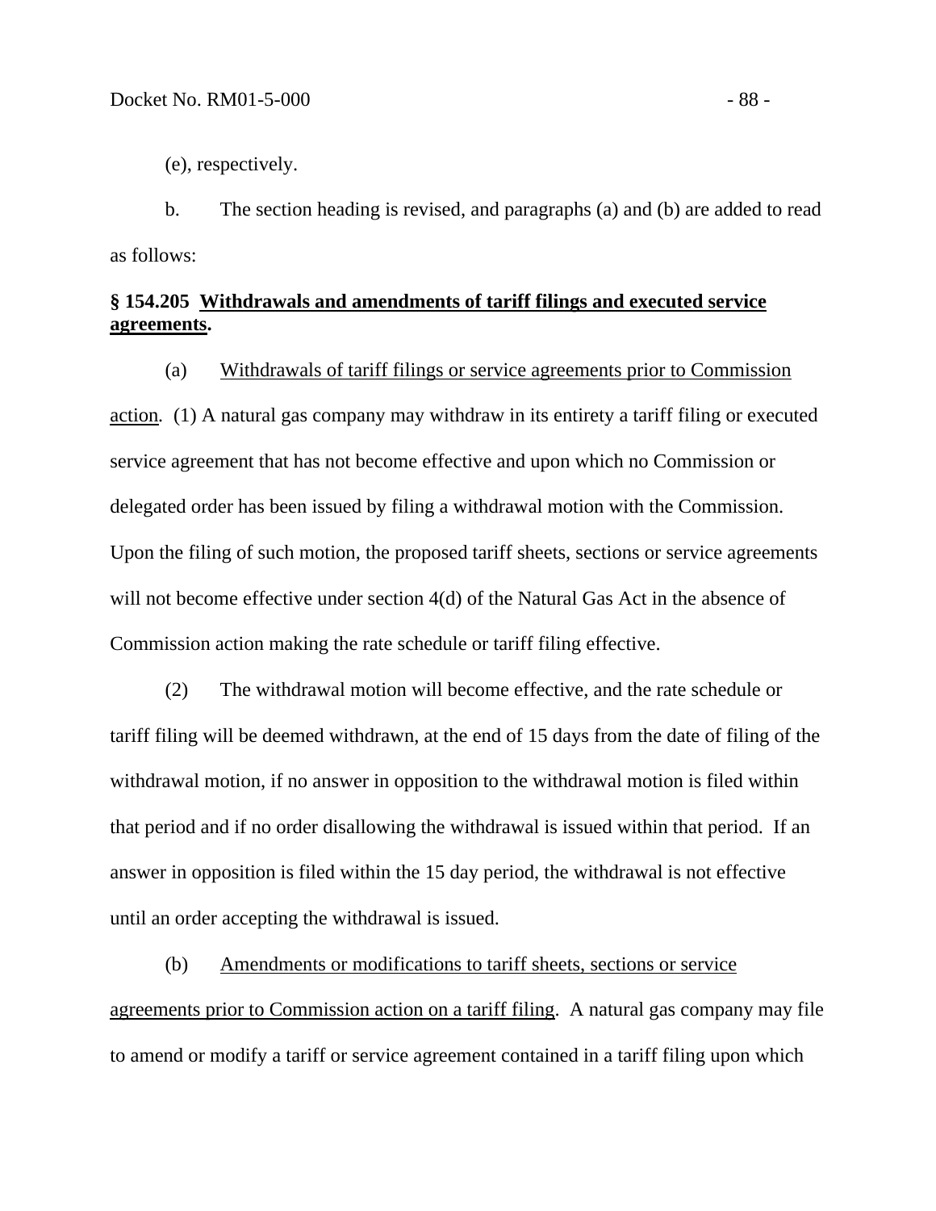(e), respectively.

b. The section heading is revised, and paragraphs (a) and (b) are added to read as follows:

**§ 154.205 Withdrawals and amendments of tariff filings and executed service agreements.**

(a) Withdrawals of tariff filings or service agreements prior to Commission action. (1) A natural gas company may withdraw in its entirety a tariff filing or executed service agreement that has not become effective and upon which no Commission or delegated order has been issued by filing a withdrawal motion with the Commission. Upon the filing of such motion, the proposed tariff sheets, sections or service agreements will not become effective under section 4(d) of the Natural Gas Act in the absence of Commission action making the rate schedule or tariff filing effective.

(2) The withdrawal motion will become effective, and the rate schedule or tariff filing will be deemed withdrawn, at the end of 15 days from the date of filing of the withdrawal motion, if no answer in opposition to the withdrawal motion is filed within that period and if no order disallowing the withdrawal is issued within that period. If an answer in opposition is filed within the 15 day period, the withdrawal is not effective until an order accepting the withdrawal is issued.

(b) Amendments or modifications to tariff sheets, sections or service agreements prior to Commission action on a tariff filing. A natural gas company may file to amend or modify a tariff or service agreement contained in a tariff filing upon which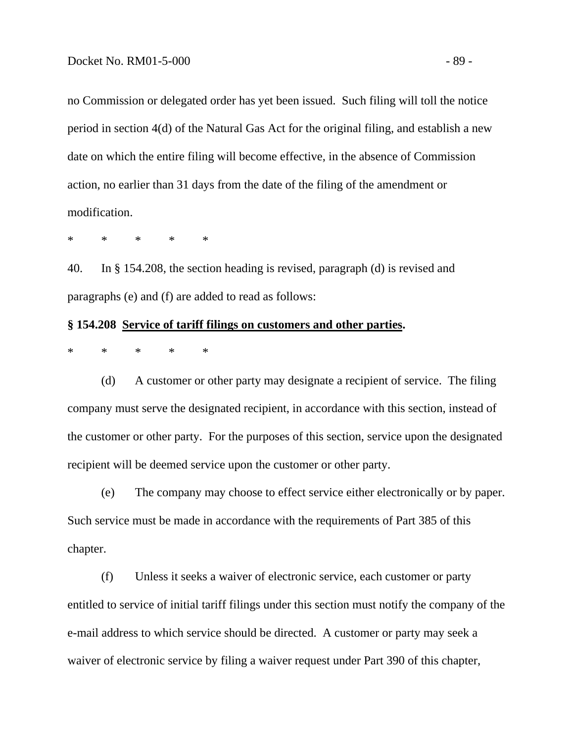no Commission or delegated order has yet been issued. Such filing will toll the notice period in section 4(d) of the Natural Gas Act for the original filing, and establish a new date on which the entire filing will become effective, in the absence of Commission action, no earlier than 31 days from the date of the filing of the amendment or modification.

\*  \*  \*  \*  \*

40. In § 154.208, the section heading is revised, paragraph (d) is revised and paragraphs (e) and (f) are added to read as follows:

**§ 154.208 <u>Service of tariff filings on customers and other parties</u>.**

\*  \*  \*  \*  \*

(d) A customer or other party may designate a recipient of service. The filing company must serve the designated recipient, in accordance with this section, instead of the customer or other party. For the purposes of this section, service upon the designated recipient will be deemed service upon the customer or other party.

(e) The company may choose to effect service either electronically or by paper. Such service must be made in accordance with the requirements of Part 385 of this chapter.

(f) Unless it seeks a waiver of electronic service, each customer or party entitled to service of initial tariff filings under this section must notify the company of the e-mail address to which service should be directed. A customer or party may seek a waiver of electronic service by filing a waiver request under Part 390 of this chapter,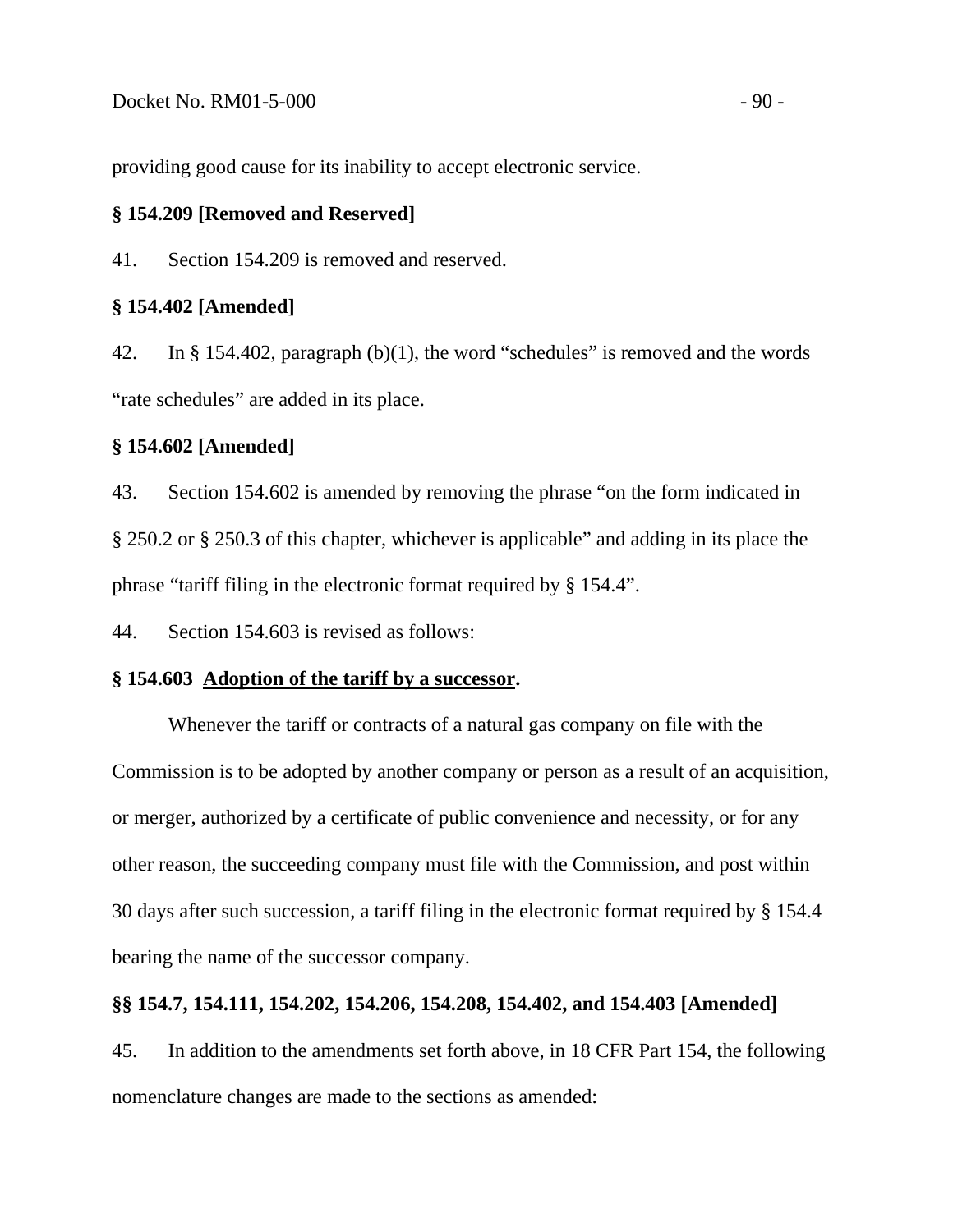providing good cause for its inability to accept electronic service.

**§ 154.209 [Removed and Reserved]**

41. Section 154.209 is removed and reserved.

**§ 154.402 [Amended]**

42. In § 154.402, paragraph (b)(1), the word “schedules” is removed and the words “rate schedules” are added in its place.

**§ 154.602 [Amended]**

43. Section 154.602 is amended by removing the phrase “on the form indicated in § 250.2 or § 250.3 of this chapter, whichever is applicable” and adding in its place the phrase “tariff filing in the electronic format required by § 154.4”.

44. Section 154.603 is revised as follows:

**§ 154.603 Adoption of the tariff by a successor.**

Whenever the tariff or contracts of a natural gas company on file with the Commission is to be adopted by another company or person as a result of an acquisition, or merger, authorized by a certificate of public convenience and necessity, or for any other reason, the succeeding company must file with the Commission, and post within 30 days after such succession, a tariff filing in the electronic format required by § 154.4 bearing the name of the successor company.

**§§ 154.7, 154.111, 154.202, 154.206, 154.208, 154.402, and 154.403 [Amended]**

45. In addition to the amendments set forth above, in 18 CFR Part 154, the following nomenclature changes are made to the sections as amended: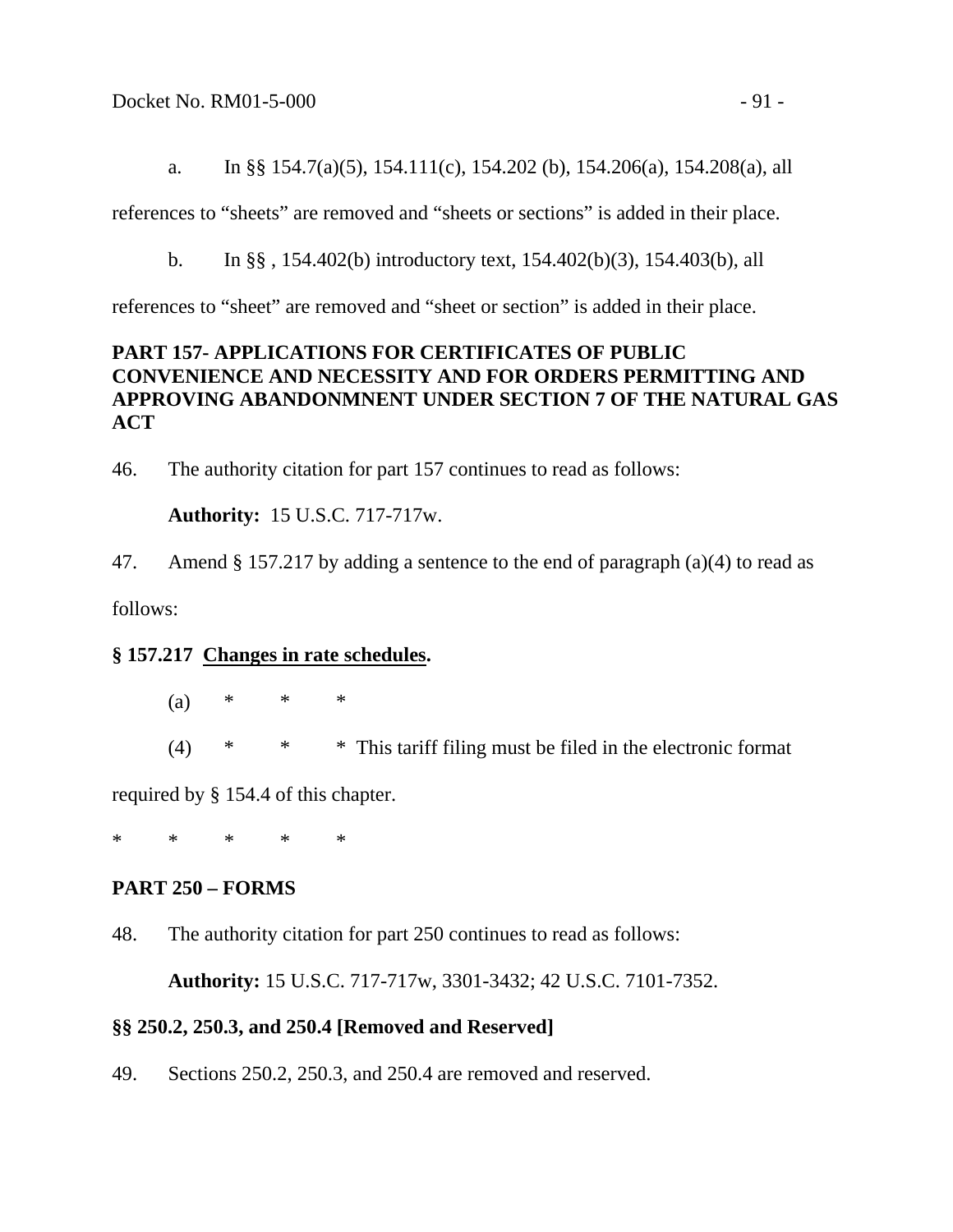a. In §§ 154.7(a)(5), 154.111(c), 154.202 (b), 154.206(a), 154.208(a), all references to "sheets" are removed and "sheets or sections" is added in their place.

b. In §§ , 154.402(b) introductory text, 154.402(b)(3), 154.403(b), all references to "sheet" are removed and "sheet or section" is added in their place.

**PART 157- APPLICATIONS FOR CERTIFICATES OF PUBLIC CONVENIENCE AND NECESSITY AND FOR ORDERS PERMITTING AND APPROVING ABANDONMNENT UNDER SECTION 7 OF THE NATURAL GAS ACT**

46. The authority citation for part 157 continues to read as follows:

**Authority:** 15 U.S.C. 717-717w.

47. Amend § 157.217 by adding a sentence to the end of paragraph (a)(4) to read as follows:

**§ 157.217 Changes in rate schedules.**

(a) * * *

(4) * * * This tariff filing must be filed in the electronic format required by § 154.4 of this chapter.

\* * * * *

**PART 250 – FORMS**

48. The authority citation for part 250 continues to read as follows:

**Authority:** 15 U.S.C. 717-717w, 3301-3432; 42 U.S.C. 7101-7352.

**§§ 250.2, 250.3, and 250.4 [Removed and Reserved]**

49. Sections 250.2, 250.3, and 250.4 are removed and reserved.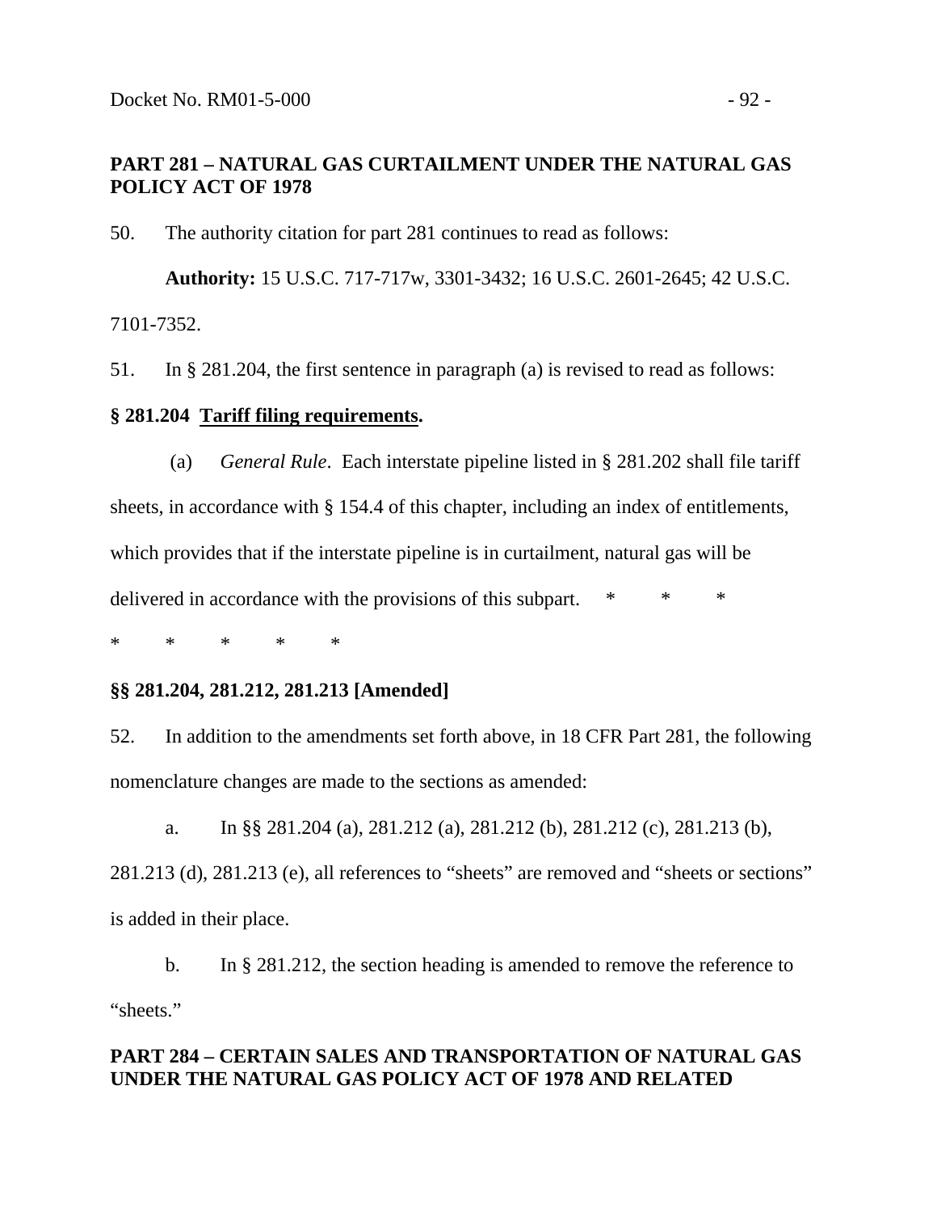**PART 281 – NATURAL GAS CURTAILMENT UNDER THE NATURAL GAS POLICY ACT OF 1978**

50. The authority citation for part 281 continues to read as follows:

**Authority:** 15 U.S.C. 717-717w, 3301-3432; 16 U.S.C. 2601-2645; 42 U.S.C. 7101-7352.

51. In § 281.204, the first sentence in paragraph (a) is revised to read as follows:

**§ 281.204 Tariff filing requirements.**

(a) *General Rule*. Each interstate pipeline listed in § 281.202 shall file tariff sheets, in accordance with § 154.4 of this chapter, including an index of entitlements, which provides that if the interstate pipeline is in curtailment, natural gas will be delivered in accordance with the provisions of this subpart. * * *

\* * * * *

**§§ 281.204, 281.212, 281.213 [Amended]**

52. In addition to the amendments set forth above, in 18 CFR Part 281, the following nomenclature changes are made to the sections as amended:

a. In §§ 281.204 (a), 281.212 (a), 281.212 (b), 281.212 (c), 281.213 (b), 281.213 (d), 281.213 (e), all references to "sheets" are removed and "sheets or sections" is added in their place.

b. In § 281.212, the section heading is amended to remove the reference to "sheets."

**PART 284 – CERTAIN SALES AND TRANSPORTATION OF NATURAL GAS UNDER THE NATURAL GAS POLICY ACT OF 1978 AND RELATED**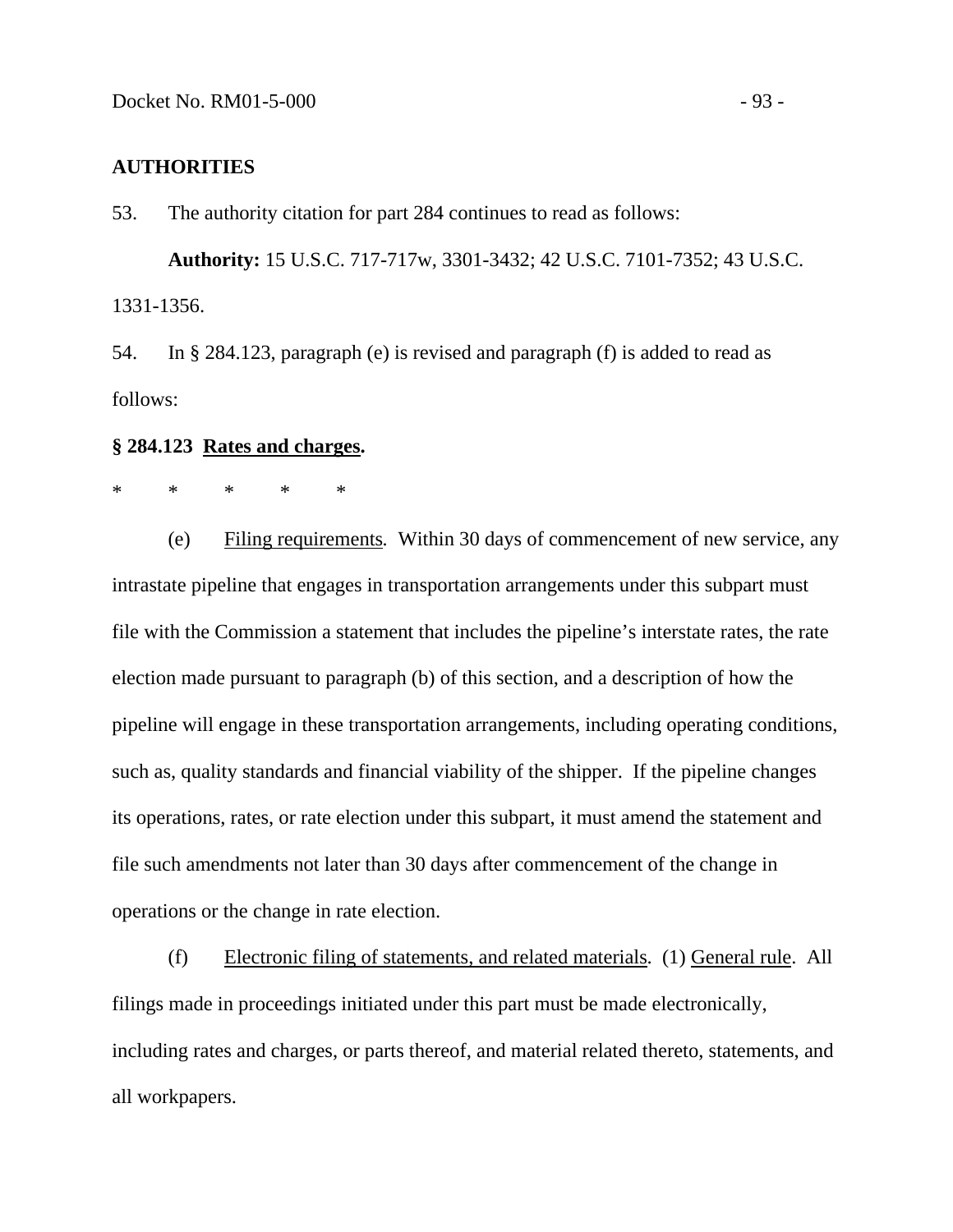**AUTHORITIES**

53. The authority citation for part 284 continues to read as follows:

**Authority:** 15 U.S.C. 717-717w, 3301-3432; 42 U.S.C. 7101-7352; 43 U.S.C. 1331-1356.

54. In § 284.123, paragraph (e) is revised and paragraph (f) is added to read as follows:

**§ 284.123 Rates and charges.**

\* \* \* \* \*

(e) Filing requirements. Within 30 days of commencement of new service, any intrastate pipeline that engages in transportation arrangements under this subpart must file with the Commission a statement that includes the pipeline's interstate rates, the rate election made pursuant to paragraph (b) of this section, and a description of how the pipeline will engage in these transportation arrangements, including operating conditions, such as, quality standards and financial viability of the shipper. If the pipeline changes its operations, rates, or rate election under this subpart, it must amend the statement and file such amendments not later than 30 days after commencement of the change in operations or the change in rate election.

(f) Electronic filing of statements, and related materials. (1) General rule. All filings made in proceedings initiated under this part must be made electronically, including rates and charges, or parts thereof, and material related thereto, statements, and all workpapers.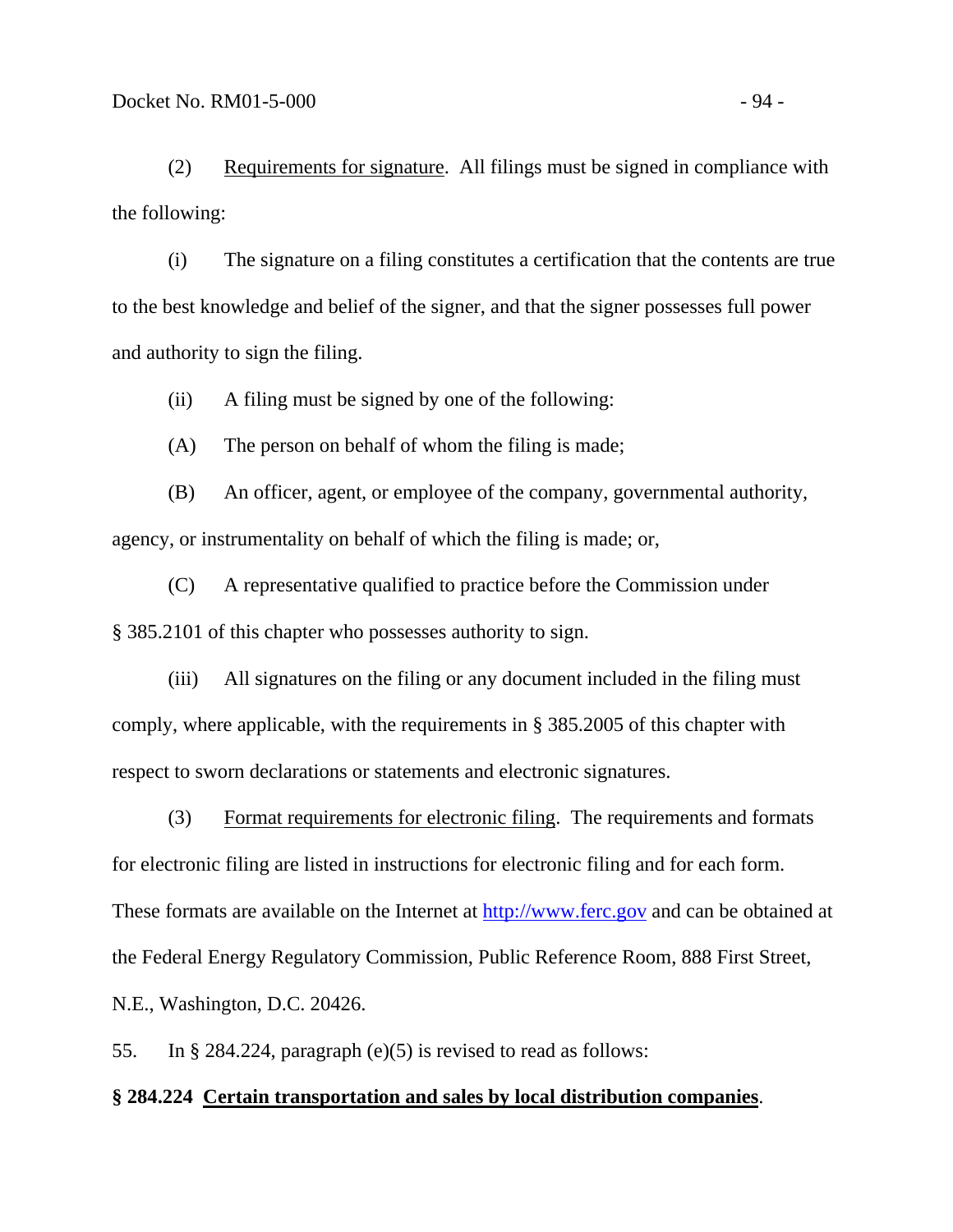(2) Requirements for signature. All filings must be signed in compliance with the following:

(i) The signature on a filing constitutes a certification that the contents are true to the best knowledge and belief of the signer, and that the signer possesses full power and authority to sign the filing.

(ii) A filing must be signed by one of the following:

(A) The person on behalf of whom the filing is made;

(B) An officer, agent, or employee of the company, governmental authority, agency, or instrumentality on behalf of which the filing is made; or,

(C) A representative qualified to practice before the Commission under § 385.2101 of this chapter who possesses authority to sign.

(iii) All signatures on the filing or any document included in the filing must comply, where applicable, with the requirements in § 385.2005 of this chapter with respect to sworn declarations or statements and electronic signatures.

(3) Format requirements for electronic filing. The requirements and formats for electronic filing are listed in instructions for electronic filing and for each form. These formats are available on the Internet at http://www.ferc.gov and can be obtained at the Federal Energy Regulatory Commission, Public Reference Room, 888 First Street, N.E., Washington, D.C. 20426.

55. In § 284.224, paragraph (e)(5) is revised to read as follows:

**§ 284.224 Certain transportation and sales by local distribution companies.**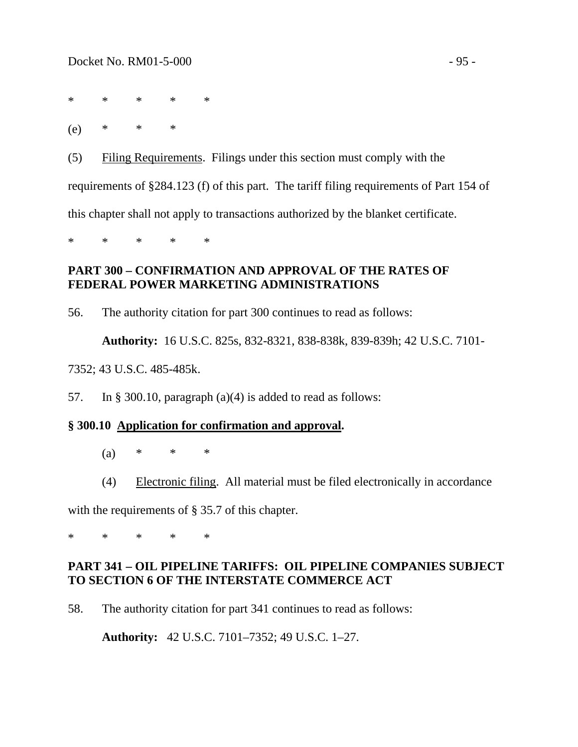*          *          *          *          *

(e)          *          *          *

(5)     Filing Requirements.  Filings under this section must comply with the requirements of §284.123 (f) of this part.  The tariff filing requirements of Part 154 of this chapter shall not apply to transactions authorized by the blanket certificate.

*          *          *          *          *

**PART 300 – CONFIRMATION AND APPROVAL OF THE RATES OF FEDERAL POWER MARKETING ADMINISTRATIONS**

56.     The authority citation for part 300 continues to read as follows:

**Authority:** 16 U.S.C. 825s, 832-8321, 838-838k, 839-839h; 42 U.S.C. 7101-7352; 43 U.S.C. 485-485k.

57.     In § 300.10, paragraph (a)(4) is added to read as follows:

**§ 300.10  Application for confirmation and approval.**

(a)          *          *          *

(4)     Electronic filing.  All material must be filed electronically in accordance with the requirements of § 35.7 of this chapter.

*          *          *          *          *

**PART 341 – OIL PIPELINE TARIFFS:  OIL PIPELINE COMPANIES SUBJECT TO SECTION 6 OF THE INTERSTATE COMMERCE ACT**

58.     The authority citation for part 341 continues to read as follows:

**Authority:**  42 U.S.C. 7101–7352; 49 U.S.C. 1–27.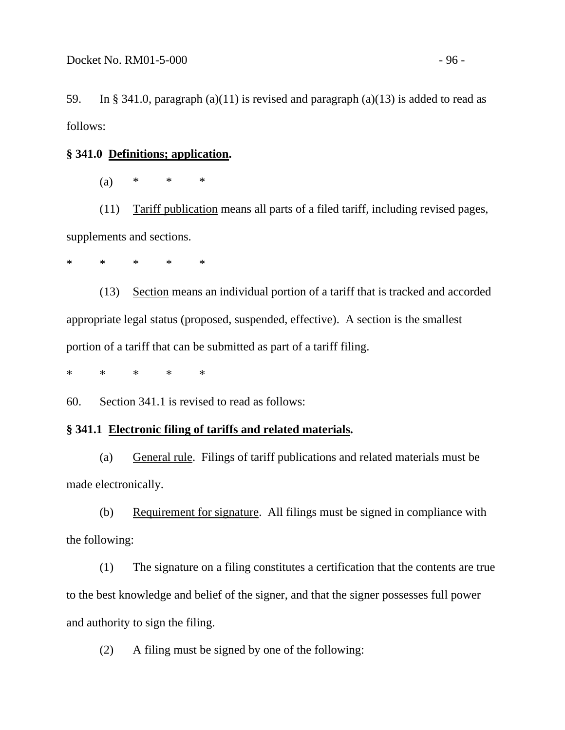59. In § 341.0, paragraph (a)(11) is revised and paragraph (a)(13) is added to read as follows:

**§ 341.0 Definitions; application.**

(a) * * *

(11) Tariff publication means all parts of a filed tariff, including revised pages, supplements and sections.

* * * * *

(13) Section means an individual portion of a tariff that is tracked and accorded appropriate legal status (proposed, suspended, effective). A section is the smallest portion of a tariff that can be submitted as part of a tariff filing.

* * * * *

60. Section 341.1 is revised to read as follows:

**§ 341.1 Electronic filing of tariffs and related materials.**

(a) General rule. Filings of tariff publications and related materials must be made electronically.

(b) Requirement for signature. All filings must be signed in compliance with the following:

(1) The signature on a filing constitutes a certification that the contents are true to the best knowledge and belief of the signer, and that the signer possesses full power and authority to sign the filing.

(2) A filing must be signed by one of the following: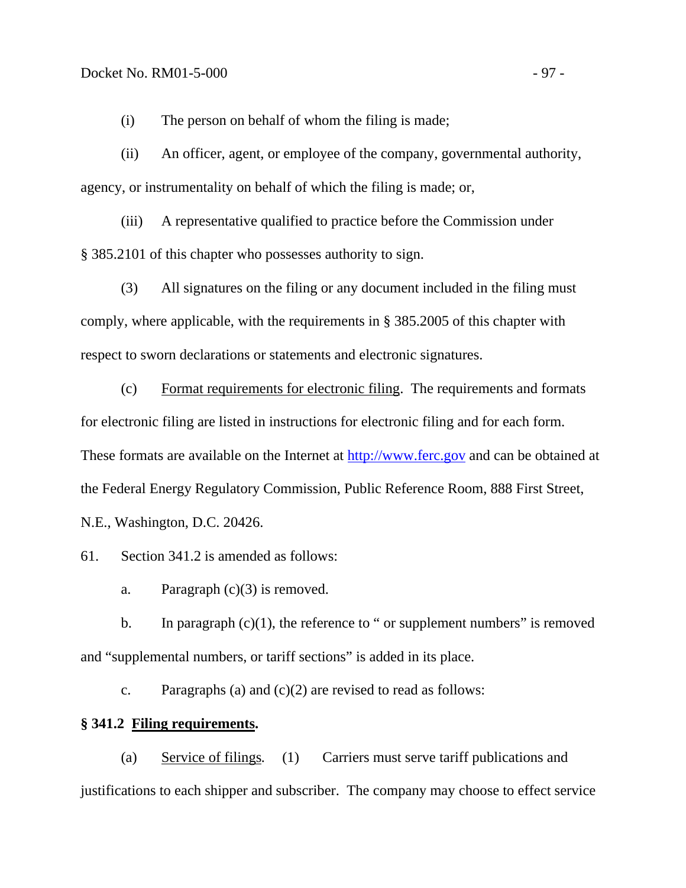(i) The person on behalf of whom the filing is made;

(ii) An officer, agent, or employee of the company, governmental authority, agency, or instrumentality on behalf of which the filing is made; or,

(iii) A representative qualified to practice before the Commission under § 385.2101 of this chapter who possesses authority to sign.

(3) All signatures on the filing or any document included in the filing must comply, where applicable, with the requirements in § 385.2005 of this chapter with respect to sworn declarations or statements and electronic signatures.

(c) Format requirements for electronic filing. The requirements and formats for electronic filing are listed in instructions for electronic filing and for each form. These formats are available on the Internet at http://www.ferc.gov and can be obtained at the Federal Energy Regulatory Commission, Public Reference Room, 888 First Street, N.E., Washington, D.C. 20426.

61. Section 341.2 is amended as follows:

a. Paragraph (c)(3) is removed.

b. In paragraph (c)(1), the reference to " or supplement numbers" is removed and "supplemental numbers, or tariff sections" is added in its place.

c. Paragraphs (a) and (c)(2) are revised to read as follows:

**§ 341.2 Filing requirements.**

(a) Service of filings. (1) Carriers must serve tariff publications and justifications to each shipper and subscriber. The company may choose to effect service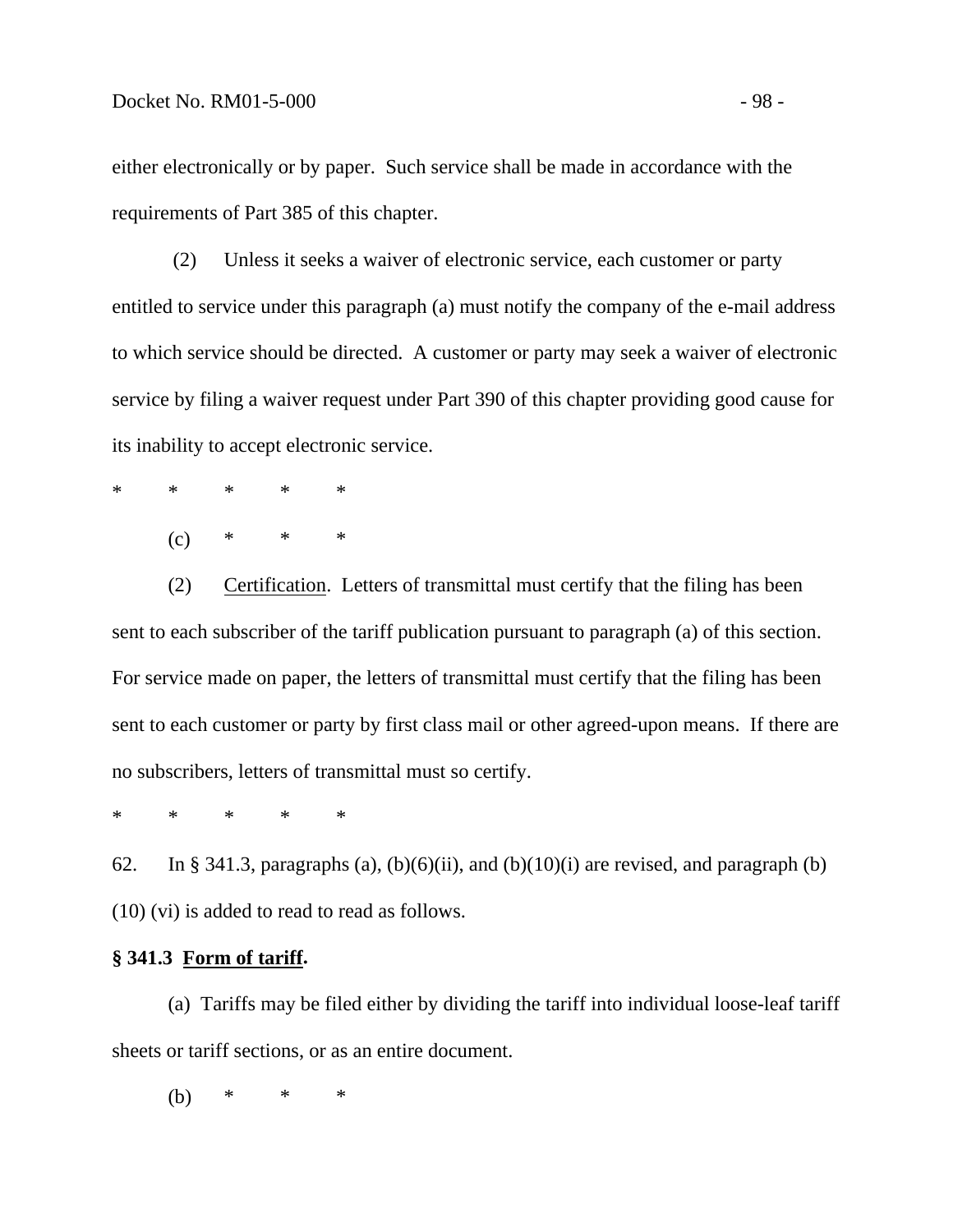either electronically or by paper. Such service shall be made in accordance with the requirements of Part 385 of this chapter.

(2) Unless it seeks a waiver of electronic service, each customer or party entitled to service under this paragraph (a) must notify the company of the e-mail address to which service should be directed. A customer or party may seek a waiver of electronic service by filing a waiver request under Part 390 of this chapter providing good cause for its inability to accept electronic service.

\* \* \* \* \*

(c) \* \* \*

(2) Certification. Letters of transmittal must certify that the filing has been sent to each subscriber of the tariff publication pursuant to paragraph (a) of this section. For service made on paper, the letters of transmittal must certify that the filing has been sent to each customer or party by first class mail or other agreed-upon means. If there are no subscribers, letters of transmittal must so certify.

\* \* \* \* \*

62. In § 341.3, paragraphs (a), (b)(6)(ii), and (b)(10)(i) are revised, and paragraph (b)(10) (vi) is added to read to read as follows.

**§ 341.3 Form of tariff.**

(a) Tariffs may be filed either by dividing the tariff into individual loose-leaf tariff sheets or tariff sections, or as an entire document.

(b) \* \* \*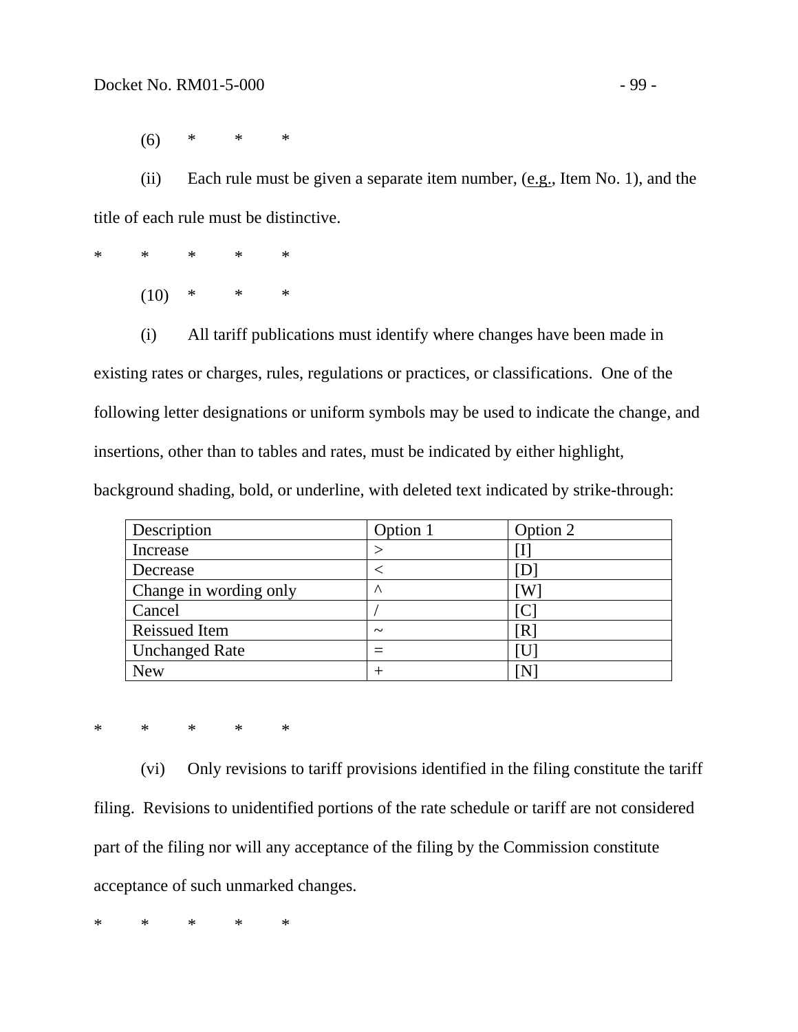(6) * * *

(ii) Each rule must be given a separate item number, (e.g., Item No. 1), and the title of each rule must be distinctive.

* * * * *

(10) * * *

(i) All tariff publications must identify where changes have been made in existing rates or charges, rules, regulations or practices, or classifications. One of the following letter designations or uniform symbols may be used to indicate the change, and insertions, other than to tables and rates, must be indicated by either highlight, background shading, bold, or underline, with deleted text indicated by strike-through:

| Description | Option 1 | Option 2 |
|---|---|---|
| Increase | > | [I] |
| Decrease | < | [D] |
| Change in wording only | ^ | [W] |
| Cancel | / | [C] |
| Reissued Item | ~ | [R] |
| Unchanged Rate | = | [U] |
| New | + | [N] |

* * * * *

(vi) Only revisions to tariff provisions identified in the filing constitute the tariff filing. Revisions to unidentified portions of the rate schedule or tariff are not considered part of the filing nor will any acceptance of the filing by the Commission constitute acceptance of such unmarked changes.

* * * * *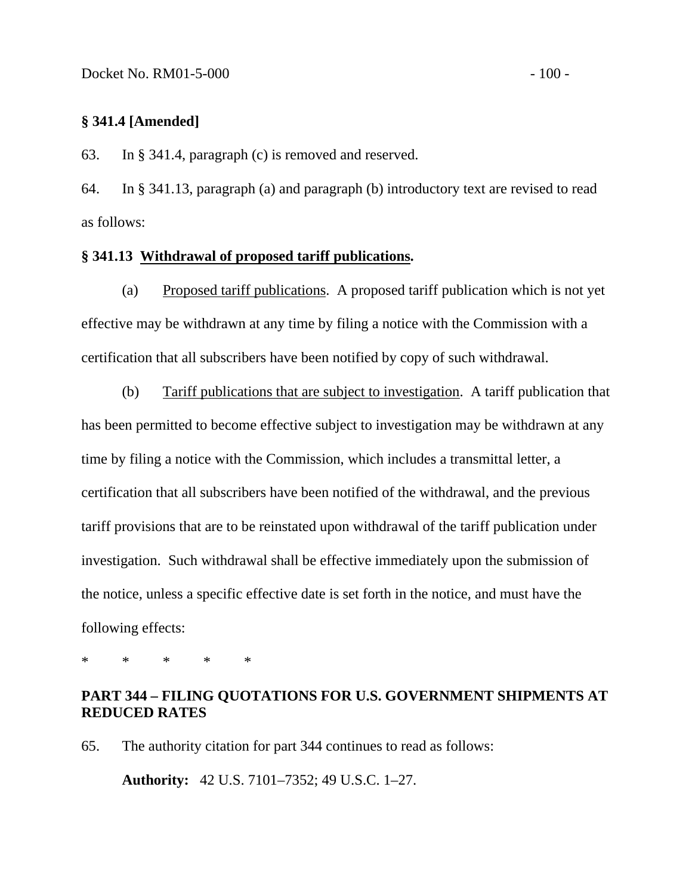**§ 341.4 [Amended]**

63. In § 341.4, paragraph (c) is removed and reserved.

64. In § 341.13, paragraph (a) and paragraph (b) introductory text are revised to read as follows:

**§ 341.13 Withdrawal of proposed tariff publications.**

(a) Proposed tariff publications. A proposed tariff publication which is not yet effective may be withdrawn at any time by filing a notice with the Commission with a certification that all subscribers have been notified by copy of such withdrawal.

(b) Tariff publications that are subject to investigation. A tariff publication that has been permitted to become effective subject to investigation may be withdrawn at any time by filing a notice with the Commission, which includes a transmittal letter, a certification that all subscribers have been notified of the withdrawal, and the previous tariff provisions that are to be reinstated upon withdrawal of the tariff publication under investigation. Such withdrawal shall be effective immediately upon the submission of the notice, unless a specific effective date is set forth in the notice, and must have the following effects:

\* \* \* \* \*

**PART 344 – FILING QUOTATIONS FOR U.S. GOVERNMENT SHIPMENTS AT REDUCED RATES**

65. The authority citation for part 344 continues to read as follows:

**Authority:** 42 U.S. 7101–7352; 49 U.S.C. 1–27.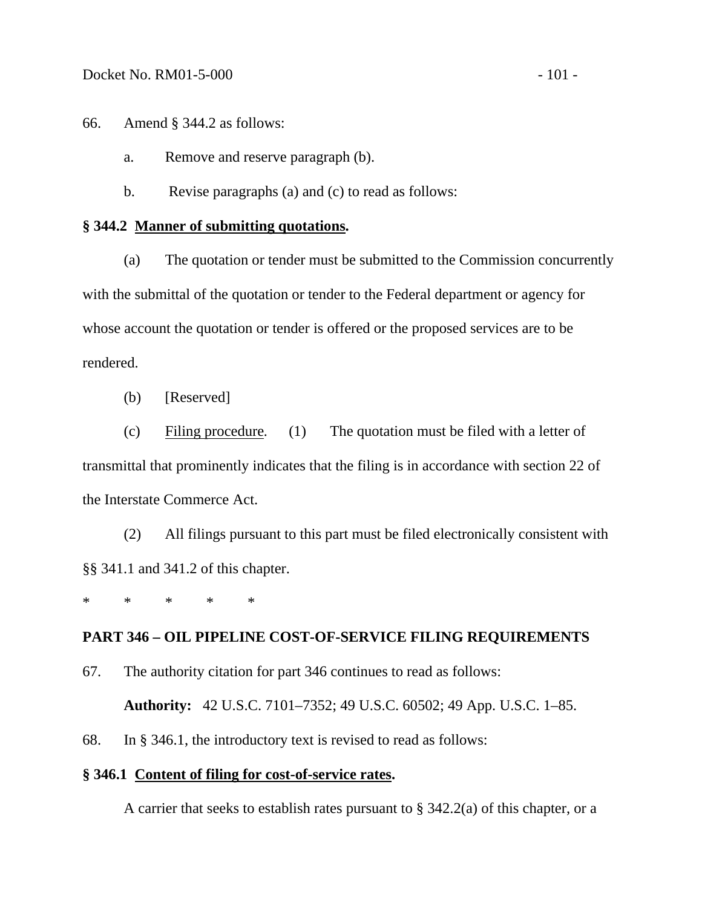66. Amend § 344.2 as follows:

a. Remove and reserve paragraph (b).

b. Revise paragraphs (a) and (c) to read as follows:

**§ 344.2 Manner of submitting quotations.**

(a) The quotation or tender must be submitted to the Commission concurrently with the submittal of the quotation or tender to the Federal department or agency for whose account the quotation or tender is offered or the proposed services are to be rendered.

(b) [Reserved]

(c) Filing procedure. (1) The quotation must be filed with a letter of transmittal that prominently indicates that the filing is in accordance with section 22 of the Interstate Commerce Act.

(2) All filings pursuant to this part must be filed electronically consistent with §§ 341.1 and 341.2 of this chapter.

\* \* \* \* \*

**PART 346 – OIL PIPELINE COST-OF-SERVICE FILING REQUIREMENTS**

67. The authority citation for part 346 continues to read as follows:

**Authority:** 42 U.S.C. 7101–7352; 49 U.S.C. 60502; 49 App. U.S.C. 1–85.

68. In § 346.1, the introductory text is revised to read as follows:

**§ 346.1 Content of filing for cost-of-service rates.**

A carrier that seeks to establish rates pursuant to § 342.2(a) of this chapter, or a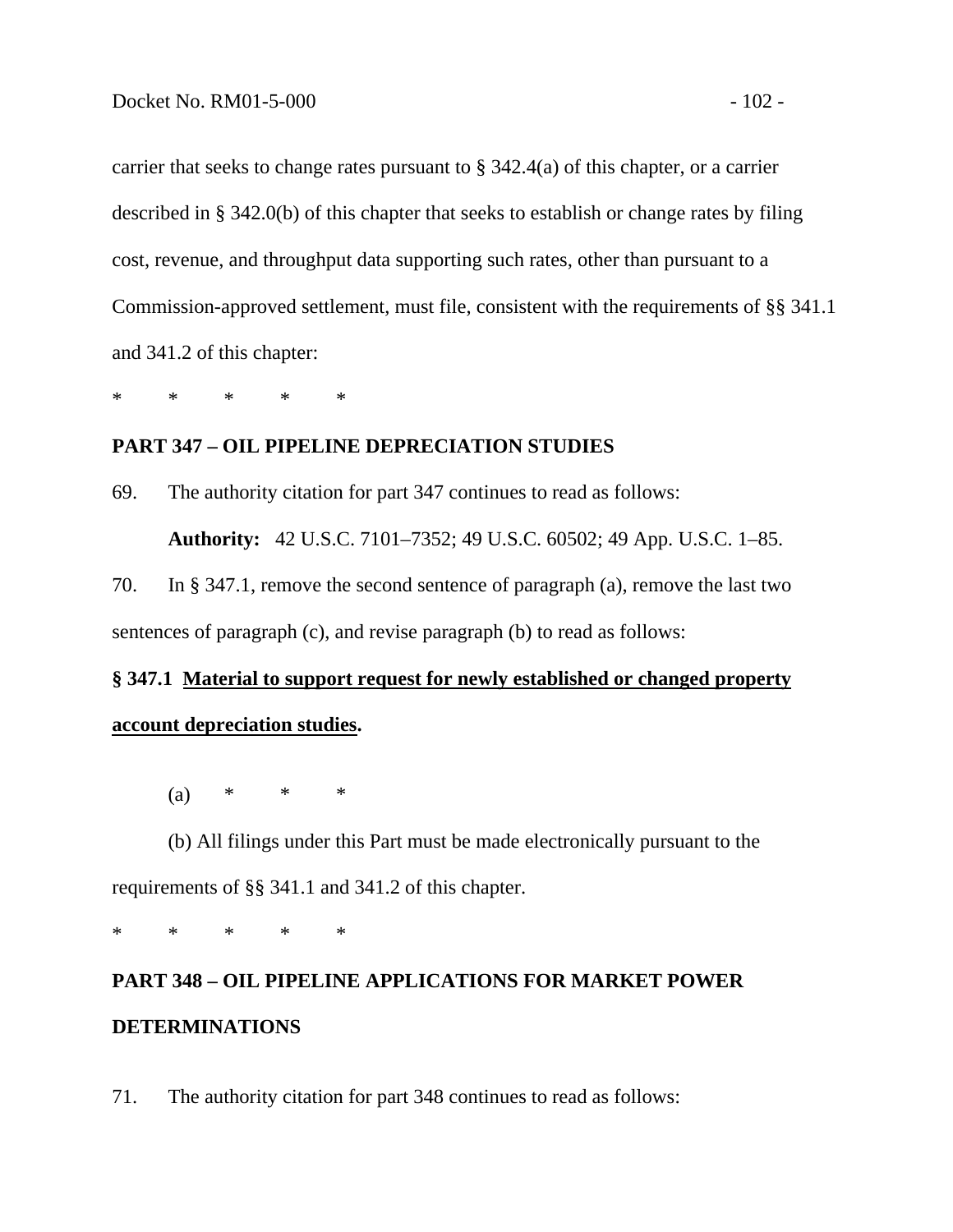carrier that seeks to change rates pursuant to § 342.4(a) of this chapter, or a carrier described in § 342.0(b) of this chapter that seeks to establish or change rates by filing cost, revenue, and throughput data supporting such rates, other than pursuant to a Commission-approved settlement, must file, consistent with the requirements of §§ 341.1 and 341.2 of this chapter:

\*     \*     \*     \*     \*

**PART 347 – OIL PIPELINE DEPRECIATION STUDIES**

69. The authority citation for part 347 continues to read as follows:

**Authority:** 42 U.S.C. 7101–7352; 49 U.S.C. 60502; 49 App. U.S.C. 1–85.

70. In § 347.1, remove the second sentence of paragraph (a), remove the last two sentences of paragraph (c), and revise paragraph (b) to read as follows:

**§ 347.1 Material to support request for newly established or changed property account depreciation studies.**

(a)     \*     \*     \*

(b) All filings under this Part must be made electronically pursuant to the requirements of §§ 341.1 and 341.2 of this chapter.

\*     \*     \*     \*     \*

**PART 348 – OIL PIPELINE APPLICATIONS FOR MARKET POWER DETERMINATIONS**

71. The authority citation for part 348 continues to read as follows: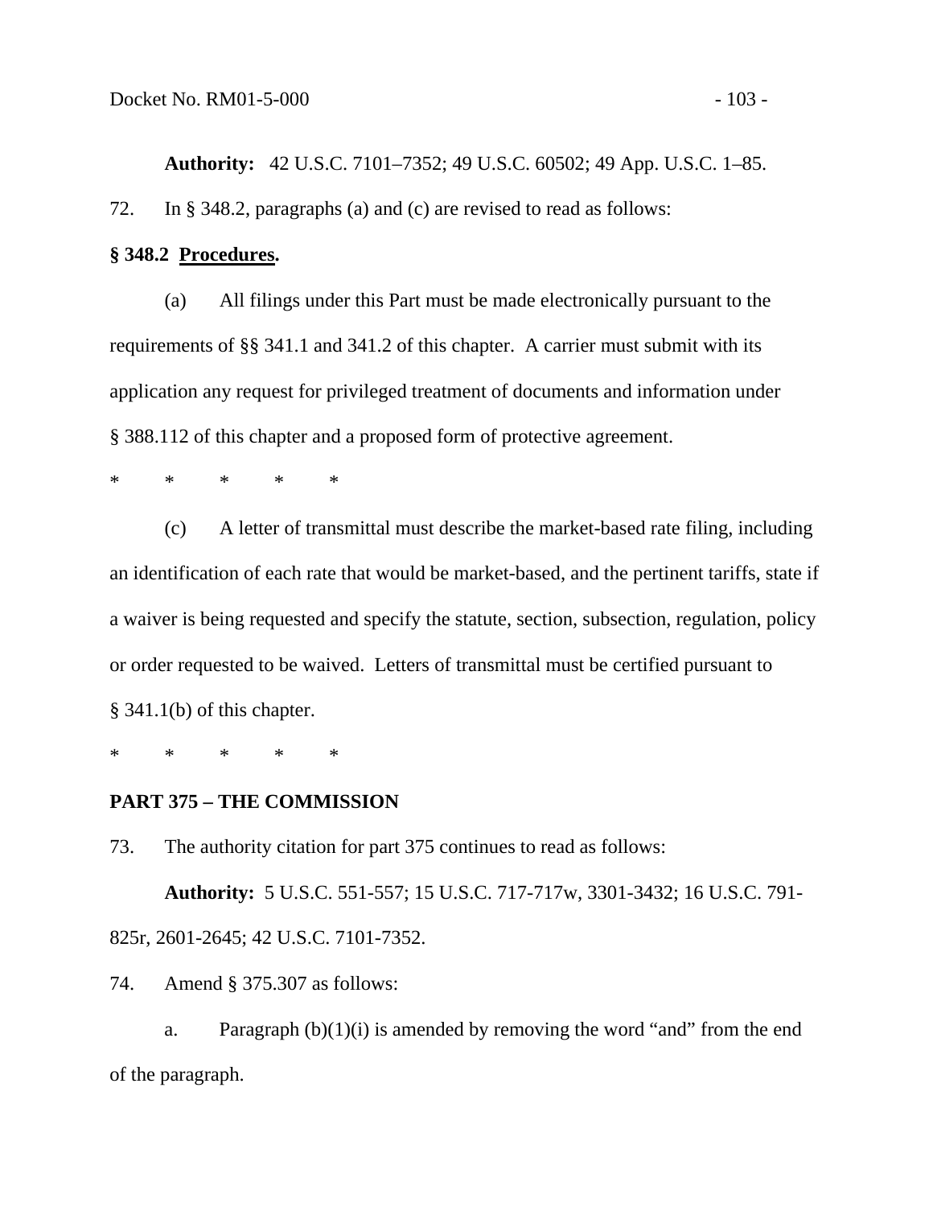**Authority:** 42 U.S.C. 7101–7352; 49 U.S.C. 60502; 49 App. U.S.C. 1–85.

72. In § 348.2, paragraphs (a) and (c) are revised to read as follows:

**§ 348.2 Procedures.**

(a) All filings under this Part must be made electronically pursuant to the requirements of §§ 341.1 and 341.2 of this chapter. A carrier must submit with its application any request for privileged treatment of documents and information under § 388.112 of this chapter and a proposed form of protective agreement.

\* \* \* \* \*

(c) A letter of transmittal must describe the market-based rate filing, including an identification of each rate that would be market-based, and the pertinent tariffs, state if a waiver is being requested and specify the statute, section, subsection, regulation, policy or order requested to be waived. Letters of transmittal must be certified pursuant to § 341.1(b) of this chapter.

\* \* \* \* \*

**PART 375 – THE COMMISSION**

73. The authority citation for part 375 continues to read as follows:

**Authority:** 5 U.S.C. 551-557; 15 U.S.C. 717-717w, 3301-3432; 16 U.S.C. 791-825r, 2601-2645; 42 U.S.C. 7101-7352.

74. Amend § 375.307 as follows:

a. Paragraph (b)(1)(i) is amended by removing the word “and” from the end of the paragraph.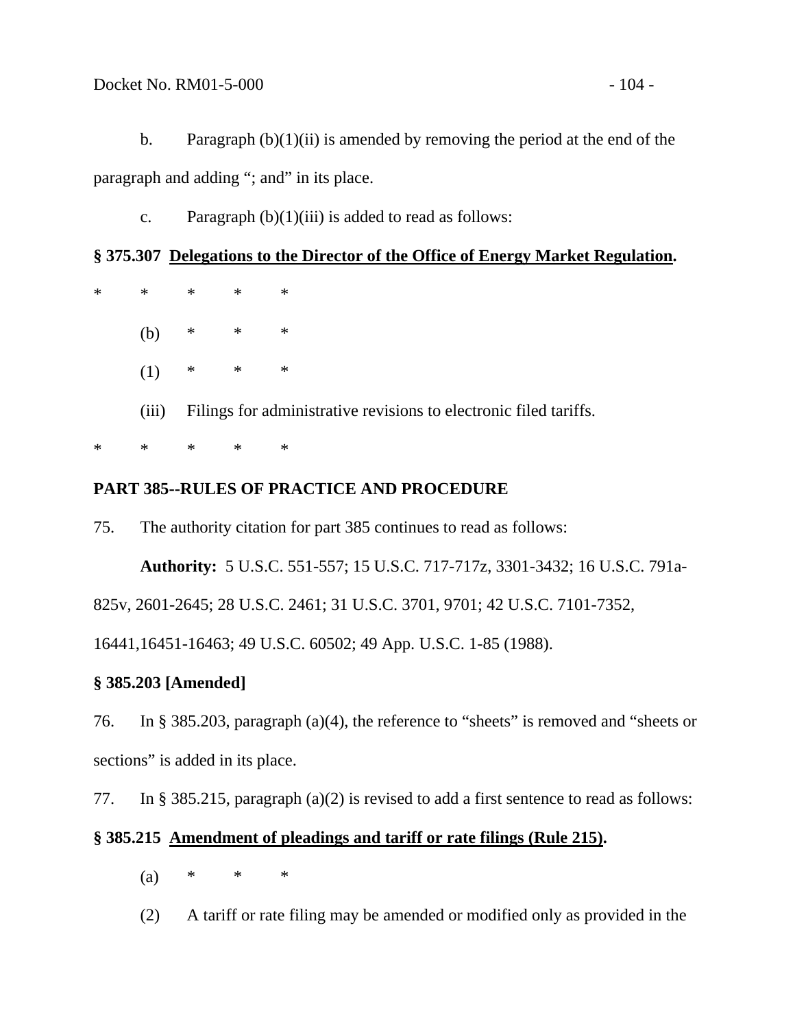b. Paragraph (b)(1)(ii) is amended by removing the period at the end of the paragraph and adding "; and" in its place.

c. Paragraph (b)(1)(iii) is added to read as follows:

**§ 375.307 Delegations to the Director of the Office of Energy Market Regulation.**

\* \* \* \* \*

(b) \* \* \*

(1) \* \* \*

(iii) Filings for administrative revisions to electronic filed tariffs.

\* \* \* \* \*

**PART 385--RULES OF PRACTICE AND PROCEDURE**

75. The authority citation for part 385 continues to read as follows:

**Authority:** 5 U.S.C. 551-557; 15 U.S.C. 717-717z, 3301-3432; 16 U.S.C. 791a-825v, 2601-2645; 28 U.S.C. 2461; 31 U.S.C. 3701, 9701; 42 U.S.C. 7101-7352, 16441,16451-16463; 49 U.S.C. 60502; 49 App. U.S.C. 1-85 (1988).

**§ 385.203 [Amended]**

76. In § 385.203, paragraph (a)(4), the reference to "sheets" is removed and "sheets or sections" is added in its place.

77. In § 385.215, paragraph (a)(2) is revised to add a first sentence to read as follows:

**§ 385.215 Amendment of pleadings and tariff or rate filings (Rule 215).**

(a) \* \* \*

(2) A tariff or rate filing may be amended or modified only as provided in the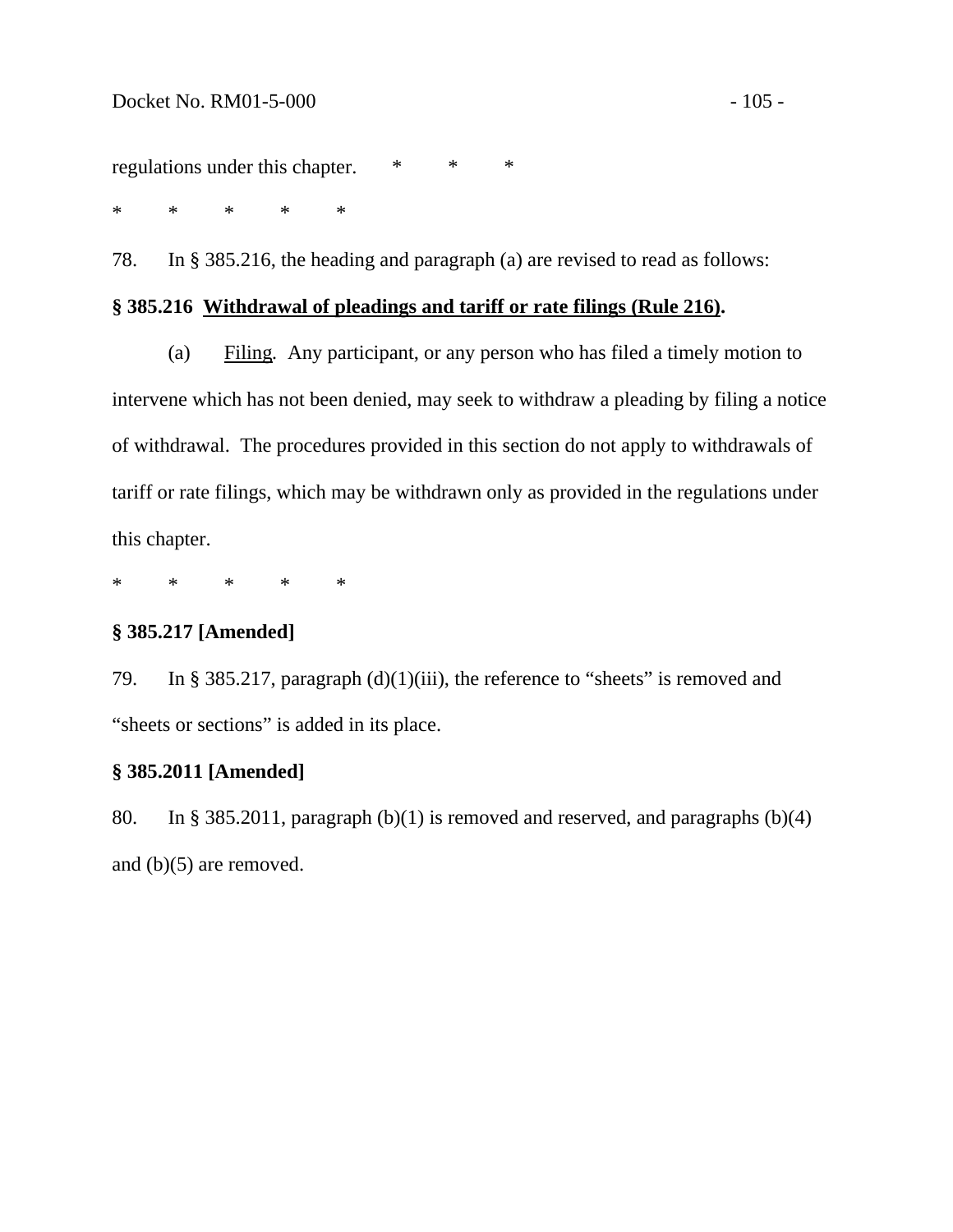regulations under this chapter. * * *

* * * * *

78. In § 385.216, the heading and paragraph (a) are revised to read as follows:

**§ 385.216 <u>Withdrawal of pleadings and tariff or rate filings (Rule 216)</u>.**

(a) <u>Filing</u>. Any participant, or any person who has filed a timely motion to intervene which has not been denied, may seek to withdraw a pleading by filing a notice of withdrawal. The procedures provided in this section do not apply to withdrawals of tariff or rate filings, which may be withdrawn only as provided in the regulations under this chapter.

* * * * *

**§ 385.217 [Amended]**

79. In § 385.217, paragraph (d)(1)(iii), the reference to "sheets" is removed and "sheets or sections" is added in its place.

**§ 385.2011 [Amended]**

80. In § 385.2011, paragraph (b)(1) is removed and reserved, and paragraphs (b)(4) and (b)(5) are removed.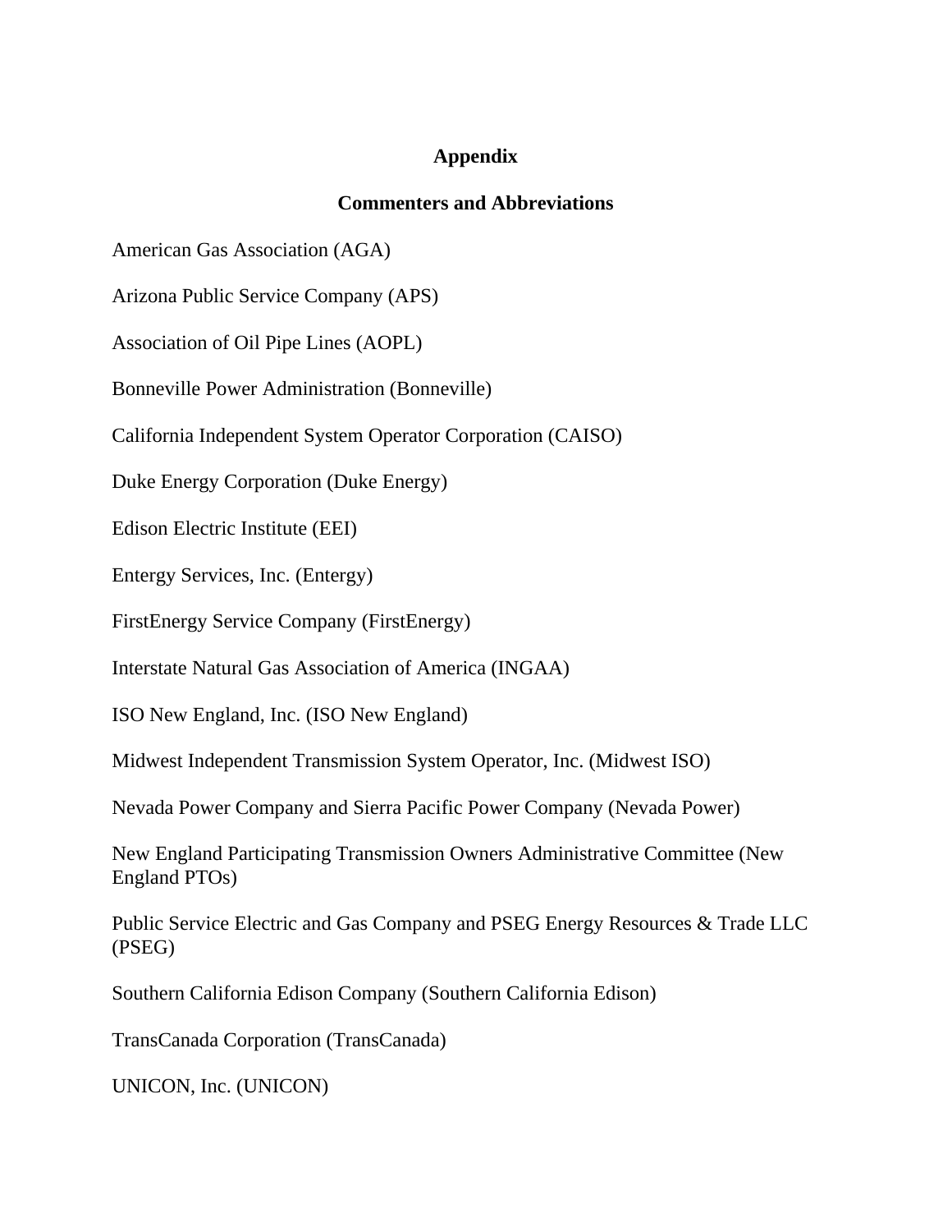# Appendix

## Commenters and Abbreviations

American Gas Association (AGA)

Arizona Public Service Company (APS)

Association of Oil Pipe Lines (AOPL)

Bonneville Power Administration (Bonneville)

California Independent System Operator Corporation (CAISO)

Duke Energy Corporation (Duke Energy)

Edison Electric Institute (EEI)

Entergy Services, Inc. (Entergy)

FirstEnergy Service Company (FirstEnergy)

Interstate Natural Gas Association of America (INGAA)

ISO New England, Inc. (ISO New England)

Midwest Independent Transmission System Operator, Inc. (Midwest ISO)

Nevada Power Company and Sierra Pacific Power Company (Nevada Power)

New England Participating Transmission Owners Administrative Committee (New England PTOs)

Public Service Electric and Gas Company and PSEG Energy Resources & Trade LLC (PSEG)

Southern California Edison Company (Southern California Edison)

TransCanada Corporation (TransCanada)

UNICON, Inc. (UNICON)